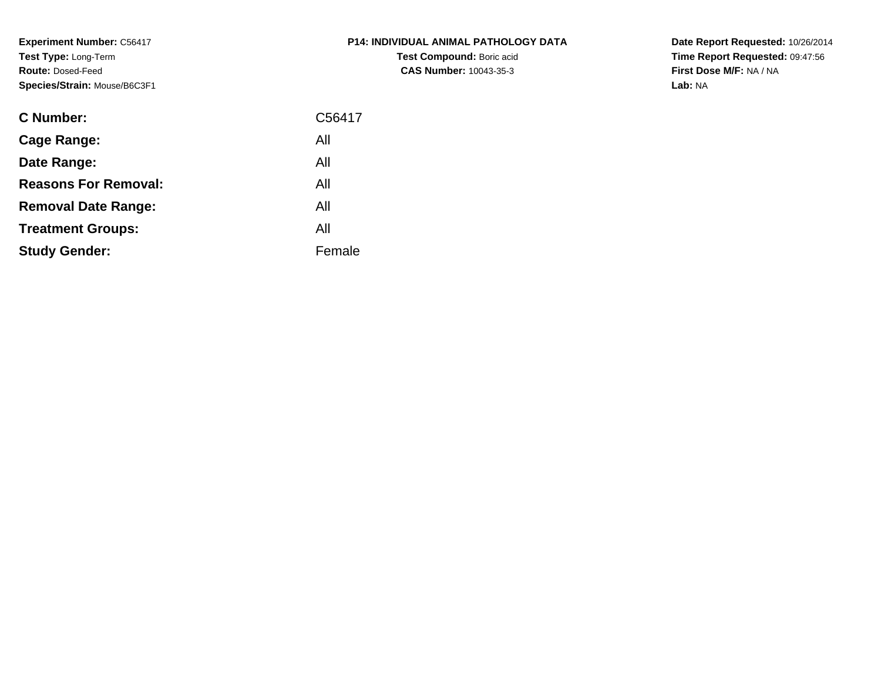**Experiment Number:** C56417
**Test Type:** Long-Term
**Route:** Dosed-Feed
**Species/Strain:** Mouse/B6C3F1

**P14: INDIVIDUAL ANIMAL PATHOLOGY DATA**
**Test Compound:** Boric acid
**CAS Number:** 10043-35-3

**Date Report Requested:** 10/26/2014
**Time Report Requested:** 09:47:56
**First Dose M/F:** NA / NA
**Lab:** NA

| | |
|---|---|
| **C Number:** | C56417 |
| **Cage Range:** | All |
| **Date Range:** | All |
| **Reasons For Removal:** | All |
| **Removal Date Range:** | All |
| **Treatment Groups:** | All |
| **Study Gender:** | Female |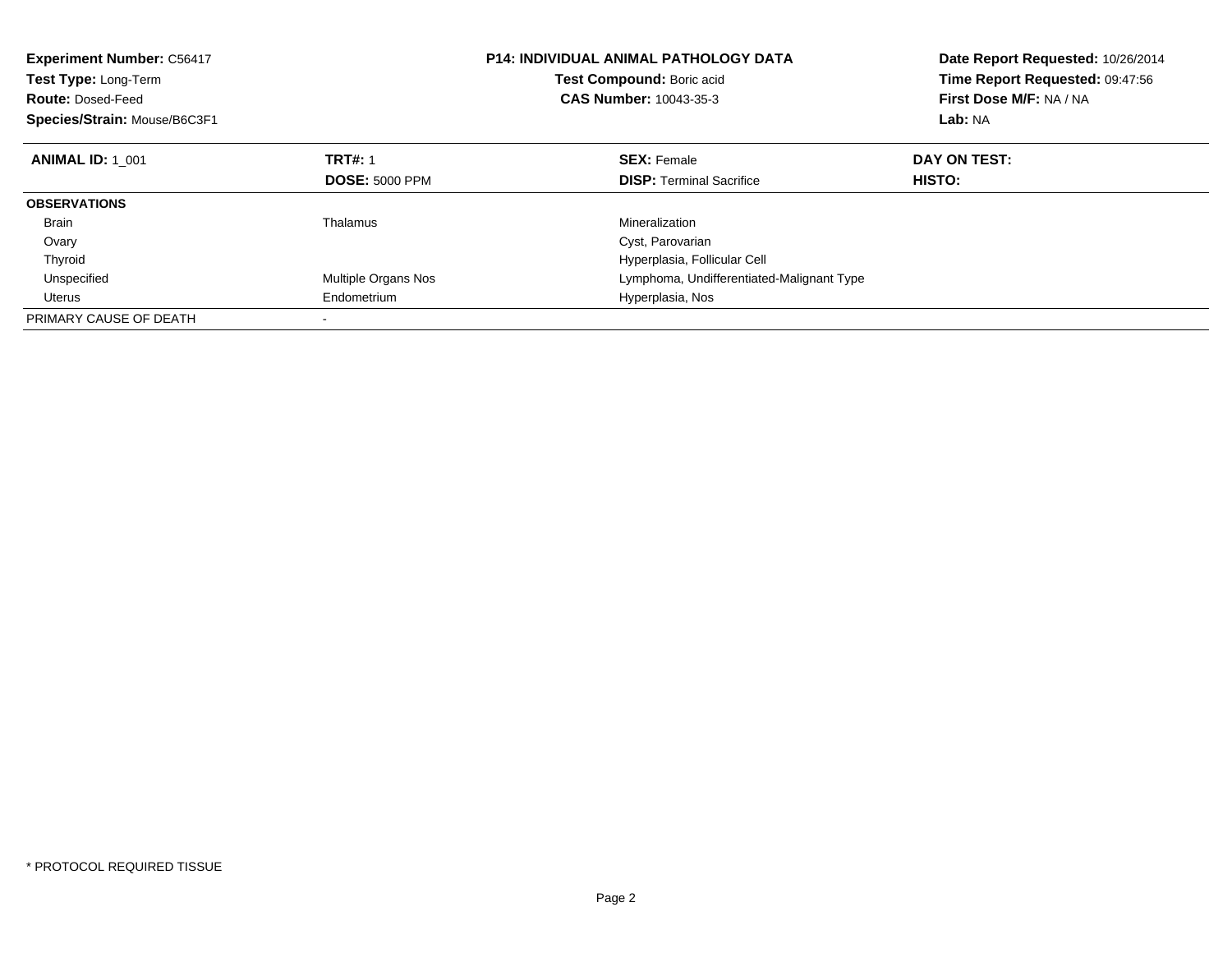**Experiment Number:** C56417
**Test Type:** Long-Term
**Route:** Dosed-Feed
**Species/Strain:** Mouse/B6C3F1

**P14: INDIVIDUAL ANIMAL PATHOLOGY DATA**
**Test Compound:** Boric acid
**CAS Number:** 10043-35-3

**Date Report Requested:** 10/26/2014
**Time Report Requested:** 09:47:56
**First Dose M/F:** NA / NA
**Lab:** NA

| **ANIMAL ID:** 1_001 | **TRT#:** 1 | **SEX:** Female | **DAY ON TEST:** |
|---|---|---|---|
| | **DOSE:** 5000 PPM | **DISP:** Terminal Sacrifice | **HISTO:** |
| **OBSERVATIONS** | | | |
| Brain | Thalamus | Mineralization | |
| Ovary | | Cyst, Parovarian | |
| Thyroid | | Hyperplasia, Follicular Cell | |
| Unspecified | Multiple Organs Nos | Lymphoma, Undifferentiated-Malignant Type | |
| Uterus | Endometrium | Hyperplasia, Nos | |
| PRIMARY CAUSE OF DEATH | - | | |

* PROTOCOL REQUIRED TISSUE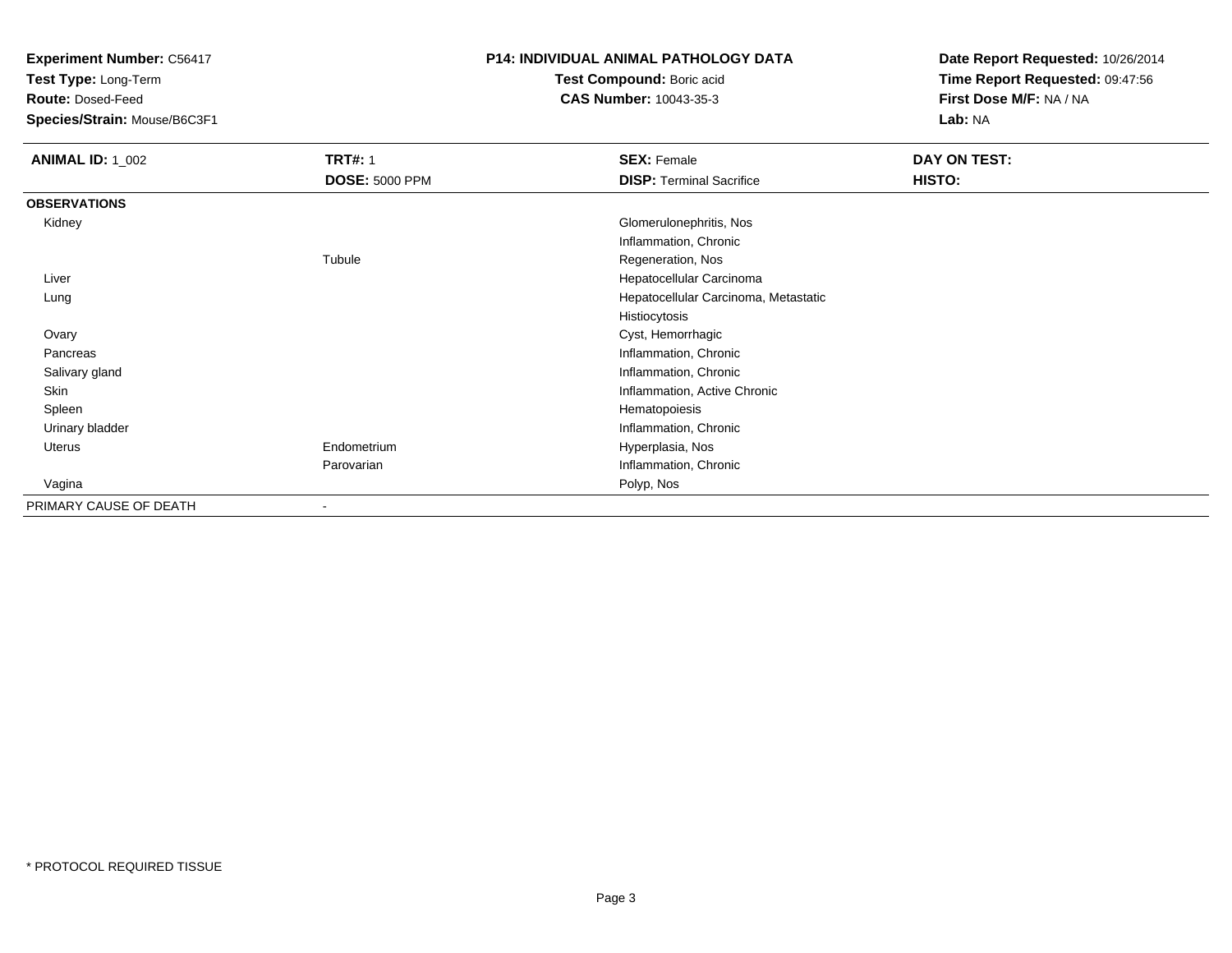**Experiment Number:** C56417
**Test Type:** Long-Term
**Route:** Dosed-Feed
**Species/Strain:** Mouse/B6C3F1

## P14: INDIVIDUAL ANIMAL PATHOLOGY DATA

**Test Compound:** Boric acid
**CAS Number:** 10043-35-3

**Date Report Requested:** 10/26/2014
**Time Report Requested:** 09:47:56
**First Dose M/F:** NA / NA
**Lab:** NA

| **ANIMAL ID:** 1_002 | **TRT#:** 1 | **SEX:** Female | **DAY ON TEST:** |
|---|---|---|---|
| | **DOSE:** 5000 PPM | **DISP:** Terminal Sacrifice | **HISTO:** |
| **OBSERVATIONS** | | | |
| Kidney | | Glomerulonephritis, Nos | |
| | | Inflammation, Chronic | |
| | Tubule | Regeneration, Nos | |
| Liver | | Hepatocellular Carcinoma | |
| Lung | | Hepatocellular Carcinoma, Metastatic | |
| | | Histiocytosis | |
| Ovary | | Cyst, Hemorrhagic | |
| Pancreas | | Inflammation, Chronic | |
| Salivary gland | | Inflammation, Chronic | |
| Skin | | Inflammation, Active Chronic | |
| Spleen | | Hematopoiesis | |
| Urinary bladder | | Inflammation, Chronic | |
| Uterus | Endometrium | Hyperplasia, Nos | |
| | Parovarian | Inflammation, Chronic | |
| Vagina | | Polyp, Nos | |
| PRIMARY CAUSE OF DEATH | - | | |

* PROTOCOL REQUIRED TISSUE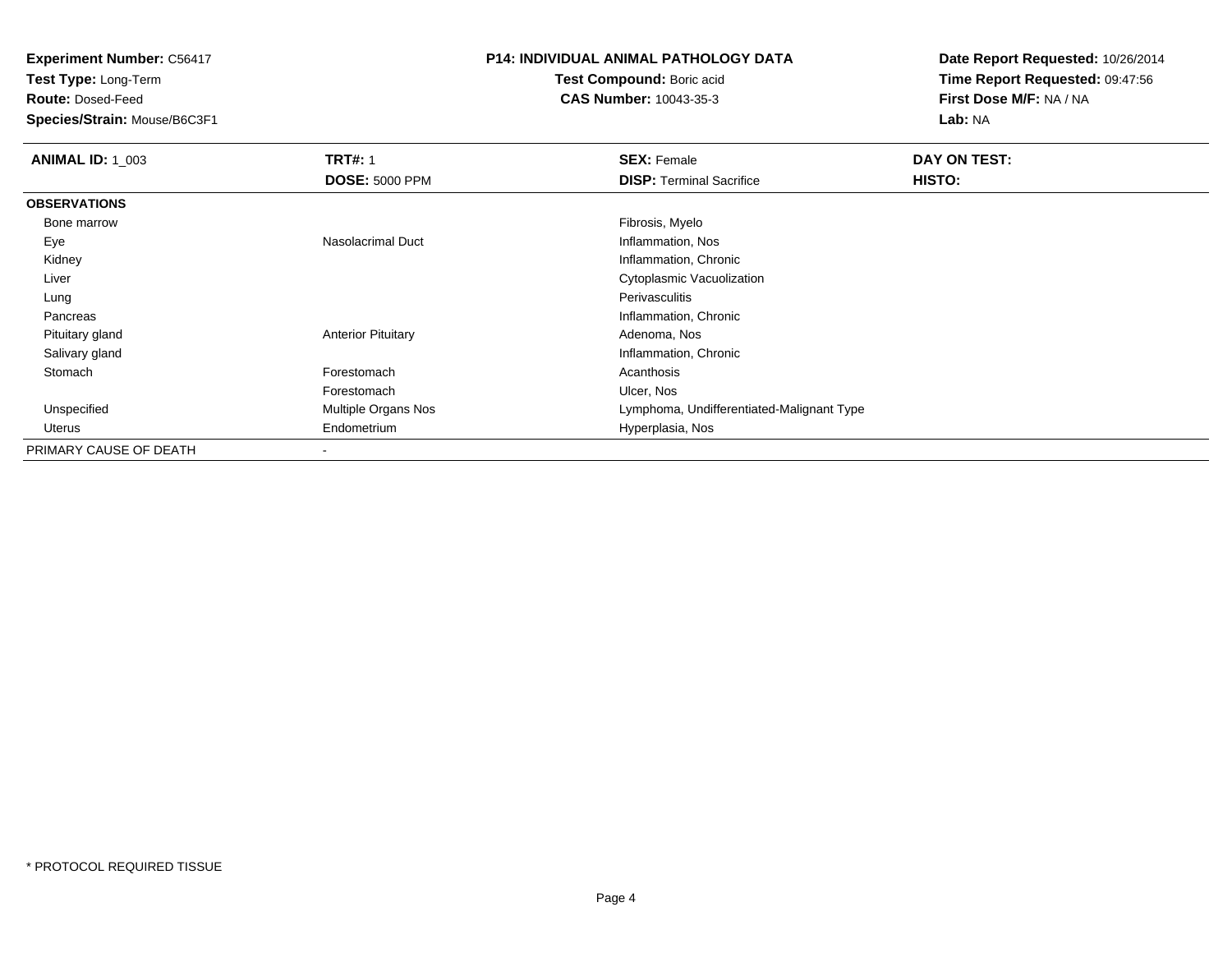**Experiment Number:** C56417
**Test Type:** Long-Term
**Route:** Dosed-Feed
**Species/Strain:** Mouse/B6C3F1

**P14: INDIVIDUAL ANIMAL PATHOLOGY DATA**
**Test Compound:** Boric acid
**CAS Number:** 10043-35-3

**Date Report Requested:** 10/26/2014
**Time Report Requested:** 09:47:56
**First Dose M/F:** NA / NA
**Lab:** NA

| **ANIMAL ID:** 1_003 | **TRT#:** 1 | **SEX:** Female | **DAY ON TEST:** |
|---|---|---|---|
| | **DOSE:** 5000 PPM | **DISP:** Terminal Sacrifice | **HISTO:** |
| **OBSERVATIONS** | | | |
| Bone marrow | | Fibrosis, Myelo | |
| Eye | Nasolacrimal Duct | Inflammation, Nos | |
| Kidney | | Inflammation, Chronic | |
| Liver | | Cytoplasmic Vacuolization | |
| Lung | | Perivasculitis | |
| Pancreas | | Inflammation, Chronic | |
| Pituitary gland | Anterior Pituitary | Adenoma, Nos | |
| Salivary gland | | Inflammation, Chronic | |
| Stomach | Forestomach | Acanthosis | |
| | Forestomach | Ulcer, Nos | |
| Unspecified | Multiple Organs Nos | Lymphoma, Undifferentiated-Malignant Type | |
| Uterus | Endometrium | Hyperplasia, Nos | |
| PRIMARY CAUSE OF DEATH | - | | |

* PROTOCOL REQUIRED TISSUE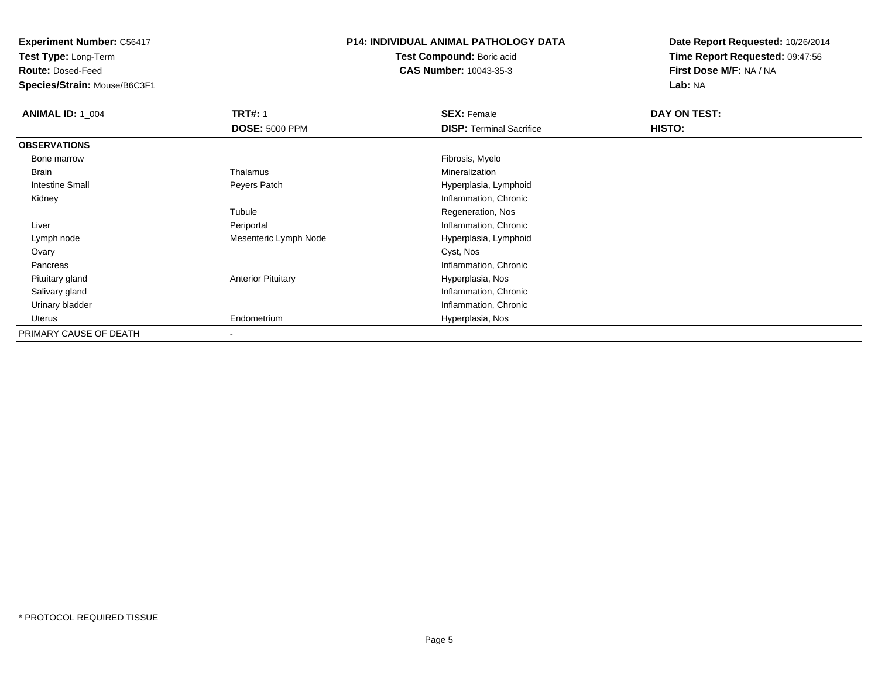**Experiment Number:** C56417
**Test Type:** Long-Term
**Route:** Dosed-Feed
**Species/Strain:** Mouse/B6C3F1

**P14: INDIVIDUAL ANIMAL PATHOLOGY DATA**
**Test Compound:** Boric acid
**CAS Number:** 10043-35-3

**Date Report Requested:** 10/26/2014
**Time Report Requested:** 09:47:56
**First Dose M/F:** NA / NA
**Lab:** NA

| **ANIMAL ID:** 1_004 | **TRT#:** 1 | **SEX:** Female | **DAY ON TEST:** |
|---|---|---|---|
| | **DOSE:** 5000 PPM | **DISP:** Terminal Sacrifice | **HISTO:** |
| **OBSERVATIONS** | | | |
| Bone marrow | | Fibrosis, Myelo | |
| Brain | Thalamus | Mineralization | |
| Intestine Small | Peyers Patch | Hyperplasia, Lymphoid | |
| Kidney | | Inflammation, Chronic | |
| | Tubule | Regeneration, Nos | |
| Liver | Periportal | Inflammation, Chronic | |
| Lymph node | Mesenteric Lymph Node | Hyperplasia, Lymphoid | |
| Ovary | | Cyst, Nos | |
| Pancreas | | Inflammation, Chronic | |
| Pituitary gland | Anterior Pituitary | Hyperplasia, Nos | |
| Salivary gland | | Inflammation, Chronic | |
| Urinary bladder | | Inflammation, Chronic | |
| Uterus | Endometrium | Hyperplasia, Nos | |
| PRIMARY CAUSE OF DEATH | - | | |

\* PROTOCOL REQUIRED TISSUE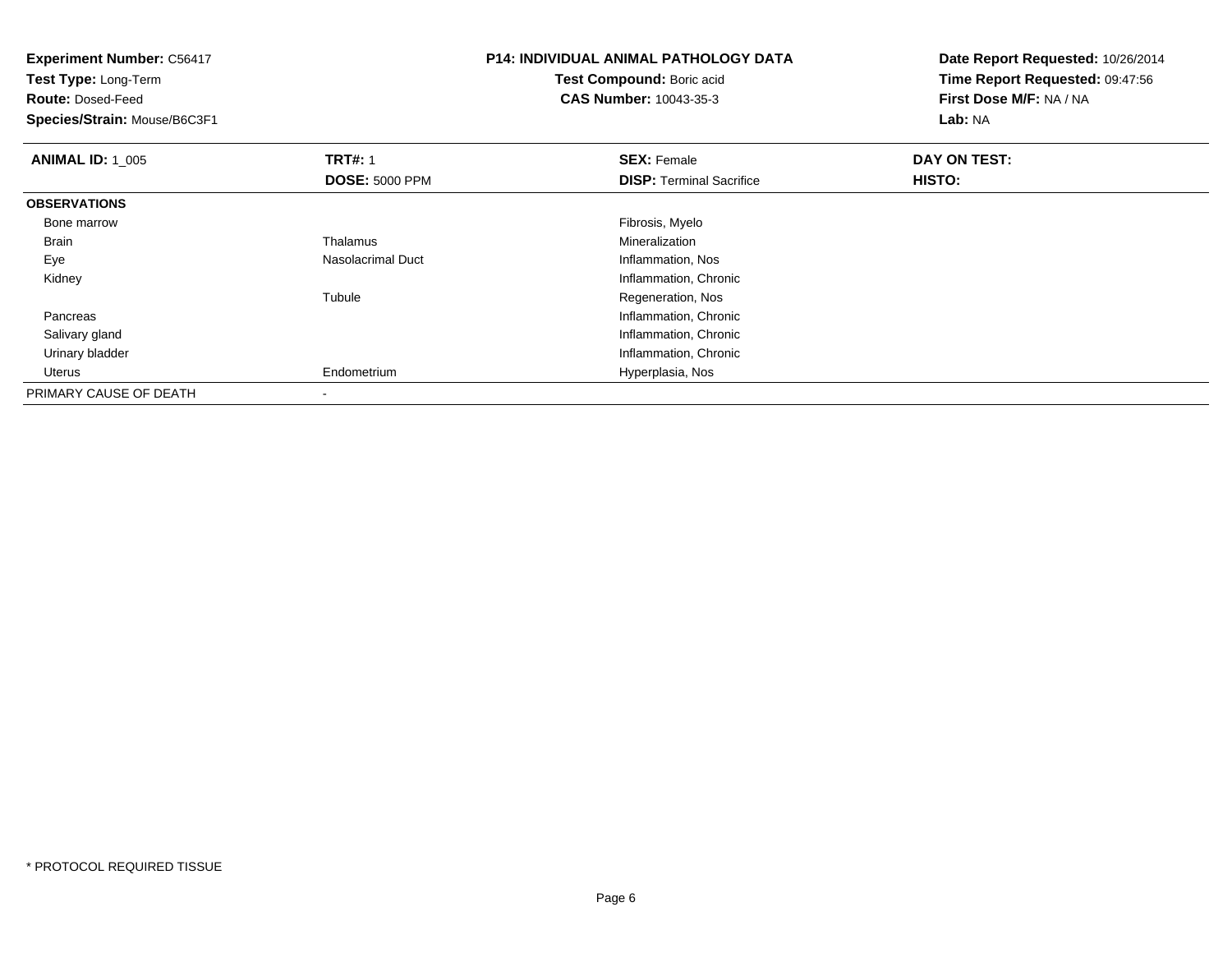**Experiment Number:** C56417
**Test Type:** Long-Term
**Route:** Dosed-Feed
**Species/Strain:** Mouse/B6C3F1

**P14: INDIVIDUAL ANIMAL PATHOLOGY DATA**
**Test Compound:** Boric acid
**CAS Number:** 10043-35-3

**Date Report Requested:** 10/26/2014
**Time Report Requested:** 09:47:56
**First Dose M/F:** NA / NA
**Lab:** NA

| **ANIMAL ID:** 1_005 | **TRT#:** 1<br>**DOSE:** 5000 PPM | **SEX:** Female<br>**DISP:** Terminal Sacrifice | **DAY ON TEST:**<br>**HISTO:** |
|---|---|---|---|
| **OBSERVATIONS** | | | |
| Bone marrow | | Fibrosis, Myelo | |
| Brain | Thalamus | Mineralization | |
| Eye | Nasolacrimal Duct | Inflammation, Nos | |
| Kidney | | Inflammation, Chronic | |
| | Tubule | Regeneration, Nos | |
| Pancreas | | Inflammation, Chronic | |
| Salivary gland | | Inflammation, Chronic | |
| Urinary bladder | | Inflammation, Chronic | |
| Uterus | Endometrium | Hyperplasia, Nos | |
| PRIMARY CAUSE OF DEATH | - | | |

* PROTOCOL REQUIRED TISSUE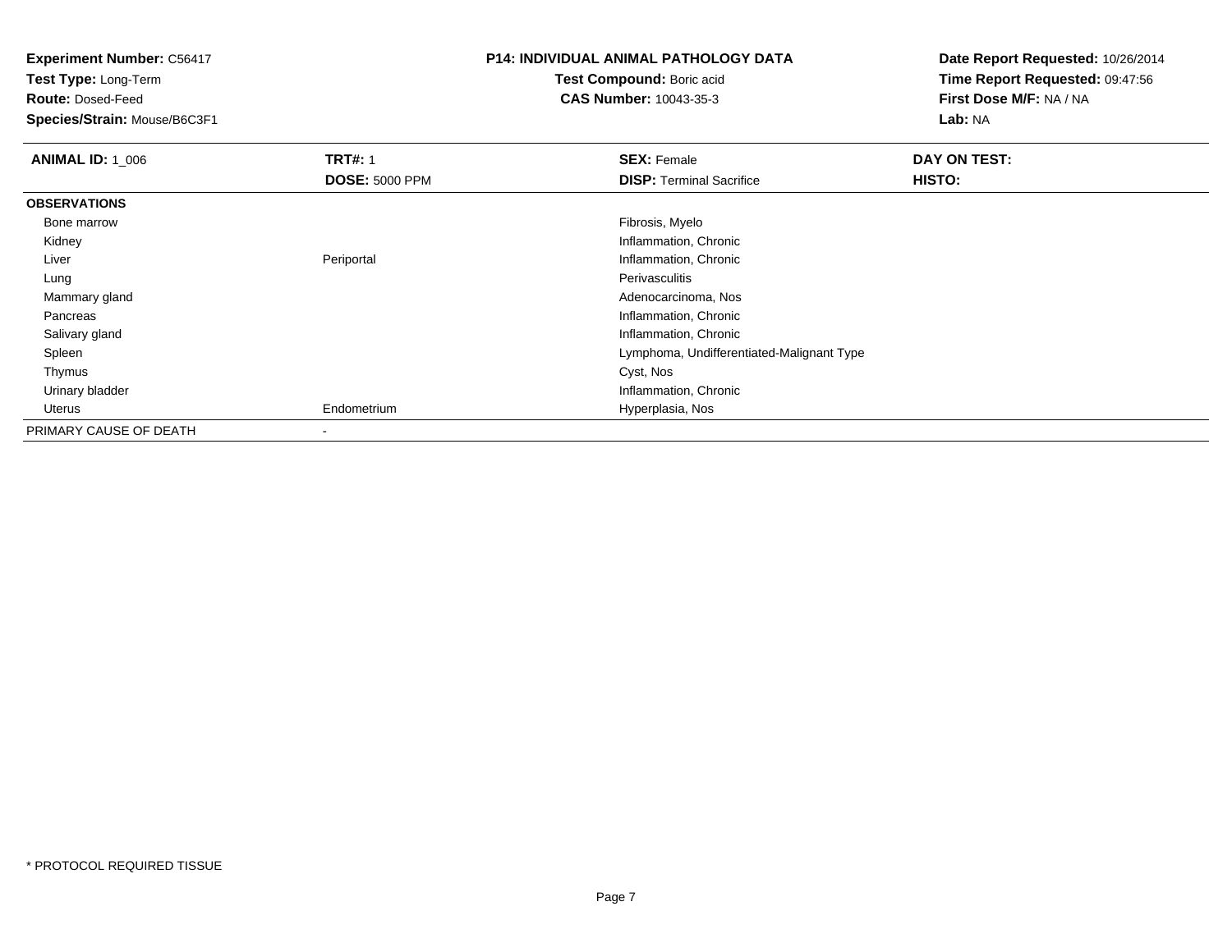**Experiment Number:** C56417
**Test Type:** Long-Term
**Route:** Dosed-Feed
**Species/Strain:** Mouse/B6C3F1

**P14: INDIVIDUAL ANIMAL PATHOLOGY DATA**
**Test Compound:** Boric acid
**CAS Number:** 10043-35-3

**Date Report Requested:** 10/26/2014
**Time Report Requested:** 09:47:56
**First Dose M/F:** NA / NA
**Lab:** NA

| **ANIMAL ID:** 1_006 | **TRT#:** 1<br>**DOSE:** 5000 PPM | **SEX:** Female<br>**DISP:** Terminal Sacrifice | **DAY ON TEST:**<br>**HISTO:** |
|---|---|---|---|
| **OBSERVATIONS** | | | |
| Bone marrow | | Fibrosis, Myelo | |
| Kidney | | Inflammation, Chronic | |
| Liver | Periportal | Inflammation, Chronic | |
| Lung | | Perivasculitis | |
| Mammary gland | | Adenocarcinoma, Nos | |
| Pancreas | | Inflammation, Chronic | |
| Salivary gland | | Inflammation, Chronic | |
| Spleen | | Lymphoma, Undifferentiated-Malignant Type | |
| Thymus | | Cyst, Nos | |
| Urinary bladder | | Inflammation, Chronic | |
| Uterus | Endometrium | Hyperplasia, Nos | |
| PRIMARY CAUSE OF DEATH | - | | |

\* PROTOCOL REQUIRED TISSUE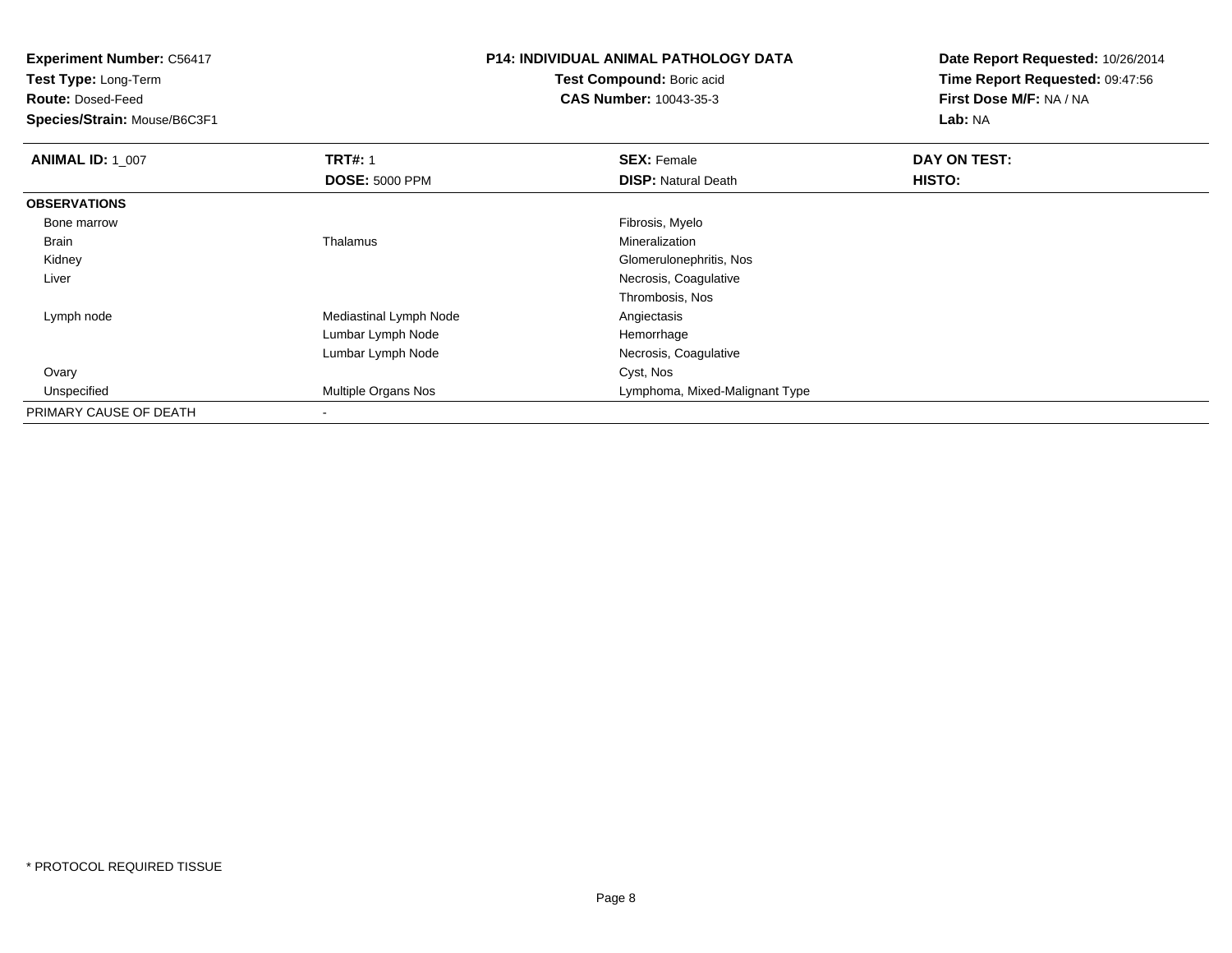**Experiment Number:** C56417
**Test Type:** Long-Term
**Route:** Dosed-Feed
**Species/Strain:** Mouse/B6C3F1

**P14: INDIVIDUAL ANIMAL PATHOLOGY DATA**
**Test Compound:** Boric acid
**CAS Number:** 10043-35-3

**Date Report Requested:** 10/26/2014
**Time Report Requested:** 09:47:56
**First Dose M/F:** NA / NA
**Lab:** NA

| **ANIMAL ID:** 1_007 | **TRT#:** 1 | **SEX:** Female | **DAY ON TEST:** |
|---|---|---|---|
| | **DOSE:** 5000 PPM | **DISP:** Natural Death | **HISTO:** |
| **OBSERVATIONS** | | | |
| Bone marrow | | Fibrosis, Myelo | |
| Brain | Thalamus | Mineralization | |
| Kidney | | Glomerulonephritis, Nos | |
| Liver | | Necrosis, Coagulative | |
| | | Thrombosis, Nos | |
| Lymph node | Mediastinal Lymph Node | Angiectasis | |
| | Lumbar Lymph Node | Hemorrhage | |
| | Lumbar Lymph Node | Necrosis, Coagulative | |
| Ovary | | Cyst, Nos | |
| Unspecified | Multiple Organs Nos | Lymphoma, Mixed-Malignant Type | |
| PRIMARY CAUSE OF DEATH | - | | |

* PROTOCOL REQUIRED TISSUE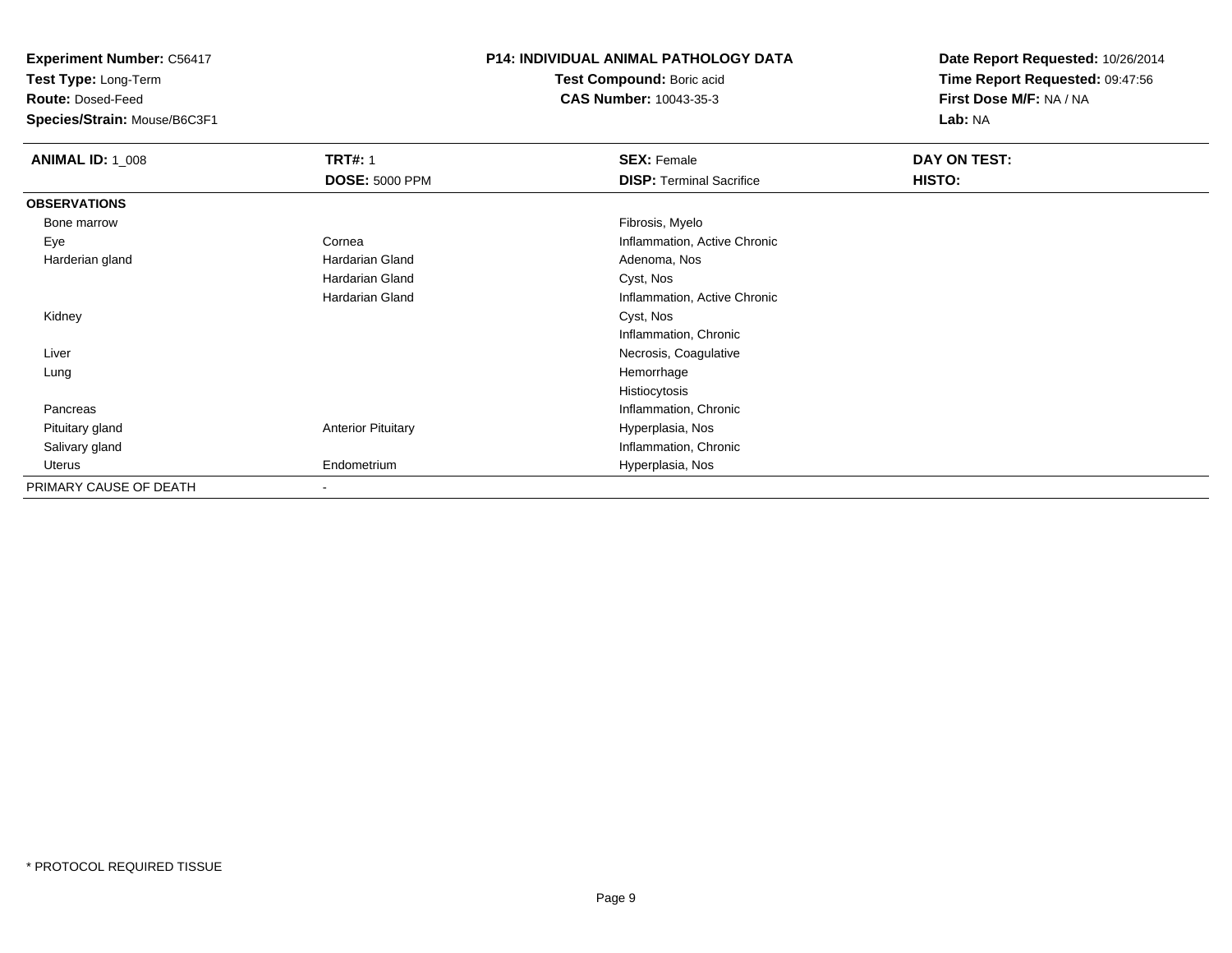**Experiment Number:** C56417
**Test Type:** Long-Term
**Route:** Dosed-Feed
**Species/Strain:** Mouse/B6C3F1

**P14: INDIVIDUAL ANIMAL PATHOLOGY DATA**
**Test Compound:** Boric acid
**CAS Number:** 10043-35-3

**Date Report Requested:** 10/26/2014
**Time Report Requested:** 09:47:56
**First Dose M/F:** NA / NA
**Lab:** NA

| **ANIMAL ID:** 1_008 | **TRT#:** 1 | **SEX:** Female | **DAY ON TEST:** |
|---|---|---|---|
| | **DOSE:** 5000 PPM | **DISP:** Terminal Sacrifice | **HISTO:** |
| **OBSERVATIONS** | | | |
| Bone marrow | | Fibrosis, Myelo | |
| Eye | Cornea | Inflammation, Active Chronic | |
| Harderian gland | Hardarian Gland | Adenoma, Nos | |
| | Hardarian Gland | Cyst, Nos | |
| | Hardarian Gland | Inflammation, Active Chronic | |
| Kidney | | Cyst, Nos | |
| | | Inflammation, Chronic | |
| Liver | | Necrosis, Coagulative | |
| Lung | | Hemorrhage | |
| | | Histiocytosis | |
| Pancreas | | Inflammation, Chronic | |
| Pituitary gland | Anterior Pituitary | Hyperplasia, Nos | |
| Salivary gland | | Inflammation, Chronic | |
| Uterus | Endometrium | Hyperplasia, Nos | |
| PRIMARY CAUSE OF DEATH | - | | |

* PROTOCOL REQUIRED TISSUE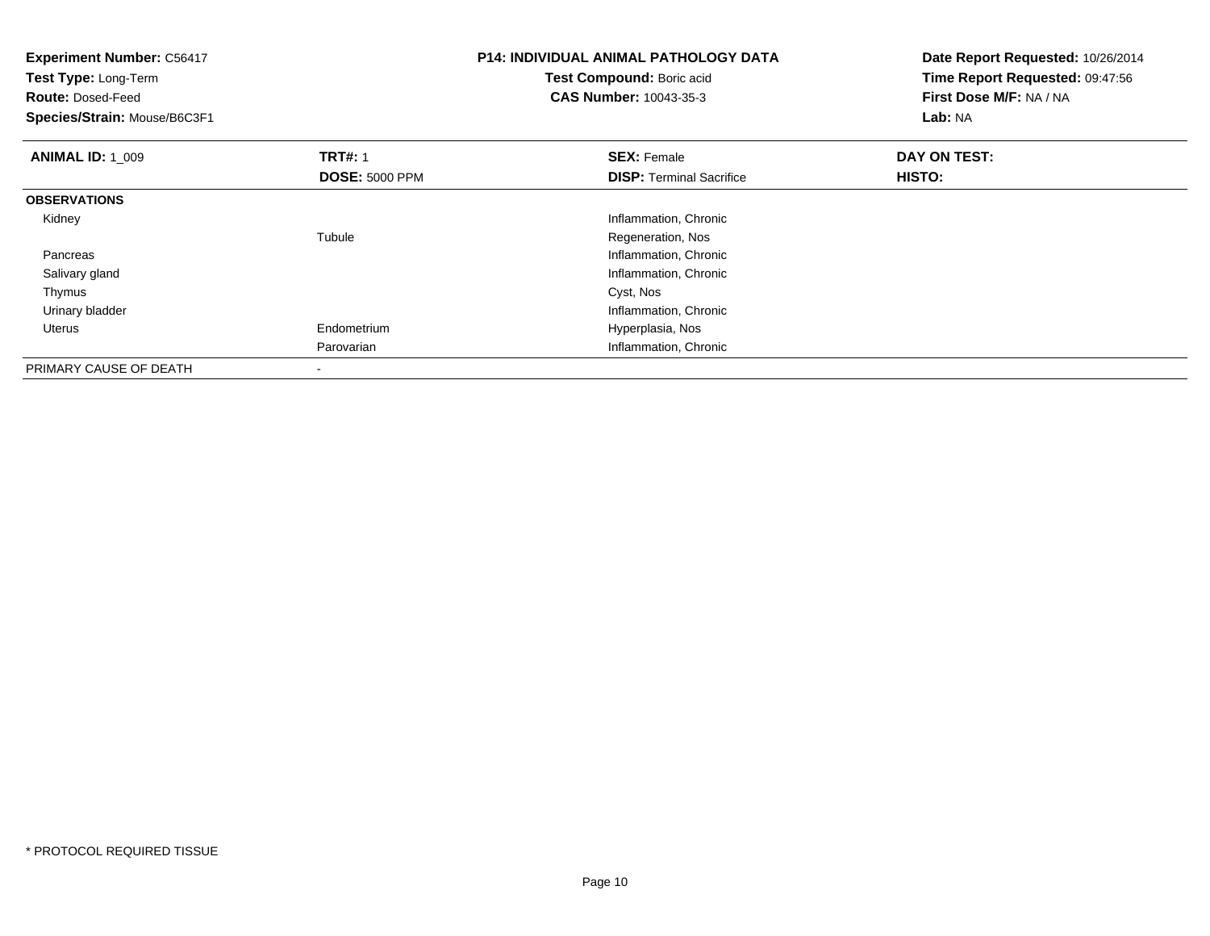**Experiment Number:** C56417
**Test Type:** Long-Term
**Route:** Dosed-Feed
**Species/Strain:** Mouse/B6C3F1

**P14: INDIVIDUAL ANIMAL PATHOLOGY DATA**
**Test Compound:** Boric acid
**CAS Number:** 10043-35-3

**Date Report Requested:** 10/26/2014
**Time Report Requested:** 09:47:56
**First Dose M/F:** NA / NA
**Lab:** NA

| **ANIMAL ID:** 1_009 | **TRT#:** 1 | **SEX:** Female | **DAY ON TEST:** |
|---|---|---|---|
| | **DOSE:** 5000 PPM | **DISP:** Terminal Sacrifice | **HISTO:** |
| **OBSERVATIONS** | | | |
| Kidney | | Inflammation, Chronic | |
| | Tubule | Regeneration, Nos | |
| Pancreas | | Inflammation, Chronic | |
| Salivary gland | | Inflammation, Chronic | |
| Thymus | | Cyst, Nos | |
| Urinary bladder | | Inflammation, Chronic | |
| Uterus | Endometrium | Hyperplasia, Nos | |
| | Parovarian | Inflammation, Chronic | |
| PRIMARY CAUSE OF DEATH | - | | |

* PROTOCOL REQUIRED TISSUE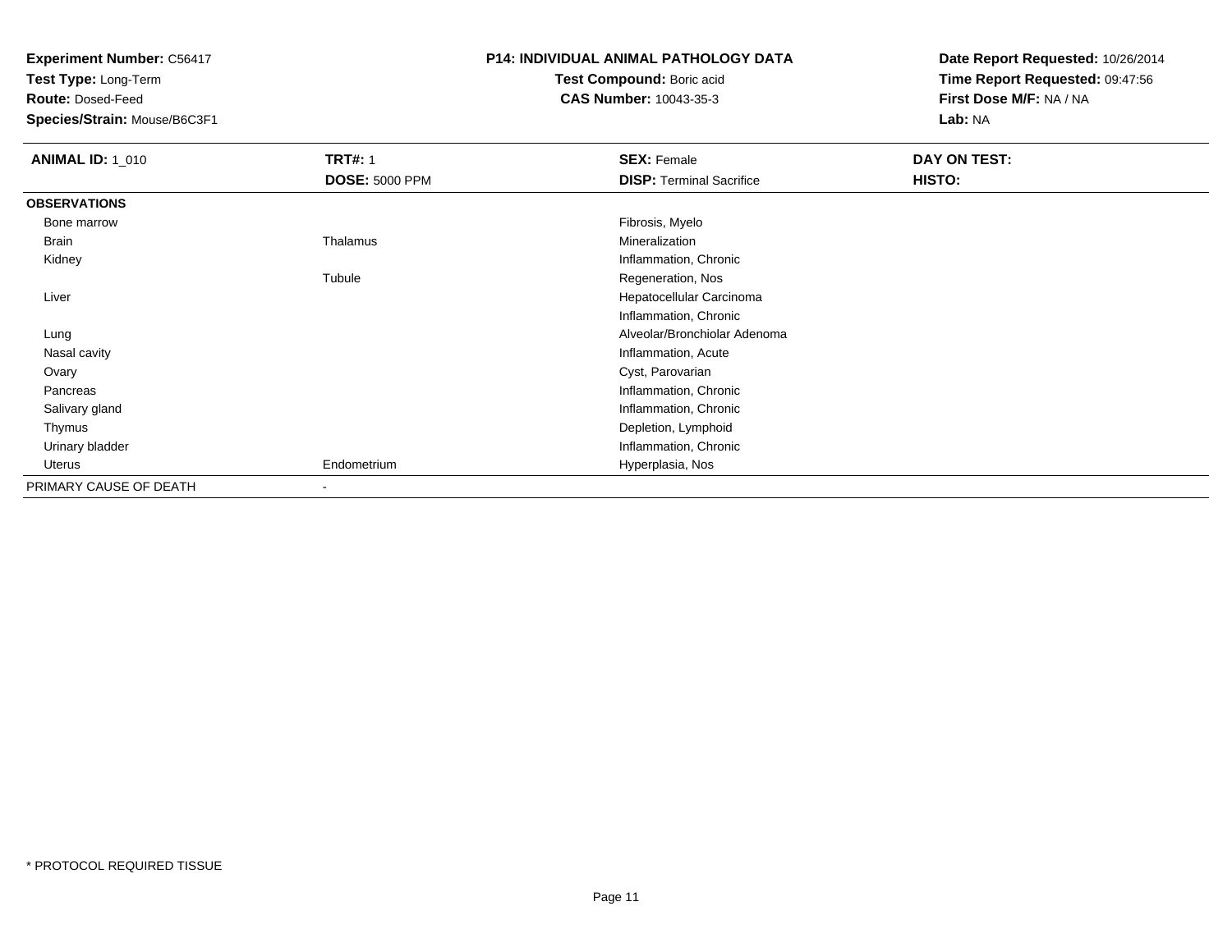**Experiment Number:** C56417
**Test Type:** Long-Term
**Route:** Dosed-Feed
**Species/Strain:** Mouse/B6C3F1

**P14: INDIVIDUAL ANIMAL PATHOLOGY DATA**
**Test Compound:** Boric acid
**CAS Number:** 10043-35-3

**Date Report Requested:** 10/26/2014
**Time Report Requested:** 09:47:56
**First Dose M/F:** NA / NA
**Lab:** NA

| **ANIMAL ID:** 1_010 | **TRT#:** 1 | **SEX:** Female | **DAY ON TEST:** |
|---|---|---|---|
| | **DOSE:** 5000 PPM | **DISP:** Terminal Sacrifice | **HISTO:** |
| **OBSERVATIONS** | | | |
| Bone marrow | | Fibrosis, Myelo | |
| Brain | Thalamus | Mineralization | |
| Kidney | | Inflammation, Chronic | |
| | Tubule | Regeneration, Nos | |
| Liver | | Hepatocellular Carcinoma | |
| | | Inflammation, Chronic | |
| Lung | | Alveolar/Bronchiolar Adenoma | |
| Nasal cavity | | Inflammation, Acute | |
| Ovary | | Cyst, Parovarian | |
| Pancreas | | Inflammation, Chronic | |
| Salivary gland | | Inflammation, Chronic | |
| Thymus | | Depletion, Lymphoid | |
| Urinary bladder | | Inflammation, Chronic | |
| Uterus | Endometrium | Hyperplasia, Nos | |
| PRIMARY CAUSE OF DEATH | - | | |

* PROTOCOL REQUIRED TISSUE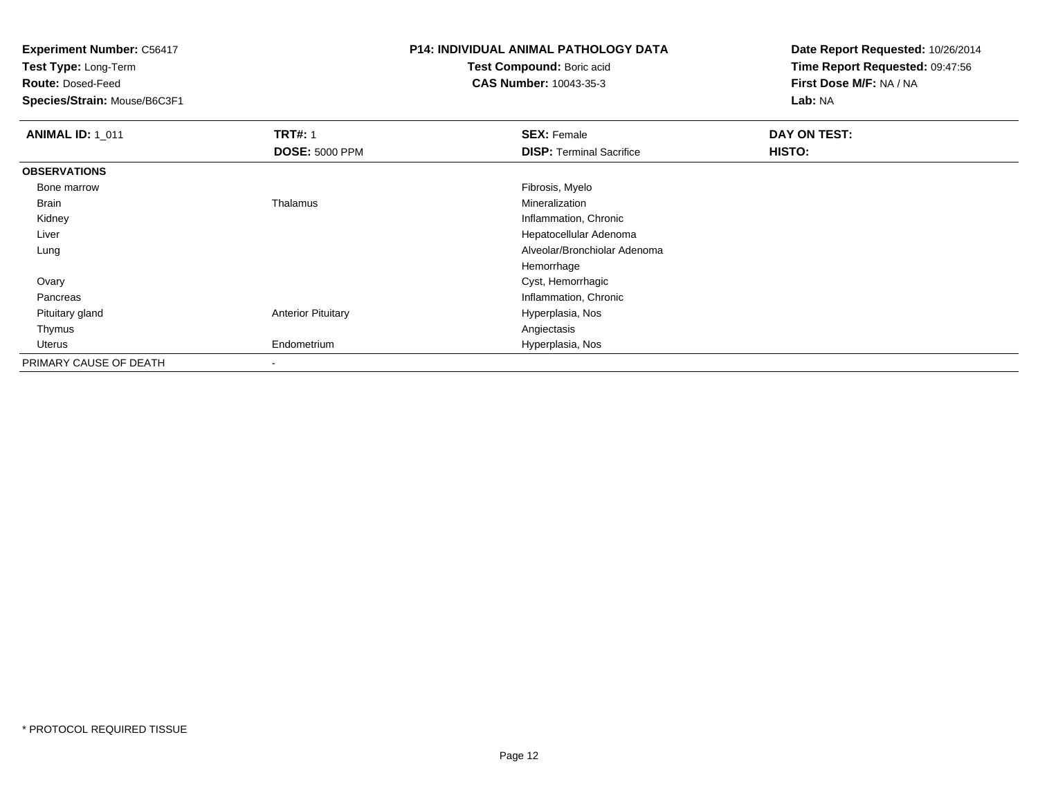**Experiment Number:** C56417
**Test Type:** Long-Term
**Route:** Dosed-Feed
**Species/Strain:** Mouse/B6C3F1

**P14: INDIVIDUAL ANIMAL PATHOLOGY DATA**
**Test Compound:** Boric acid
**CAS Number:** 10043-35-3

**Date Report Requested:** 10/26/2014
**Time Report Requested:** 09:47:56
**First Dose M/F:** NA / NA
**Lab:** NA

| **ANIMAL ID:** 1_011 | **TRT#:** 1 | **SEX:** Female | **DAY ON TEST:** |
|---|---|---|---|
| | **DOSE:** 5000 PPM | **DISP:** Terminal Sacrifice | **HISTO:** |
| **OBSERVATIONS** | | | |
| Bone marrow | | Fibrosis, Myelo | |
| Brain | Thalamus | Mineralization | |
| Kidney | | Inflammation, Chronic | |
| Liver | | Hepatocellular Adenoma | |
| Lung | | Alveolar/Bronchiolar Adenoma | |
| | | Hemorrhage | |
| Ovary | | Cyst, Hemorrhagic | |
| Pancreas | | Inflammation, Chronic | |
| Pituitary gland | Anterior Pituitary | Hyperplasia, Nos | |
| Thymus | | Angiectasis | |
| Uterus | Endometrium | Hyperplasia, Nos | |
| PRIMARY CAUSE OF DEATH | - | | |

* PROTOCOL REQUIRED TISSUE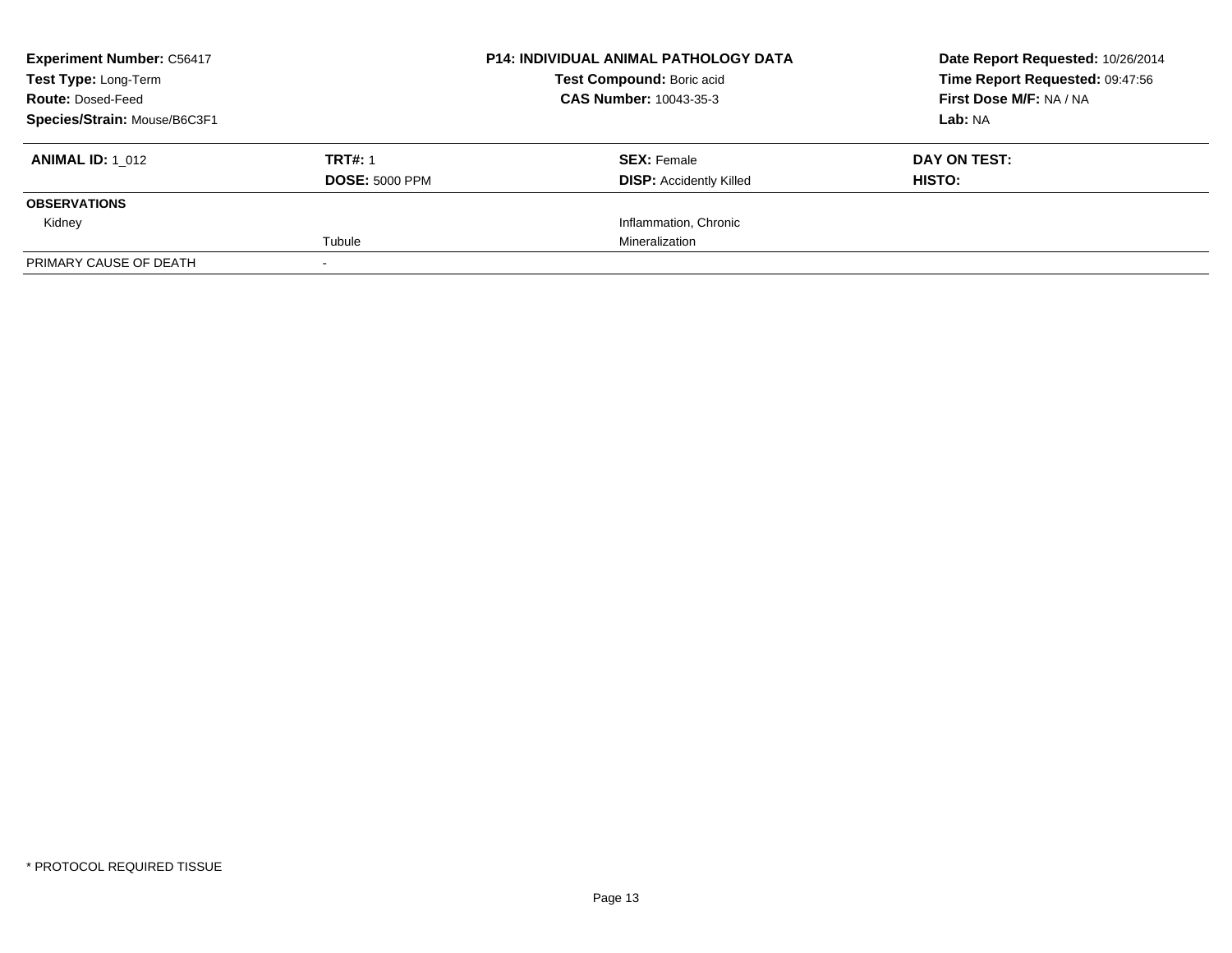| Experiment Number: C56417 | P14: INDIVIDUAL ANIMAL PATHOLOGY DATA | Date Report Requested: 10/26/2014 |
|---|---|---|
| Test Type: Long-Term | Test Compound: Boric acid | Time Report Requested: 09:47:56 |
| Route: Dosed-Feed | CAS Number: 10043-35-3 | First Dose M/F: NA / NA |
| Species/Strain: Mouse/B6C3F1 | | Lab: NA |

| ANIMAL ID: 1_012 | TRT#: 1 | SEX: Female | DAY ON TEST: |
|---|---|---|---|
| | DOSE: 5000 PPM | DISP: Accidently Killed | HISTO: |
| **OBSERVATIONS** | | | |
| Kidney | | Inflammation, Chronic | |
| | Tubule | Mineralization | |
| PRIMARY CAUSE OF DEATH | - | | |

* PROTOCOL REQUIRED TISSUE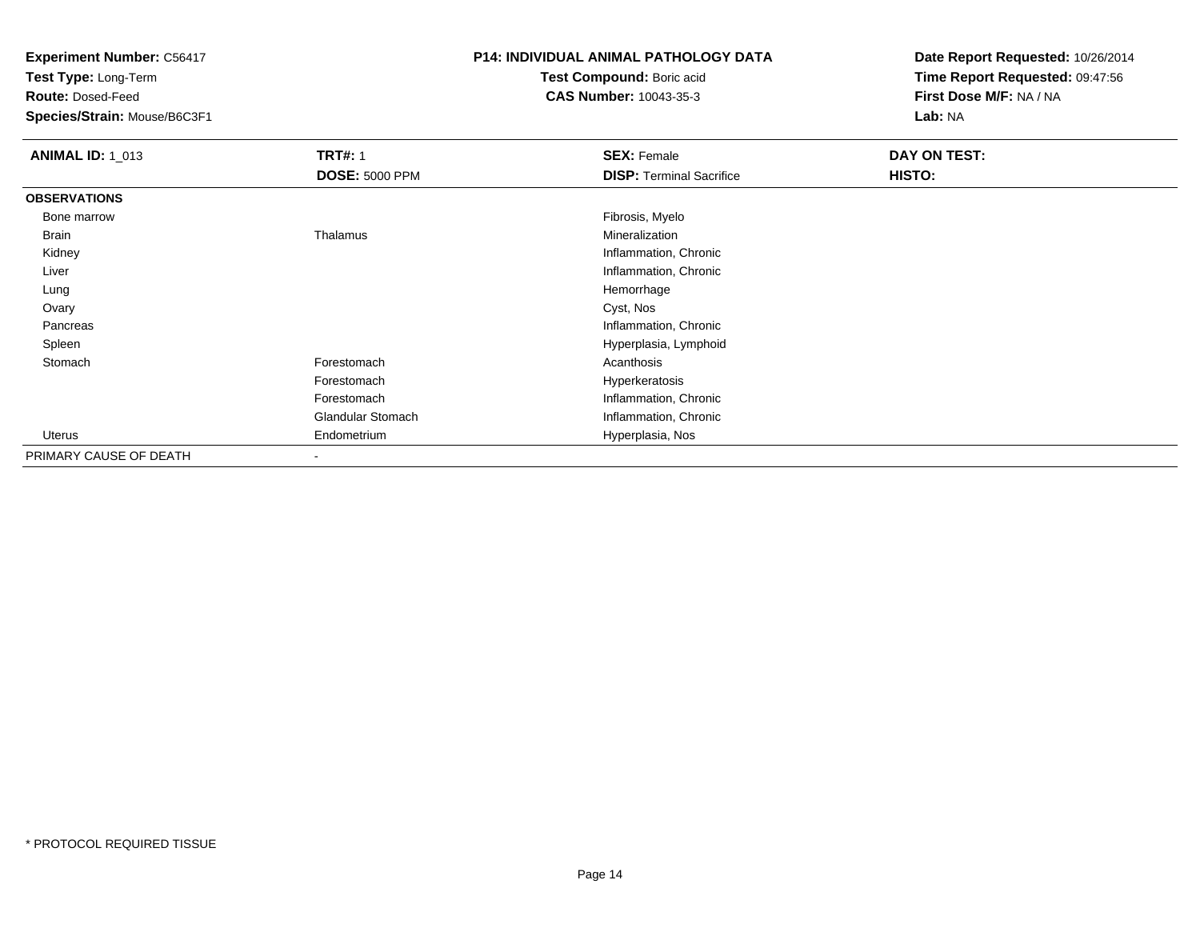**Experiment Number:** C56417
**Test Type:** Long-Term
**Route:** Dosed-Feed
**Species/Strain:** Mouse/B6C3F1

**P14: INDIVIDUAL ANIMAL PATHOLOGY DATA**
**Test Compound:** Boric acid
**CAS Number:** 10043-35-3

**Date Report Requested:** 10/26/2014
**Time Report Requested:** 09:47:56
**First Dose M/F:** NA / NA
**Lab:** NA

| **ANIMAL ID:** 1_013 | **TRT#:** 1 | **SEX:** Female | **DAY ON TEST:** |
|---|---|---|---|
| | **DOSE:** 5000 PPM | **DISP:** Terminal Sacrifice | **HISTO:** |
| **OBSERVATIONS** | | | |
| Bone marrow | | Fibrosis, Myelo | |
| Brain | Thalamus | Mineralization | |
| Kidney | | Inflammation, Chronic | |
| Liver | | Inflammation, Chronic | |
| Lung | | Hemorrhage | |
| Ovary | | Cyst, Nos | |
| Pancreas | | Inflammation, Chronic | |
| Spleen | | Hyperplasia, Lymphoid | |
| Stomach | Forestomach | Acanthosis | |
| | Forestomach | Hyperkeratosis | |
| | Forestomach | Inflammation, Chronic | |
| | Glandular Stomach | Inflammation, Chronic | |
| Uterus | Endometrium | Hyperplasia, Nos | |
| PRIMARY CAUSE OF DEATH | - | | |

\* PROTOCOL REQUIRED TISSUE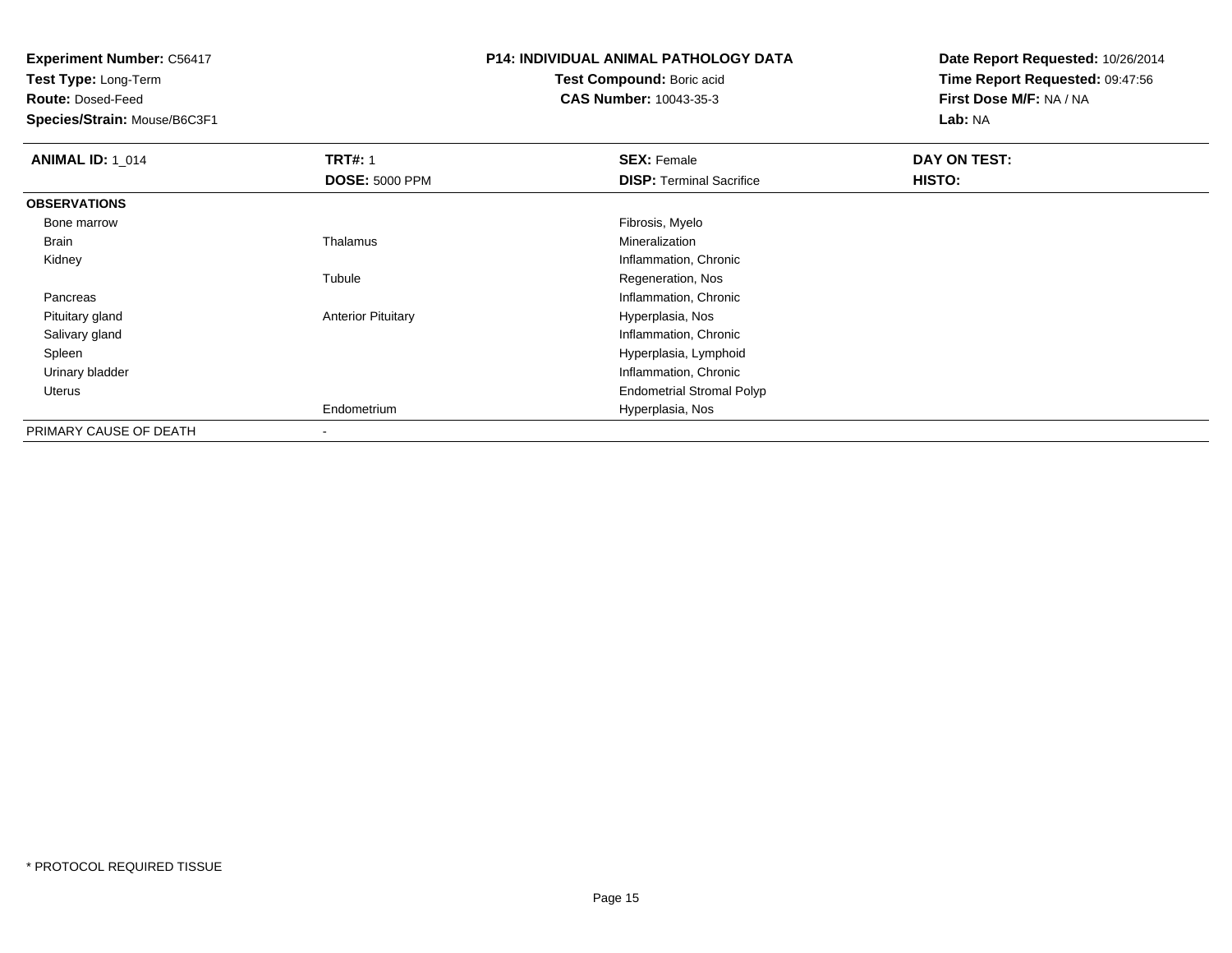**Experiment Number:** C56417
**Test Type:** Long-Term
**Route:** Dosed-Feed
**Species/Strain:** Mouse/B6C3F1

**P14: INDIVIDUAL ANIMAL PATHOLOGY DATA**
**Test Compound:** Boric acid
**CAS Number:** 10043-35-3

**Date Report Requested:** 10/26/2014
**Time Report Requested:** 09:47:56
**First Dose M/F:** NA / NA
**Lab:** NA

| **ANIMAL ID:** 1_014 | **TRT#:** 1 | **SEX:** Female | **DAY ON TEST:** |
|---|---|---|---|
| | **DOSE:** 5000 PPM | **DISP:** Terminal Sacrifice | **HISTO:** |
| **OBSERVATIONS** | | | |
| Bone marrow | | Fibrosis, Myelo | |
| Brain | Thalamus | Mineralization | |
| Kidney | | Inflammation, Chronic | |
| | Tubule | Regeneration, Nos | |
| Pancreas | | Inflammation, Chronic | |
| Pituitary gland | Anterior Pituitary | Hyperplasia, Nos | |
| Salivary gland | | Inflammation, Chronic | |
| Spleen | | Hyperplasia, Lymphoid | |
| Urinary bladder | | Inflammation, Chronic | |
| Uterus | | Endometrial Stromal Polyp | |
| | Endometrium | Hyperplasia, Nos | |
| PRIMARY CAUSE OF DEATH | - | | |

* PROTOCOL REQUIRED TISSUE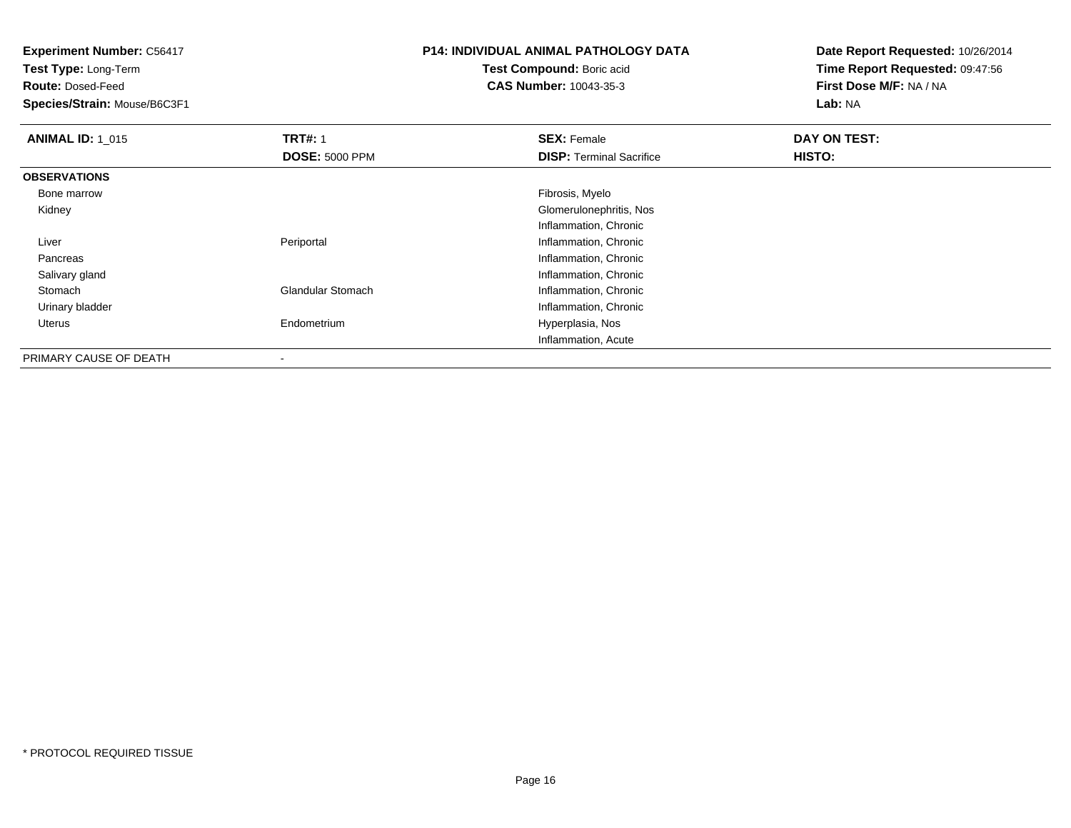**Experiment Number:** C56417
**Test Type:** Long-Term
**Route:** Dosed-Feed
**Species/Strain:** Mouse/B6C3F1

**P14: INDIVIDUAL ANIMAL PATHOLOGY DATA**
**Test Compound:** Boric acid
**CAS Number:** 10043-35-3

**Date Report Requested:** 10/26/2014
**Time Report Requested:** 09:47:56
**First Dose M/F:** NA / NA
**Lab:** NA

| **ANIMAL ID:** 1_015 | **TRT#:** 1 | **SEX:** Female | **DAY ON TEST:** |
|---|---|---|---|
| | **DOSE:** 5000 PPM | **DISP:** Terminal Sacrifice | **HISTO:** |
| **OBSERVATIONS** | | | |
| Bone marrow | | Fibrosis, Myelo | |
| Kidney | | Glomerulonephritis, Nos | |
| | | Inflammation, Chronic | |
| Liver | Periportal | Inflammation, Chronic | |
| Pancreas | | Inflammation, Chronic | |
| Salivary gland | | Inflammation, Chronic | |
| Stomach | Glandular Stomach | Inflammation, Chronic | |
| Urinary bladder | | Inflammation, Chronic | |
| Uterus | Endometrium | Hyperplasia, Nos | |
| | | Inflammation, Acute | |
| PRIMARY CAUSE OF DEATH | - | | |

* PROTOCOL REQUIRED TISSUE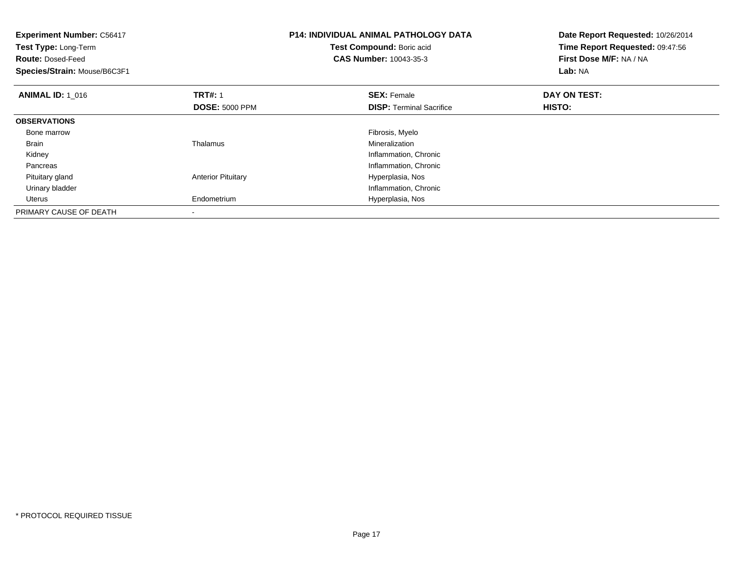**Experiment Number:** C56417
**Test Type:** Long-Term
**Route:** Dosed-Feed
**Species/Strain:** Mouse/B6C3F1

**P14: INDIVIDUAL ANIMAL PATHOLOGY DATA**
**Test Compound:** Boric acid
**CAS Number:** 10043-35-3

**Date Report Requested:** 10/26/2014
**Time Report Requested:** 09:47:56
**First Dose M/F:** NA / NA
**Lab:** NA

| **ANIMAL ID:** 1_016 | **TRT#:** 1 | **SEX:** Female | **DAY ON TEST:** |
|---|---|---|---|
| | **DOSE:** 5000 PPM | **DISP:** Terminal Sacrifice | **HISTO:** |
| **OBSERVATIONS** | | | |
| Bone marrow | | Fibrosis, Myelo | |
| Brain | Thalamus | Mineralization | |
| Kidney | | Inflammation, Chronic | |
| Pancreas | | Inflammation, Chronic | |
| Pituitary gland | Anterior Pituitary | Hyperplasia, Nos | |
| Urinary bladder | | Inflammation, Chronic | |
| Uterus | Endometrium | Hyperplasia, Nos | |
| PRIMARY CAUSE OF DEATH | - | | |

* PROTOCOL REQUIRED TISSUE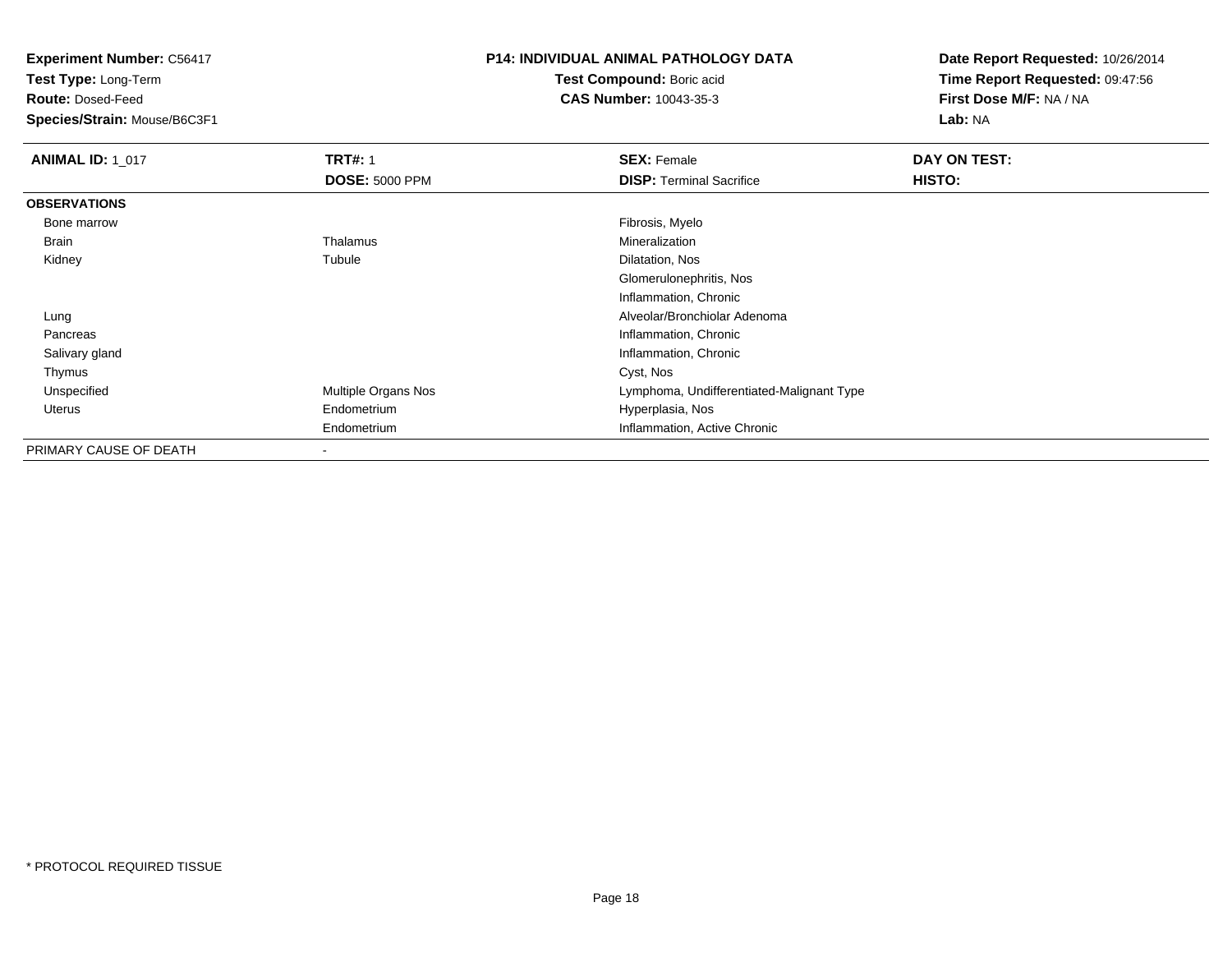**Experiment Number:** C56417
**Test Type:** Long-Term
**Route:** Dosed-Feed
**Species/Strain:** Mouse/B6C3F1

**P14: INDIVIDUAL ANIMAL PATHOLOGY DATA**
**Test Compound:** Boric acid
**CAS Number:** 10043-35-3

**Date Report Requested:** 10/26/2014
**Time Report Requested:** 09:47:56
**First Dose M/F:** NA / NA
**Lab:** NA

| **ANIMAL ID:** 1_017 | **TRT#:** 1 | **SEX:** Female | **DAY ON TEST:** |
|---|---|---|---|
| | **DOSE:** 5000 PPM | **DISP:** Terminal Sacrifice | **HISTO:** |
| **OBSERVATIONS** | | | |
| Bone marrow | | Fibrosis, Myelo | |
| Brain | Thalamus | Mineralization | |
| Kidney | Tubule | Dilatation, Nos | |
| | | Glomerulonephritis, Nos | |
| | | Inflammation, Chronic | |
| Lung | | Alveolar/Bronchiolar Adenoma | |
| Pancreas | | Inflammation, Chronic | |
| Salivary gland | | Inflammation, Chronic | |
| Thymus | | Cyst, Nos | |
| Unspecified | Multiple Organs Nos | Lymphoma, Undifferentiated-Malignant Type | |
| Uterus | Endometrium | Hyperplasia, Nos | |
| | Endometrium | Inflammation, Active Chronic | |
| PRIMARY CAUSE OF DEATH | - | | |

* PROTOCOL REQUIRED TISSUE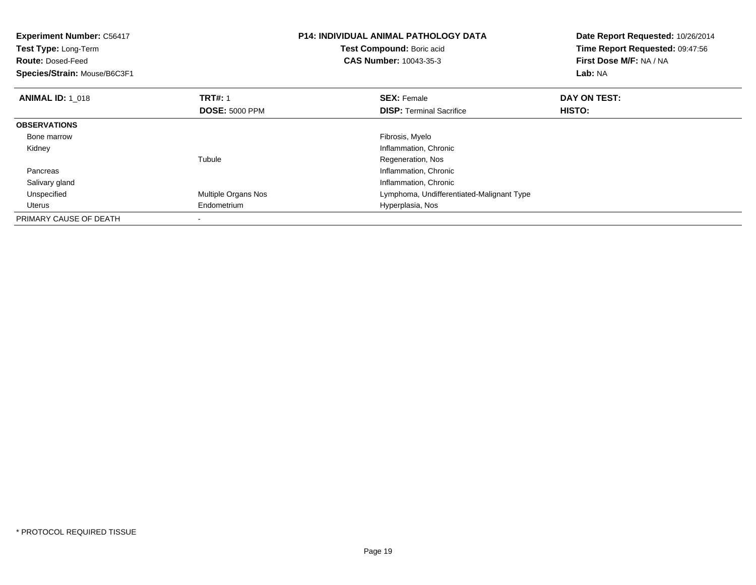**Experiment Number:** C56417
**Test Type:** Long-Term
**Route:** Dosed-Feed
**Species/Strain:** Mouse/B6C3F1

**P14: INDIVIDUAL ANIMAL PATHOLOGY DATA**
**Test Compound:** Boric acid
**CAS Number:** 10043-35-3

**Date Report Requested:** 10/26/2014
**Time Report Requested:** 09:47:56
**First Dose M/F:** NA / NA
**Lab:** NA

| **ANIMAL ID:** 1_018 | **TRT#:** 1 | **SEX:** Female | **DAY ON TEST:** |
|---|---|---|---|
| | **DOSE:** 5000 PPM | **DISP:** Terminal Sacrifice | **HISTO:** |
| **OBSERVATIONS** | | | |
| Bone marrow | | Fibrosis, Myelo | |
| Kidney | | Inflammation, Chronic | |
| | Tubule | Regeneration, Nos | |
| Pancreas | | Inflammation, Chronic | |
| Salivary gland | | Inflammation, Chronic | |
| Unspecified | Multiple Organs Nos | Lymphoma, Undifferentiated-Malignant Type | |
| Uterus | Endometrium | Hyperplasia, Nos | |
| PRIMARY CAUSE OF DEATH | - | | |

* PROTOCOL REQUIRED TISSUE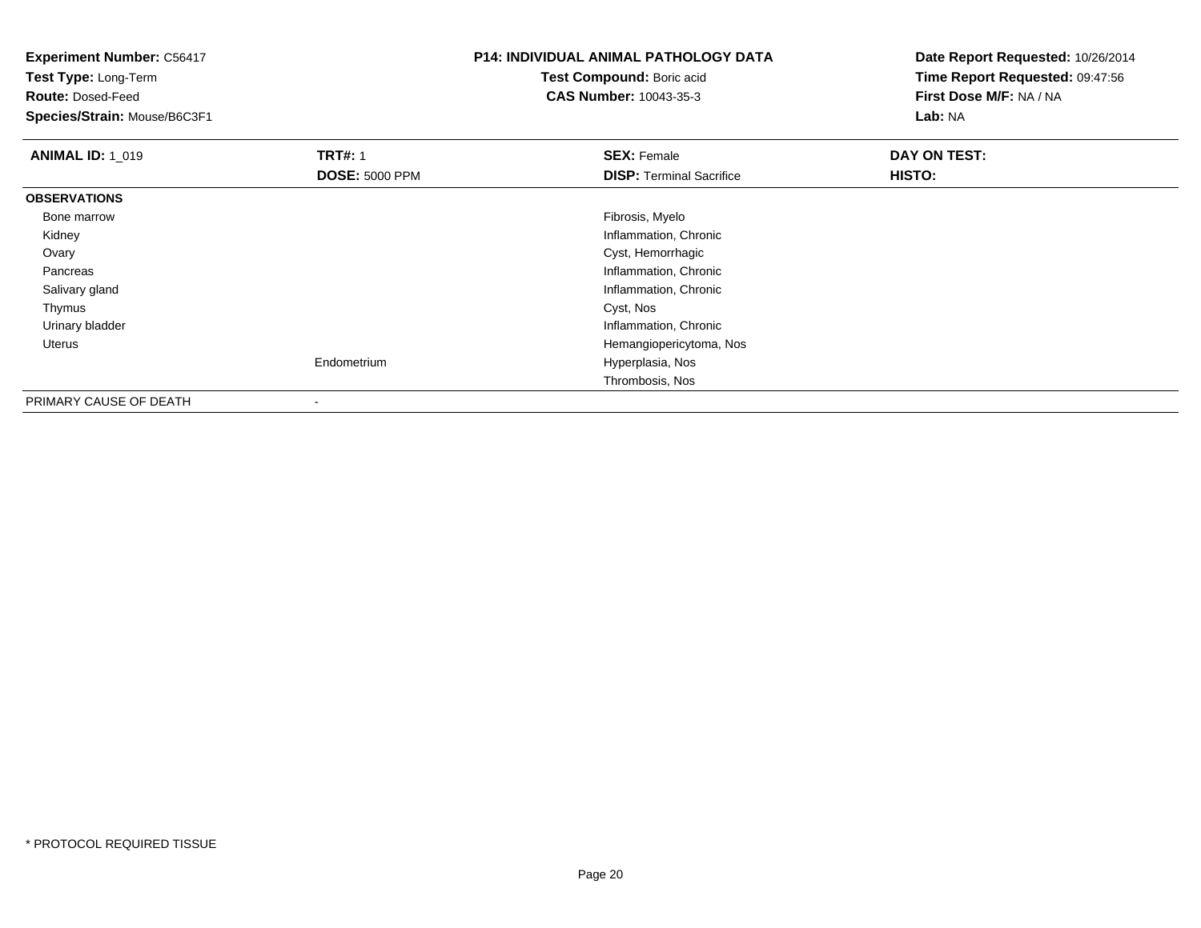**Experiment Number:** C56417
**Test Type:** Long-Term
**Route:** Dosed-Feed
**Species/Strain:** Mouse/B6C3F1

**P14: INDIVIDUAL ANIMAL PATHOLOGY DATA**
**Test Compound:** Boric acid
**CAS Number:** 10043-35-3

**Date Report Requested:** 10/26/2014
**Time Report Requested:** 09:47:56
**First Dose M/F:** NA / NA
**Lab:** NA

| **ANIMAL ID:** 1_019 | **TRT#:** 1 | **SEX:** Female | **DAY ON TEST:** |
|---|---|---|---|
| | **DOSE:** 5000 PPM | **DISP:** Terminal Sacrifice | **HISTO:** |
| **OBSERVATIONS** | | | |
| Bone marrow | | Fibrosis, Myelo | |
| Kidney | | Inflammation, Chronic | |
| Ovary | | Cyst, Hemorrhagic | |
| Pancreas | | Inflammation, Chronic | |
| Salivary gland | | Inflammation, Chronic | |
| Thymus | | Cyst, Nos | |
| Urinary bladder | | Inflammation, Chronic | |
| Uterus | | Hemangiopericytoma, Nos | |
| | Endometrium | Hyperplasia, Nos | |
| | | Thrombosis, Nos | |
| PRIMARY CAUSE OF DEATH | - | | |

* PROTOCOL REQUIRED TISSUE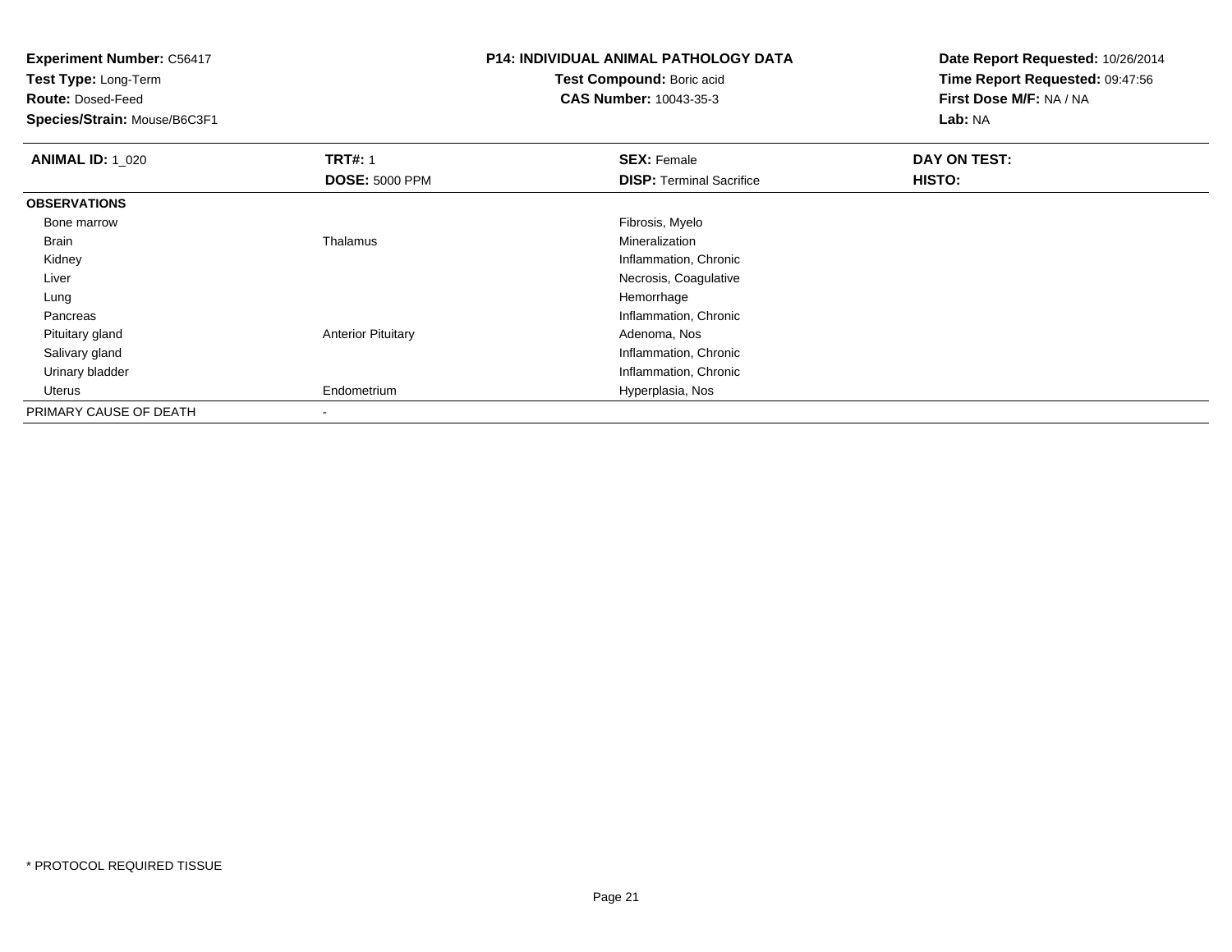**Experiment Number:** C56417
**Test Type:** Long-Term
**Route:** Dosed-Feed
**Species/Strain:** Mouse/B6C3F1

**P14: INDIVIDUAL ANIMAL PATHOLOGY DATA**
**Test Compound:** Boric acid
**CAS Number:** 10043-35-3

**Date Report Requested:** 10/26/2014
**Time Report Requested:** 09:47:56
**First Dose M/F:** NA / NA
**Lab:** NA

| **ANIMAL ID:** 1_020 | **TRT#:** 1 | **SEX:** Female | **DAY ON TEST:** |
|---|---|---|---|
| | **DOSE:** 5000 PPM | **DISP:** Terminal Sacrifice | **HISTO:** |
| **OBSERVATIONS** | | | |
| Bone marrow | | Fibrosis, Myelo | |
| Brain | Thalamus | Mineralization | |
| Kidney | | Inflammation, Chronic | |
| Liver | | Necrosis, Coagulative | |
| Lung | | Hemorrhage | |
| Pancreas | | Inflammation, Chronic | |
| Pituitary gland | Anterior Pituitary | Adenoma, Nos | |
| Salivary gland | | Inflammation, Chronic | |
| Urinary bladder | | Inflammation, Chronic | |
| Uterus | Endometrium | Hyperplasia, Nos | |
| PRIMARY CAUSE OF DEATH | - | | |

* PROTOCOL REQUIRED TISSUE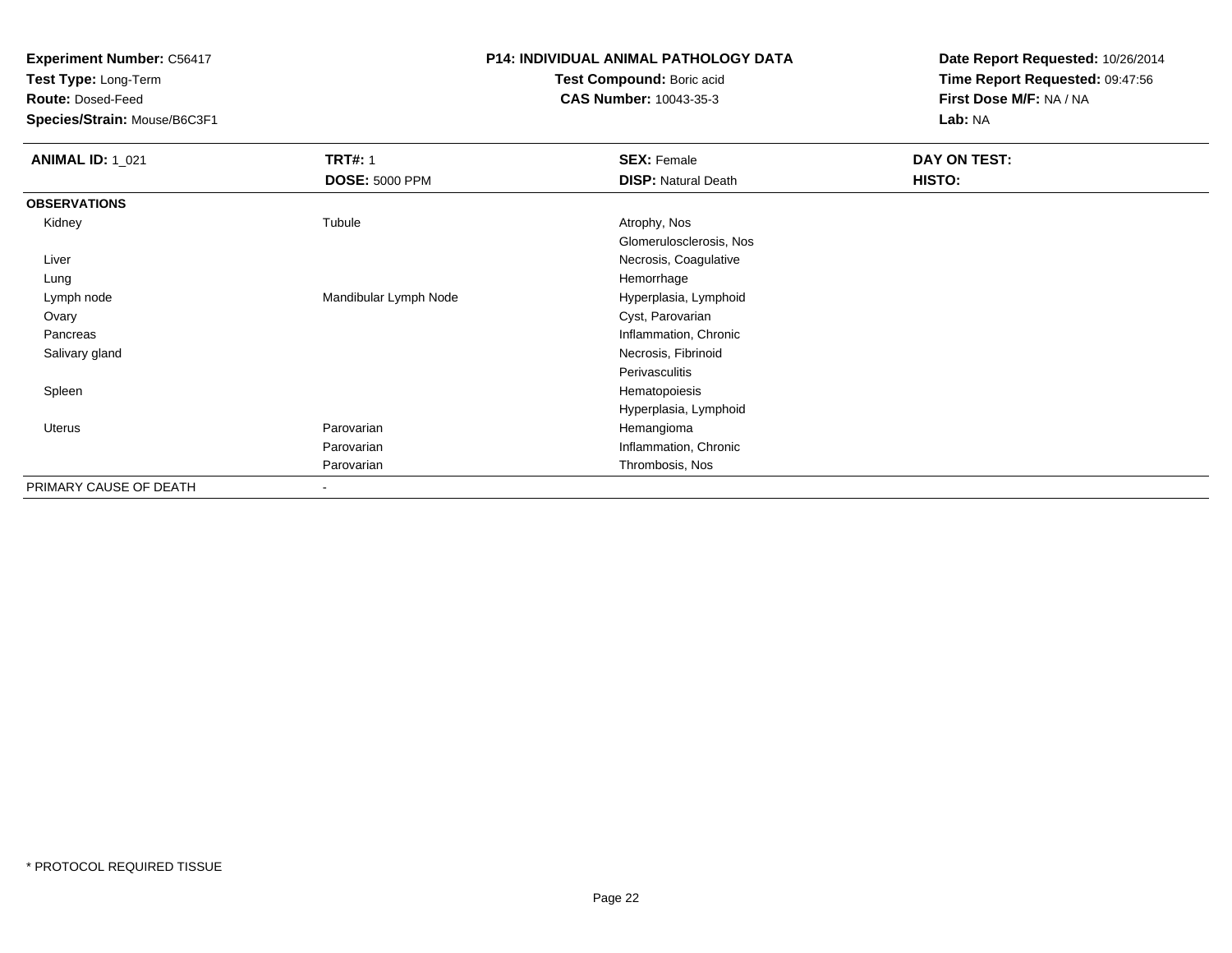**Experiment Number:** C56417
**Test Type:** Long-Term
**Route:** Dosed-Feed
**Species/Strain:** Mouse/B6C3F1

**P14: INDIVIDUAL ANIMAL PATHOLOGY DATA**
**Test Compound:** Boric acid
**CAS Number:** 10043-35-3

**Date Report Requested:** 10/26/2014
**Time Report Requested:** 09:47:56
**First Dose M/F:** NA / NA
**Lab:** NA

| **ANIMAL ID:** 1_021 | **TRT#:** 1 | **SEX:** Female | **DAY ON TEST:** |
|---|---|---|---|
| | **DOSE:** 5000 PPM | **DISP:** Natural Death | **HISTO:** |
| **OBSERVATIONS** | | | |
| Kidney | Tubule | Atrophy, Nos | |
| | | Glomerulosclerosis, Nos | |
| Liver | | Necrosis, Coagulative | |
| Lung | | Hemorrhage | |
| Lymph node | Mandibular Lymph Node | Hyperplasia, Lymphoid | |
| Ovary | | Cyst, Parovarian | |
| Pancreas | | Inflammation, Chronic | |
| Salivary gland | | Necrosis, Fibrinoid | |
| | | Perivasculitis | |
| Spleen | | Hematopoiesis | |
| | | Hyperplasia, Lymphoid | |
| Uterus | Parovarian | Hemangioma | |
| | Parovarian | Inflammation, Chronic | |
| | Parovarian | Thrombosis, Nos | |
| PRIMARY CAUSE OF DEATH | - | | |

* PROTOCOL REQUIRED TISSUE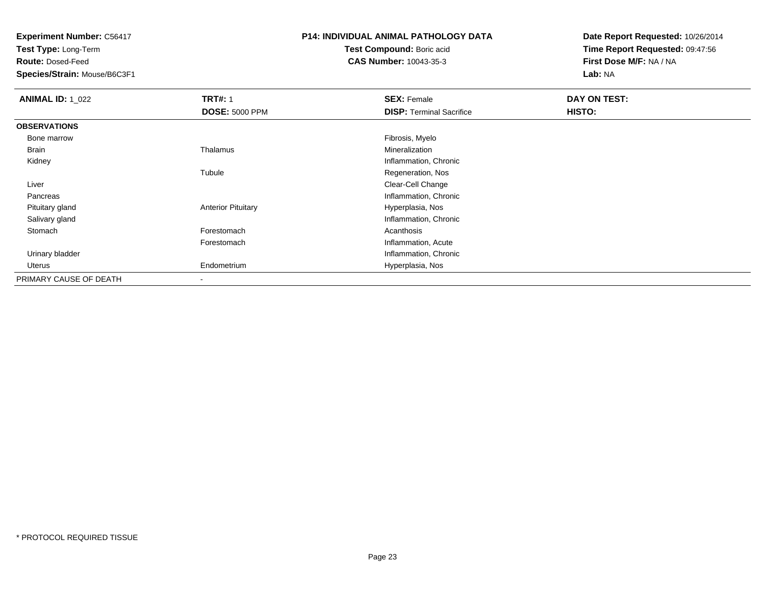**Experiment Number:** C56417
**Test Type:** Long-Term
**Route:** Dosed-Feed
**Species/Strain:** Mouse/B6C3F1

**P14: INDIVIDUAL ANIMAL PATHOLOGY DATA**
**Test Compound:** Boric acid
**CAS Number:** 10043-35-3

**Date Report Requested:** 10/26/2014
**Time Report Requested:** 09:47:56
**First Dose M/F:** NA / NA
**Lab:** NA

| **ANIMAL ID:** 1_022 | **TRT#:** 1 | **SEX:** Female | **DAY ON TEST:** |
|---|---|---|---|
| | **DOSE:** 5000 PPM | **DISP:** Terminal Sacrifice | **HISTO:** |
| **OBSERVATIONS** | | | |
| Bone marrow | | Fibrosis, Myelo | |
| Brain | Thalamus | Mineralization | |
| Kidney | | Inflammation, Chronic | |
| | Tubule | Regeneration, Nos | |
| Liver | | Clear-Cell Change | |
| Pancreas | | Inflammation, Chronic | |
| Pituitary gland | Anterior Pituitary | Hyperplasia, Nos | |
| Salivary gland | | Inflammation, Chronic | |
| Stomach | Forestomach | Acanthosis | |
| | Forestomach | Inflammation, Acute | |
| Urinary bladder | | Inflammation, Chronic | |
| Uterus | Endometrium | Hyperplasia, Nos | |
| PRIMARY CAUSE OF DEATH | - | | |

* PROTOCOL REQUIRED TISSUE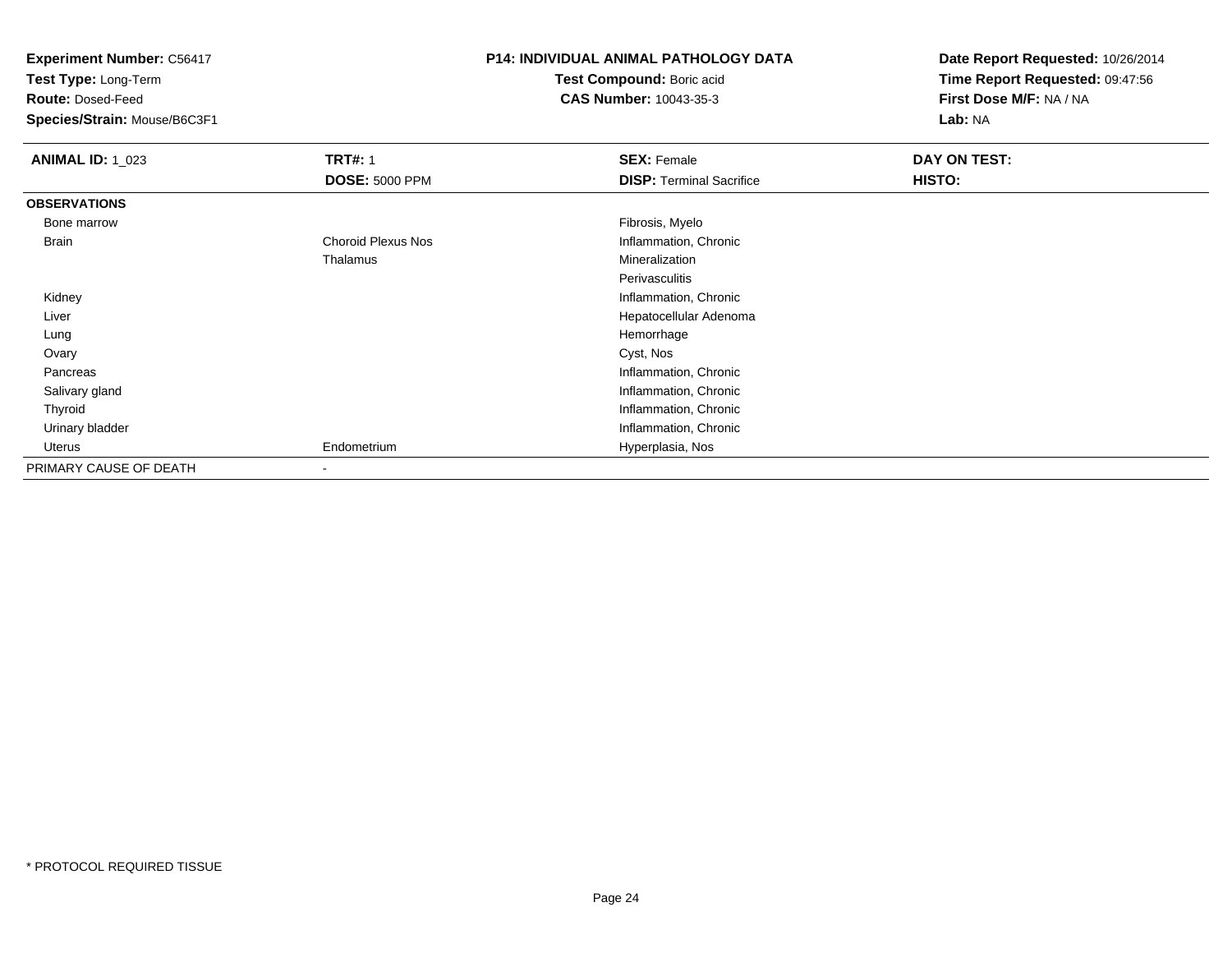**Experiment Number:** C56417
**Test Type:** Long-Term
**Route:** Dosed-Feed
**Species/Strain:** Mouse/B6C3F1

**P14: INDIVIDUAL ANIMAL PATHOLOGY DATA**
**Test Compound:** Boric acid
**CAS Number:** 10043-35-3

**Date Report Requested:** 10/26/2014
**Time Report Requested:** 09:47:56
**First Dose M/F:** NA / NA
**Lab:** NA

| **ANIMAL ID:** 1_023 | **TRT#:** 1 | **SEX:** Female | **DAY ON TEST:** |
|---|---|---|---|
| | **DOSE:** 5000 PPM | **DISP:** Terminal Sacrifice | **HISTO:** |
| **OBSERVATIONS** | | | |
| Bone marrow | | Fibrosis, Myelo | |
| Brain | Choroid Plexus Nos | Inflammation, Chronic | |
| | Thalamus | Mineralization | |
| | | Perivasculitis | |
| Kidney | | Inflammation, Chronic | |
| Liver | | Hepatocellular Adenoma | |
| Lung | | Hemorrhage | |
| Ovary | | Cyst, Nos | |
| Pancreas | | Inflammation, Chronic | |
| Salivary gland | | Inflammation, Chronic | |
| Thyroid | | Inflammation, Chronic | |
| Urinary bladder | | Inflammation, Chronic | |
| Uterus | Endometrium | Hyperplasia, Nos | |
| PRIMARY CAUSE OF DEATH | - | | |

* PROTOCOL REQUIRED TISSUE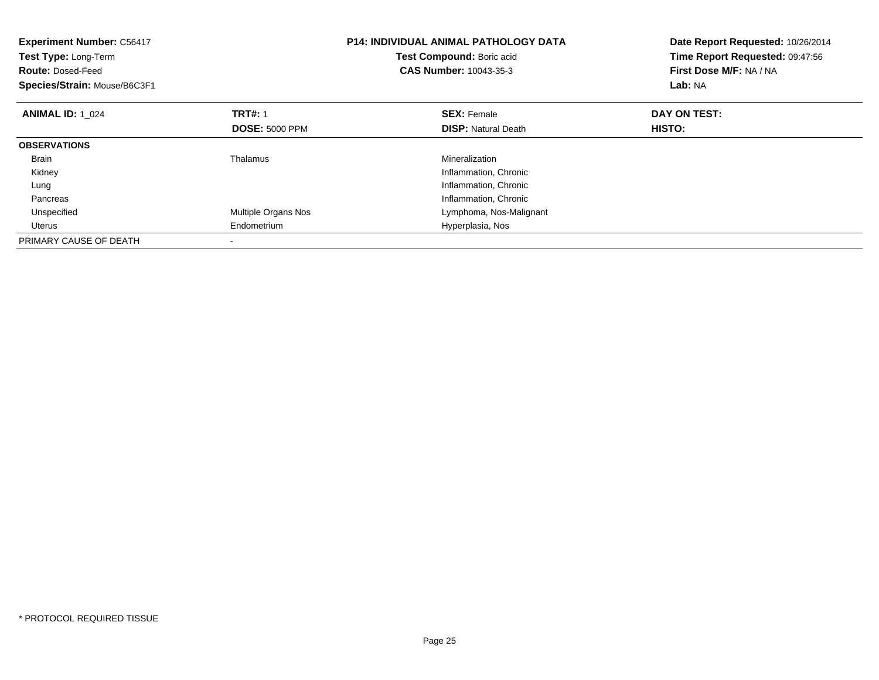**Experiment Number:** C56417
**Test Type:** Long-Term
**Route:** Dosed-Feed
**Species/Strain:** Mouse/B6C3F1

**P14: INDIVIDUAL ANIMAL PATHOLOGY DATA**
**Test Compound:** Boric acid
**CAS Number:** 10043-35-3

**Date Report Requested:** 10/26/2014
**Time Report Requested:** 09:47:56
**First Dose M/F:** NA / NA
**Lab:** NA

| **ANIMAL ID:** 1_024 | **TRT#:** 1 | **SEX:** Female | **DAY ON TEST:** |
|---|---|---|---|
| | **DOSE:** 5000 PPM | **DISP:** Natural Death | **HISTO:** |
| **OBSERVATIONS** | | | |
| Brain | Thalamus | Mineralization | |
| Kidney | | Inflammation, Chronic | |
| Lung | | Inflammation, Chronic | |
| Pancreas | | Inflammation, Chronic | |
| Unspecified | Multiple Organs Nos | Lymphoma, Nos-Malignant | |
| Uterus | Endometrium | Hyperplasia, Nos | |
| PRIMARY CAUSE OF DEATH | - | | |

* PROTOCOL REQUIRED TISSUE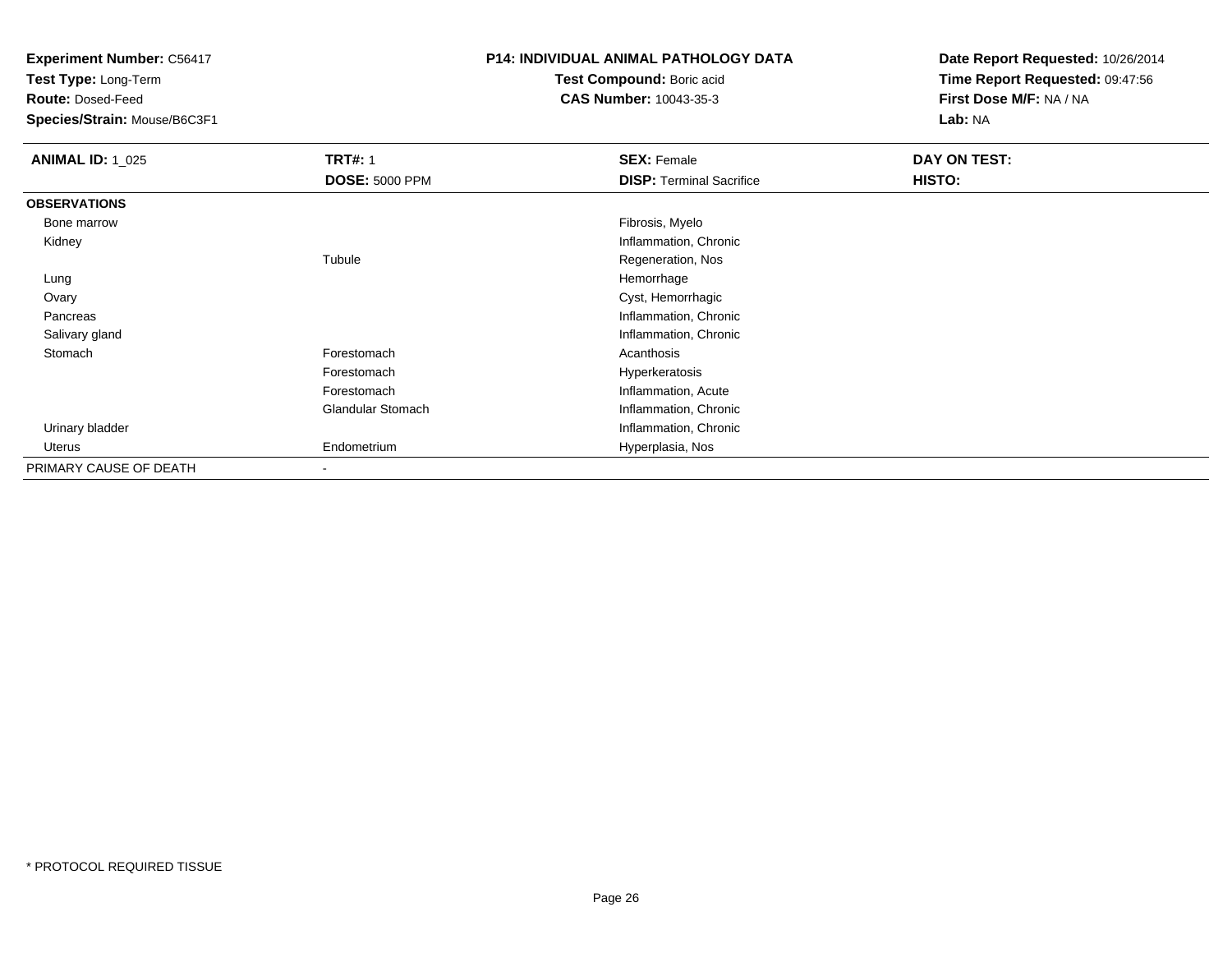**Experiment Number:** C56417
**Test Type:** Long-Term
**Route:** Dosed-Feed
**Species/Strain:** Mouse/B6C3F1

**P14: INDIVIDUAL ANIMAL PATHOLOGY DATA**
**Test Compound:** Boric acid
**CAS Number:** 10043-35-3

**Date Report Requested:** 10/26/2014
**Time Report Requested:** 09:47:56
**First Dose M/F:** NA / NA
**Lab:** NA

| **ANIMAL ID:** 1_025 | **TRT#:** 1 | **SEX:** Female | **DAY ON TEST:** |
|---|---|---|---|
| | **DOSE:** 5000 PPM | **DISP:** Terminal Sacrifice | **HISTO:** |
| **OBSERVATIONS** | | | |
| Bone marrow | | Fibrosis, Myelo | |
| Kidney | | Inflammation, Chronic | |
| | Tubule | Regeneration, Nos | |
| Lung | | Hemorrhage | |
| Ovary | | Cyst, Hemorrhagic | |
| Pancreas | | Inflammation, Chronic | |
| Salivary gland | | Inflammation, Chronic | |
| Stomach | Forestomach | Acanthosis | |
| | Forestomach | Hyperkeratosis | |
| | Forestomach | Inflammation, Acute | |
| | Glandular Stomach | Inflammation, Chronic | |
| Urinary bladder | | Inflammation, Chronic | |
| Uterus | Endometrium | Hyperplasia, Nos | |
| PRIMARY CAUSE OF DEATH | - | | |

* PROTOCOL REQUIRED TISSUE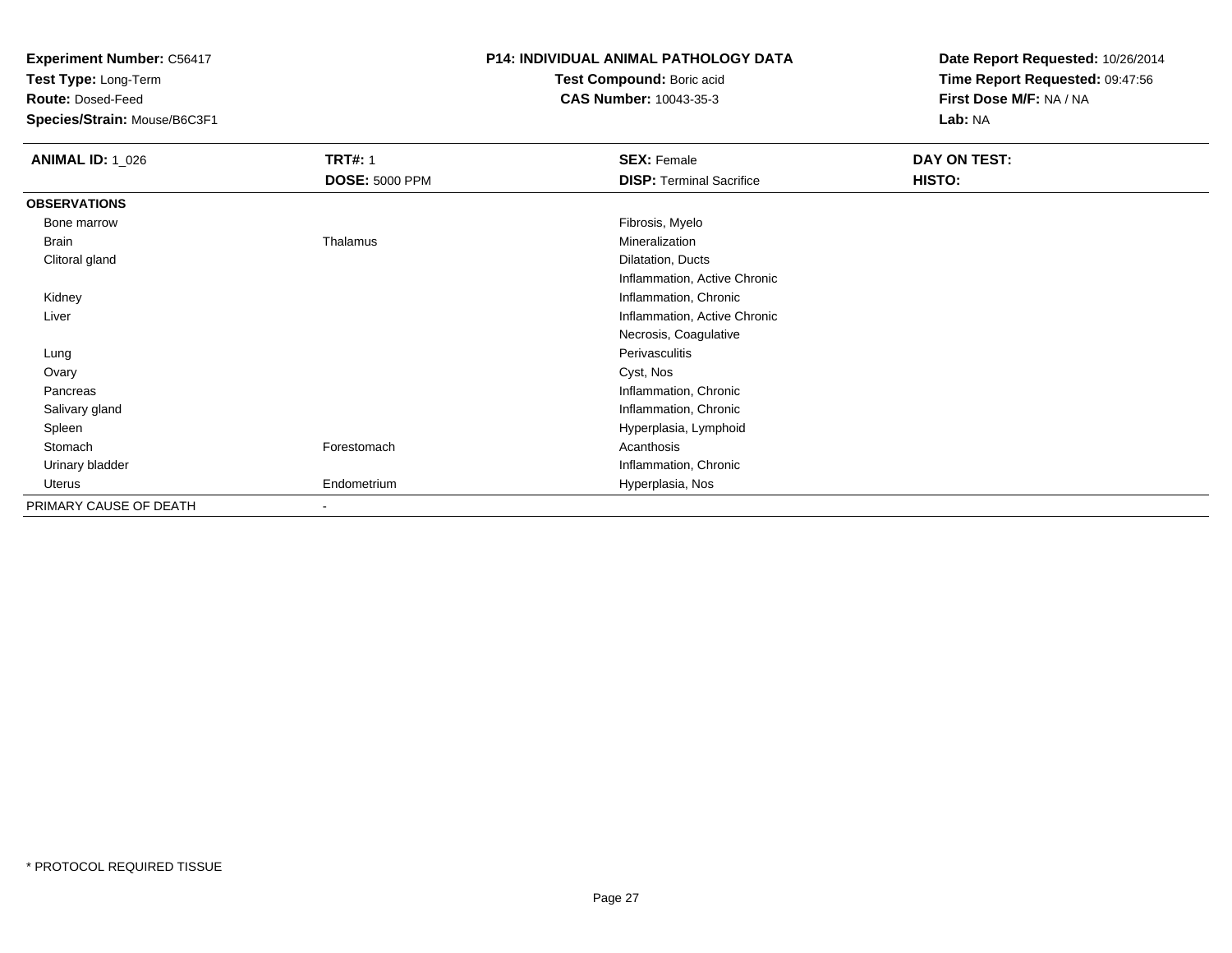**Experiment Number:** C56417
**Test Type:** Long-Term
**Route:** Dosed-Feed
**Species/Strain:** Mouse/B6C3F1

**P14: INDIVIDUAL ANIMAL PATHOLOGY DATA**
**Test Compound:** Boric acid
**CAS Number:** 10043-35-3

**Date Report Requested:** 10/26/2014
**Time Report Requested:** 09:47:56
**First Dose M/F:** NA / NA
**Lab:** NA

| **ANIMAL ID:** 1_026 | **TRT#:** 1<br>**DOSE:** 5000 PPM | **SEX:** Female<br>**DISP:** Terminal Sacrifice | **DAY ON TEST:**<br>**HISTO:** |
|---|---|---|---|
| **OBSERVATIONS** | | | |
| Bone marrow | | Fibrosis, Myelo | |
| Brain | Thalamus | Mineralization | |
| Clitoral gland | | Dilatation, Ducts | |
| | | Inflammation, Active Chronic | |
| Kidney | | Inflammation, Chronic | |
| Liver | | Inflammation, Active Chronic | |
| | | Necrosis, Coagulative | |
| Lung | | Perivasculitis | |
| Ovary | | Cyst, Nos | |
| Pancreas | | Inflammation, Chronic | |
| Salivary gland | | Inflammation, Chronic | |
| Spleen | | Hyperplasia, Lymphoid | |
| Stomach | Forestomach | Acanthosis | |
| Urinary bladder | | Inflammation, Chronic | |
| Uterus | Endometrium | Hyperplasia, Nos | |
| PRIMARY CAUSE OF DEATH | - | | |

\* PROTOCOL REQUIRED TISSUE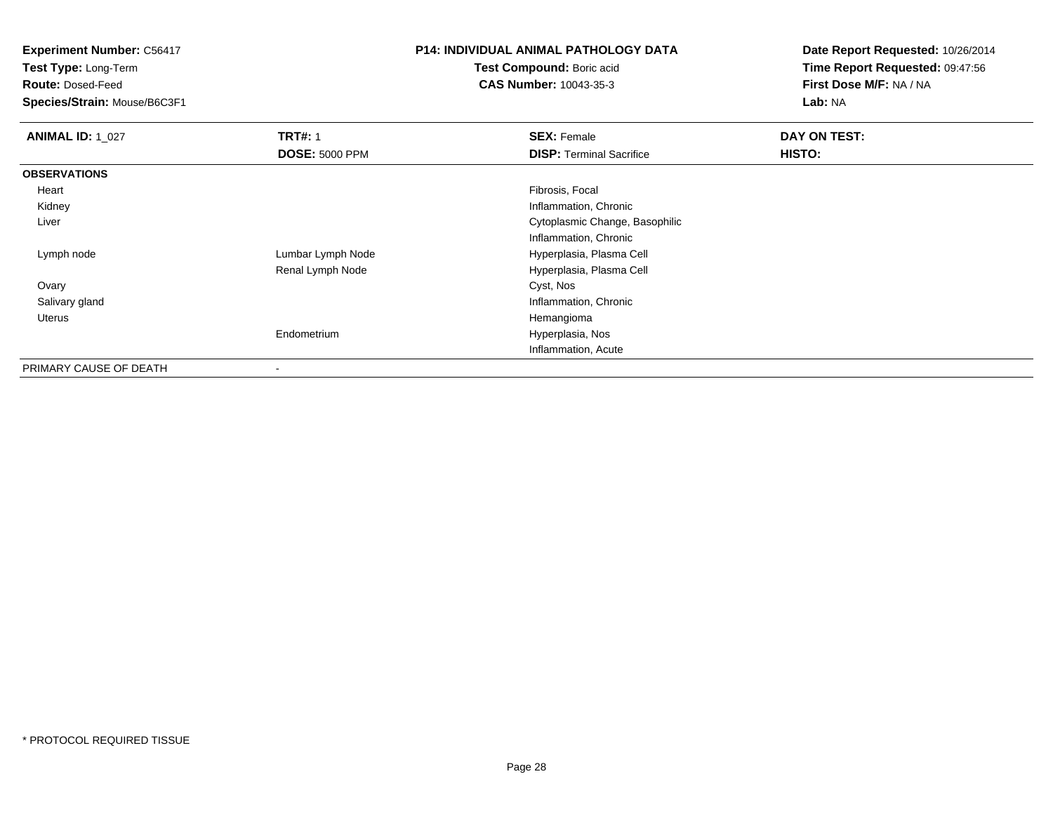**Experiment Number:** C56417
**Test Type:** Long-Term
**Route:** Dosed-Feed
**Species/Strain:** Mouse/B6C3F1

**P14: INDIVIDUAL ANIMAL PATHOLOGY DATA**
**Test Compound:** Boric acid
**CAS Number:** 10043-35-3

**Date Report Requested:** 10/26/2014
**Time Report Requested:** 09:47:56
**First Dose M/F:** NA / NA
**Lab:** NA

| **ANIMAL ID:** 1_027 | **TRT#:** 1 | **SEX:** Female | **DAY ON TEST:** |
|---|---|---|---|
| | **DOSE:** 5000 PPM | **DISP:** Terminal Sacrifice | **HISTO:** |
| **OBSERVATIONS** | | | |
| Heart | | Fibrosis, Focal | |
| Kidney | | Inflammation, Chronic | |
| Liver | | Cytoplasmic Change, Basophilic | |
| | | Inflammation, Chronic | |
| Lymph node | Lumbar Lymph Node | Hyperplasia, Plasma Cell | |
| | Renal Lymph Node | Hyperplasia, Plasma Cell | |
| Ovary | | Cyst, Nos | |
| Salivary gland | | Inflammation, Chronic | |
| Uterus | | Hemangioma | |
| | Endometrium | Hyperplasia, Nos | |
| | | Inflammation, Acute | |
| PRIMARY CAUSE OF DEATH | - | | |

* PROTOCOL REQUIRED TISSUE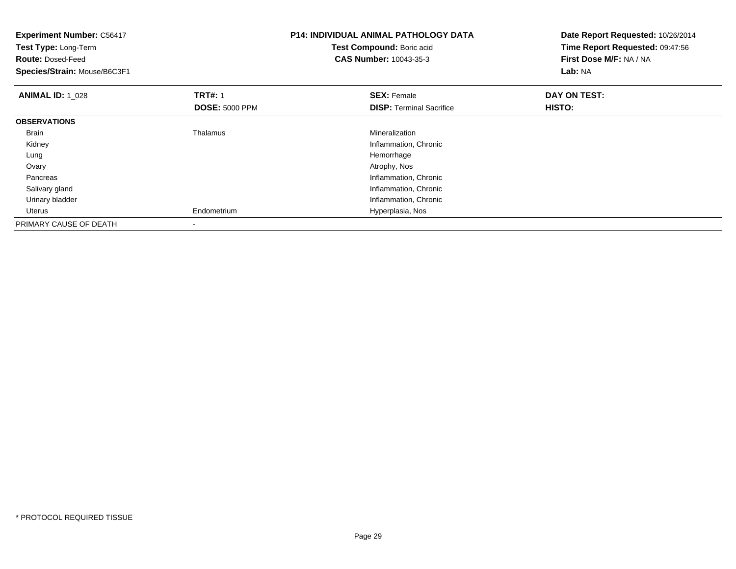**Experiment Number:** C56417
**Test Type:** Long-Term
**Route:** Dosed-Feed
**Species/Strain:** Mouse/B6C3F1

**P14: INDIVIDUAL ANIMAL PATHOLOGY DATA**
**Test Compound:** Boric acid
**CAS Number:** 10043-35-3

**Date Report Requested:** 10/26/2014
**Time Report Requested:** 09:47:56
**First Dose M/F:** NA / NA
**Lab:** NA

| **ANIMAL ID:** 1_028 | **TRT#:** 1 | **SEX:** Female | **DAY ON TEST:** |
|---|---|---|---|
| | **DOSE:** 5000 PPM | **DISP:** Terminal Sacrifice | **HISTO:** |
| **OBSERVATIONS** | | | |
| Brain | Thalamus | Mineralization | |
| Kidney | | Inflammation, Chronic | |
| Lung | | Hemorrhage | |
| Ovary | | Atrophy, Nos | |
| Pancreas | | Inflammation, Chronic | |
| Salivary gland | | Inflammation, Chronic | |
| Urinary bladder | | Inflammation, Chronic | |
| Uterus | Endometrium | Hyperplasia, Nos | |
| PRIMARY CAUSE OF DEATH | - | | |

* PROTOCOL REQUIRED TISSUE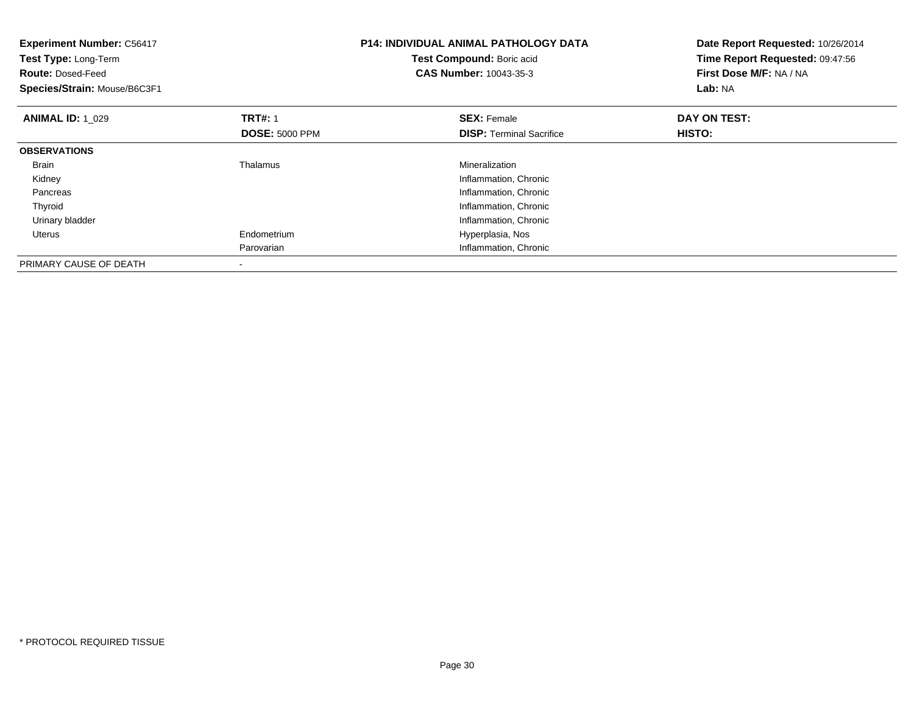**Experiment Number:** C56417
**Test Type:** Long-Term
**Route:** Dosed-Feed
**Species/Strain:** Mouse/B6C3F1

**P14: INDIVIDUAL ANIMAL PATHOLOGY DATA**
**Test Compound:** Boric acid
**CAS Number:** 10043-35-3

**Date Report Requested:** 10/26/2014
**Time Report Requested:** 09:47:56
**First Dose M/F:** NA / NA
**Lab:** NA

| **ANIMAL ID:** 1_029 | **TRT#:** 1 | **SEX:** Female | **DAY ON TEST:** |
|---|---|---|---|
| | **DOSE:** 5000 PPM | **DISP:** Terminal Sacrifice | **HISTO:** |
| **OBSERVATIONS** | | | |
| Brain | Thalamus | Mineralization | |
| Kidney | | Inflammation, Chronic | |
| Pancreas | | Inflammation, Chronic | |
| Thyroid | | Inflammation, Chronic | |
| Urinary bladder | | Inflammation, Chronic | |
| Uterus | Endometrium | Hyperplasia, Nos | |
| | Parovarian | Inflammation, Chronic | |
| PRIMARY CAUSE OF DEATH | - | | |

* PROTOCOL REQUIRED TISSUE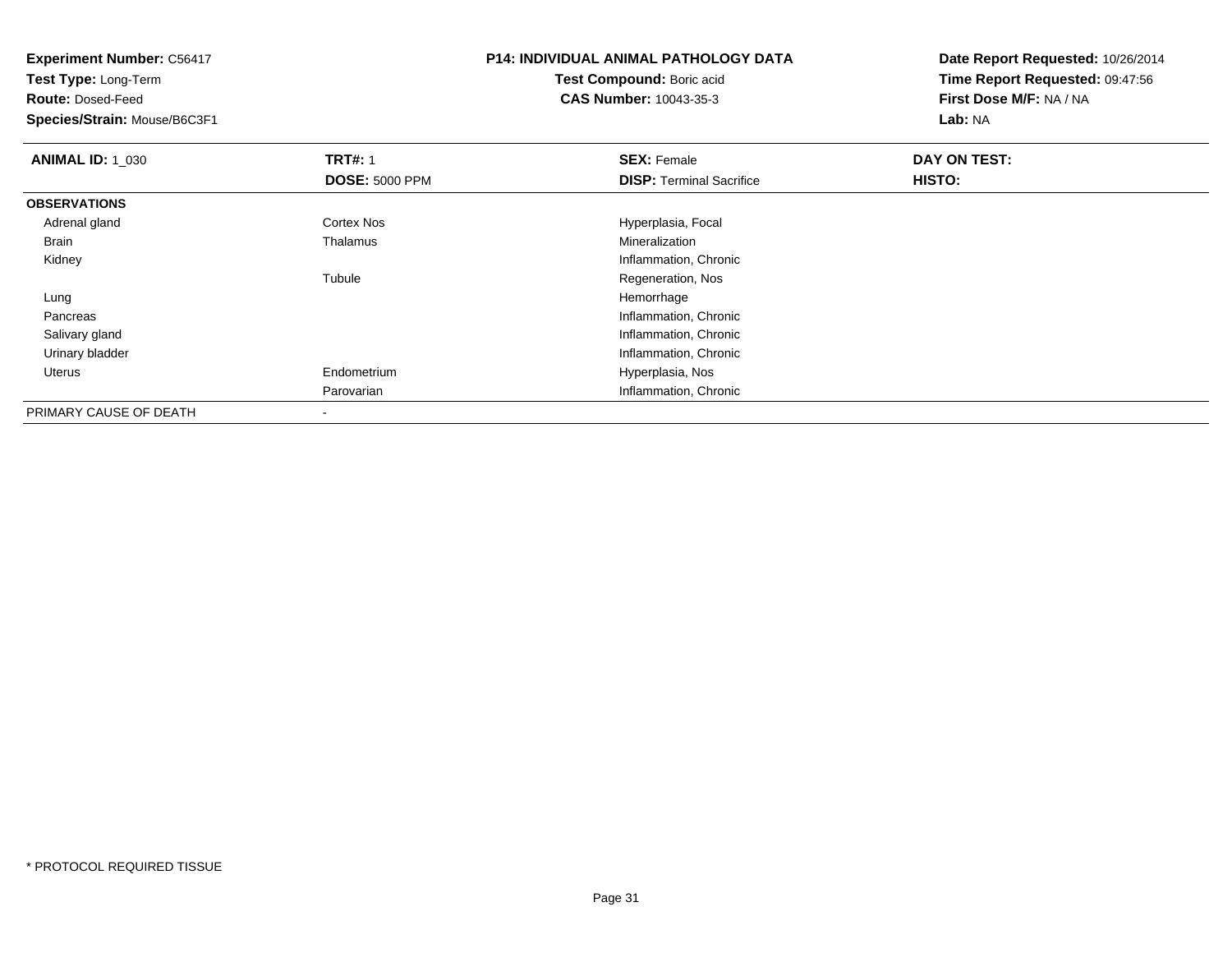**Experiment Number:** C56417
**Test Type:** Long-Term
**Route:** Dosed-Feed
**Species/Strain:** Mouse/B6C3F1

**P14: INDIVIDUAL ANIMAL PATHOLOGY DATA**
**Test Compound:** Boric acid
**CAS Number:** 10043-35-3

**Date Report Requested:** 10/26/2014
**Time Report Requested:** 09:47:56
**First Dose M/F:** NA / NA
**Lab:** NA

| **ANIMAL ID:** 1_030 | **TRT#:** 1 | **SEX:** Female | **DAY ON TEST:** |
|---|---|---|---|
| | **DOSE:** 5000 PPM | **DISP:** Terminal Sacrifice | **HISTO:** |
| **OBSERVATIONS** | | | |
| Adrenal gland | Cortex Nos | Hyperplasia, Focal | |
| Brain | Thalamus | Mineralization | |
| Kidney | | Inflammation, Chronic | |
| | Tubule | Regeneration, Nos | |
| Lung | | Hemorrhage | |
| Pancreas | | Inflammation, Chronic | |
| Salivary gland | | Inflammation, Chronic | |
| Urinary bladder | | Inflammation, Chronic | |
| Uterus | Endometrium | Hyperplasia, Nos | |
| | Parovarian | Inflammation, Chronic | |
| PRIMARY CAUSE OF DEATH | - | | |

* PROTOCOL REQUIRED TISSUE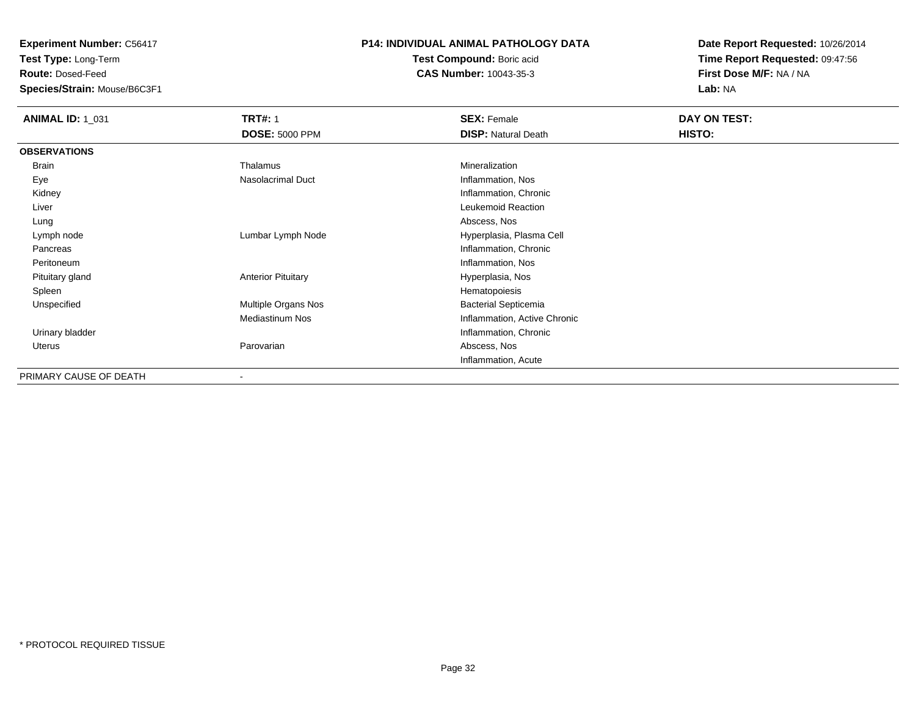**Experiment Number:** C56417
**Test Type:** Long-Term
**Route:** Dosed-Feed
**Species/Strain:** Mouse/B6C3F1

**P14: INDIVIDUAL ANIMAL PATHOLOGY DATA**
**Test Compound:** Boric acid
**CAS Number:** 10043-35-3

**Date Report Requested:** 10/26/2014
**Time Report Requested:** 09:47:56
**First Dose M/F:** NA / NA
**Lab:** NA

| **ANIMAL ID:** 1_031 | **TRT#:** 1 | **SEX:** Female | **DAY ON TEST:** |
|---|---|---|---|
| | **DOSE:** 5000 PPM | **DISP:** Natural Death | **HISTO:** |
| **OBSERVATIONS** | | | |
| Brain | Thalamus | Mineralization | |
| Eye | Nasolacrimal Duct | Inflammation, Nos | |
| Kidney | | Inflammation, Chronic | |
| Liver | | Leukemoid Reaction | |
| Lung | | Abscess, Nos | |
| Lymph node | Lumbar Lymph Node | Hyperplasia, Plasma Cell | |
| Pancreas | | Inflammation, Chronic | |
| Peritoneum | | Inflammation, Nos | |
| Pituitary gland | Anterior Pituitary | Hyperplasia, Nos | |
| Spleen | | Hematopoiesis | |
| Unspecified | Multiple Organs Nos | Bacterial Septicemia | |
| | Mediastinum Nos | Inflammation, Active Chronic | |
| Urinary bladder | | Inflammation, Chronic | |
| Uterus | Parovarian | Abscess, Nos | |
| | | Inflammation, Acute | |
| PRIMARY CAUSE OF DEATH | - | | |

* PROTOCOL REQUIRED TISSUE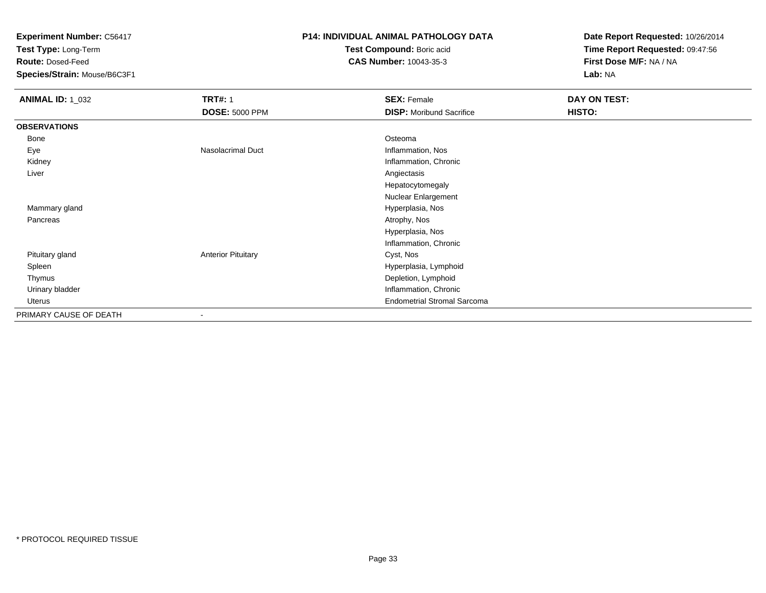**Experiment Number:** C56417
**Test Type:** Long-Term
**Route:** Dosed-Feed
**Species/Strain:** Mouse/B6C3F1

**P14: INDIVIDUAL ANIMAL PATHOLOGY DATA**
**Test Compound:** Boric acid
**CAS Number:** 10043-35-3

**Date Report Requested:** 10/26/2014
**Time Report Requested:** 09:47:56
**First Dose M/F:** NA / NA
**Lab:** NA

| **ANIMAL ID:** 1_032 | **TRT#:** 1 | **SEX:** Female | **DAY ON TEST:** |
|---|---|---|---|
| | **DOSE:** 5000 PPM | **DISP:** Moribund Sacrifice | **HISTO:** |
| **OBSERVATIONS** | | | |
| Bone | | Osteoma | |
| Eye | Nasolacrimal Duct | Inflammation, Nos | |
| Kidney | | Inflammation, Chronic | |
| Liver | | Angiectasis | |
| | | Hepatocytomegaly | |
| | | Nuclear Enlargement | |
| Mammary gland | | Hyperplasia, Nos | |
| Pancreas | | Atrophy, Nos | |
| | | Hyperplasia, Nos | |
| | | Inflammation, Chronic | |
| Pituitary gland | Anterior Pituitary | Cyst, Nos | |
| Spleen | | Hyperplasia, Lymphoid | |
| Thymus | | Depletion, Lymphoid | |
| Urinary bladder | | Inflammation, Chronic | |
| Uterus | | Endometrial Stromal Sarcoma | |
| PRIMARY CAUSE OF DEATH | - | | |

* PROTOCOL REQUIRED TISSUE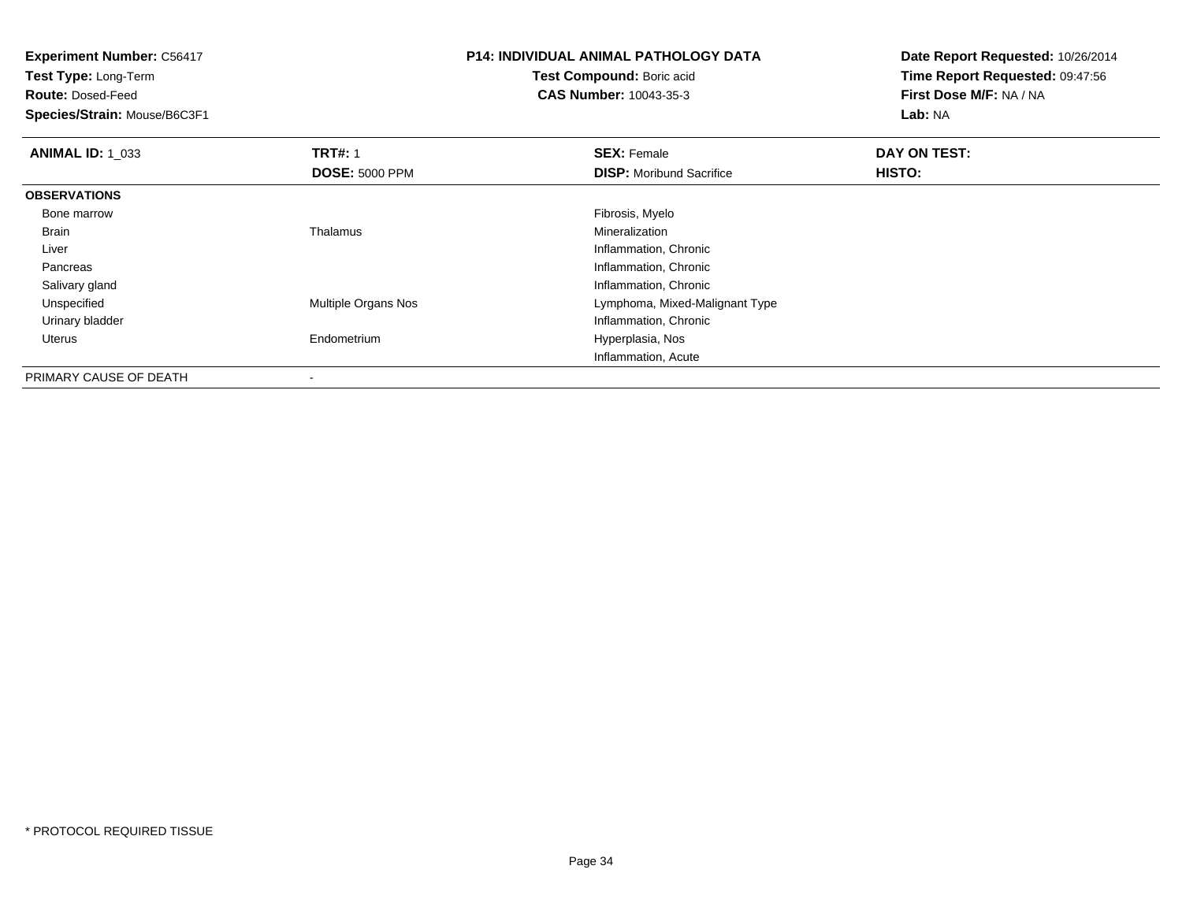**Experiment Number:** C56417
**Test Type:** Long-Term
**Route:** Dosed-Feed
**Species/Strain:** Mouse/B6C3F1

**P14: INDIVIDUAL ANIMAL PATHOLOGY DATA**
**Test Compound:** Boric acid
**CAS Number:** 10043-35-3

**Date Report Requested:** 10/26/2014
**Time Report Requested:** 09:47:56
**First Dose M/F:** NA / NA
**Lab:** NA

| **ANIMAL ID:** 1_033 | **TRT#:** 1 | **SEX:** Female | **DAY ON TEST:** |
|---|---|---|---|
| | **DOSE:** 5000 PPM | **DISP:** Moribund Sacrifice | **HISTO:** |
| **OBSERVATIONS** | | | |
| Bone marrow | | Fibrosis, Myelo | |
| Brain | Thalamus | Mineralization | |
| Liver | | Inflammation, Chronic | |
| Pancreas | | Inflammation, Chronic | |
| Salivary gland | | Inflammation, Chronic | |
| Unspecified | Multiple Organs Nos | Lymphoma, Mixed-Malignant Type | |
| Urinary bladder | | Inflammation, Chronic | |
| Uterus | Endometrium | Hyperplasia, Nos | |
| | | Inflammation, Acute | |
| PRIMARY CAUSE OF DEATH | - | | |

* PROTOCOL REQUIRED TISSUE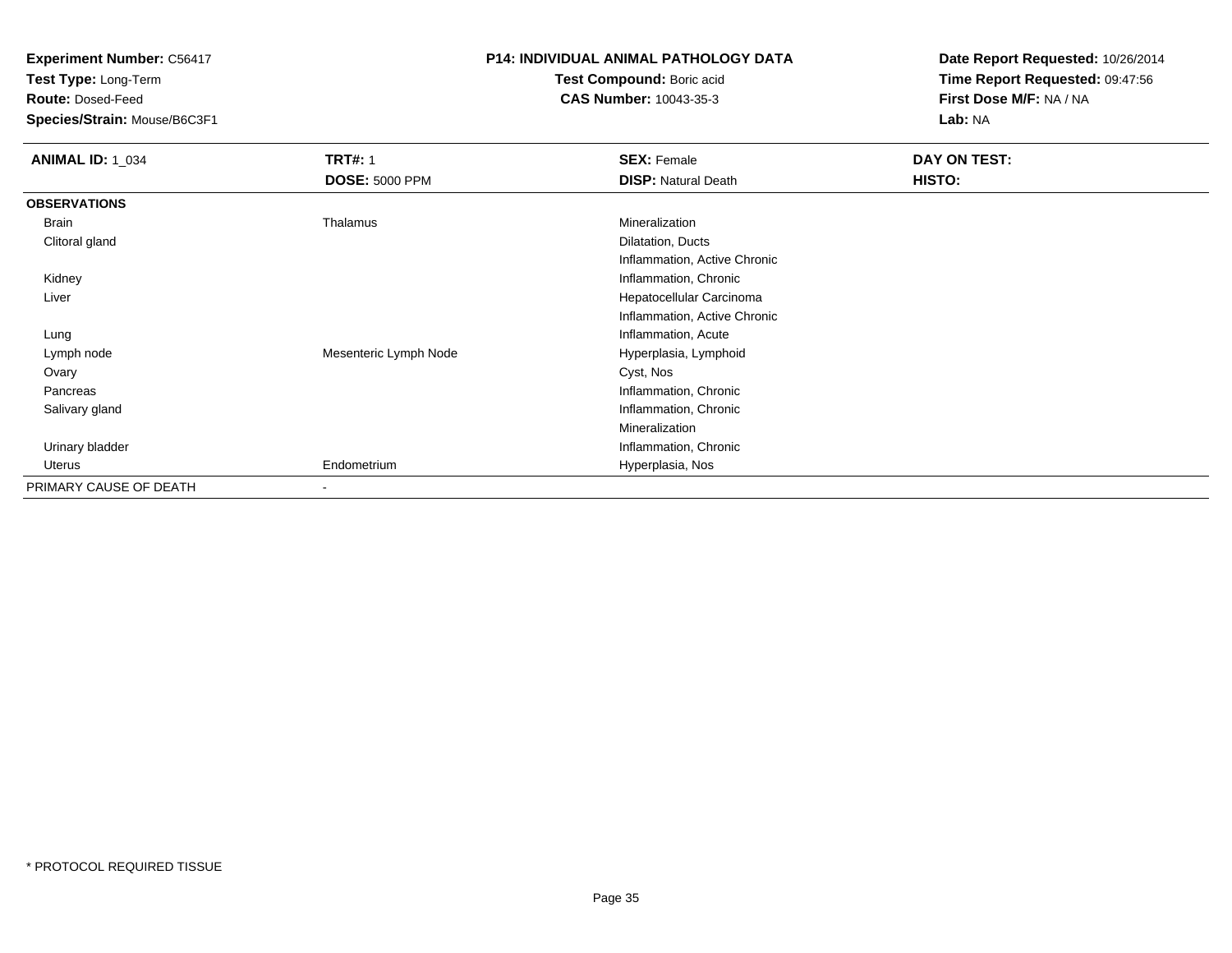**Experiment Number:** C56417
**Test Type:** Long-Term
**Route:** Dosed-Feed
**Species/Strain:** Mouse/B6C3F1

**P14: INDIVIDUAL ANIMAL PATHOLOGY DATA**
**Test Compound:** Boric acid
**CAS Number:** 10043-35-3

**Date Report Requested:** 10/26/2014
**Time Report Requested:** 09:47:56
**First Dose M/F:** NA / NA
**Lab:** NA

| **ANIMAL ID:** 1_034 | **TRT#:** 1 | **SEX:** Female | **DAY ON TEST:** |
|---|---|---|---|
| | **DOSE:** 5000 PPM | **DISP:** Natural Death | **HISTO:** |
| **OBSERVATIONS** | | | |
| Brain | Thalamus | Mineralization | |
| Clitoral gland | | Dilatation, Ducts | |
| | | Inflammation, Active Chronic | |
| Kidney | | Inflammation, Chronic | |
| Liver | | Hepatocellular Carcinoma | |
| | | Inflammation, Active Chronic | |
| Lung | | Inflammation, Acute | |
| Lymph node | Mesenteric Lymph Node | Hyperplasia, Lymphoid | |
| Ovary | | Cyst, Nos | |
| Pancreas | | Inflammation, Chronic | |
| Salivary gland | | Inflammation, Chronic | |
| | | Mineralization | |
| Urinary bladder | | Inflammation, Chronic | |
| Uterus | Endometrium | Hyperplasia, Nos | |
| PRIMARY CAUSE OF DEATH | - | | |

* PROTOCOL REQUIRED TISSUE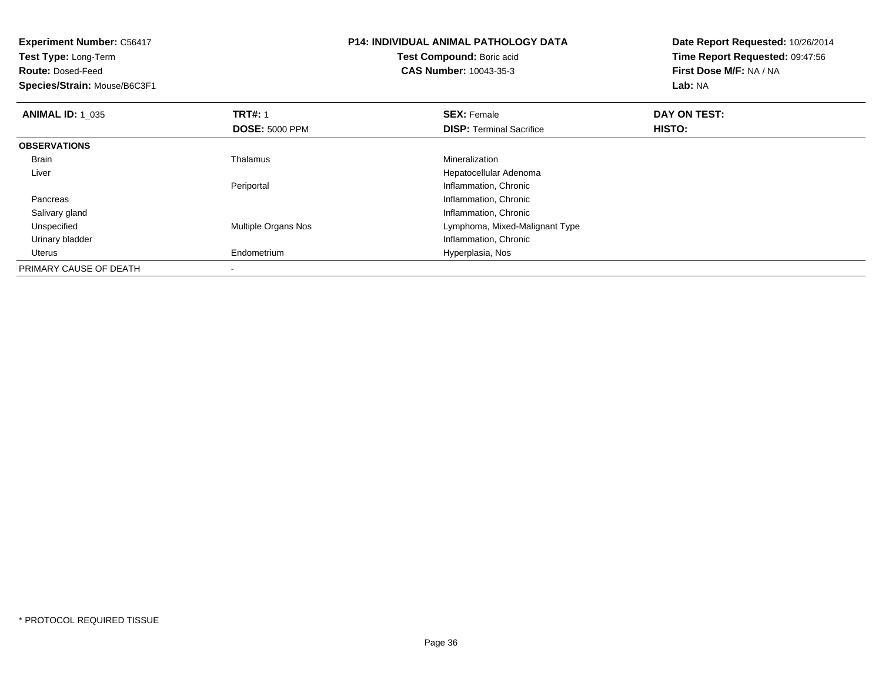**Experiment Number:** C56417
**Test Type:** Long-Term
**Route:** Dosed-Feed
**Species/Strain:** Mouse/B6C3F1

**P14: INDIVIDUAL ANIMAL PATHOLOGY DATA**
**Test Compound:** Boric acid
**CAS Number:** 10043-35-3

**Date Report Requested:** 10/26/2014
**Time Report Requested:** 09:47:56
**First Dose M/F:** NA / NA
**Lab:** NA

| **ANIMAL ID:** 1_035 | **TRT#:** 1 | **SEX:** Female | **DAY ON TEST:** |
|---|---|---|---|
| | **DOSE:** 5000 PPM | **DISP:** Terminal Sacrifice | **HISTO:** |
| **OBSERVATIONS** | | | |
| Brain | Thalamus | Mineralization | |
| Liver | | Hepatocellular Adenoma | |
| | Periportal | Inflammation, Chronic | |
| Pancreas | | Inflammation, Chronic | |
| Salivary gland | | Inflammation, Chronic | |
| Unspecified | Multiple Organs Nos | Lymphoma, Mixed-Malignant Type | |
| Urinary bladder | | Inflammation, Chronic | |
| Uterus | Endometrium | Hyperplasia, Nos | |
| PRIMARY CAUSE OF DEATH | - | | |

* PROTOCOL REQUIRED TISSUE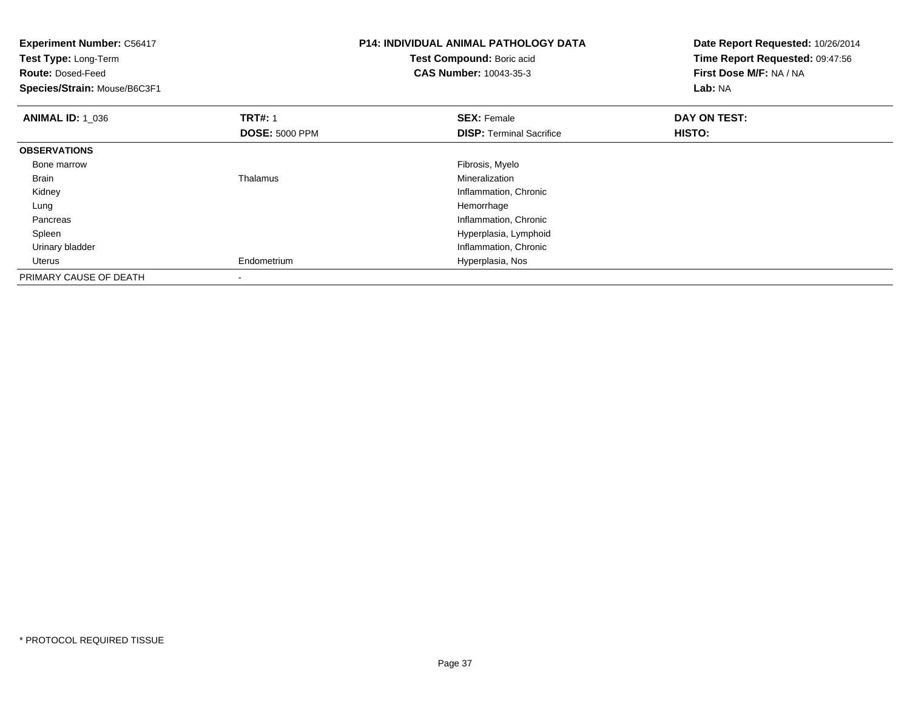**Experiment Number:** C56417
**Test Type:** Long-Term
**Route:** Dosed-Feed
**Species/Strain:** Mouse/B6C3F1

**P14: INDIVIDUAL ANIMAL PATHOLOGY DATA**
**Test Compound:** Boric acid
**CAS Number:** 10043-35-3

**Date Report Requested:** 10/26/2014
**Time Report Requested:** 09:47:56
**First Dose M/F:** NA / NA
**Lab:** NA

| **ANIMAL ID:** 1_036 | **TRT#:** 1 | **SEX:** Female | **DAY ON TEST:** |
|---|---|---|---|
| | **DOSE:** 5000 PPM | **DISP:** Terminal Sacrifice | **HISTO:** |
| **OBSERVATIONS** | | | |
| Bone marrow | | Fibrosis, Myelo | |
| Brain | Thalamus | Mineralization | |
| Kidney | | Inflammation, Chronic | |
| Lung | | Hemorrhage | |
| Pancreas | | Inflammation, Chronic | |
| Spleen | | Hyperplasia, Lymphoid | |
| Urinary bladder | | Inflammation, Chronic | |
| Uterus | Endometrium | Hyperplasia, Nos | |
| PRIMARY CAUSE OF DEATH | - | | |

* PROTOCOL REQUIRED TISSUE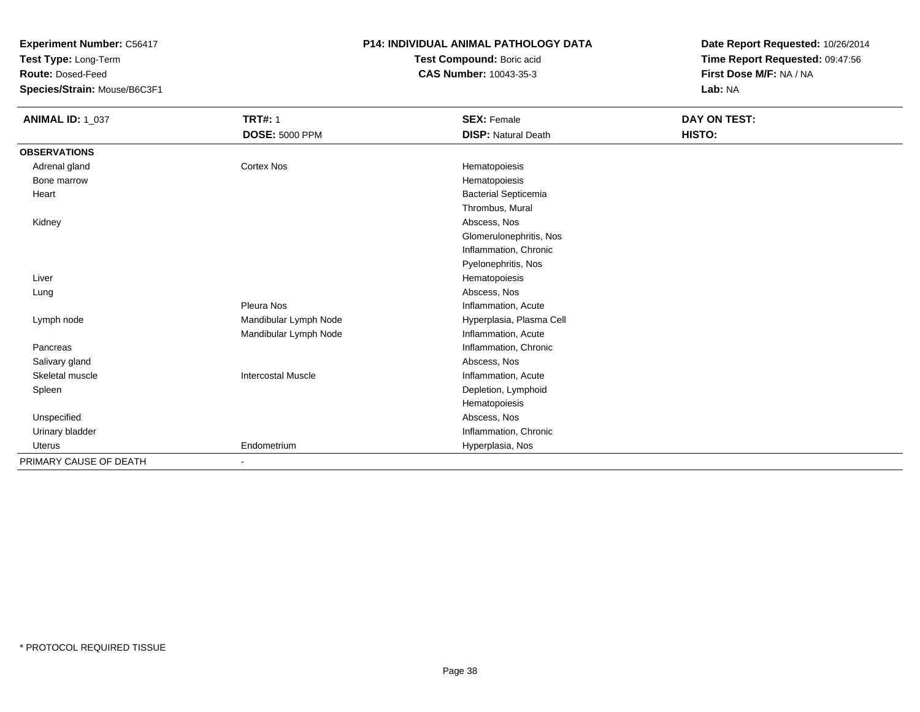**Experiment Number:** C56417
**Test Type:** Long-Term
**Route:** Dosed-Feed
**Species/Strain:** Mouse/B6C3F1

**P14: INDIVIDUAL ANIMAL PATHOLOGY DATA**
**Test Compound:** Boric acid
**CAS Number:** 10043-35-3

**Date Report Requested:** 10/26/2014
**Time Report Requested:** 09:47:56
**First Dose M/F:** NA / NA
**Lab:** NA

| **ANIMAL ID:** 1_037 | **TRT#:** 1 | **SEX:** Female | **DAY ON TEST:** |
|---|---|---|---|
| | **DOSE:** 5000 PPM | **DISP:** Natural Death | **HISTO:** |
| **OBSERVATIONS** | | | |
| Adrenal gland | Cortex Nos | Hematopoiesis | |
| Bone marrow | | Hematopoiesis | |
| Heart | | Bacterial Septicemia | |
| | | Thrombus, Mural | |
| Kidney | | Abscess, Nos | |
| | | Glomerulonephritis, Nos | |
| | | Inflammation, Chronic | |
| | | Pyelonephritis, Nos | |
| Liver | | Hematopoiesis | |
| Lung | | Abscess, Nos | |
| | Pleura Nos | Inflammation, Acute | |
| Lymph node | Mandibular Lymph Node | Hyperplasia, Plasma Cell | |
| | Mandibular Lymph Node | Inflammation, Acute | |
| Pancreas | | Inflammation, Chronic | |
| Salivary gland | | Abscess, Nos | |
| Skeletal muscle | Intercostal Muscle | Inflammation, Acute | |
| Spleen | | Depletion, Lymphoid | |
| | | Hematopoiesis | |
| Unspecified | | Abscess, Nos | |
| Urinary bladder | | Inflammation, Chronic | |
| Uterus | Endometrium | Hyperplasia, Nos | |
| PRIMARY CAUSE OF DEATH | - | | |

* PROTOCOL REQUIRED TISSUE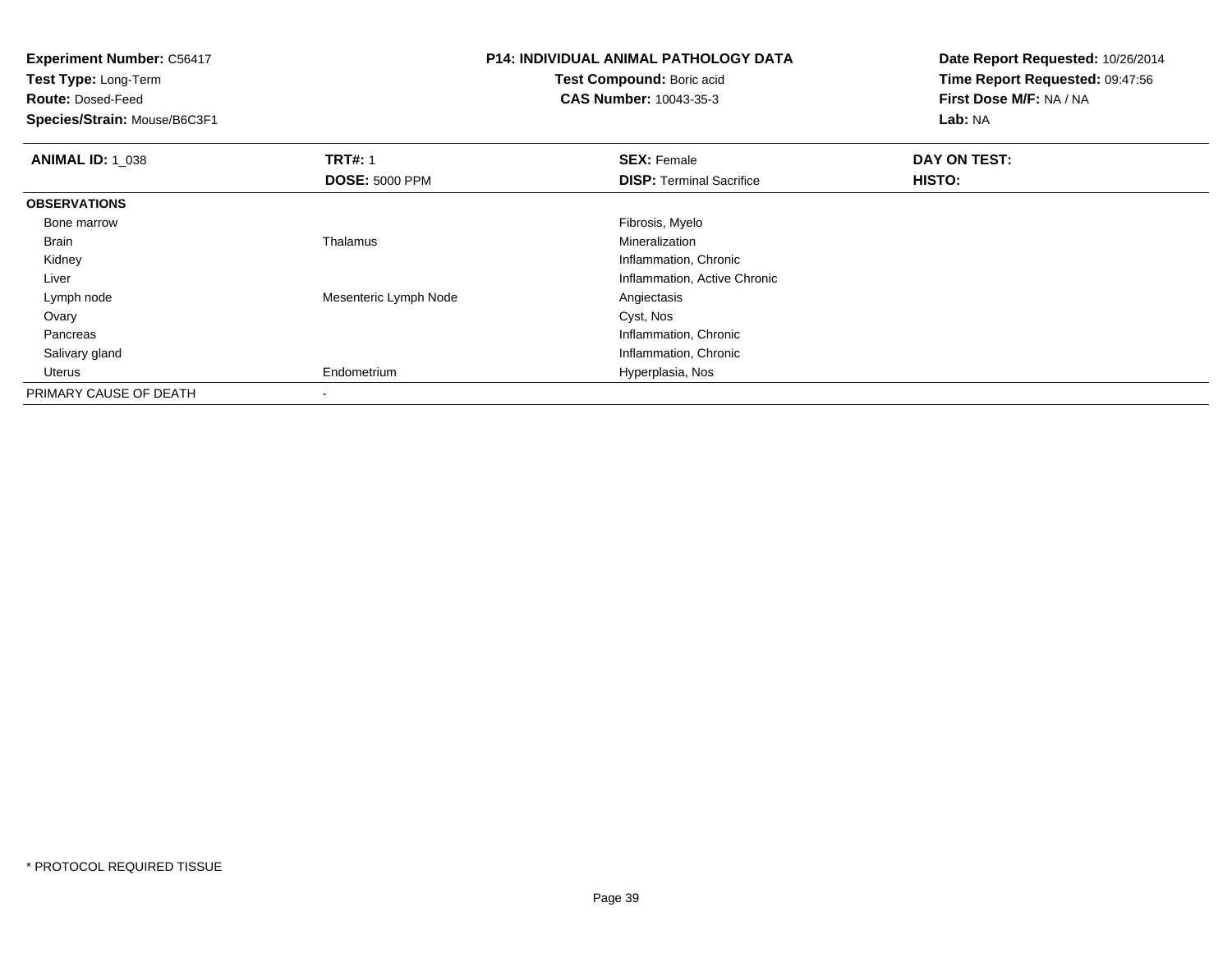**Experiment Number:** C56417
**Test Type:** Long-Term
**Route:** Dosed-Feed
**Species/Strain:** Mouse/B6C3F1

**P14: INDIVIDUAL ANIMAL PATHOLOGY DATA**
**Test Compound:** Boric acid
**CAS Number:** 10043-35-3

**Date Report Requested:** 10/26/2014
**Time Report Requested:** 09:47:56
**First Dose M/F:** NA / NA
**Lab:** NA

| **ANIMAL ID:** 1_038 | **TRT#:** 1 | **SEX:** Female | **DAY ON TEST:** |
|---|---|---|---|
| | **DOSE:** 5000 PPM | **DISP:** Terminal Sacrifice | **HISTO:** |
| **OBSERVATIONS** | | | |
| Bone marrow | | Fibrosis, Myelo | |
| Brain | Thalamus | Mineralization | |
| Kidney | | Inflammation, Chronic | |
| Liver | | Inflammation, Active Chronic | |
| Lymph node | Mesenteric Lymph Node | Angiectasis | |
| Ovary | | Cyst, Nos | |
| Pancreas | | Inflammation, Chronic | |
| Salivary gland | | Inflammation, Chronic | |
| Uterus | Endometrium | Hyperplasia, Nos | |
| PRIMARY CAUSE OF DEATH | - | | |

* PROTOCOL REQUIRED TISSUE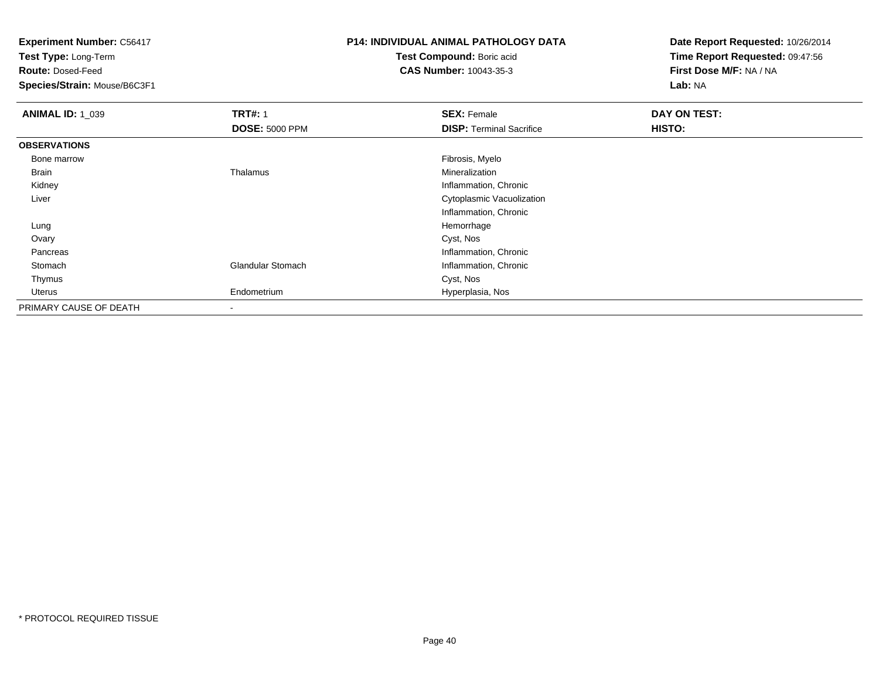**Experiment Number:** C56417
**Test Type:** Long-Term
**Route:** Dosed-Feed
**Species/Strain:** Mouse/B6C3F1

**P14: INDIVIDUAL ANIMAL PATHOLOGY DATA**
**Test Compound:** Boric acid
**CAS Number:** 10043-35-3

**Date Report Requested:** 10/26/2014
**Time Report Requested:** 09:47:56
**First Dose M/F:** NA / NA
**Lab:** NA

| **ANIMAL ID:** 1_039 | **TRT#:** 1 | **SEX:** Female | **DAY ON TEST:** |
|---|---|---|---|
| | **DOSE:** 5000 PPM | **DISP:** Terminal Sacrifice | **HISTO:** |
| **OBSERVATIONS** | | | |
| Bone marrow | | Fibrosis, Myelo | |
| Brain | Thalamus | Mineralization | |
| Kidney | | Inflammation, Chronic | |
| Liver | | Cytoplasmic Vacuolization | |
| | | Inflammation, Chronic | |
| Lung | | Hemorrhage | |
| Ovary | | Cyst, Nos | |
| Pancreas | | Inflammation, Chronic | |
| Stomach | Glandular Stomach | Inflammation, Chronic | |
| Thymus | | Cyst, Nos | |
| Uterus | Endometrium | Hyperplasia, Nos | |
| PRIMARY CAUSE OF DEATH | - | | |

* PROTOCOL REQUIRED TISSUE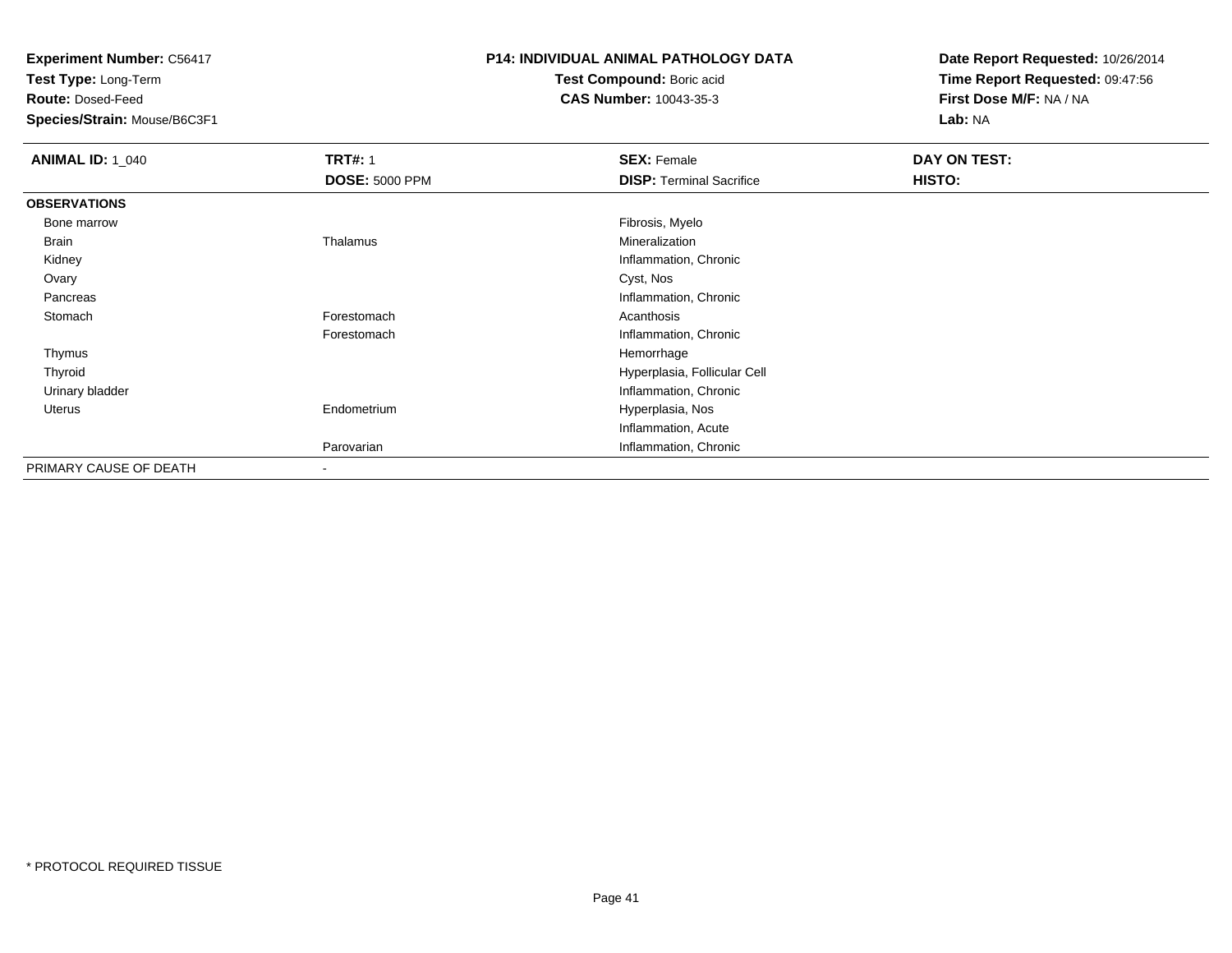**Experiment Number:** C56417
**Test Type:** Long-Term
**Route:** Dosed-Feed
**Species/Strain:** Mouse/B6C3F1

**P14: INDIVIDUAL ANIMAL PATHOLOGY DATA**
**Test Compound:** Boric acid
**CAS Number:** 10043-35-3

**Date Report Requested:** 10/26/2014
**Time Report Requested:** 09:47:56
**First Dose M/F:** NA / NA
**Lab:** NA

| **ANIMAL ID:** 1_040 | **TRT#:** 1 | **SEX:** Female | **DAY ON TEST:** |
|---|---|---|---|
| | **DOSE:** 5000 PPM | **DISP:** Terminal Sacrifice | **HISTO:** |
| **OBSERVATIONS** | | | |
| Bone marrow | | Fibrosis, Myelo | |
| Brain | Thalamus | Mineralization | |
| Kidney | | Inflammation, Chronic | |
| Ovary | | Cyst, Nos | |
| Pancreas | | Inflammation, Chronic | |
| Stomach | Forestomach | Acanthosis | |
| | Forestomach | Inflammation, Chronic | |
| Thymus | | Hemorrhage | |
| Thyroid | | Hyperplasia, Follicular Cell | |
| Urinary bladder | | Inflammation, Chronic | |
| Uterus | Endometrium | Hyperplasia, Nos | |
| | | Inflammation, Acute | |
| | Parovarian | Inflammation, Chronic | |
| PRIMARY CAUSE OF DEATH | - | | |

* PROTOCOL REQUIRED TISSUE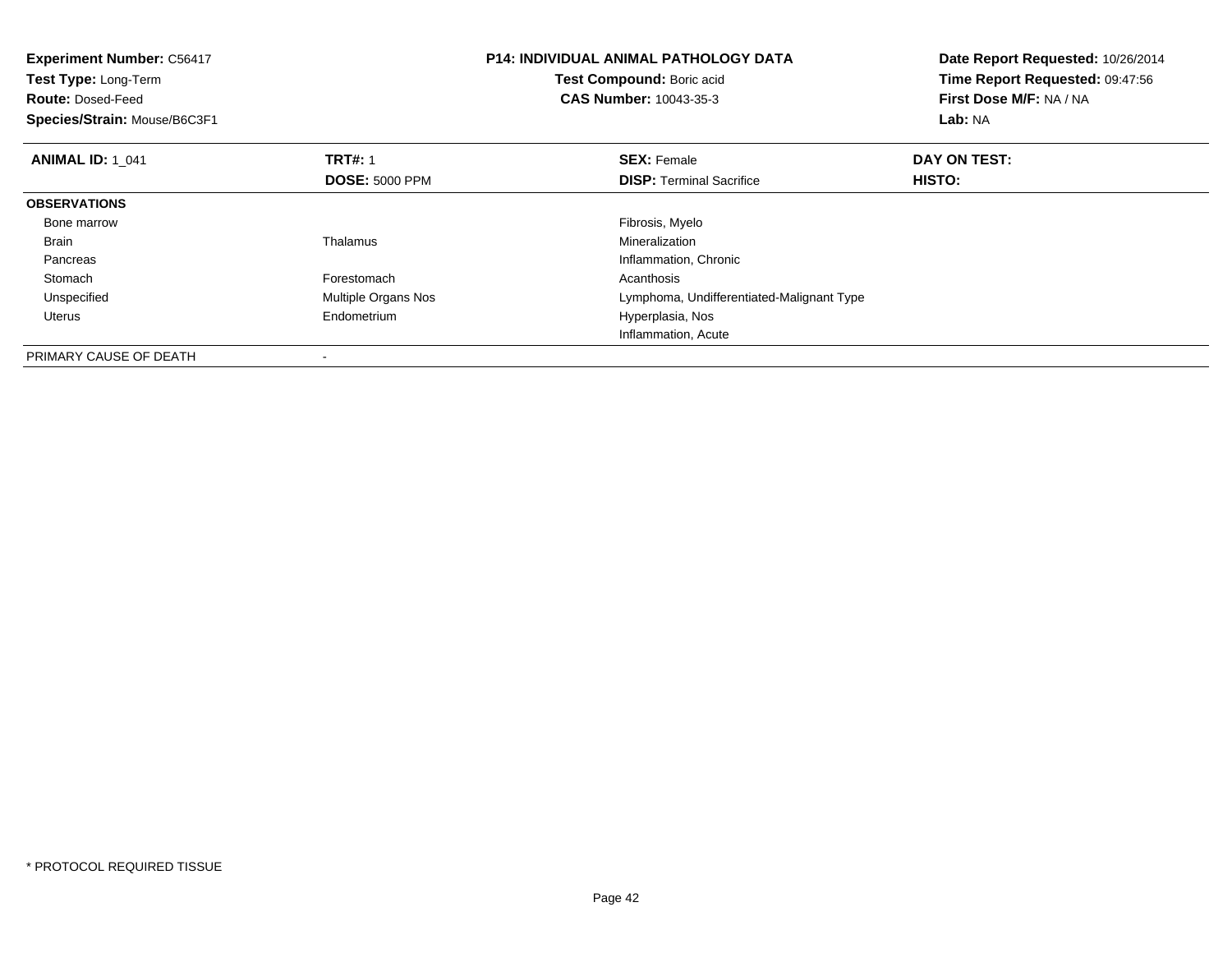**Experiment Number:** C56417
**Test Type:** Long-Term
**Route:** Dosed-Feed
**Species/Strain:** Mouse/B6C3F1

**P14: INDIVIDUAL ANIMAL PATHOLOGY DATA**
**Test Compound:** Boric acid
**CAS Number:** 10043-35-3

**Date Report Requested:** 10/26/2014
**Time Report Requested:** 09:47:56
**First Dose M/F:** NA / NA
**Lab:** NA

| **ANIMAL ID:** 1_041 | **TRT#:** 1 | **SEX:** Female | **DAY ON TEST:** |
|---|---|---|---|
| | **DOSE:** 5000 PPM | **DISP:** Terminal Sacrifice | **HISTO:** |
| **OBSERVATIONS** | | | |
| Bone marrow | | Fibrosis, Myelo | |
| Brain | Thalamus | Mineralization | |
| Pancreas | | Inflammation, Chronic | |
| Stomach | Forestomach | Acanthosis | |
| Unspecified | Multiple Organs Nos | Lymphoma, Undifferentiated-Malignant Type | |
| Uterus | Endometrium | Hyperplasia, Nos | |
| | | Inflammation, Acute | |
| PRIMARY CAUSE OF DEATH | - | | |

* PROTOCOL REQUIRED TISSUE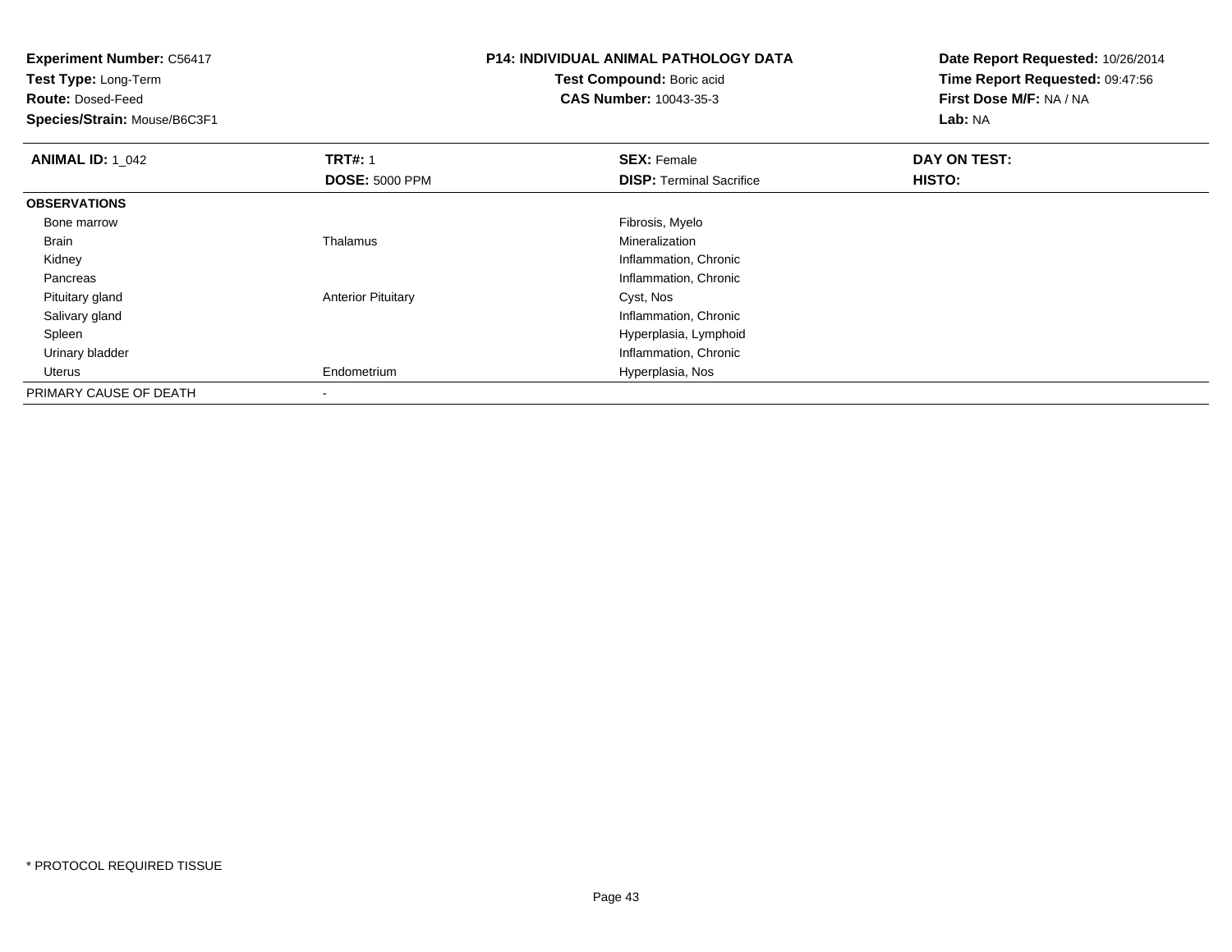**Experiment Number:** C56417
**Test Type:** Long-Term
**Route:** Dosed-Feed
**Species/Strain:** Mouse/B6C3F1

**P14: INDIVIDUAL ANIMAL PATHOLOGY DATA**
**Test Compound:** Boric acid
**CAS Number:** 10043-35-3

**Date Report Requested:** 10/26/2014
**Time Report Requested:** 09:47:56
**First Dose M/F:** NA / NA
**Lab:** NA

| **ANIMAL ID:** 1_042 | **TRT#:** 1 | **SEX:** Female | **DAY ON TEST:** |
|---|---|---|---|
| | **DOSE:** 5000 PPM | **DISP:** Terminal Sacrifice | **HISTO:** |
| **OBSERVATIONS** | | | |
| Bone marrow | | Fibrosis, Myelo | |
| Brain | Thalamus | Mineralization | |
| Kidney | | Inflammation, Chronic | |
| Pancreas | | Inflammation, Chronic | |
| Pituitary gland | Anterior Pituitary | Cyst, Nos | |
| Salivary gland | | Inflammation, Chronic | |
| Spleen | | Hyperplasia, Lymphoid | |
| Urinary bladder | | Inflammation, Chronic | |
| Uterus | Endometrium | Hyperplasia, Nos | |
| PRIMARY CAUSE OF DEATH | - | | |

* PROTOCOL REQUIRED TISSUE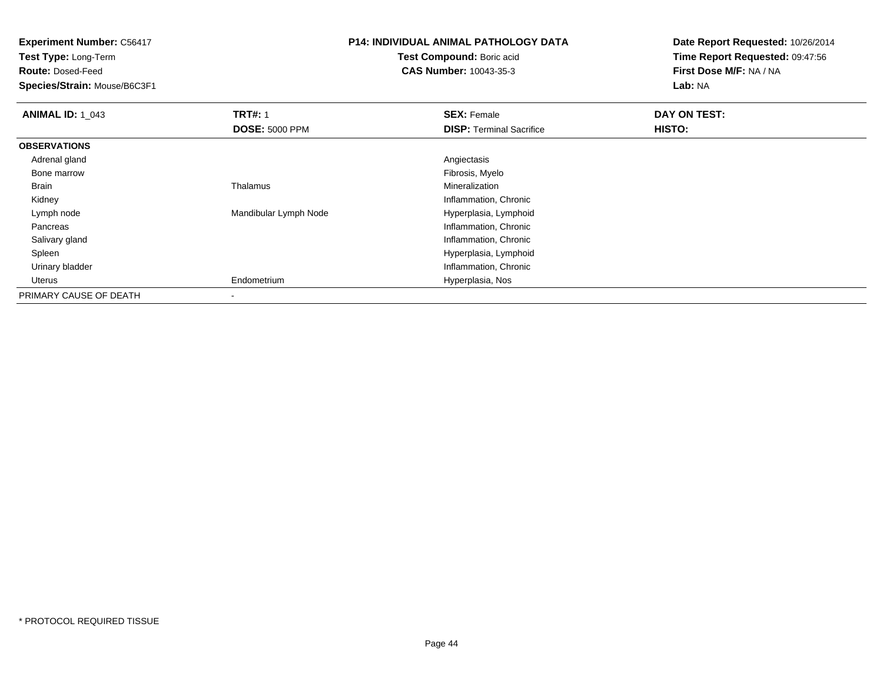**Experiment Number:** C56417
**Test Type:** Long-Term
**Route:** Dosed-Feed
**Species/Strain:** Mouse/B6C3F1

**P14: INDIVIDUAL ANIMAL PATHOLOGY DATA**
**Test Compound:** Boric acid
**CAS Number:** 10043-35-3

**Date Report Requested:** 10/26/2014
**Time Report Requested:** 09:47:56
**First Dose M/F:** NA / NA
**Lab:** NA

| **ANIMAL ID:** 1_043 | **TRT#:** 1 | **SEX:** Female | **DAY ON TEST:** |
|---|---|---|---|
| | **DOSE:** 5000 PPM | **DISP:** Terminal Sacrifice | **HISTO:** |
| **OBSERVATIONS** | | | |
| Adrenal gland | | Angiectasis | |
| Bone marrow | | Fibrosis, Myelo | |
| Brain | Thalamus | Mineralization | |
| Kidney | | Inflammation, Chronic | |
| Lymph node | Mandibular Lymph Node | Hyperplasia, Lymphoid | |
| Pancreas | | Inflammation, Chronic | |
| Salivary gland | | Inflammation, Chronic | |
| Spleen | | Hyperplasia, Lymphoid | |
| Urinary bladder | | Inflammation, Chronic | |
| Uterus | Endometrium | Hyperplasia, Nos | |
| PRIMARY CAUSE OF DEATH | - | | |

\* PROTOCOL REQUIRED TISSUE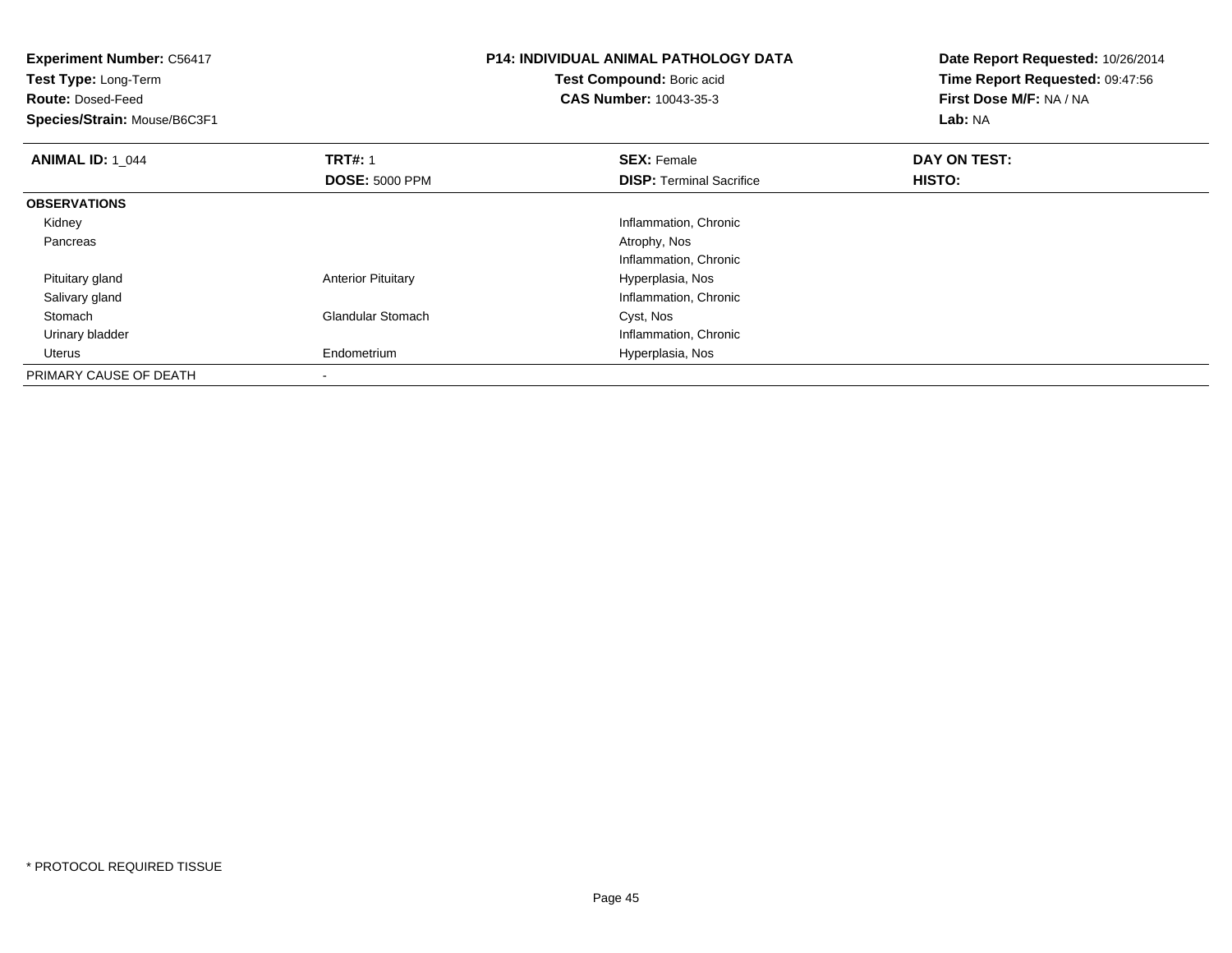**Experiment Number:** C56417
**Test Type:** Long-Term
**Route:** Dosed-Feed
**Species/Strain:** Mouse/B6C3F1

**P14: INDIVIDUAL ANIMAL PATHOLOGY DATA**
**Test Compound:** Boric acid
**CAS Number:** 10043-35-3

**Date Report Requested:** 10/26/2014
**Time Report Requested:** 09:47:56
**First Dose M/F:** NA / NA
**Lab:** NA

| **ANIMAL ID:** 1_044 | **TRT#:** 1 | **SEX:** Female | **DAY ON TEST:** |
|---|---|---|---|
| | **DOSE:** 5000 PPM | **DISP:** Terminal Sacrifice | **HISTO:** |
| **OBSERVATIONS** | | | |
| Kidney | | Inflammation, Chronic | |
| Pancreas | | Atrophy, Nos | |
| | | Inflammation, Chronic | |
| Pituitary gland | Anterior Pituitary | Hyperplasia, Nos | |
| Salivary gland | | Inflammation, Chronic | |
| Stomach | Glandular Stomach | Cyst, Nos | |
| Urinary bladder | | Inflammation, Chronic | |
| Uterus | Endometrium | Hyperplasia, Nos | |
| PRIMARY CAUSE OF DEATH | - | | |

* PROTOCOL REQUIRED TISSUE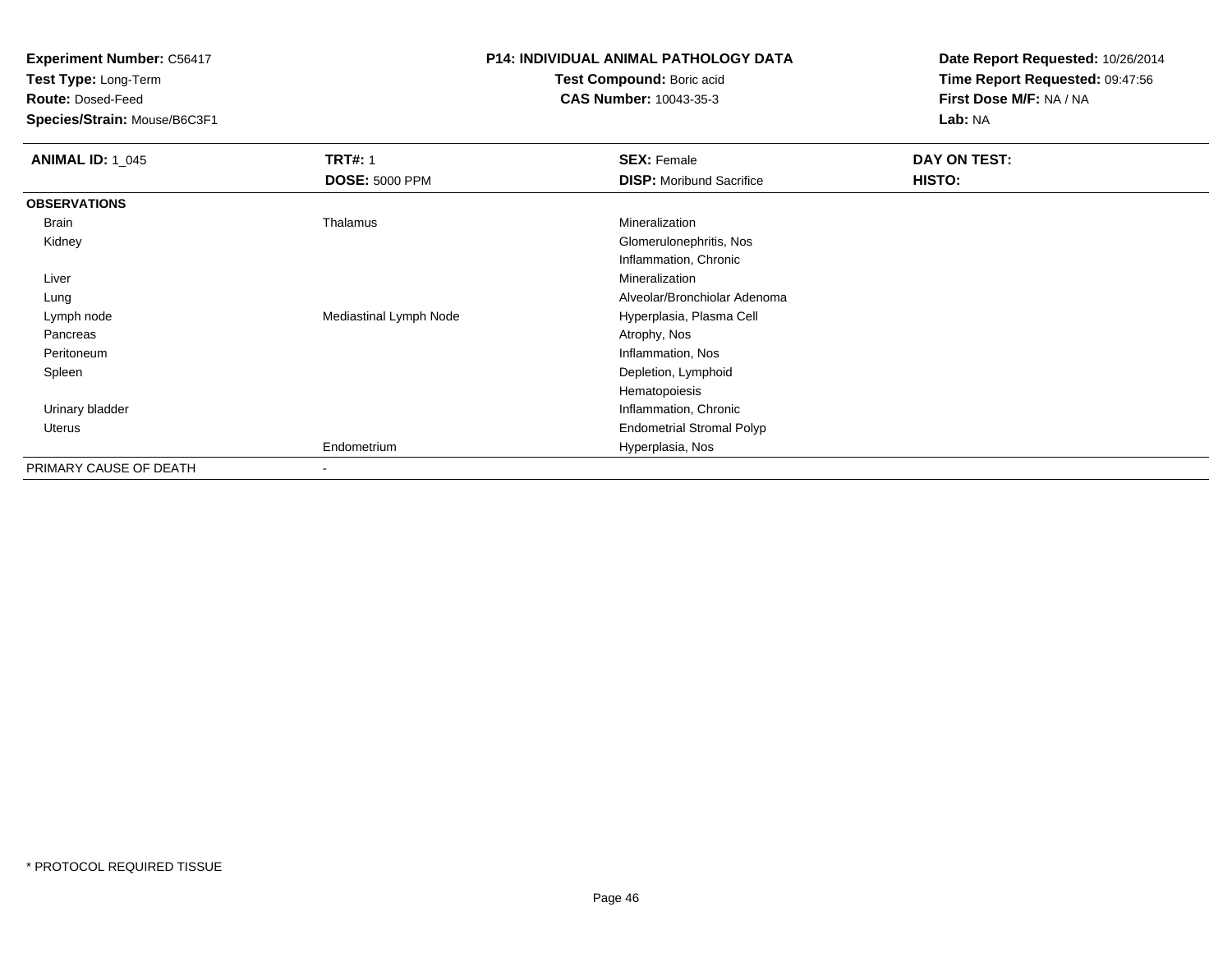**Experiment Number:** C56417
**Test Type:** Long-Term
**Route:** Dosed-Feed
**Species/Strain:** Mouse/B6C3F1

**P14: INDIVIDUAL ANIMAL PATHOLOGY DATA**
**Test Compound:** Boric acid
**CAS Number:** 10043-35-3

**Date Report Requested:** 10/26/2014
**Time Report Requested:** 09:47:56
**First Dose M/F:** NA / NA
**Lab:** NA

| **ANIMAL ID:** 1_045 | **TRT#:** 1 | **SEX:** Female | **DAY ON TEST:** |
|---|---|---|---|
| | **DOSE:** 5000 PPM | **DISP:** Moribund Sacrifice | **HISTO:** |
| **OBSERVATIONS** | | | |
| Brain | Thalamus | Mineralization | |
| Kidney | | Glomerulonephritis, Nos | |
| | | Inflammation, Chronic | |
| Liver | | Mineralization | |
| Lung | | Alveolar/Bronchiolar Adenoma | |
| Lymph node | Mediastinal Lymph Node | Hyperplasia, Plasma Cell | |
| Pancreas | | Atrophy, Nos | |
| Peritoneum | | Inflammation, Nos | |
| Spleen | | Depletion, Lymphoid | |
| | | Hematopoiesis | |
| Urinary bladder | | Inflammation, Chronic | |
| Uterus | | Endometrial Stromal Polyp | |
| | Endometrium | Hyperplasia, Nos | |
| PRIMARY CAUSE OF DEATH | - | | |

* PROTOCOL REQUIRED TISSUE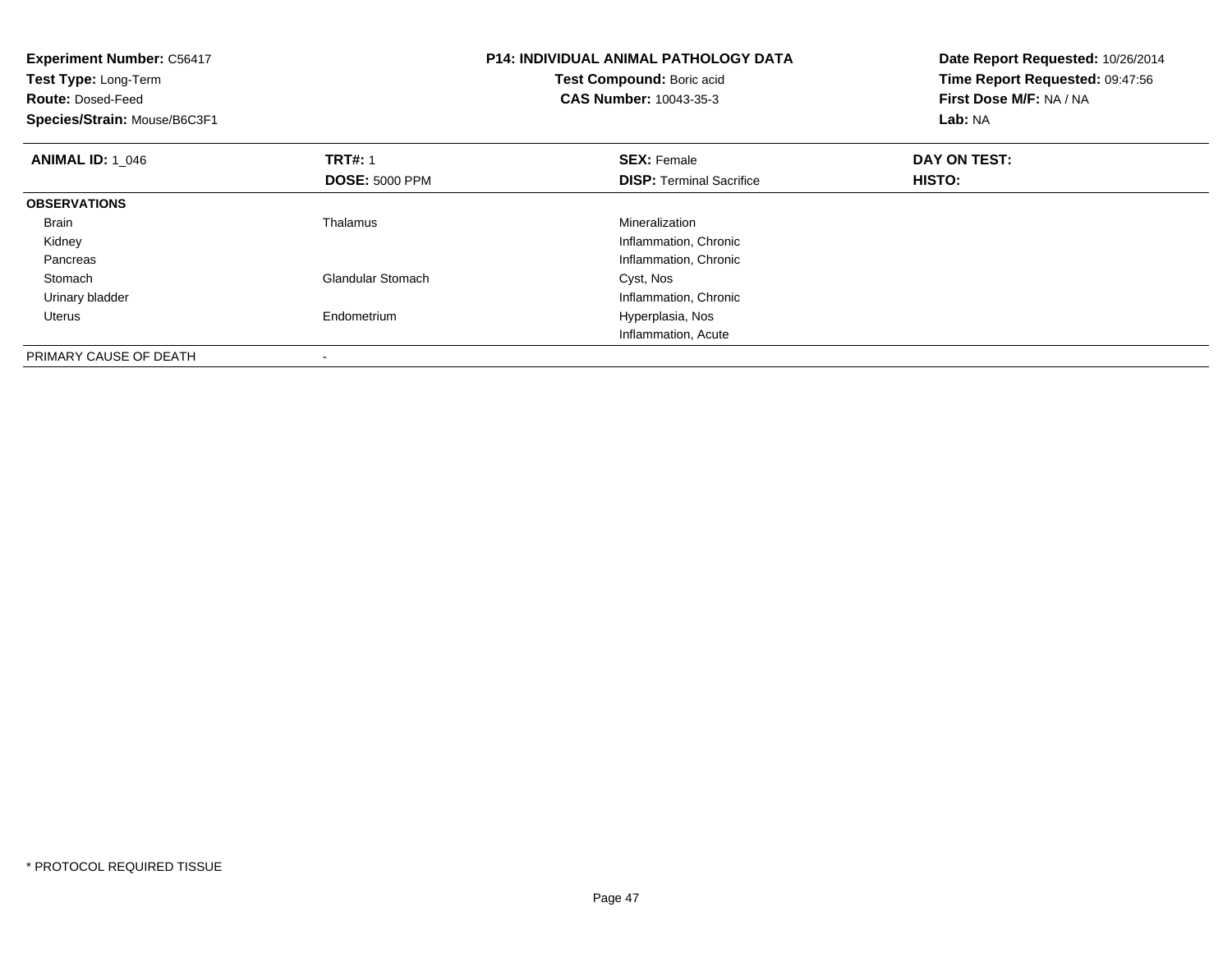| **Experiment Number:** C56417 | **P14: INDIVIDUAL ANIMAL PATHOLOGY DATA** | **Date Report Requested:** 10/26/2014 |
|---|---|---|
| **Test Type:** Long-Term | **Test Compound:** Boric acid | **Time Report Requested:** 09:47:56 |
| **Route:** Dosed-Feed | **CAS Number:** 10043-35-3 | **First Dose M/F:** NA / NA |
| **Species/Strain:** Mouse/B6C3F1 | | **Lab:** NA |

| **ANIMAL ID:** 1_046 | **TRT#:** 1 | **SEX:** Female | **DAY ON TEST:** |
|---|---|---|---|
| | **DOSE:** 5000 PPM | **DISP:** Terminal Sacrifice | **HISTO:** |
| **OBSERVATIONS** | | | |
| Brain | Thalamus | Mineralization | |
| Kidney | | Inflammation, Chronic | |
| Pancreas | | Inflammation, Chronic | |
| Stomach | Glandular Stomach | Cyst, Nos | |
| Urinary bladder | | Inflammation, Chronic | |
| Uterus | Endometrium | Hyperplasia, Nos | |
| | | Inflammation, Acute | |
| PRIMARY CAUSE OF DEATH | - | | |

* PROTOCOL REQUIRED TISSUE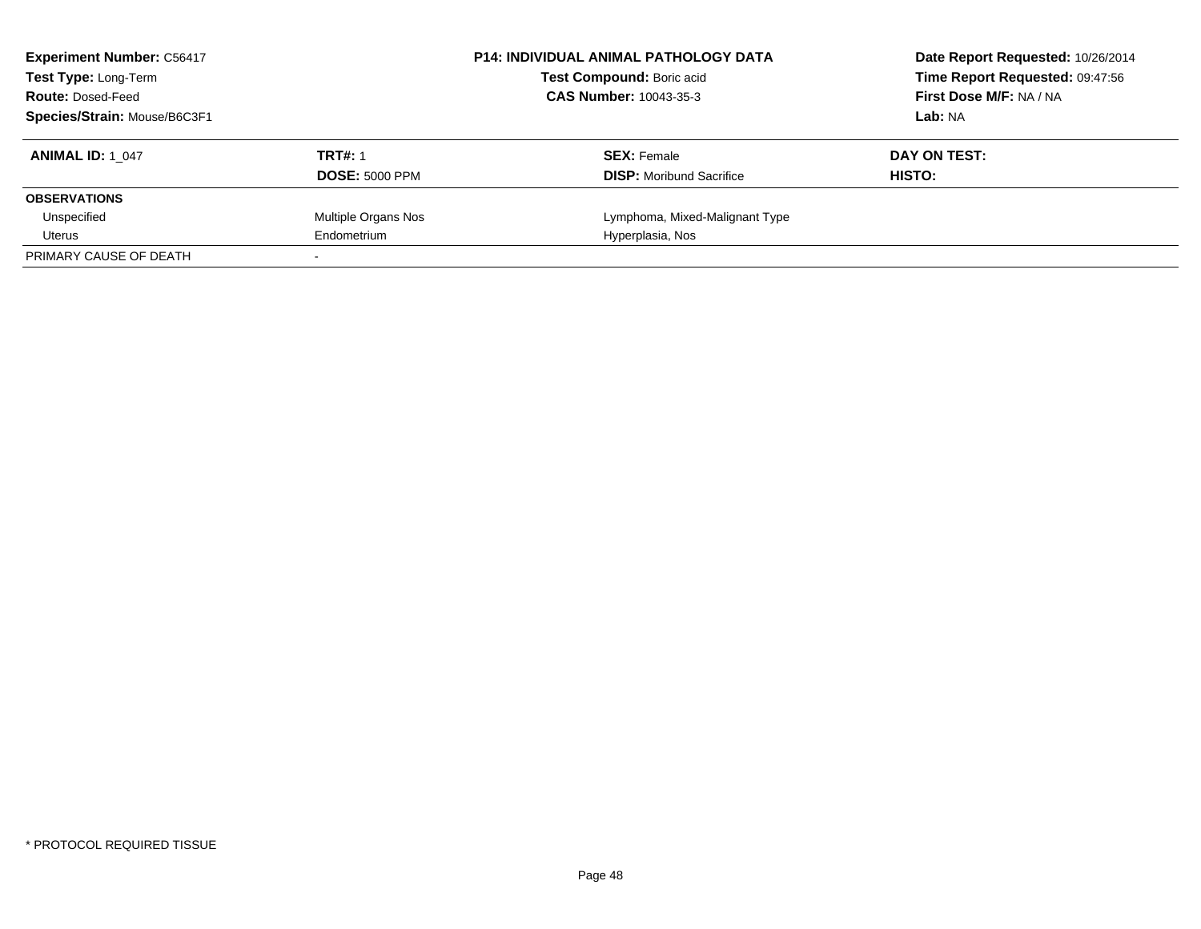**Experiment Number:** C56417
**Test Type:** Long-Term
**Route:** Dosed-Feed
**Species/Strain:** Mouse/B6C3F1

**P14: INDIVIDUAL ANIMAL PATHOLOGY DATA**
**Test Compound:** Boric acid
**CAS Number:** 10043-35-3

**Date Report Requested:** 10/26/2014
**Time Report Requested:** 09:47:56
**First Dose M/F:** NA / NA
**Lab:** NA

| **ANIMAL ID:** 1_047 | **TRT#:** 1 | **SEX:** Female | **DAY ON TEST:** |
|---|---|---|---|
| | **DOSE:** 5000 PPM | **DISP:** Moribund Sacrifice | **HISTO:** |
| **OBSERVATIONS** | | | |
| Unspecified | Multiple Organs Nos | Lymphoma, Mixed-Malignant Type | |
| Uterus | Endometrium | Hyperplasia, Nos | |
| PRIMARY CAUSE OF DEATH | - | | |

* PROTOCOL REQUIRED TISSUE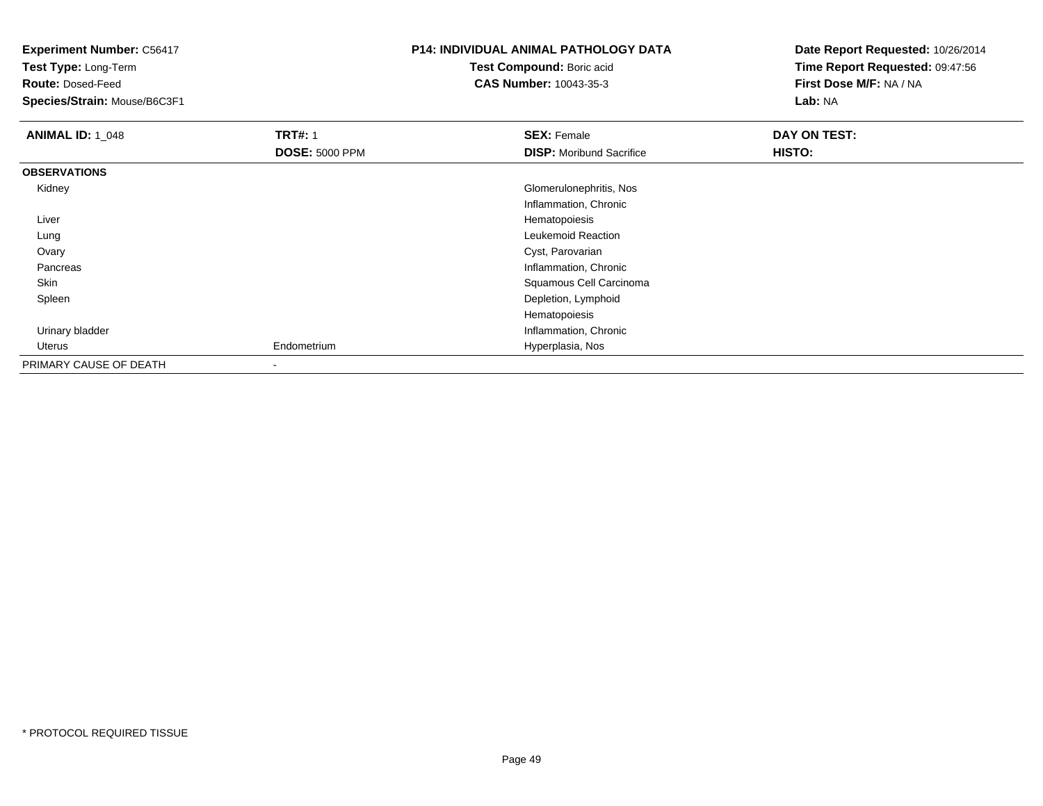**Experiment Number:** C56417
**Test Type:** Long-Term
**Route:** Dosed-Feed
**Species/Strain:** Mouse/B6C3F1

**P14: INDIVIDUAL ANIMAL PATHOLOGY DATA**
**Test Compound:** Boric acid
**CAS Number:** 10043-35-3

**Date Report Requested:** 10/26/2014
**Time Report Requested:** 09:47:56
**First Dose M/F:** NA / NA
**Lab:** NA

| **ANIMAL ID:** 1_048 | **TRT#:** 1 | **SEX:** Female | **DAY ON TEST:** |
|---|---|---|---|
| | **DOSE:** 5000 PPM | **DISP:** Moribund Sacrifice | **HISTO:** |
| **OBSERVATIONS** | | | |
| Kidney | | Glomerulonephritis, Nos | |
| | | Inflammation, Chronic | |
| Liver | | Hematopoiesis | |
| Lung | | Leukemoid Reaction | |
| Ovary | | Cyst, Parovarian | |
| Pancreas | | Inflammation, Chronic | |
| Skin | | Squamous Cell Carcinoma | |
| Spleen | | Depletion, Lymphoid | |
| | | Hematopoiesis | |
| Urinary bladder | | Inflammation, Chronic | |
| Uterus | Endometrium | Hyperplasia, Nos | |
| PRIMARY CAUSE OF DEATH | - | | |

* PROTOCOL REQUIRED TISSUE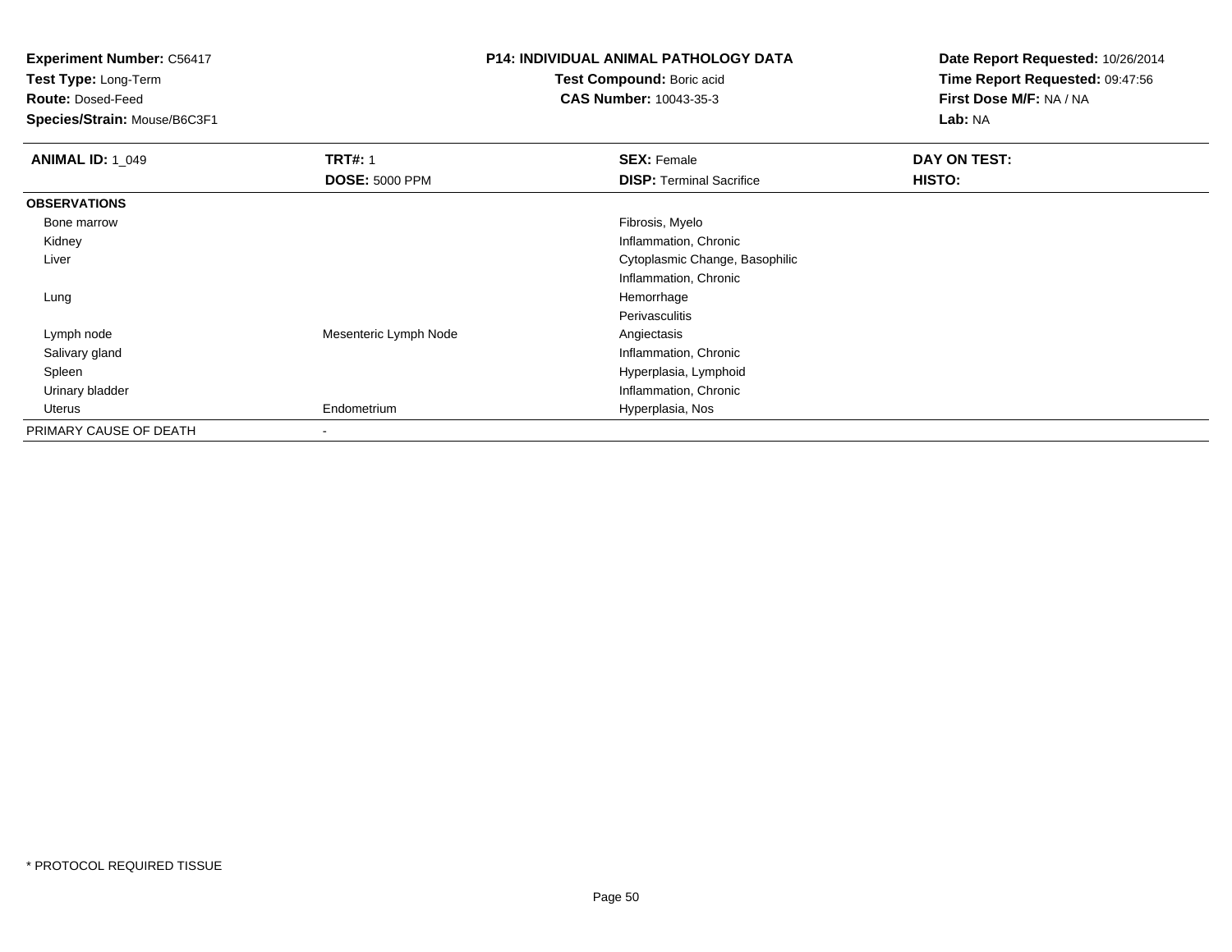**Experiment Number:** C56417
**Test Type:** Long-Term
**Route:** Dosed-Feed
**Species/Strain:** Mouse/B6C3F1

**P14: INDIVIDUAL ANIMAL PATHOLOGY DATA**
**Test Compound:** Boric acid
**CAS Number:** 10043-35-3

**Date Report Requested:** 10/26/2014
**Time Report Requested:** 09:47:56
**First Dose M/F:** NA / NA
**Lab:** NA

| **ANIMAL ID:** 1_049 | **TRT#:** 1 | **SEX:** Female | **DAY ON TEST:** |
|---|---|---|---|
| | **DOSE:** 5000 PPM | **DISP:** Terminal Sacrifice | **HISTO:** |
| **OBSERVATIONS** | | | |
| Bone marrow | | Fibrosis, Myelo | |
| Kidney | | Inflammation, Chronic | |
| Liver | | Cytoplasmic Change, Basophilic | |
| | | Inflammation, Chronic | |
| Lung | | Hemorrhage | |
| | | Perivasculitis | |
| Lymph node | Mesenteric Lymph Node | Angiectasis | |
| Salivary gland | | Inflammation, Chronic | |
| Spleen | | Hyperplasia, Lymphoid | |
| Urinary bladder | | Inflammation, Chronic | |
| Uterus | Endometrium | Hyperplasia, Nos | |
| PRIMARY CAUSE OF DEATH | - | | |

* PROTOCOL REQUIRED TISSUE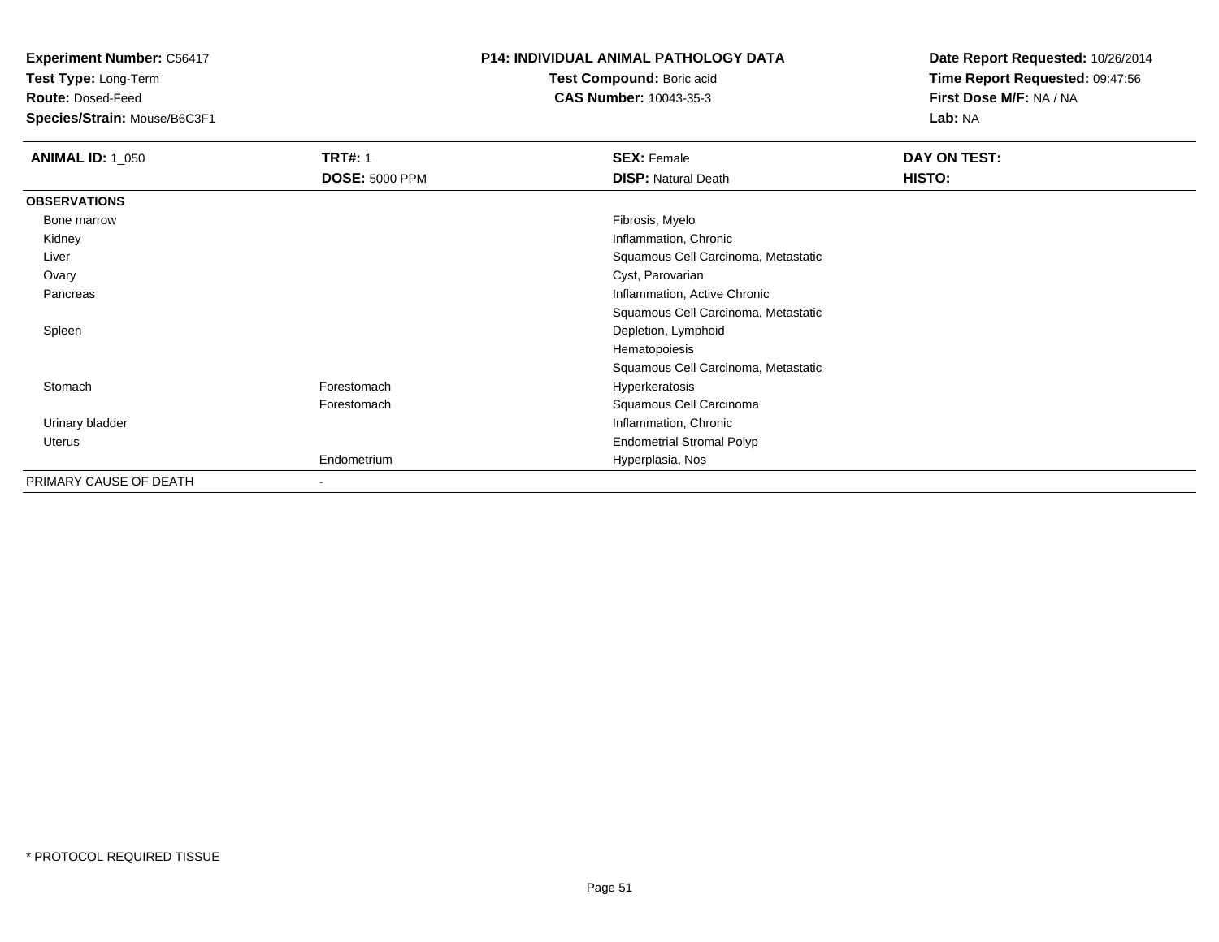**Experiment Number:** C56417
**Test Type:** Long-Term
**Route:** Dosed-Feed
**Species/Strain:** Mouse/B6C3F1

**P14: INDIVIDUAL ANIMAL PATHOLOGY DATA**
**Test Compound:** Boric acid
**CAS Number:** 10043-35-3

**Date Report Requested:** 10/26/2014
**Time Report Requested:** 09:47:56
**First Dose M/F:** NA / NA
**Lab:** NA

| **ANIMAL ID:** 1_050 | **TRT#:** 1<br>**DOSE:** 5000 PPM | **SEX:** Female<br>**DISP:** Natural Death | **DAY ON TEST:**<br>**HISTO:** |
|---|---|---|---|
| **OBSERVATIONS** | | | |
| Bone marrow | | Fibrosis, Myelo | |
| Kidney | | Inflammation, Chronic | |
| Liver | | Squamous Cell Carcinoma, Metastatic | |
| Ovary | | Cyst, Parovarian | |
| Pancreas | | Inflammation, Active Chronic | |
| | | Squamous Cell Carcinoma, Metastatic | |
| Spleen | | Depletion, Lymphoid | |
| | | Hematopoiesis | |
| | | Squamous Cell Carcinoma, Metastatic | |
| Stomach | Forestomach | Hyperkeratosis | |
| | Forestomach | Squamous Cell Carcinoma | |
| Urinary bladder | | Inflammation, Chronic | |
| Uterus | | Endometrial Stromal Polyp | |
| | Endometrium | Hyperplasia, Nos | |
| PRIMARY CAUSE OF DEATH | - | | |

* PROTOCOL REQUIRED TISSUE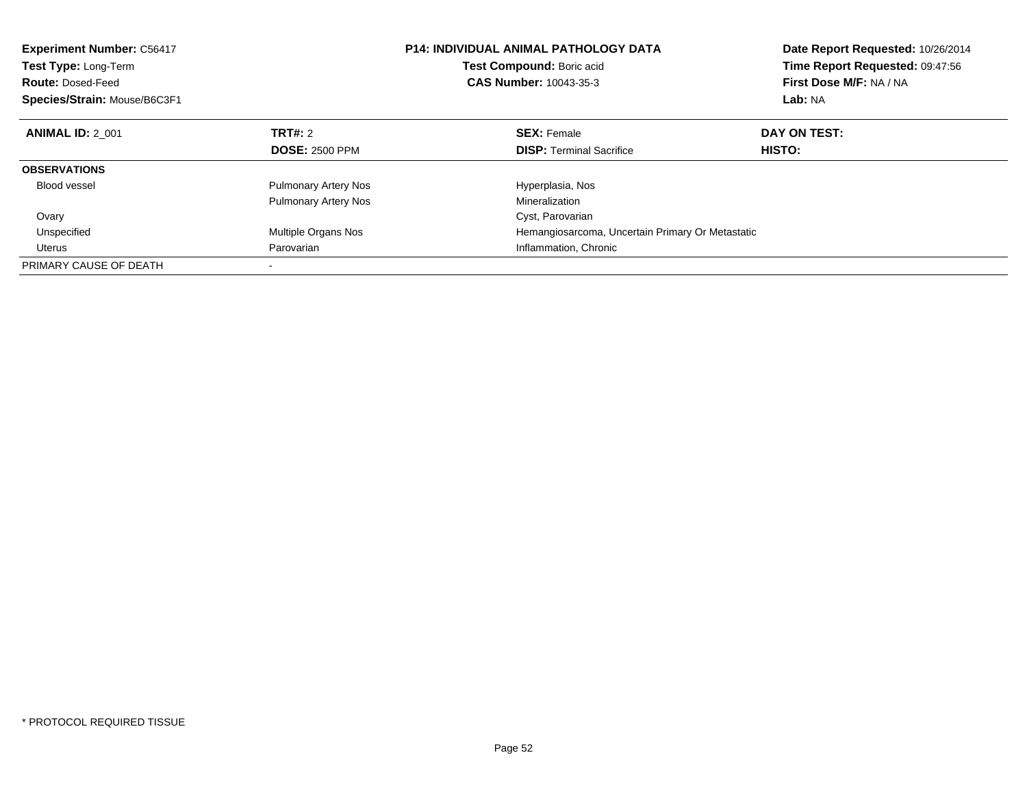**Experiment Number:** C56417
**Test Type:** Long-Term
**Route:** Dosed-Feed
**Species/Strain:** Mouse/B6C3F1

**P14: INDIVIDUAL ANIMAL PATHOLOGY DATA**
**Test Compound:** Boric acid
**CAS Number:** 10043-35-3

**Date Report Requested:** 10/26/2014
**Time Report Requested:** 09:47:56
**First Dose M/F:** NA / NA
**Lab:** NA

| **ANIMAL ID:** 2_001 | **TRT#:** 2 | **SEX:** Female | **DAY ON TEST:** |
|---|---|---|---|
| | **DOSE:** 2500 PPM | **DISP:** Terminal Sacrifice | **HISTO:** |
| **OBSERVATIONS** | | | |
| Blood vessel | Pulmonary Artery Nos | Hyperplasia, Nos | |
| | Pulmonary Artery Nos | Mineralization | |
| Ovary | | Cyst, Parovarian | |
| Unspecified | Multiple Organs Nos | Hemangiosarcoma, Uncertain Primary Or Metastatic | |
| Uterus | Parovarian | Inflammation, Chronic | |
| PRIMARY CAUSE OF DEATH | - | | |

* PROTOCOL REQUIRED TISSUE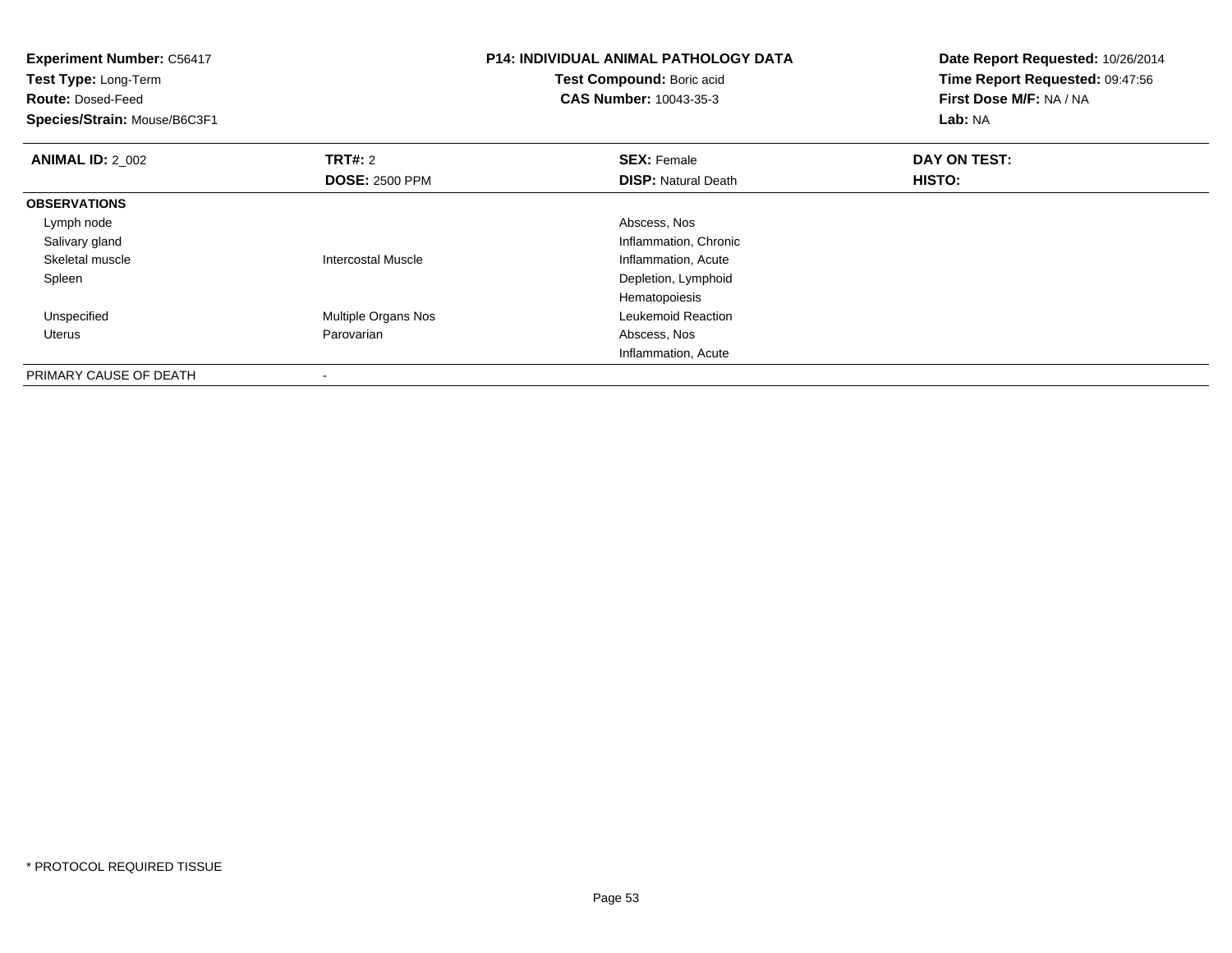**Experiment Number:** C56417
**Test Type:** Long-Term
**Route:** Dosed-Feed
**Species/Strain:** Mouse/B6C3F1

**P14: INDIVIDUAL ANIMAL PATHOLOGY DATA**
**Test Compound:** Boric acid
**CAS Number:** 10043-35-3

**Date Report Requested:** 10/26/2014
**Time Report Requested:** 09:47:56
**First Dose M/F:** NA / NA
**Lab:** NA

| **ANIMAL ID:** 2_002 | **TRT#:** 2 | **SEX:** Female | **DAY ON TEST:** |
|---|---|---|---|
| | **DOSE:** 2500 PPM | **DISP:** Natural Death | **HISTO:** |
| **OBSERVATIONS** | | | |
| Lymph node | | Abscess, Nos | |
| Salivary gland | | Inflammation, Chronic | |
| Skeletal muscle | Intercostal Muscle | Inflammation, Acute | |
| Spleen | | Depletion, Lymphoid | |
| | | Hematopoiesis | |
| Unspecified | Multiple Organs Nos | Leukemoid Reaction | |
| Uterus | Parovarian | Abscess, Nos | |
| | | Inflammation, Acute | |
| PRIMARY CAUSE OF DEATH | - | | |

* PROTOCOL REQUIRED TISSUE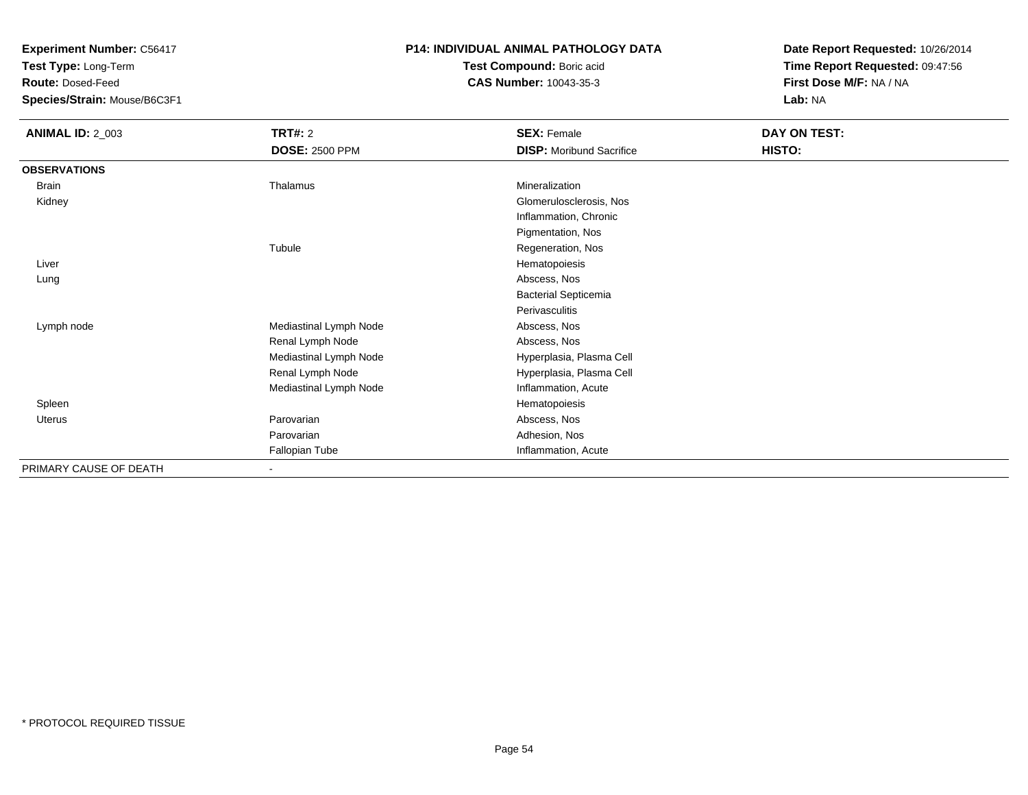**Experiment Number:** C56417
**Test Type:** Long-Term
**Route:** Dosed-Feed
**Species/Strain:** Mouse/B6C3F1

**P14: INDIVIDUAL ANIMAL PATHOLOGY DATA**
**Test Compound:** Boric acid
**CAS Number:** 10043-35-3

**Date Report Requested:** 10/26/2014
**Time Report Requested:** 09:47:56
**First Dose M/F:** NA / NA
**Lab:** NA

| **ANIMAL ID:** 2_003 | **TRT#:** 2 | **SEX:** Female | **DAY ON TEST:** |
|---|---|---|---|
| | **DOSE:** 2500 PPM | **DISP:** Moribund Sacrifice | **HISTO:** |
| **OBSERVATIONS** | | | |
| Brain | Thalamus | Mineralization | |
| Kidney | | Glomerulosclerosis, Nos | |
| | | Inflammation, Chronic | |
| | | Pigmentation, Nos | |
| | Tubule | Regeneration, Nos | |
| Liver | | Hematopoiesis | |
| Lung | | Abscess, Nos | |
| | | Bacterial Septicemia | |
| | | Perivasculitis | |
| Lymph node | Mediastinal Lymph Node | Abscess, Nos | |
| | Renal Lymph Node | Abscess, Nos | |
| | Mediastinal Lymph Node | Hyperplasia, Plasma Cell | |
| | Renal Lymph Node | Hyperplasia, Plasma Cell | |
| | Mediastinal Lymph Node | Inflammation, Acute | |
| Spleen | | Hematopoiesis | |
| Uterus | Parovarian | Abscess, Nos | |
| | Parovarian | Adhesion, Nos | |
| | Fallopian Tube | Inflammation, Acute | |
| PRIMARY CAUSE OF DEATH | - | | |

\* PROTOCOL REQUIRED TISSUE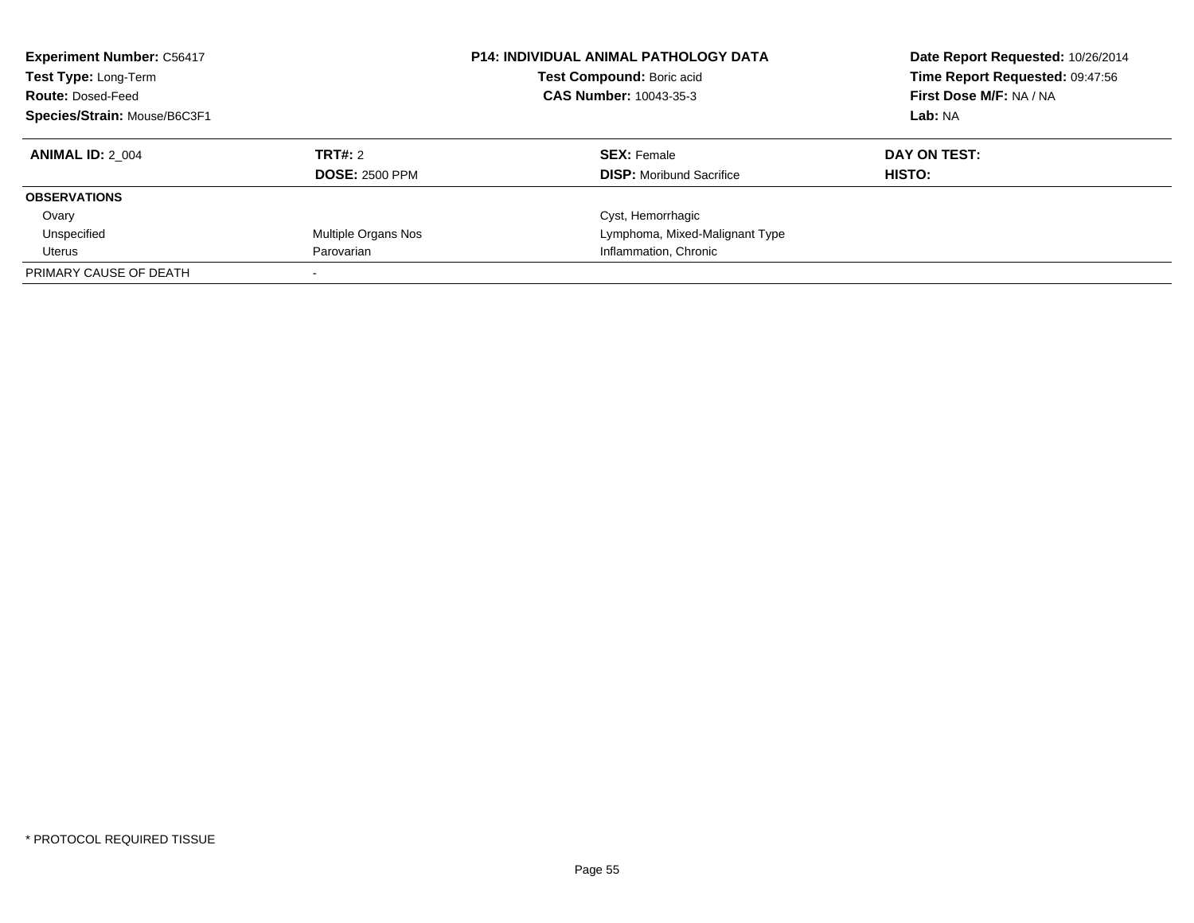**Experiment Number:** C56417
**Test Type:** Long-Term
**Route:** Dosed-Feed
**Species/Strain:** Mouse/B6C3F1

**P14: INDIVIDUAL ANIMAL PATHOLOGY DATA**
**Test Compound:** Boric acid
**CAS Number:** 10043-35-3

**Date Report Requested:** 10/26/2014
**Time Report Requested:** 09:47:56
**First Dose M/F:** NA / NA
**Lab:** NA

| **ANIMAL ID:** 2_004 | **TRT#:** 2 | **SEX:** Female | **DAY ON TEST:** |
|---|---|---|---|
| | **DOSE:** 2500 PPM | **DISP:** Moribund Sacrifice | **HISTO:** |
| **OBSERVATIONS** | | | |
| Ovary | | Cyst, Hemorrhagic | |
| Unspecified | Multiple Organs Nos | Lymphoma, Mixed-Malignant Type | |
| Uterus | Parovarian | Inflammation, Chronic | |
| PRIMARY CAUSE OF DEATH | - | | |

* PROTOCOL REQUIRED TISSUE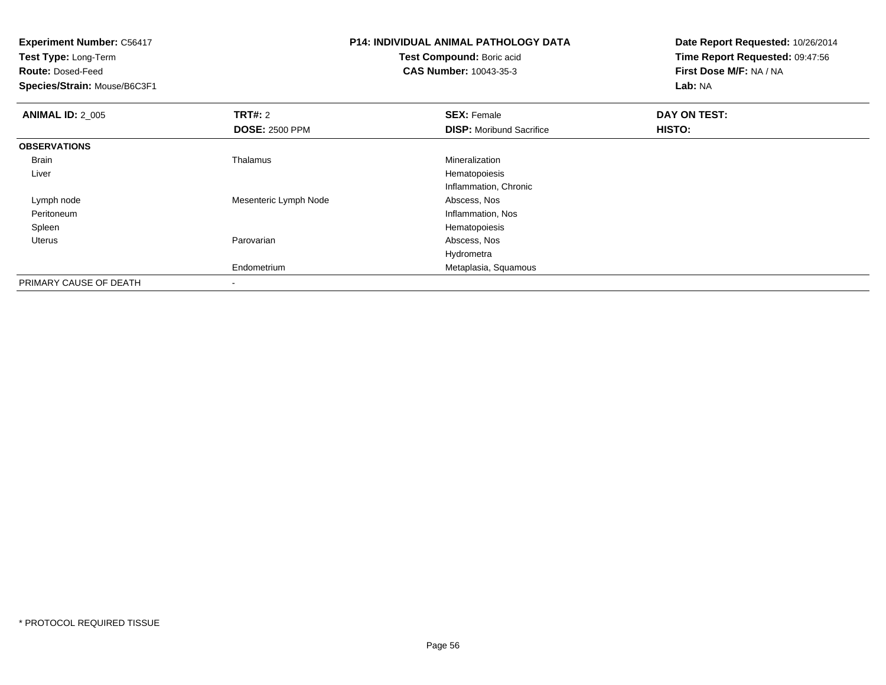**Experiment Number:** C56417
**Test Type:** Long-Term
**Route:** Dosed-Feed
**Species/Strain:** Mouse/B6C3F1

**P14: INDIVIDUAL ANIMAL PATHOLOGY DATA**
**Test Compound:** Boric acid
**CAS Number:** 10043-35-3

**Date Report Requested:** 10/26/2014
**Time Report Requested:** 09:47:56
**First Dose M/F:** NA / NA
**Lab:** NA

| **ANIMAL ID:** 2_005 | **TRT#:** 2 | **SEX:** Female | **DAY ON TEST:** |
|---|---|---|---|
| | **DOSE:** 2500 PPM | **DISP:** Moribund Sacrifice | **HISTO:** |
| **OBSERVATIONS** | | | |
| Brain | Thalamus | Mineralization | |
| Liver | | Hematopoiesis | |
| | | Inflammation, Chronic | |
| Lymph node | Mesenteric Lymph Node | Abscess, Nos | |
| Peritoneum | | Inflammation, Nos | |
| Spleen | | Hematopoiesis | |
| Uterus | Parovarian | Abscess, Nos | |
| | | Hydrometra | |
| | Endometrium | Metaplasia, Squamous | |
| PRIMARY CAUSE OF DEATH | - | | |

* PROTOCOL REQUIRED TISSUE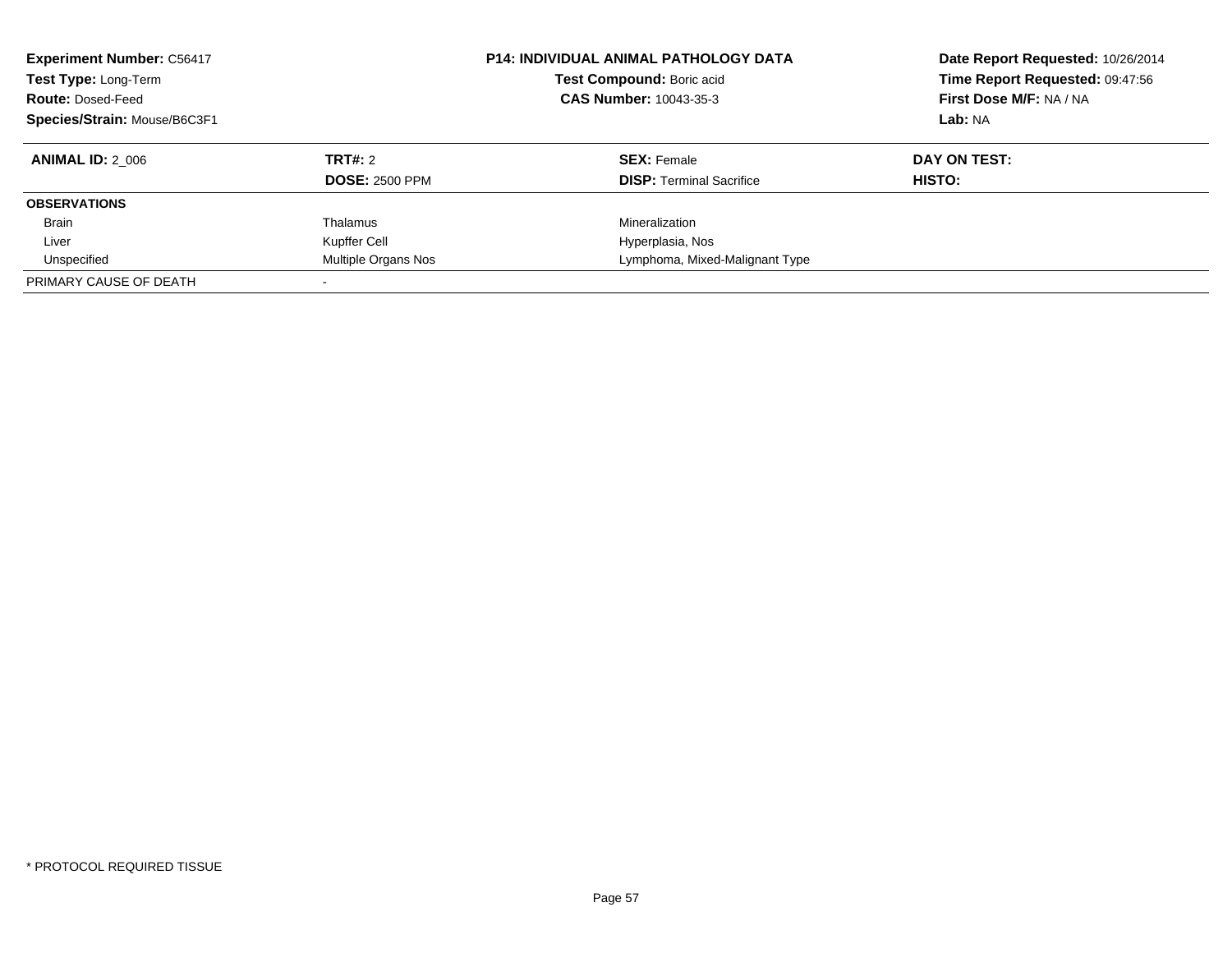**Experiment Number:** C56417
**Test Type:** Long-Term
**Route:** Dosed-Feed
**Species/Strain:** Mouse/B6C3F1

**P14: INDIVIDUAL ANIMAL PATHOLOGY DATA**
**Test Compound:** Boric acid
**CAS Number:** 10043-35-3

**Date Report Requested:** 10/26/2014
**Time Report Requested:** 09:47:56
**First Dose M/F:** NA / NA
**Lab:** NA

| **ANIMAL ID:** 2_006 | **TRT#:** 2 | **SEX:** Female | **DAY ON TEST:** |
|---|---|---|---|
| | **DOSE:** 2500 PPM | **DISP:** Terminal Sacrifice | **HISTO:** |
| **OBSERVATIONS** | | | |
| Brain | Thalamus | Mineralization | |
| Liver | Kupffer Cell | Hyperplasia, Nos | |
| Unspecified | Multiple Organs Nos | Lymphoma, Mixed-Malignant Type | |
| PRIMARY CAUSE OF DEATH | - | | |

* PROTOCOL REQUIRED TISSUE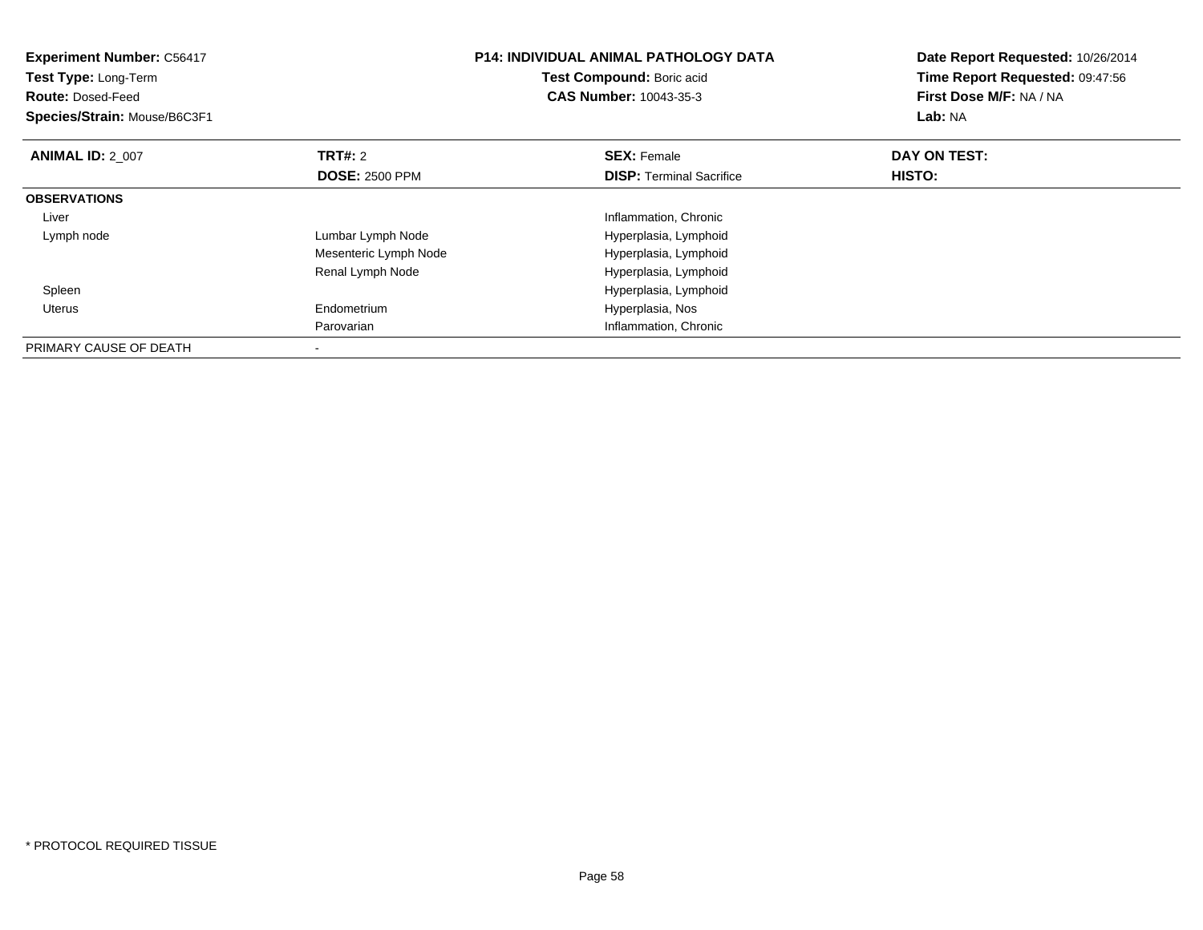**Experiment Number:** C56417
**Test Type:** Long-Term
**Route:** Dosed-Feed
**Species/Strain:** Mouse/B6C3F1

**P14: INDIVIDUAL ANIMAL PATHOLOGY DATA**
**Test Compound:** Boric acid
**CAS Number:** 10043-35-3

**Date Report Requested:** 10/26/2014
**Time Report Requested:** 09:47:56
**First Dose M/F:** NA / NA
**Lab:** NA

| **ANIMAL ID:** 2_007 | **TRT#:** 2 | **SEX:** Female | **DAY ON TEST:** |
|---|---|---|---|
| | **DOSE:** 2500 PPM | **DISP:** Terminal Sacrifice | **HISTO:** |
| **OBSERVATIONS** | | | |
| Liver | | Inflammation, Chronic | |
| Lymph node | Lumbar Lymph Node | Hyperplasia, Lymphoid | |
| | Mesenteric Lymph Node | Hyperplasia, Lymphoid | |
| | Renal Lymph Node | Hyperplasia, Lymphoid | |
| Spleen | | Hyperplasia, Lymphoid | |
| Uterus | Endometrium | Hyperplasia, Nos | |
| | Parovarian | Inflammation, Chronic | |
| PRIMARY CAUSE OF DEATH | - | | |

* PROTOCOL REQUIRED TISSUE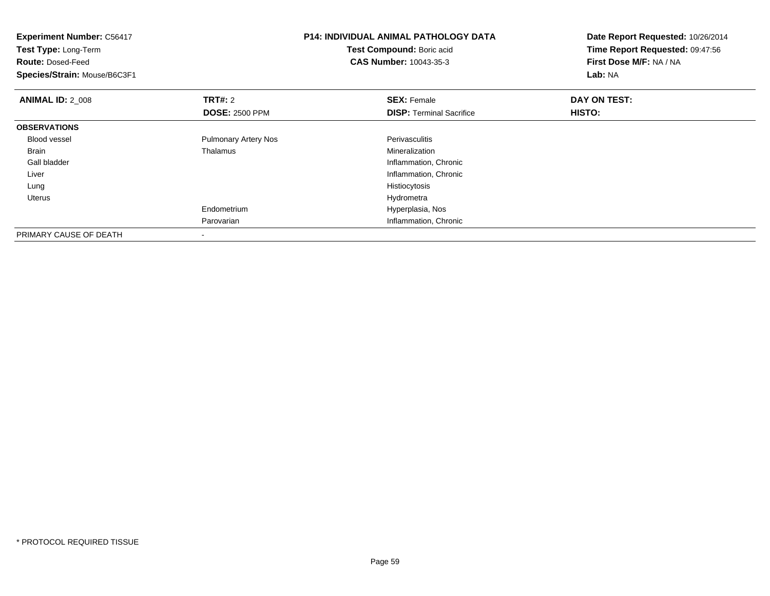**Experiment Number:** C56417
**Test Type:** Long-Term
**Route:** Dosed-Feed
**Species/Strain:** Mouse/B6C3F1

**P14: INDIVIDUAL ANIMAL PATHOLOGY DATA**
**Test Compound:** Boric acid
**CAS Number:** 10043-35-3

**Date Report Requested:** 10/26/2014
**Time Report Requested:** 09:47:56
**First Dose M/F:** NA / NA
**Lab:** NA

| **ANIMAL ID:** 2_008 | **TRT#:** 2 | **SEX:** Female | **DAY ON TEST:** |
|---|---|---|---|
| | **DOSE:** 2500 PPM | **DISP:** Terminal Sacrifice | **HISTO:** |
| **OBSERVATIONS** | | | |
| Blood vessel | Pulmonary Artery Nos | Perivasculitis | |
| Brain | Thalamus | Mineralization | |
| Gall bladder | | Inflammation, Chronic | |
| Liver | | Inflammation, Chronic | |
| Lung | | Histiocytosis | |
| Uterus | | Hydrometra | |
| | Endometrium | Hyperplasia, Nos | |
| | Parovarian | Inflammation, Chronic | |
| PRIMARY CAUSE OF DEATH | - | | |

\* PROTOCOL REQUIRED TISSUE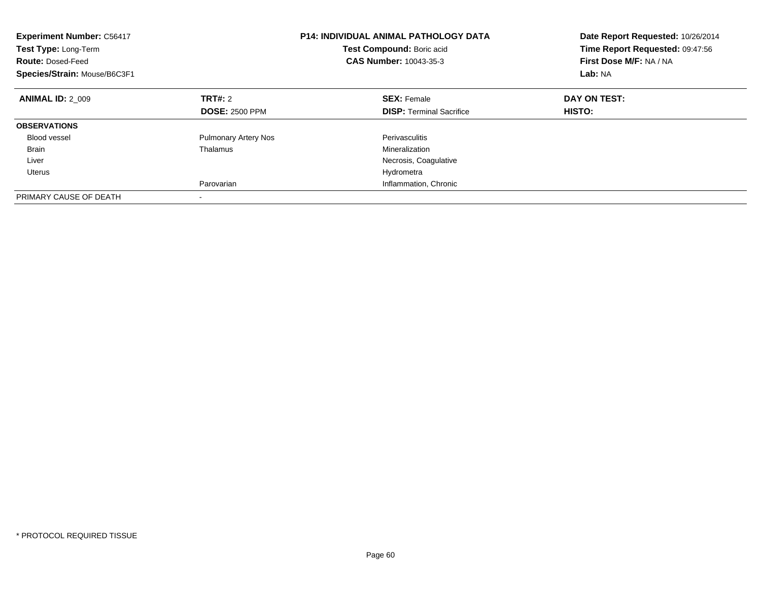**Experiment Number:** C56417
**Test Type:** Long-Term
**Route:** Dosed-Feed
**Species/Strain:** Mouse/B6C3F1

**P14: INDIVIDUAL ANIMAL PATHOLOGY DATA**
**Test Compound:** Boric acid
**CAS Number:** 10043-35-3

**Date Report Requested:** 10/26/2014
**Time Report Requested:** 09:47:56
**First Dose M/F:** NA / NA
**Lab:** NA

| **ANIMAL ID:** 2_009 | **TRT#:** 2 | **SEX:** Female | **DAY ON TEST:** |
|---|---|---|---|
| | **DOSE:** 2500 PPM | **DISP:** Terminal Sacrifice | **HISTO:** |
| **OBSERVATIONS** | | | |
| Blood vessel | Pulmonary Artery Nos | Perivasculitis | |
| Brain | Thalamus | Mineralization | |
| Liver | | Necrosis, Coagulative | |
| Uterus | | Hydrometra | |
| | Parovarian | Inflammation, Chronic | |
| PRIMARY CAUSE OF DEATH | - | | |

* PROTOCOL REQUIRED TISSUE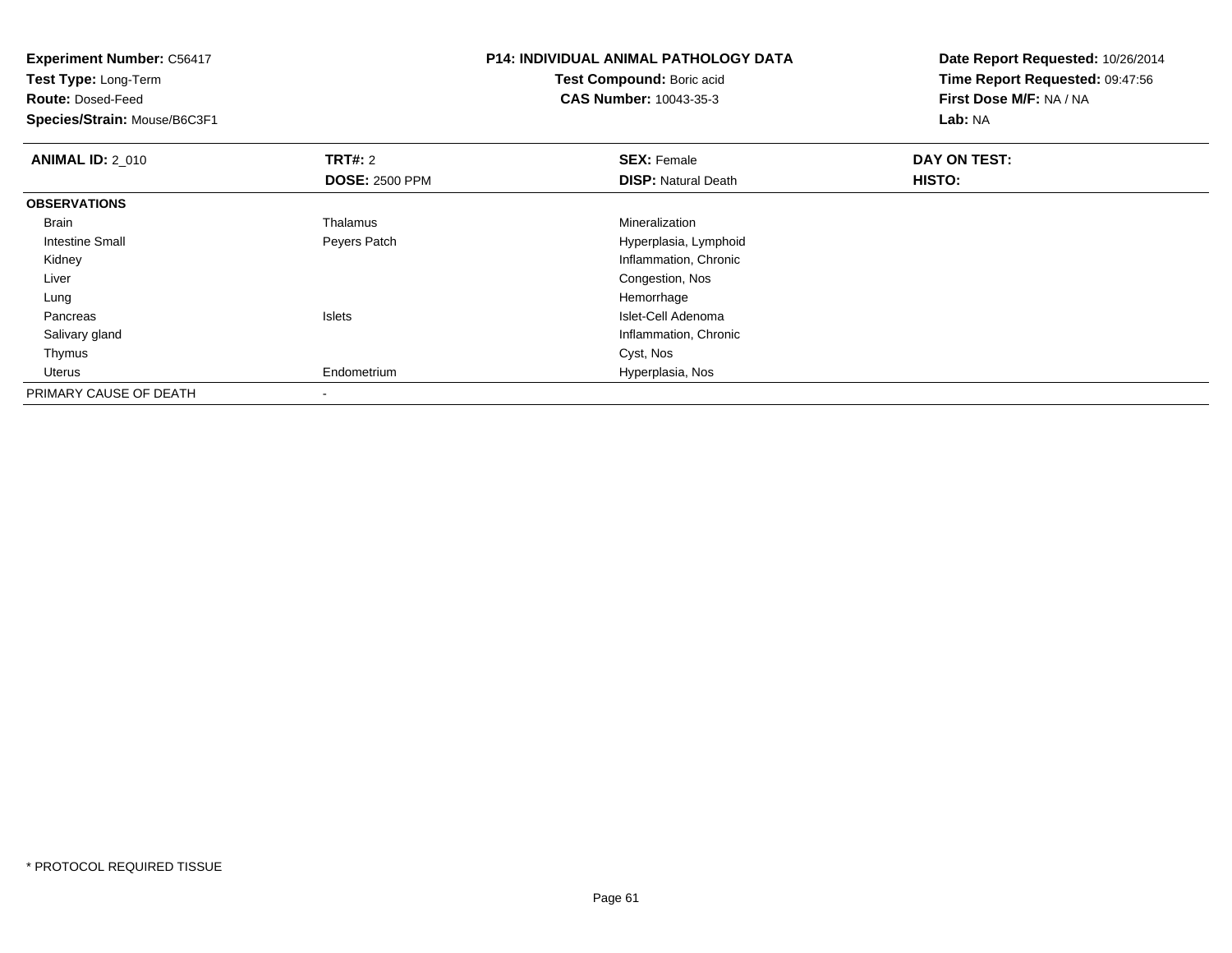**Experiment Number:** C56417
**Test Type:** Long-Term
**Route:** Dosed-Feed
**Species/Strain:** Mouse/B6C3F1

**P14: INDIVIDUAL ANIMAL PATHOLOGY DATA**
**Test Compound:** Boric acid
**CAS Number:** 10043-35-3

**Date Report Requested:** 10/26/2014
**Time Report Requested:** 09:47:56
**First Dose M/F:** NA / NA
**Lab:** NA

| **ANIMAL ID:** 2_010 | **TRT#:** 2<br>**DOSE:** 2500 PPM | **SEX:** Female<br>**DISP:** Natural Death | **DAY ON TEST:**<br>**HISTO:** |
|---|---|---|---|
| **OBSERVATIONS** | | | |
| Brain | Thalamus | Mineralization | |
| Intestine Small | Peyers Patch | Hyperplasia, Lymphoid | |
| Kidney | | Inflammation, Chronic | |
| Liver | | Congestion, Nos | |
| Lung | | Hemorrhage | |
| Pancreas | Islets | Islet-Cell Adenoma | |
| Salivary gland | | Inflammation, Chronic | |
| Thymus | | Cyst, Nos | |
| Uterus | Endometrium | Hyperplasia, Nos | |
| PRIMARY CAUSE OF DEATH | - | | |

* PROTOCOL REQUIRED TISSUE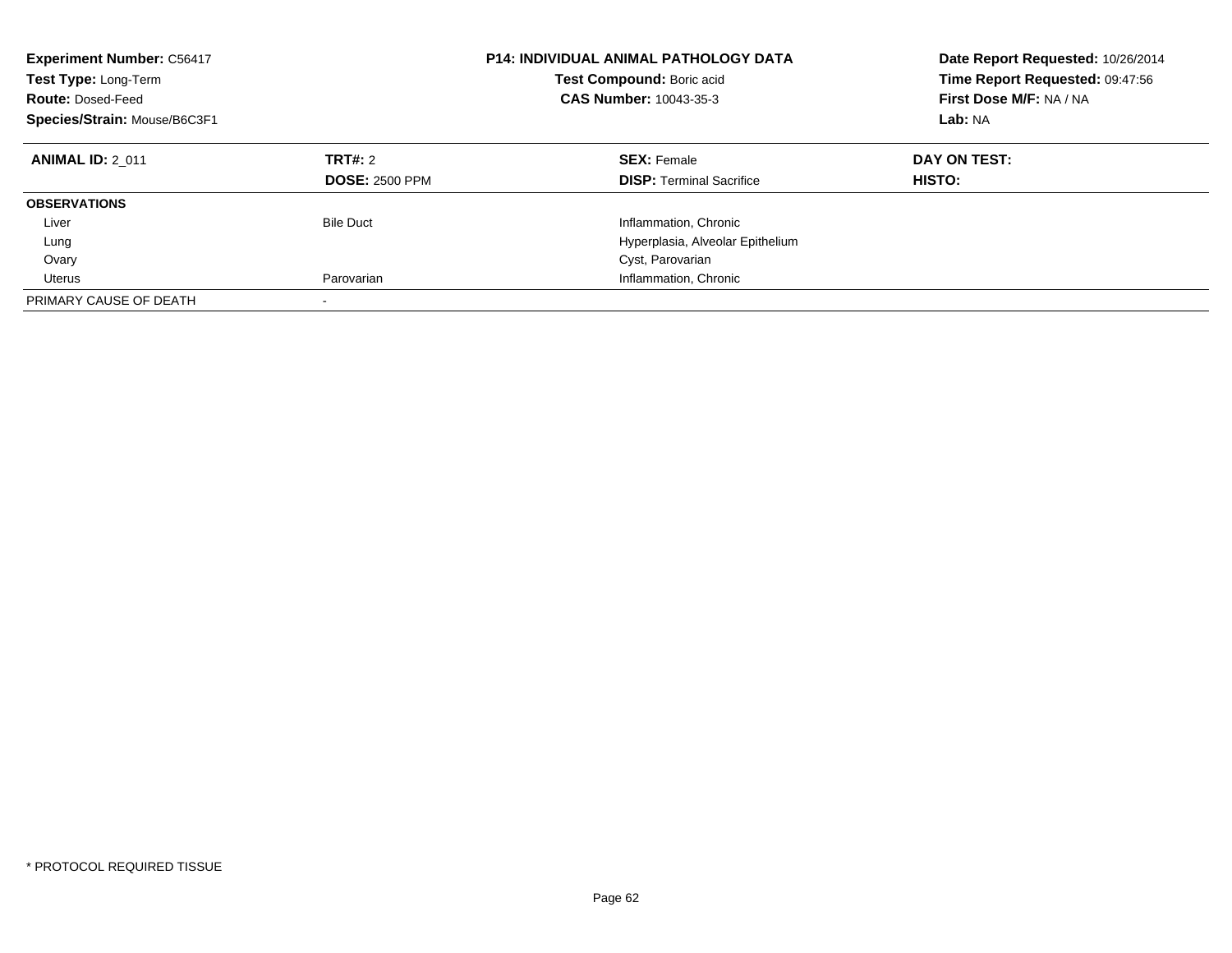**Experiment Number:** C56417
**Test Type:** Long-Term
**Route:** Dosed-Feed
**Species/Strain:** Mouse/B6C3F1

**P14: INDIVIDUAL ANIMAL PATHOLOGY DATA**
**Test Compound:** Boric acid
**CAS Number:** 10043-35-3

**Date Report Requested:** 10/26/2014
**Time Report Requested:** 09:47:56
**First Dose M/F:** NA / NA
**Lab:** NA

| **ANIMAL ID:** 2_011 | **TRT#:** 2 | **SEX:** Female | **DAY ON TEST:** |
|---|---|---|---|
| | **DOSE:** 2500 PPM | **DISP:** Terminal Sacrifice | **HISTO:** |
| **OBSERVATIONS** | | | |
| Liver | Bile Duct | Inflammation, Chronic | |
| Lung | | Hyperplasia, Alveolar Epithelium | |
| Ovary | | Cyst, Parovarian | |
| Uterus | Parovarian | Inflammation, Chronic | |
| PRIMARY CAUSE OF DEATH | - | | |

* PROTOCOL REQUIRED TISSUE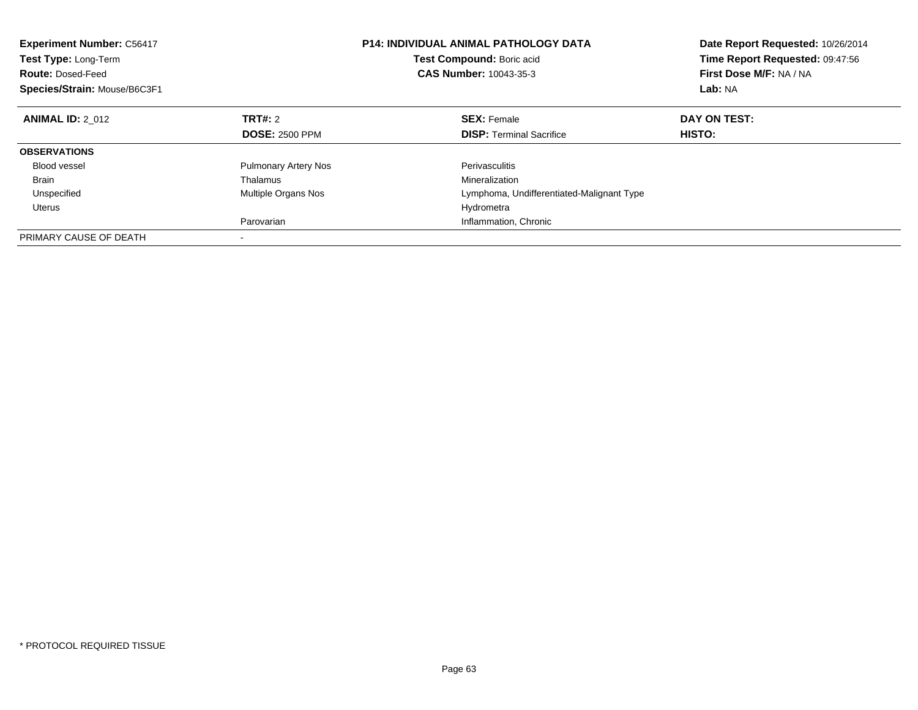**Experiment Number:** C56417
**Test Type:** Long-Term
**Route:** Dosed-Feed
**Species/Strain:** Mouse/B6C3F1

**P14: INDIVIDUAL ANIMAL PATHOLOGY DATA**
**Test Compound:** Boric acid
**CAS Number:** 10043-35-3

**Date Report Requested:** 10/26/2014
**Time Report Requested:** 09:47:56
**First Dose M/F:** NA / NA
**Lab:** NA

| **ANIMAL ID:** 2_012 | **TRT#:** 2 | **SEX:** Female | **DAY ON TEST:** |
|---|---|---|---|
| | **DOSE:** 2500 PPM | **DISP:** Terminal Sacrifice | **HISTO:** |
| **OBSERVATIONS** | | | |
| Blood vessel | Pulmonary Artery Nos | Perivasculitis | |
| Brain | Thalamus | Mineralization | |
| Unspecified | Multiple Organs Nos | Lymphoma, Undifferentiated-Malignant Type | |
| Uterus | | Hydrometra | |
| | Parovarian | Inflammation, Chronic | |
| PRIMARY CAUSE OF DEATH | - | | |

\* PROTOCOL REQUIRED TISSUE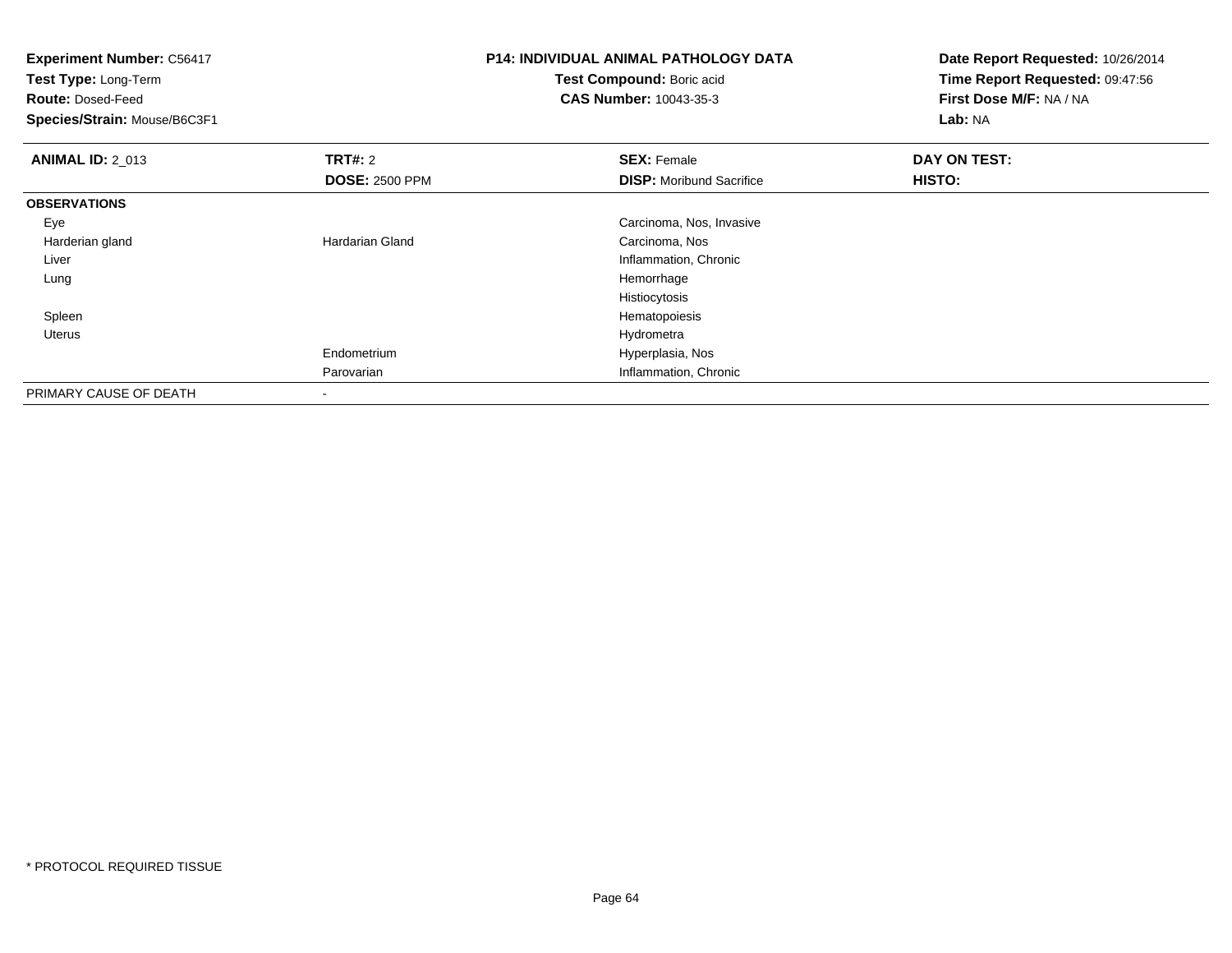**Experiment Number:** C56417
**Test Type:** Long-Term
**Route:** Dosed-Feed
**Species/Strain:** Mouse/B6C3F1

**P14: INDIVIDUAL ANIMAL PATHOLOGY DATA**
**Test Compound:** Boric acid
**CAS Number:** 10043-35-3

**Date Report Requested:** 10/26/2014
**Time Report Requested:** 09:47:56
**First Dose M/F:** NA / NA
**Lab:** NA

| **ANIMAL ID:** 2_013 | **TRT#:** 2 | **SEX:** Female | **DAY ON TEST:** |
|---|---|---|---|
| | **DOSE:** 2500 PPM | **DISP:** Moribund Sacrifice | **HISTO:** |
| **OBSERVATIONS** | | | |
| Eye | | Carcinoma, Nos, Invasive | |
| Harderian gland | Hardarian Gland | Carcinoma, Nos | |
| Liver | | Inflammation, Chronic | |
| Lung | | Hemorrhage | |
| | | Histiocytosis | |
| Spleen | | Hematopoiesis | |
| Uterus | | Hydrometra | |
| | Endometrium | Hyperplasia, Nos | |
| | Parovarian | Inflammation, Chronic | |
| PRIMARY CAUSE OF DEATH | - | | |

* PROTOCOL REQUIRED TISSUE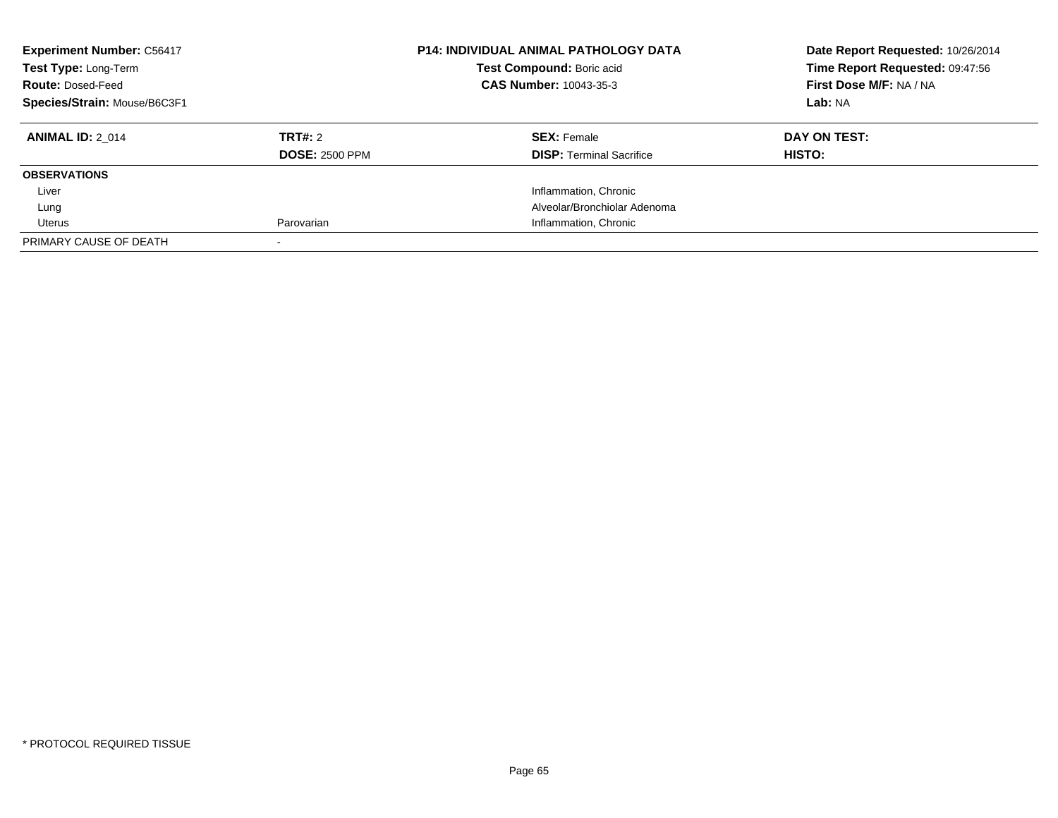**Experiment Number:** C56417
**Test Type:** Long-Term
**Route:** Dosed-Feed
**Species/Strain:** Mouse/B6C3F1

**P14: INDIVIDUAL ANIMAL PATHOLOGY DATA**
**Test Compound:** Boric acid
**CAS Number:** 10043-35-3

**Date Report Requested:** 10/26/2014
**Time Report Requested:** 09:47:56
**First Dose M/F:** NA / NA
**Lab:** NA

| **ANIMAL ID:** 2_014 | **TRT#:** 2 | **SEX:** Female | **DAY ON TEST:** |
|---|---|---|---|
| | **DOSE:** 2500 PPM | **DISP:** Terminal Sacrifice | **HISTO:** |
| **OBSERVATIONS** | | | |
| Liver | | Inflammation, Chronic | |
| Lung | | Alveolar/Bronchiolar Adenoma | |
| Uterus | Parovarian | Inflammation, Chronic | |
| PRIMARY CAUSE OF DEATH | - | | |

* PROTOCOL REQUIRED TISSUE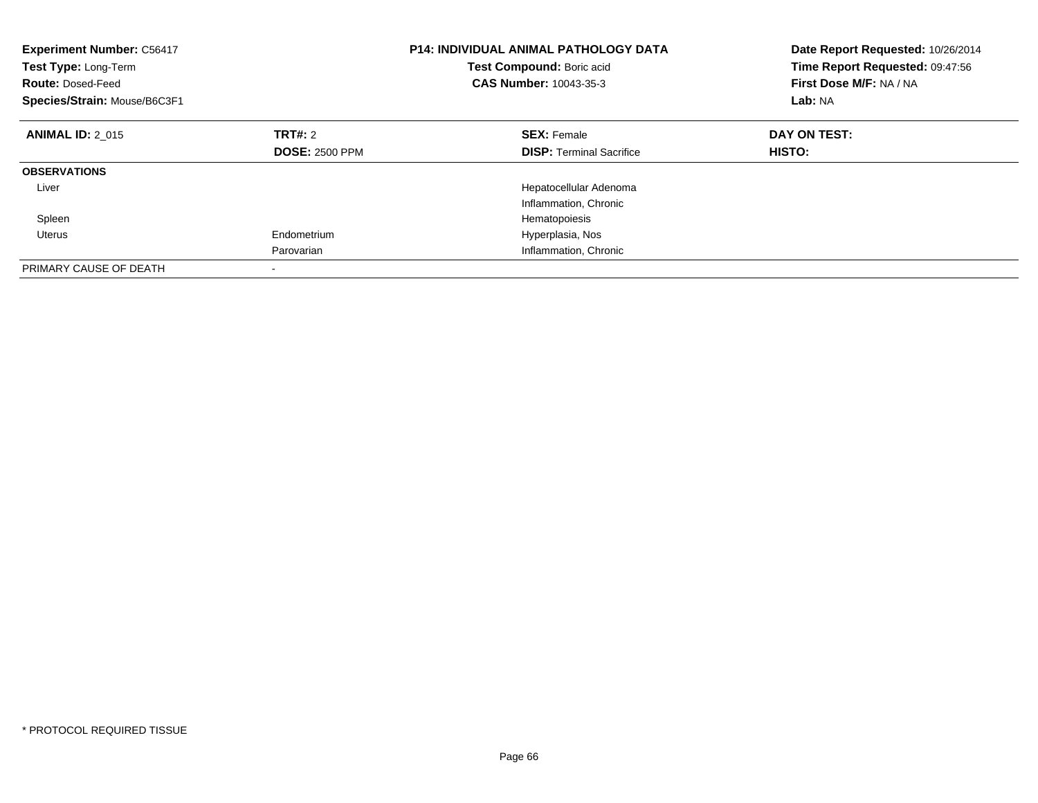**Experiment Number:** C56417
**Test Type:** Long-Term
**Route:** Dosed-Feed
**Species/Strain:** Mouse/B6C3F1

**P14: INDIVIDUAL ANIMAL PATHOLOGY DATA**
**Test Compound:** Boric acid
**CAS Number:** 10043-35-3

**Date Report Requested:** 10/26/2014
**Time Report Requested:** 09:47:56
**First Dose M/F:** NA / NA
**Lab:** NA

| **ANIMAL ID:** 2_015 | **TRT#:** 2 | **SEX:** Female | **DAY ON TEST:** |
|---|---|---|---|
| | **DOSE:** 2500 PPM | **DISP:** Terminal Sacrifice | **HISTO:** |
| **OBSERVATIONS** | | | |
| Liver | | Hepatocellular Adenoma | |
| | | Inflammation, Chronic | |
| Spleen | | Hematopoiesis | |
| Uterus | Endometrium | Hyperplasia, Nos | |
| | Parovarian | Inflammation, Chronic | |
| PRIMARY CAUSE OF DEATH | - | | |

* PROTOCOL REQUIRED TISSUE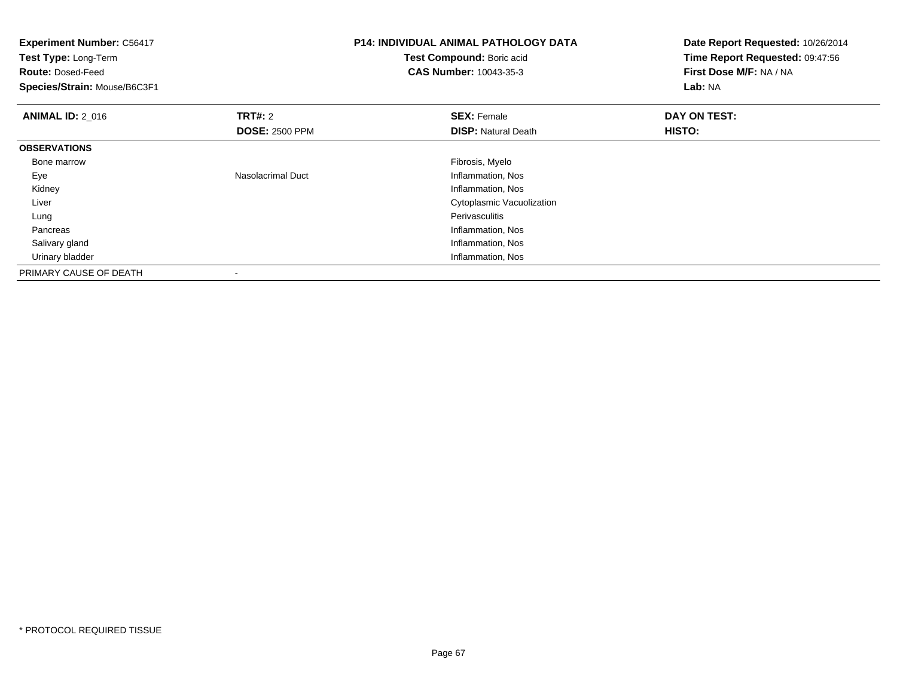**Experiment Number:** C56417
**Test Type:** Long-Term
**Route:** Dosed-Feed
**Species/Strain:** Mouse/B6C3F1

**P14: INDIVIDUAL ANIMAL PATHOLOGY DATA**
**Test Compound:** Boric acid
**CAS Number:** 10043-35-3

**Date Report Requested:** 10/26/2014
**Time Report Requested:** 09:47:56
**First Dose M/F:** NA / NA
**Lab:** NA

| **ANIMAL ID:** 2_016 | **TRT#:** 2 | **SEX:** Female | **DAY ON TEST:** |
|---|---|---|---|
| | **DOSE:** 2500 PPM | **DISP:** Natural Death | **HISTO:** |
| **OBSERVATIONS** | | | |
| Bone marrow | | Fibrosis, Myelo | |
| Eye | Nasolacrimal Duct | Inflammation, Nos | |
| Kidney | | Inflammation, Nos | |
| Liver | | Cytoplasmic Vacuolization | |
| Lung | | Perivasculitis | |
| Pancreas | | Inflammation, Nos | |
| Salivary gland | | Inflammation, Nos | |
| Urinary bladder | | Inflammation, Nos | |
| PRIMARY CAUSE OF DEATH | - | | |

* PROTOCOL REQUIRED TISSUE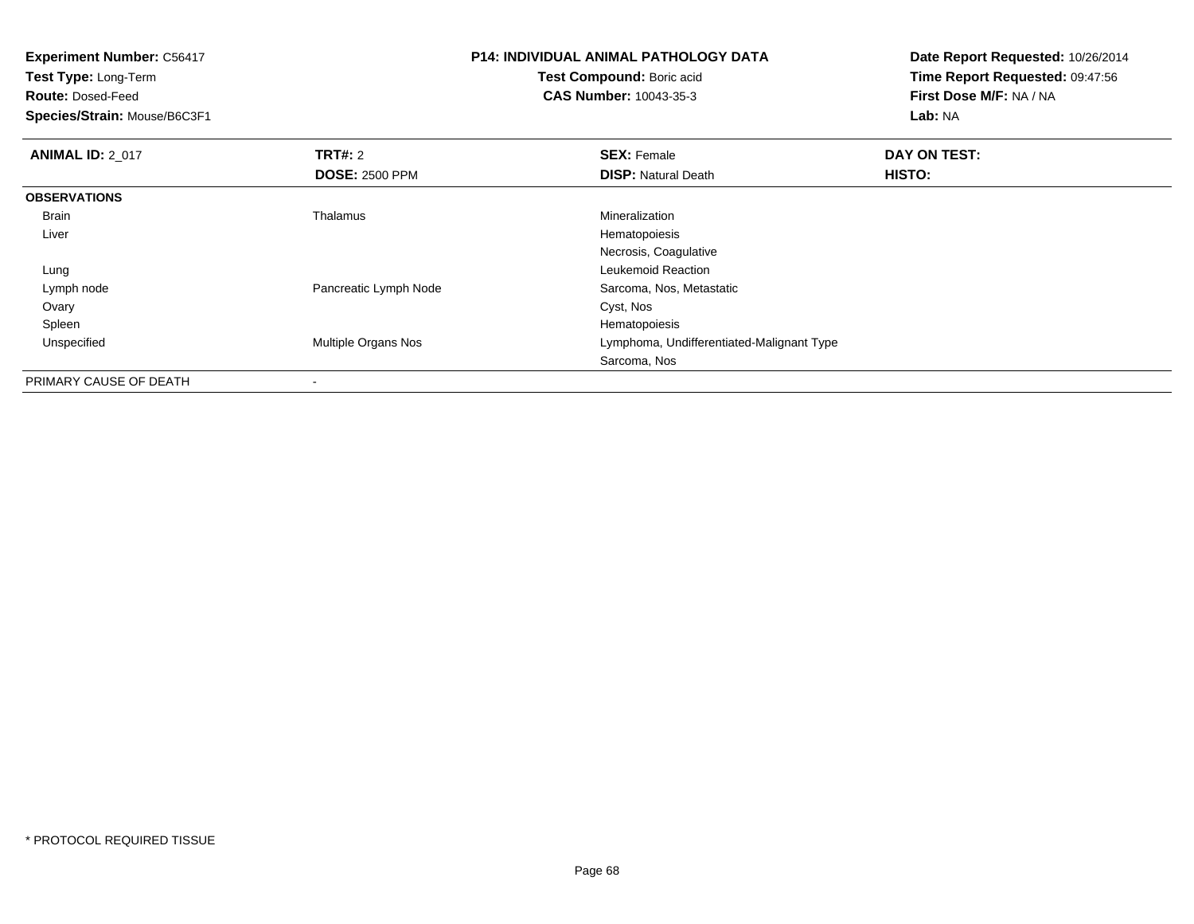**Experiment Number:** C56417
**Test Type:** Long-Term
**Route:** Dosed-Feed
**Species/Strain:** Mouse/B6C3F1

**P14: INDIVIDUAL ANIMAL PATHOLOGY DATA**
**Test Compound:** Boric acid
**CAS Number:** 10043-35-3

**Date Report Requested:** 10/26/2014
**Time Report Requested:** 09:47:56
**First Dose M/F:** NA / NA
**Lab:** NA

| **ANIMAL ID:** 2_017 | **TRT#:** 2 | **SEX:** Female | **DAY ON TEST:** |
|---|---|---|---|
| | **DOSE:** 2500 PPM | **DISP:** Natural Death | **HISTO:** |
| **OBSERVATIONS** | | | |
| Brain | Thalamus | Mineralization | |
| Liver | | Hematopoiesis | |
| | | Necrosis, Coagulative | |
| Lung | | Leukemoid Reaction | |
| Lymph node | Pancreatic Lymph Node | Sarcoma, Nos, Metastatic | |
| Ovary | | Cyst, Nos | |
| Spleen | | Hematopoiesis | |
| Unspecified | Multiple Organs Nos | Lymphoma, Undifferentiated-Malignant Type | |
| | | Sarcoma, Nos | |
| PRIMARY CAUSE OF DEATH | - | | |

* PROTOCOL REQUIRED TISSUE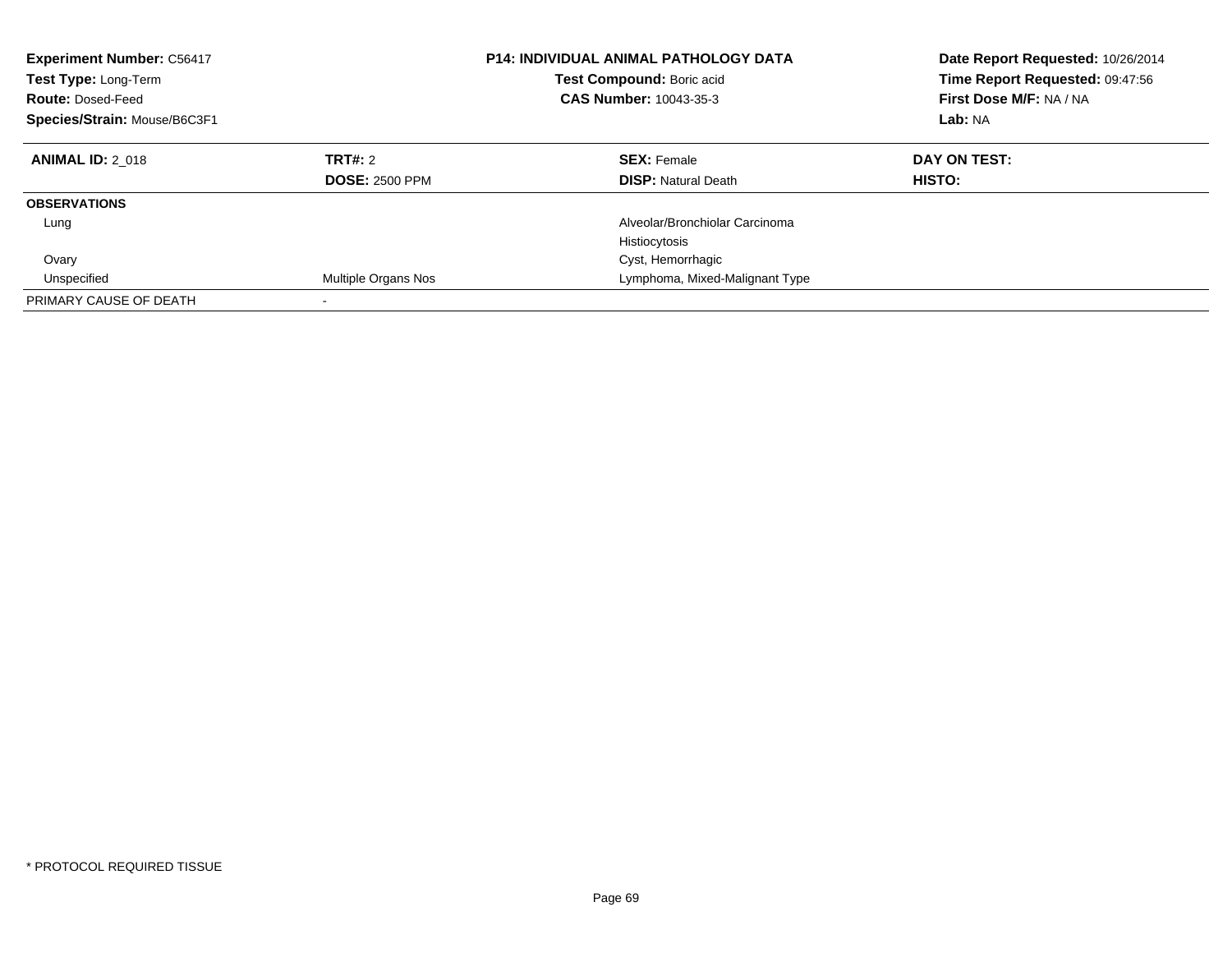**Experiment Number:** C56417
**Test Type:** Long-Term
**Route:** Dosed-Feed
**Species/Strain:** Mouse/B6C3F1

**P14: INDIVIDUAL ANIMAL PATHOLOGY DATA**
**Test Compound:** Boric acid
**CAS Number:** 10043-35-3

**Date Report Requested:** 10/26/2014
**Time Report Requested:** 09:47:56
**First Dose M/F:** NA / NA
**Lab:** NA

| **ANIMAL ID:** 2_018 | **TRT#:** 2 | **SEX:** Female | **DAY ON TEST:** |
|---|---|---|---|
| | **DOSE:** 2500 PPM | **DISP:** Natural Death | **HISTO:** |
| **OBSERVATIONS** | | | |
| Lung | | Alveolar/Bronchiolar Carcinoma | |
| | | Histiocytosis | |
| Ovary | | Cyst, Hemorrhagic | |
| Unspecified | Multiple Organs Nos | Lymphoma, Mixed-Malignant Type | |
| PRIMARY CAUSE OF DEATH | - | | |

* PROTOCOL REQUIRED TISSUE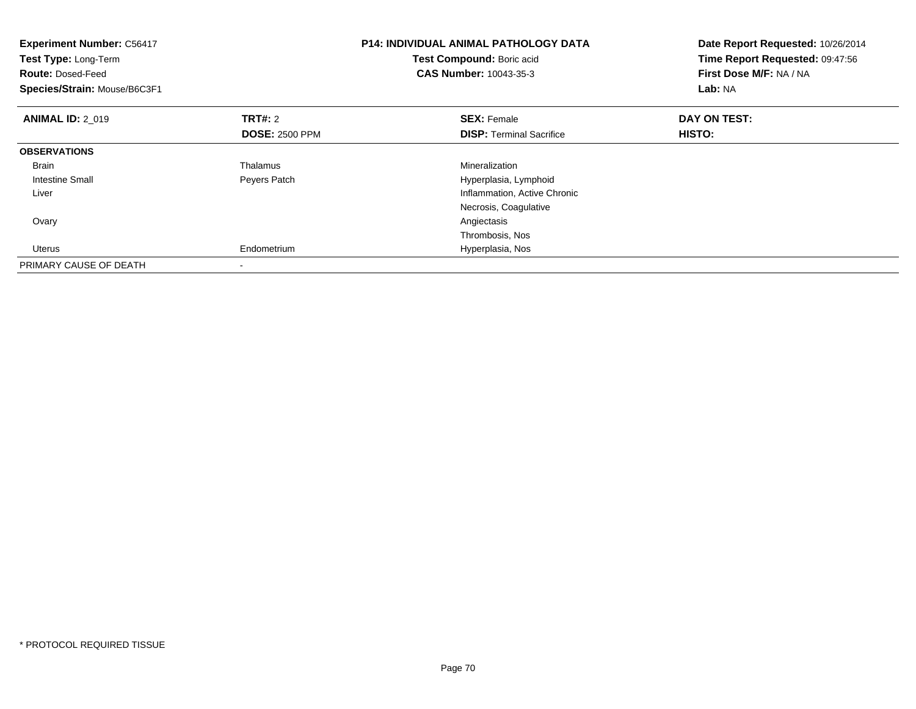**Experiment Number:** C56417
**Test Type:** Long-Term
**Route:** Dosed-Feed
**Species/Strain:** Mouse/B6C3F1

**P14: INDIVIDUAL ANIMAL PATHOLOGY DATA**
**Test Compound:** Boric acid
**CAS Number:** 10043-35-3

**Date Report Requested:** 10/26/2014
**Time Report Requested:** 09:47:56
**First Dose M/F:** NA / NA
**Lab:** NA

| **ANIMAL ID:** 2_019 | **TRT#:** 2 | **SEX:** Female | **DAY ON TEST:** |
|---|---|---|---|
| | **DOSE:** 2500 PPM | **DISP:** Terminal Sacrifice | **HISTO:** |
| **OBSERVATIONS** | | | |
| Brain | Thalamus | Mineralization | |
| Intestine Small | Peyers Patch | Hyperplasia, Lymphoid | |
| Liver | | Inflammation, Active Chronic | |
| | | Necrosis, Coagulative | |
| Ovary | | Angiectasis | |
| | | Thrombosis, Nos | |
| Uterus | Endometrium | Hyperplasia, Nos | |
| PRIMARY CAUSE OF DEATH | - | | |

* PROTOCOL REQUIRED TISSUE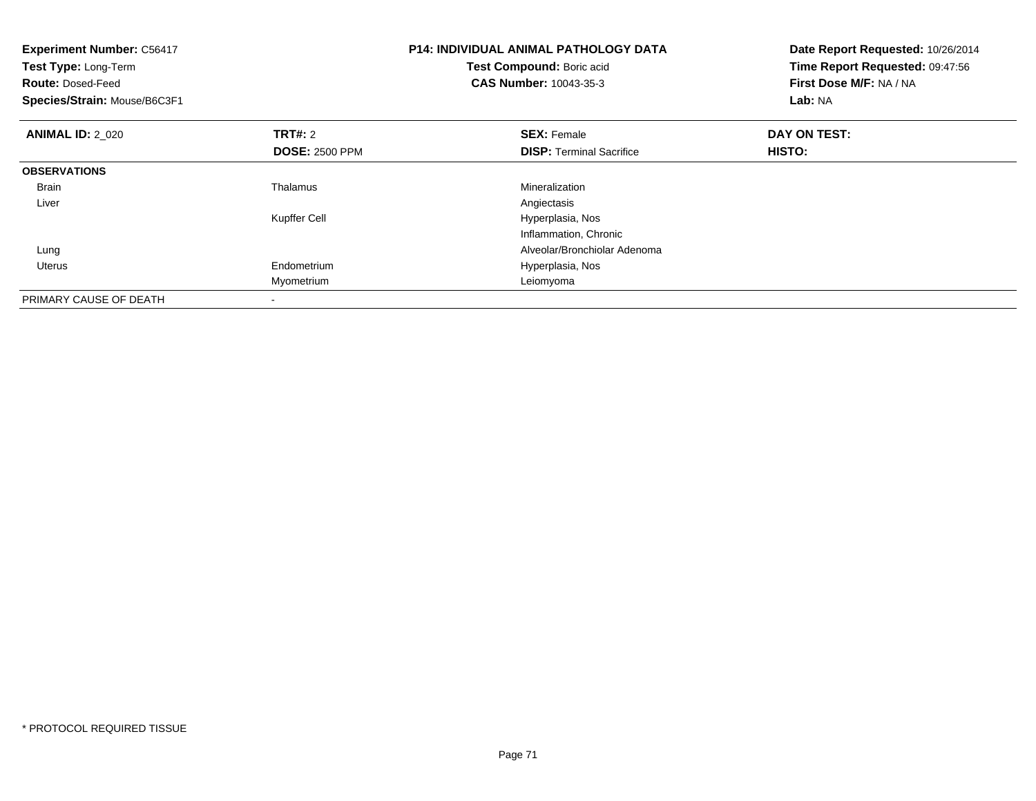**Experiment Number:** C56417
**Test Type:** Long-Term
**Route:** Dosed-Feed
**Species/Strain:** Mouse/B6C3F1

**P14: INDIVIDUAL ANIMAL PATHOLOGY DATA**
**Test Compound:** Boric acid
**CAS Number:** 10043-35-3

**Date Report Requested:** 10/26/2014
**Time Report Requested:** 09:47:56
**First Dose M/F:** NA / NA
**Lab:** NA

| **ANIMAL ID:** 2_020 | **TRT#:** 2 | **SEX:** Female | **DAY ON TEST:** |
|---|---|---|---|
| | **DOSE:** 2500 PPM | **DISP:** Terminal Sacrifice | **HISTO:** |
| **OBSERVATIONS** | | | |
| Brain | Thalamus | Mineralization | |
| Liver | | Angiectasis | |
| | Kupffer Cell | Hyperplasia, Nos | |
| | | Inflammation, Chronic | |
| Lung | | Alveolar/Bronchiolar Adenoma | |
| Uterus | Endometrium | Hyperplasia, Nos | |
| | Myometrium | Leiomyoma | |
| PRIMARY CAUSE OF DEATH | - | | |

* PROTOCOL REQUIRED TISSUE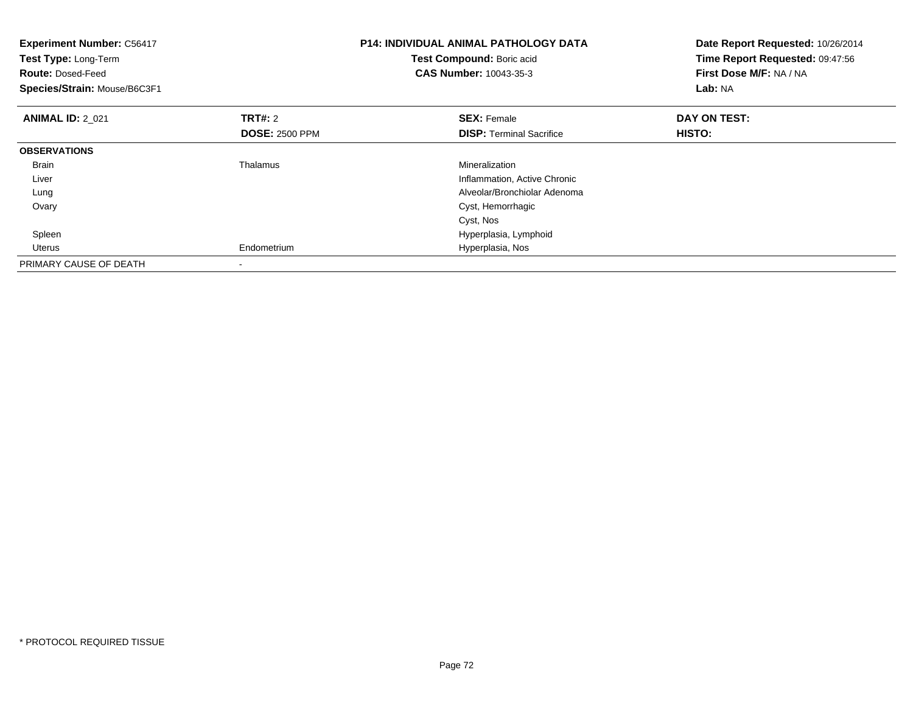**Experiment Number:** C56417
**Test Type:** Long-Term
**Route:** Dosed-Feed
**Species/Strain:** Mouse/B6C3F1

**P14: INDIVIDUAL ANIMAL PATHOLOGY DATA**
**Test Compound:** Boric acid
**CAS Number:** 10043-35-3

**Date Report Requested:** 10/26/2014
**Time Report Requested:** 09:47:56
**First Dose M/F:** NA / NA
**Lab:** NA

| **ANIMAL ID:** 2_021 | **TRT#:** 2 | **SEX:** Female | **DAY ON TEST:** |
|---|---|---|---|
| | **DOSE:** 2500 PPM | **DISP:** Terminal Sacrifice | **HISTO:** |
| **OBSERVATIONS** | | | |
| Brain | Thalamus | Mineralization | |
| Liver | | Inflammation, Active Chronic | |
| Lung | | Alveolar/Bronchiolar Adenoma | |
| Ovary | | Cyst, Hemorrhagic | |
| | | Cyst, Nos | |
| Spleen | | Hyperplasia, Lymphoid | |
| Uterus | Endometrium | Hyperplasia, Nos | |
| PRIMARY CAUSE OF DEATH | - | | |

* PROTOCOL REQUIRED TISSUE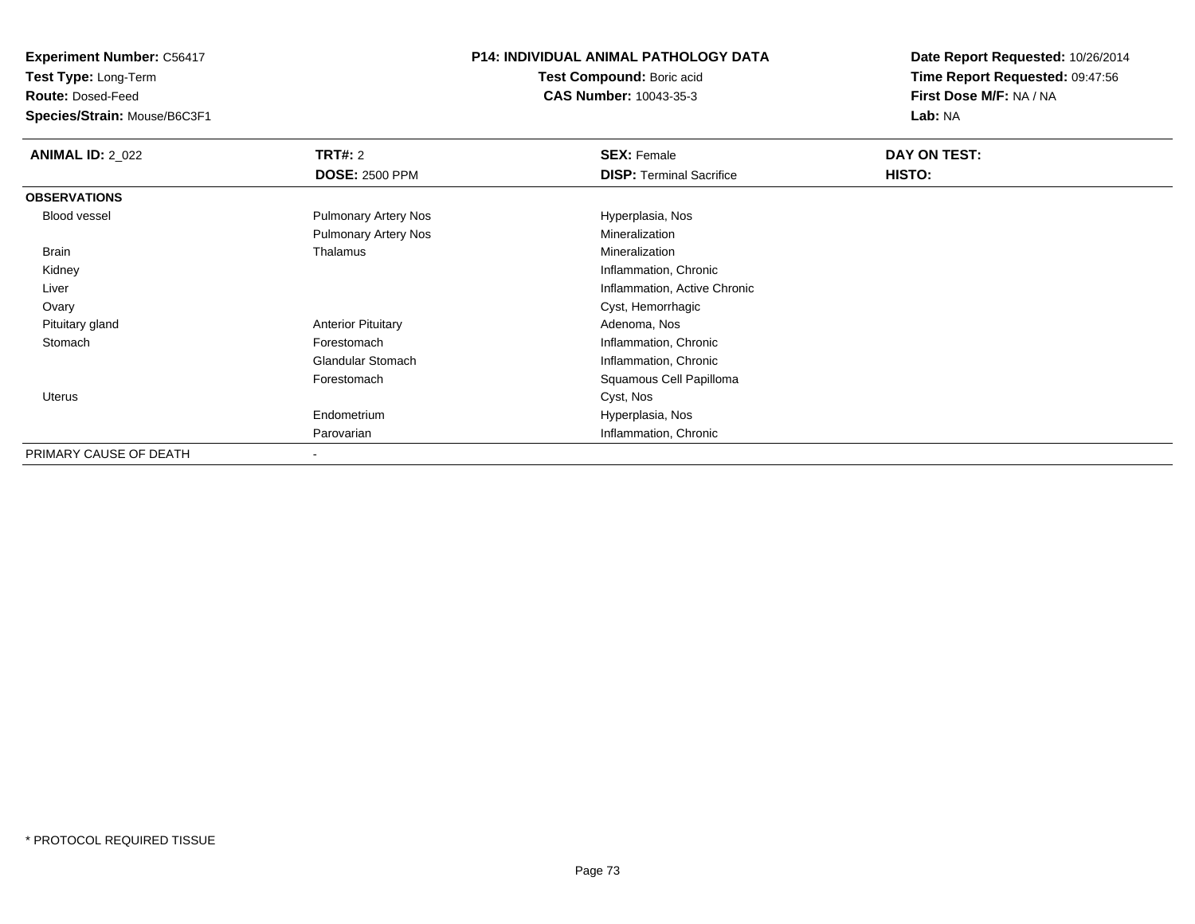**Experiment Number:** C56417
**Test Type:** Long-Term
**Route:** Dosed-Feed
**Species/Strain:** Mouse/B6C3F1

**P14: INDIVIDUAL ANIMAL PATHOLOGY DATA**
**Test Compound:** Boric acid
**CAS Number:** 10043-35-3

**Date Report Requested:** 10/26/2014
**Time Report Requested:** 09:47:56
**First Dose M/F:** NA / NA
**Lab:** NA

| **ANIMAL ID:** 2_022 | **TRT#:** 2 | **SEX:** Female | **DAY ON TEST:** |
|---|---|---|---|
| | **DOSE:** 2500 PPM | **DISP:** Terminal Sacrifice | **HISTO:** |
| **OBSERVATIONS** | | | |
| Blood vessel | Pulmonary Artery Nos | Hyperplasia, Nos | |
| | Pulmonary Artery Nos | Mineralization | |
| Brain | Thalamus | Mineralization | |
| Kidney | | Inflammation, Chronic | |
| Liver | | Inflammation, Active Chronic | |
| Ovary | | Cyst, Hemorrhagic | |
| Pituitary gland | Anterior Pituitary | Adenoma, Nos | |
| Stomach | Forestomach | Inflammation, Chronic | |
| | Glandular Stomach | Inflammation, Chronic | |
| | Forestomach | Squamous Cell Papilloma | |
| Uterus | | Cyst, Nos | |
| | Endometrium | Hyperplasia, Nos | |
| | Parovarian | Inflammation, Chronic | |
| PRIMARY CAUSE OF DEATH | - | | |

* PROTOCOL REQUIRED TISSUE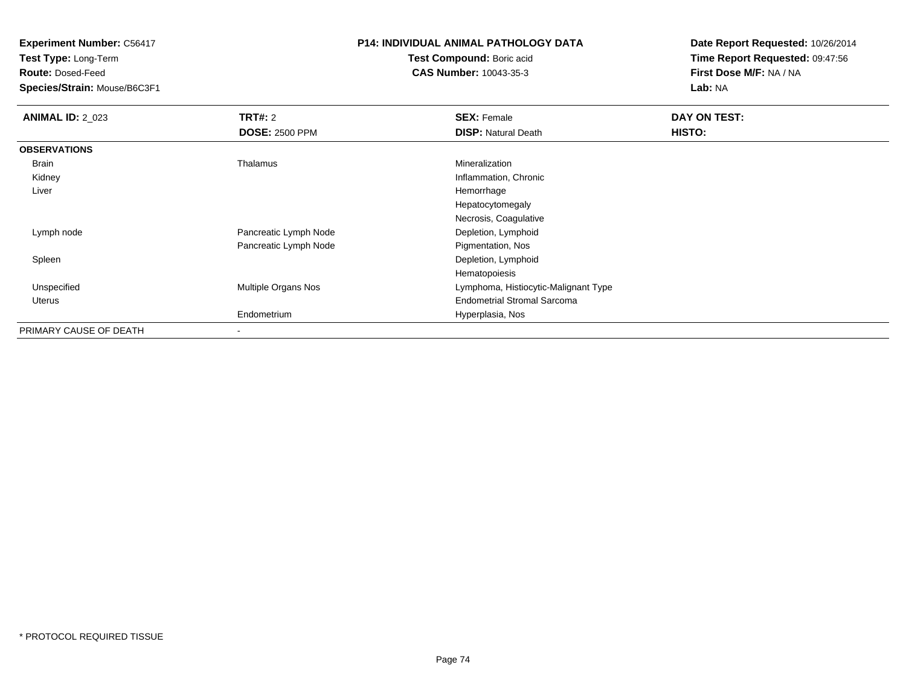**Experiment Number:** C56417
**Test Type:** Long-Term
**Route:** Dosed-Feed
**Species/Strain:** Mouse/B6C3F1

**P14: INDIVIDUAL ANIMAL PATHOLOGY DATA**
**Test Compound:** Boric acid
**CAS Number:** 10043-35-3

**Date Report Requested:** 10/26/2014
**Time Report Requested:** 09:47:56
**First Dose M/F:** NA / NA
**Lab:** NA

| **ANIMAL ID:** 2_023 | **TRT#:** 2 | **SEX:** Female | **DAY ON TEST:** |
|---|---|---|---|
| | **DOSE:** 2500 PPM | **DISP:** Natural Death | **HISTO:** |
| **OBSERVATIONS** | | | |
| Brain | Thalamus | Mineralization | |
| Kidney | | Inflammation, Chronic | |
| Liver | | Hemorrhage | |
| | | Hepatocytomegaly | |
| | | Necrosis, Coagulative | |
| Lymph node | Pancreatic Lymph Node | Depletion, Lymphoid | |
| | Pancreatic Lymph Node | Pigmentation, Nos | |
| Spleen | | Depletion, Lymphoid | |
| | | Hematopoiesis | |
| Unspecified | Multiple Organs Nos | Lymphoma, Histiocytic-Malignant Type | |
| Uterus | | Endometrial Stromal Sarcoma | |
| | Endometrium | Hyperplasia, Nos | |
| PRIMARY CAUSE OF DEATH | - | | |

* PROTOCOL REQUIRED TISSUE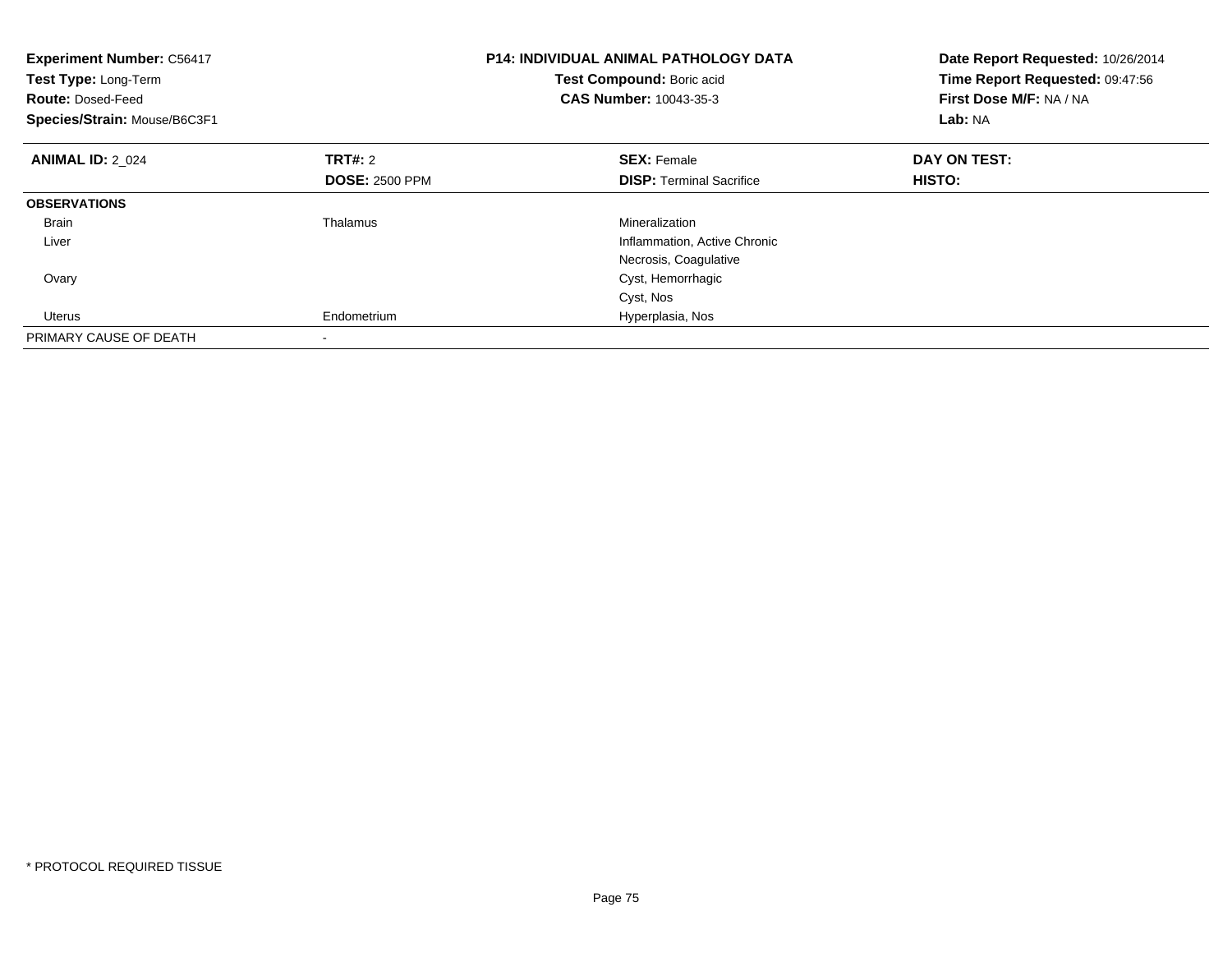**Experiment Number:** C56417
**Test Type:** Long-Term
**Route:** Dosed-Feed
**Species/Strain:** Mouse/B6C3F1

**P14: INDIVIDUAL ANIMAL PATHOLOGY DATA**
**Test Compound:** Boric acid
**CAS Number:** 10043-35-3

**Date Report Requested:** 10/26/2014
**Time Report Requested:** 09:47:56
**First Dose M/F:** NA / NA
**Lab:** NA

| **ANIMAL ID:** 2_024 | **TRT#:** 2 | **SEX:** Female | **DAY ON TEST:** |
|---|---|---|---|
| | **DOSE:** 2500 PPM | **DISP:** Terminal Sacrifice | **HISTO:** |
| **OBSERVATIONS** | | | |
| Brain | Thalamus | Mineralization | |
| Liver | | Inflammation, Active Chronic | |
| | | Necrosis, Coagulative | |
| Ovary | | Cyst, Hemorrhagic | |
| | | Cyst, Nos | |
| Uterus | Endometrium | Hyperplasia, Nos | |
| PRIMARY CAUSE OF DEATH | - | | |

* PROTOCOL REQUIRED TISSUE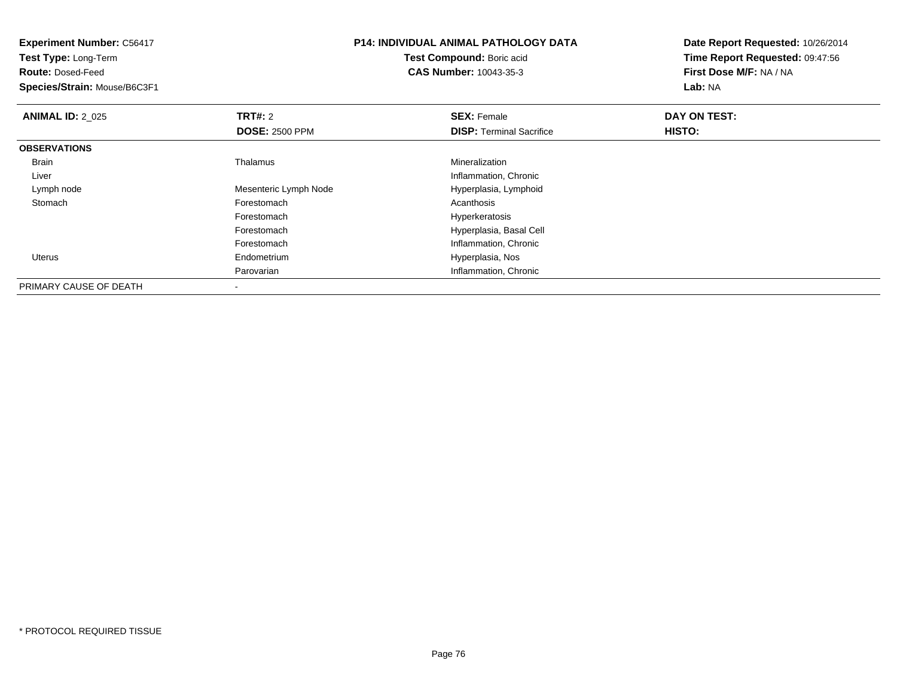**Experiment Number:** C56417
**Test Type:** Long-Term
**Route:** Dosed-Feed
**Species/Strain:** Mouse/B6C3F1

**P14: INDIVIDUAL ANIMAL PATHOLOGY DATA**
**Test Compound:** Boric acid
**CAS Number:** 10043-35-3

**Date Report Requested:** 10/26/2014
**Time Report Requested:** 09:47:56
**First Dose M/F:** NA / NA
**Lab:** NA

| **ANIMAL ID:** 2_025 | **TRT#:** 2 | **SEX:** Female | **DAY ON TEST:** |
|---|---|---|---|
| | **DOSE:** 2500 PPM | **DISP:** Terminal Sacrifice | **HISTO:** |
| **OBSERVATIONS** | | | |
| Brain | Thalamus | Mineralization | |
| Liver | | Inflammation, Chronic | |
| Lymph node | Mesenteric Lymph Node | Hyperplasia, Lymphoid | |
| Stomach | Forestomach | Acanthosis | |
| | Forestomach | Hyperkeratosis | |
| | Forestomach | Hyperplasia, Basal Cell | |
| | Forestomach | Inflammation, Chronic | |
| Uterus | Endometrium | Hyperplasia, Nos | |
| | Parovarian | Inflammation, Chronic | |
| PRIMARY CAUSE OF DEATH | - | | |

* PROTOCOL REQUIRED TISSUE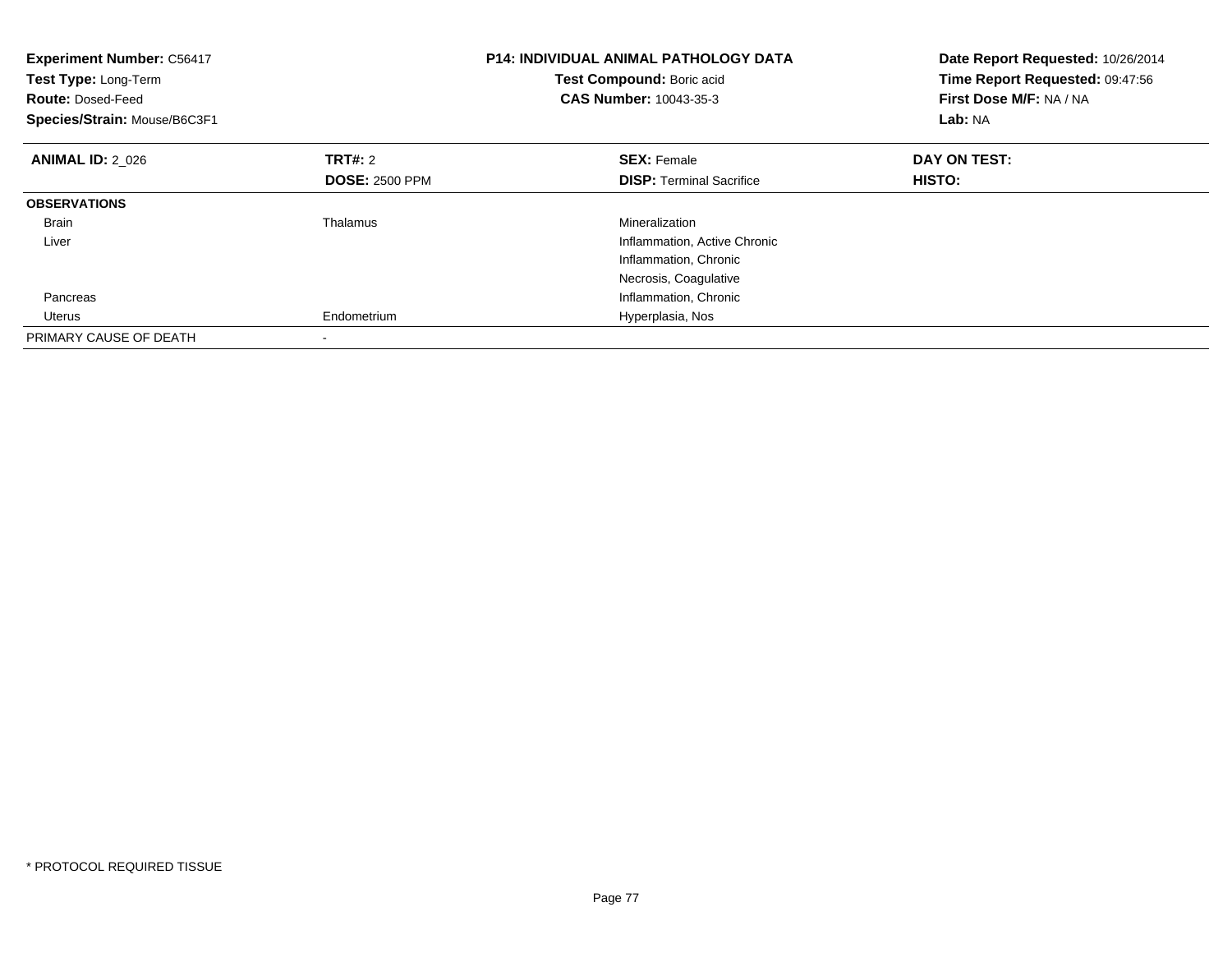**Experiment Number:** C56417
**Test Type:** Long-Term
**Route:** Dosed-Feed
**Species/Strain:** Mouse/B6C3F1

**P14: INDIVIDUAL ANIMAL PATHOLOGY DATA**
**Test Compound:** Boric acid
**CAS Number:** 10043-35-3

**Date Report Requested:** 10/26/2014
**Time Report Requested:** 09:47:56
**First Dose M/F:** NA / NA
**Lab:** NA

| **ANIMAL ID:** 2_026 | **TRT#:** 2 | **SEX:** Female | **DAY ON TEST:** |
|---|---|---|---|
| | **DOSE:** 2500 PPM | **DISP:** Terminal Sacrifice | **HISTO:** |
| **OBSERVATIONS** | | | |
| Brain | Thalamus | Mineralization | |
| Liver | | Inflammation, Active Chronic | |
| | | Inflammation, Chronic | |
| | | Necrosis, Coagulative | |
| Pancreas | | Inflammation, Chronic | |
| Uterus | Endometrium | Hyperplasia, Nos | |
| PRIMARY CAUSE OF DEATH | - | | |

* PROTOCOL REQUIRED TISSUE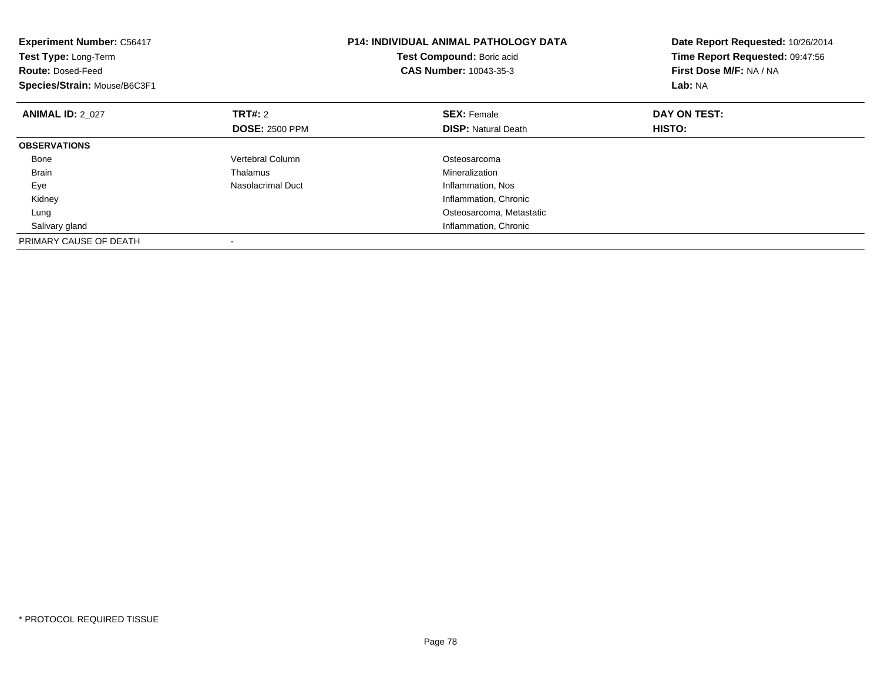**Experiment Number:** C56417
**Test Type:** Long-Term
**Route:** Dosed-Feed
**Species/Strain:** Mouse/B6C3F1

**P14: INDIVIDUAL ANIMAL PATHOLOGY DATA**
**Test Compound:** Boric acid
**CAS Number:** 10043-35-3

**Date Report Requested:** 10/26/2014
**Time Report Requested:** 09:47:56
**First Dose M/F:** NA / NA
**Lab:** NA

| **ANIMAL ID:** 2_027 | **TRT#:** 2<br>**DOSE:** 2500 PPM | **SEX:** Female<br>**DISP:** Natural Death | **DAY ON TEST:**<br>**HISTO:** |
|---|---|---|---|
| **OBSERVATIONS** | | | |
| Bone | Vertebral Column | Osteosarcoma | |
| Brain | Thalamus | Mineralization | |
| Eye | Nasolacrimal Duct | Inflammation, Nos | |
| Kidney | | Inflammation, Chronic | |
| Lung | | Osteosarcoma, Metastatic | |
| Salivary gland | | Inflammation, Chronic | |
| PRIMARY CAUSE OF DEATH | - | | |

\* PROTOCOL REQUIRED TISSUE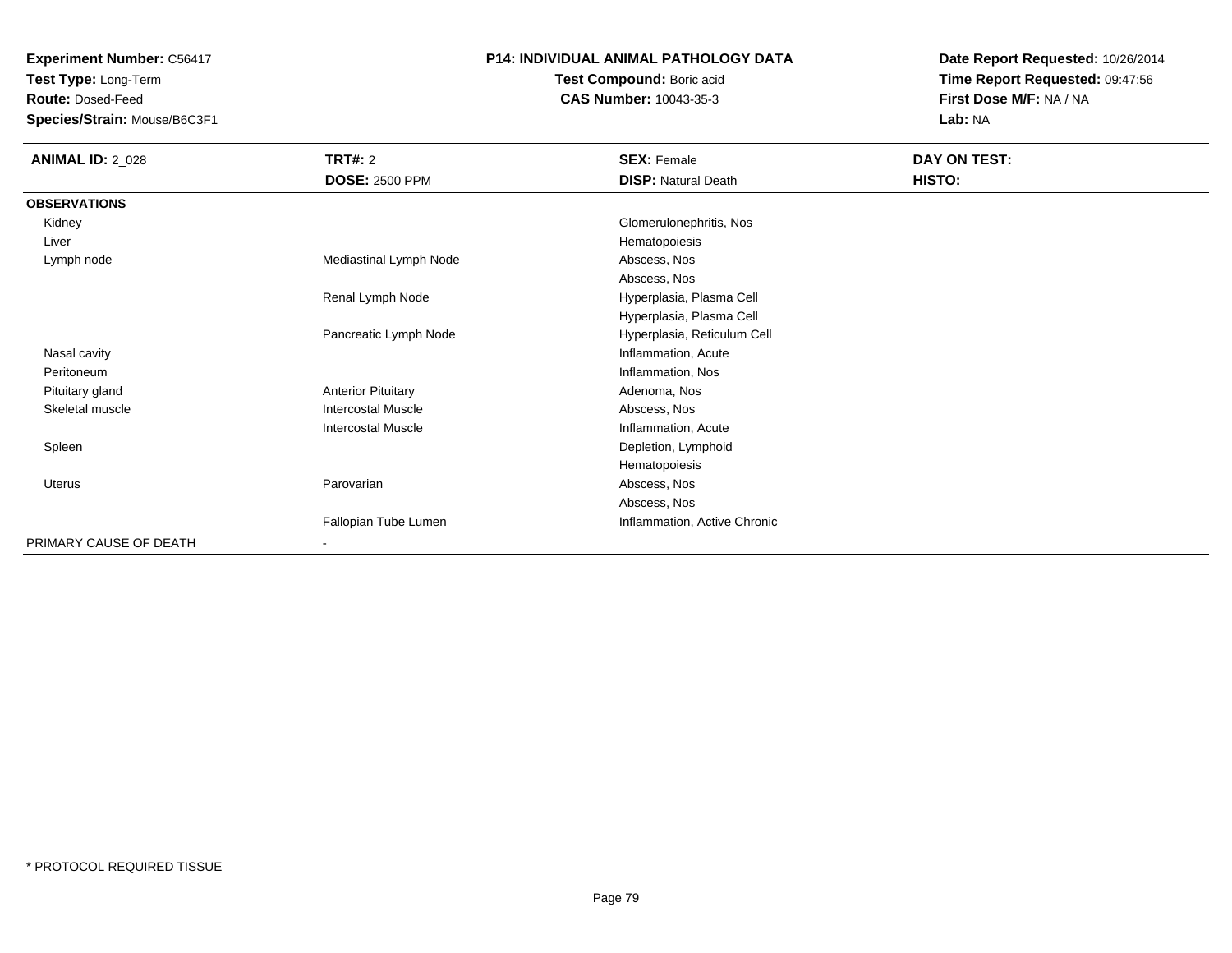**Experiment Number:** C56417
**Test Type:** Long-Term
**Route:** Dosed-Feed
**Species/Strain:** Mouse/B6C3F1

**P14: INDIVIDUAL ANIMAL PATHOLOGY DATA**
**Test Compound:** Boric acid
**CAS Number:** 10043-35-3

**Date Report Requested:** 10/26/2014
**Time Report Requested:** 09:47:56
**First Dose M/F:** NA / NA
**Lab:** NA

| **ANIMAL ID:** 2_028 | **TRT#:** 2 | **SEX:** Female | **DAY ON TEST:** |
|---|---|---|---|
| | **DOSE:** 2500 PPM | **DISP:** Natural Death | **HISTO:** |
| **OBSERVATIONS** | | | |
| Kidney | | Glomerulonephritis, Nos | |
| Liver | | Hematopoiesis | |
| Lymph node | Mediastinal Lymph Node | Abscess, Nos | |
| | | Abscess, Nos | |
| | Renal Lymph Node | Hyperplasia, Plasma Cell | |
| | | Hyperplasia, Plasma Cell | |
| | Pancreatic Lymph Node | Hyperplasia, Reticulum Cell | |
| Nasal cavity | | Inflammation, Acute | |
| Peritoneum | | Inflammation, Nos | |
| Pituitary gland | Anterior Pituitary | Adenoma, Nos | |
| Skeletal muscle | Intercostal Muscle | Abscess, Nos | |
| | Intercostal Muscle | Inflammation, Acute | |
| Spleen | | Depletion, Lymphoid | |
| | | Hematopoiesis | |
| Uterus | Parovarian | Abscess, Nos | |
| | | Abscess, Nos | |
| | Fallopian Tube Lumen | Inflammation, Active Chronic | |
| PRIMARY CAUSE OF DEATH | - | | |

* PROTOCOL REQUIRED TISSUE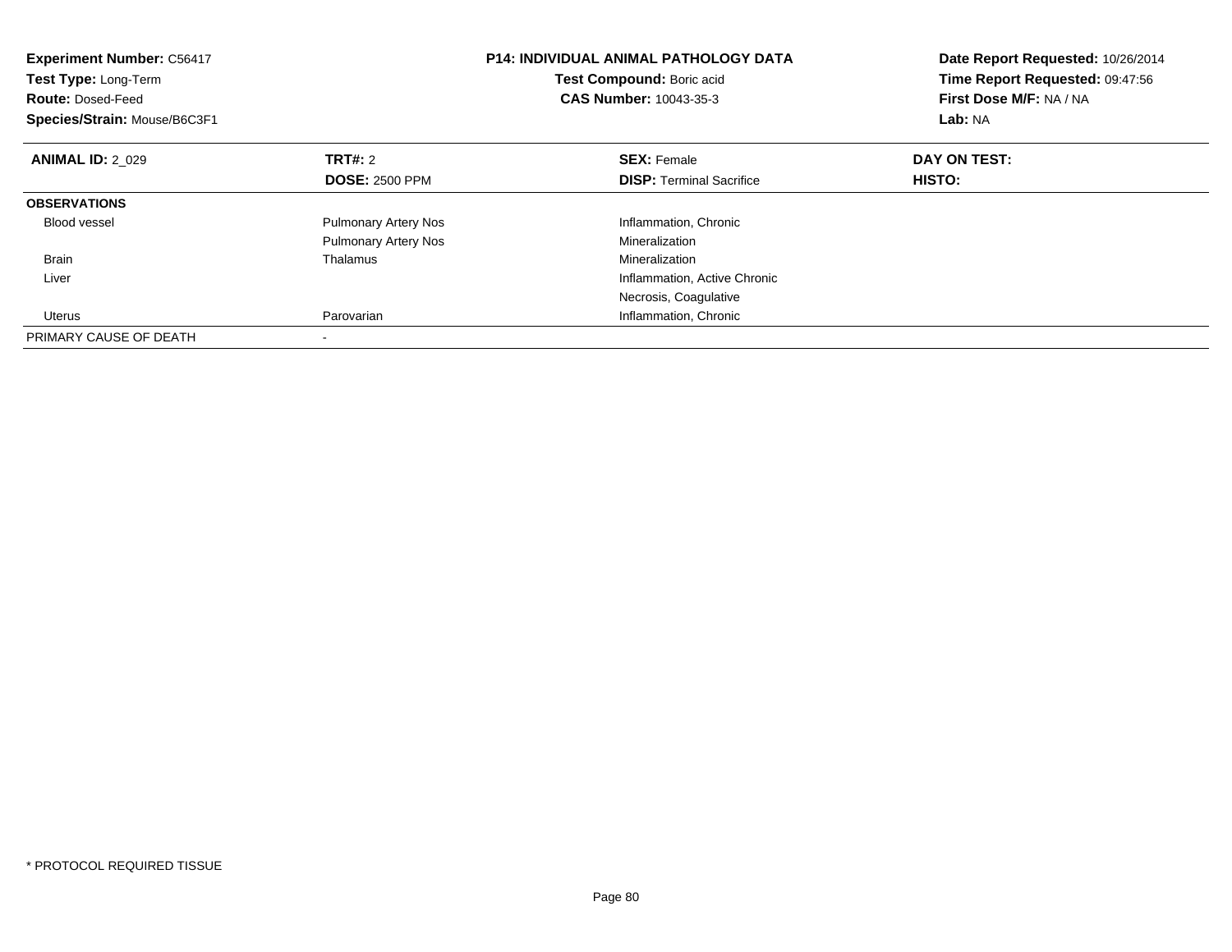**Experiment Number:** C56417
**Test Type:** Long-Term
**Route:** Dosed-Feed
**Species/Strain:** Mouse/B6C3F1

**P14: INDIVIDUAL ANIMAL PATHOLOGY DATA**
**Test Compound:** Boric acid
**CAS Number:** 10043-35-3

**Date Report Requested:** 10/26/2014
**Time Report Requested:** 09:47:56
**First Dose M/F:** NA / NA
**Lab:** NA

| **ANIMAL ID:** 2_029 | **TRT#:** 2 | **SEX:** Female | **DAY ON TEST:** |
|---|---|---|---|
| | **DOSE:** 2500 PPM | **DISP:** Terminal Sacrifice | **HISTO:** |
| **OBSERVATIONS** | | | |
| Blood vessel | Pulmonary Artery Nos | Inflammation, Chronic | |
| | Pulmonary Artery Nos | Mineralization | |
| Brain | Thalamus | Mineralization | |
| Liver | | Inflammation, Active Chronic | |
| | | Necrosis, Coagulative | |
| Uterus | Parovarian | Inflammation, Chronic | |
| PRIMARY CAUSE OF DEATH | - | | |

\* PROTOCOL REQUIRED TISSUE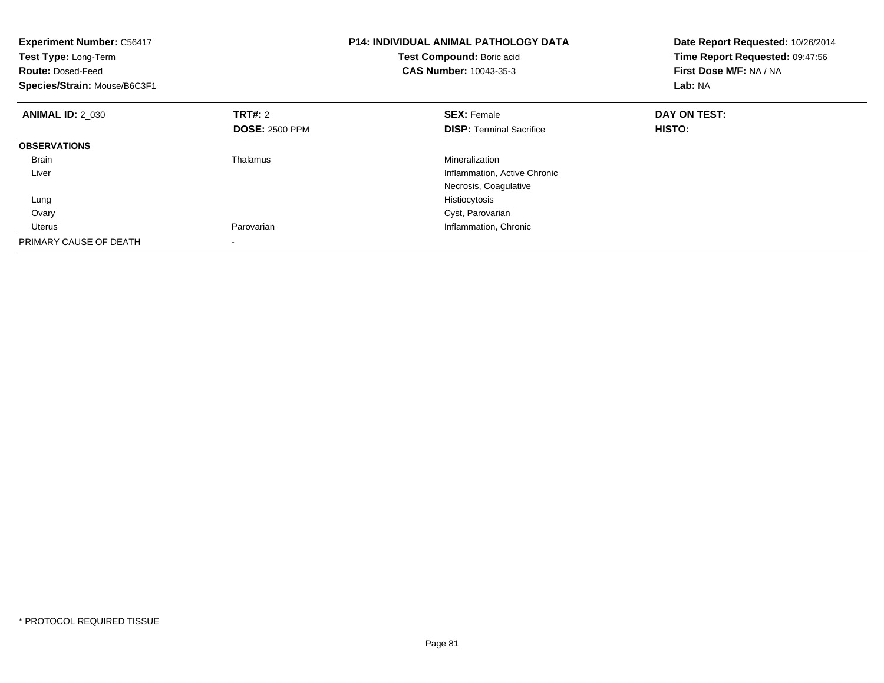**Experiment Number:** C56417
**Test Type:** Long-Term
**Route:** Dosed-Feed
**Species/Strain:** Mouse/B6C3F1

**P14: INDIVIDUAL ANIMAL PATHOLOGY DATA**
**Test Compound:** Boric acid
**CAS Number:** 10043-35-3

**Date Report Requested:** 10/26/2014
**Time Report Requested:** 09:47:56
**First Dose M/F:** NA / NA
**Lab:** NA

| **ANIMAL ID:** 2_030 | **TRT#:** 2 | **SEX:** Female | **DAY ON TEST:** |
|---|---|---|---|
| | **DOSE:** 2500 PPM | **DISP:** Terminal Sacrifice | **HISTO:** |
| **OBSERVATIONS** | | | |
| Brain | Thalamus | Mineralization | |
| Liver | | Inflammation, Active Chronic | |
| | | Necrosis, Coagulative | |
| Lung | | Histiocytosis | |
| Ovary | | Cyst, Parovarian | |
| Uterus | Parovarian | Inflammation, Chronic | |
| PRIMARY CAUSE OF DEATH | - | | |

* PROTOCOL REQUIRED TISSUE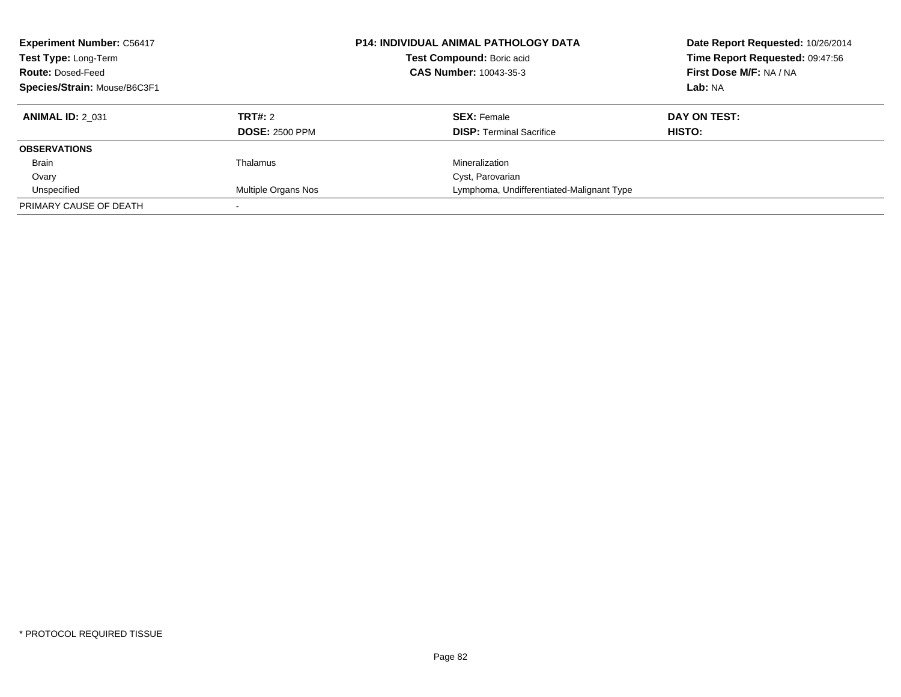**Experiment Number:** C56417
**Test Type:** Long-Term
**Route:** Dosed-Feed
**Species/Strain:** Mouse/B6C3F1

**P14: INDIVIDUAL ANIMAL PATHOLOGY DATA**
**Test Compound:** Boric acid
**CAS Number:** 10043-35-3

**Date Report Requested:** 10/26/2014
**Time Report Requested:** 09:47:56
**First Dose M/F:** NA / NA
**Lab:** NA

| **ANIMAL ID:** 2_031 | **TRT#:** 2 | **SEX:** Female | **DAY ON TEST:** |
|---|---|---|---|
| | **DOSE:** 2500 PPM | **DISP:** Terminal Sacrifice | **HISTO:** |
| **OBSERVATIONS** | | | |
| Brain | Thalamus | Mineralization | |
| Ovary | | Cyst, Parovarian | |
| Unspecified | Multiple Organs Nos | Lymphoma, Undifferentiated-Malignant Type | |
| PRIMARY CAUSE OF DEATH | - | | |

* PROTOCOL REQUIRED TISSUE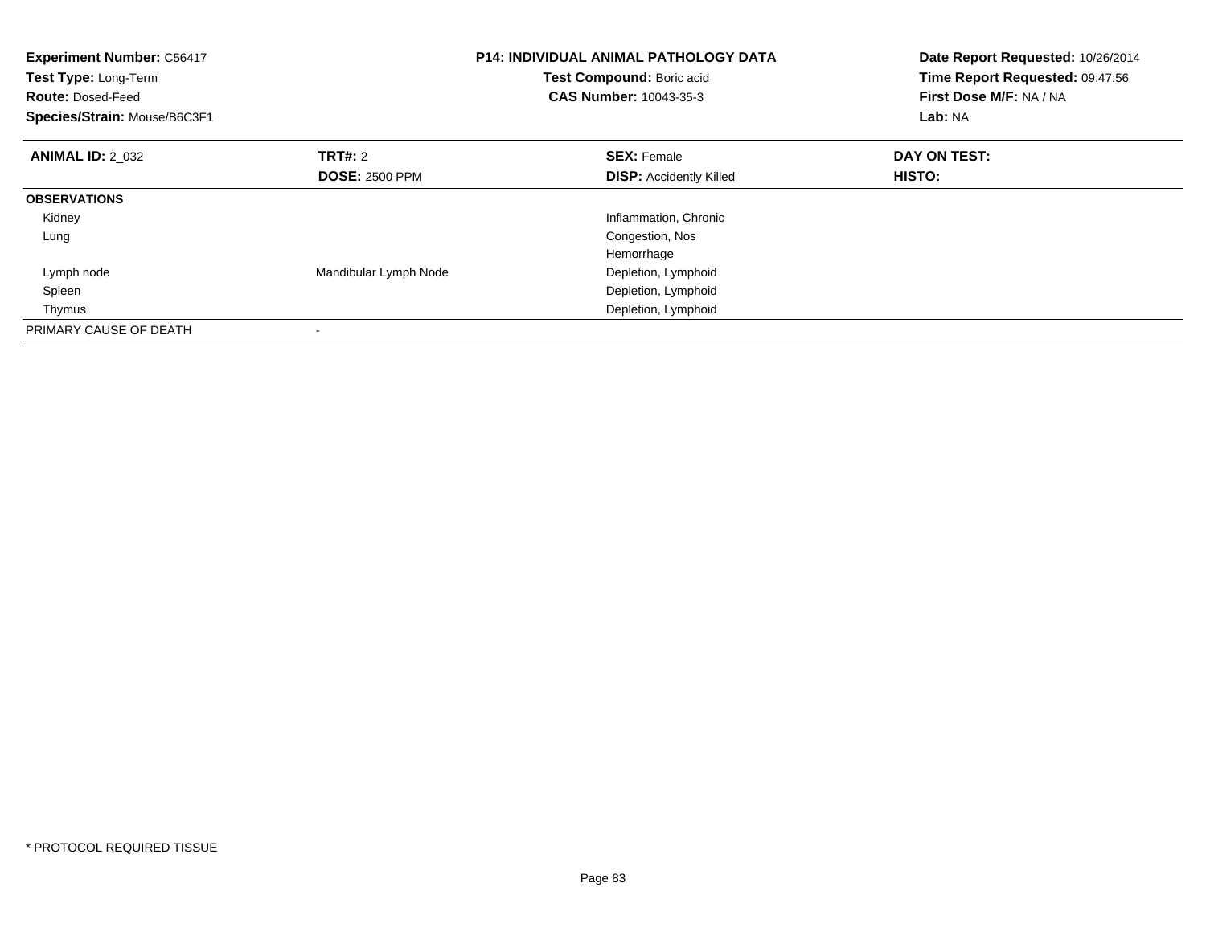**Experiment Number:** C56417
**Test Type:** Long-Term
**Route:** Dosed-Feed
**Species/Strain:** Mouse/B6C3F1

**P14: INDIVIDUAL ANIMAL PATHOLOGY DATA**
**Test Compound:** Boric acid
**CAS Number:** 10043-35-3

**Date Report Requested:** 10/26/2014
**Time Report Requested:** 09:47:56
**First Dose M/F:** NA / NA
**Lab:** NA

| **ANIMAL ID:** 2_032 | **TRT#:** 2 | **SEX:** Female | **DAY ON TEST:** |
|---|---|---|---|
| | **DOSE:** 2500 PPM | **DISP:** Accidently Killed | **HISTO:** |
| **OBSERVATIONS** | | | |
| Kidney | | Inflammation, Chronic | |
| Lung | | Congestion, Nos | |
| | | Hemorrhage | |
| Lymph node | Mandibular Lymph Node | Depletion, Lymphoid | |
| Spleen | | Depletion, Lymphoid | |
| Thymus | | Depletion, Lymphoid | |
| PRIMARY CAUSE OF DEATH | - | | |

* PROTOCOL REQUIRED TISSUE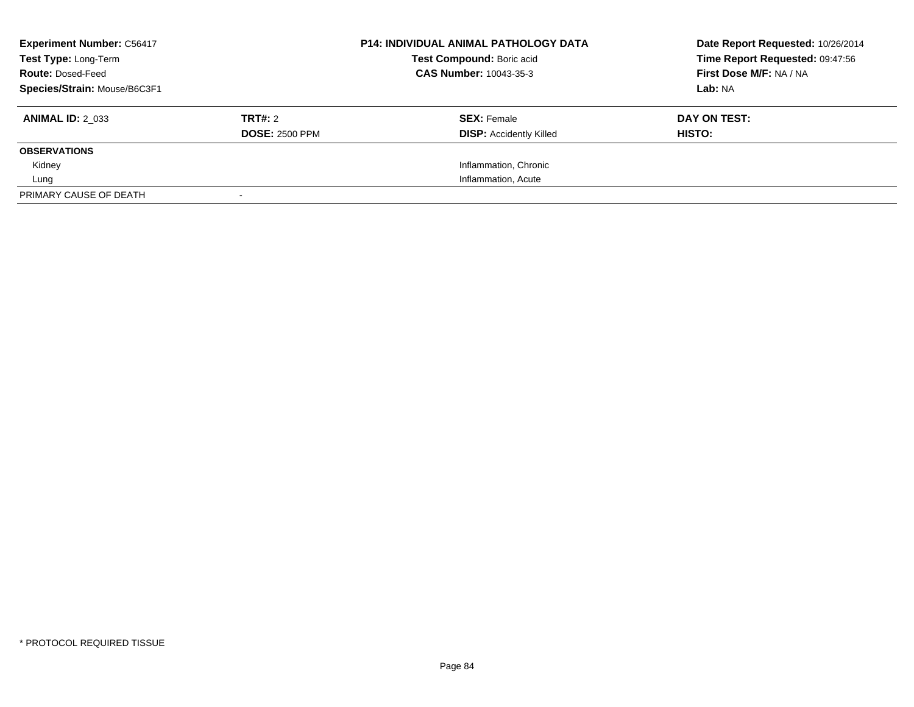| **Experiment Number:** C56417 | **P14: INDIVIDUAL ANIMAL PATHOLOGY DATA** | **Date Report Requested:** 10/26/2014 |
|---|---|---|
| **Test Type:** Long-Term | **Test Compound:** Boric acid | **Time Report Requested:** 09:47:56 |
| **Route:** Dosed-Feed | **CAS Number:** 10043-35-3 | **First Dose M/F:** NA / NA |
| **Species/Strain:** Mouse/B6C3F1 | | **Lab:** NA |

| **ANIMAL ID:** 2_033 | **TRT#:** 2 | **SEX:** Female | **DAY ON TEST:** |
|---|---|---|---|
| | **DOSE:** 2500 PPM | **DISP:** Accidently Killed | **HISTO:** |
| **OBSERVATIONS** | | | |
| Kidney | | Inflammation, Chronic | |
| Lung | | Inflammation, Acute | |
| PRIMARY CAUSE OF DEATH | - | | |

\* PROTOCOL REQUIRED TISSUE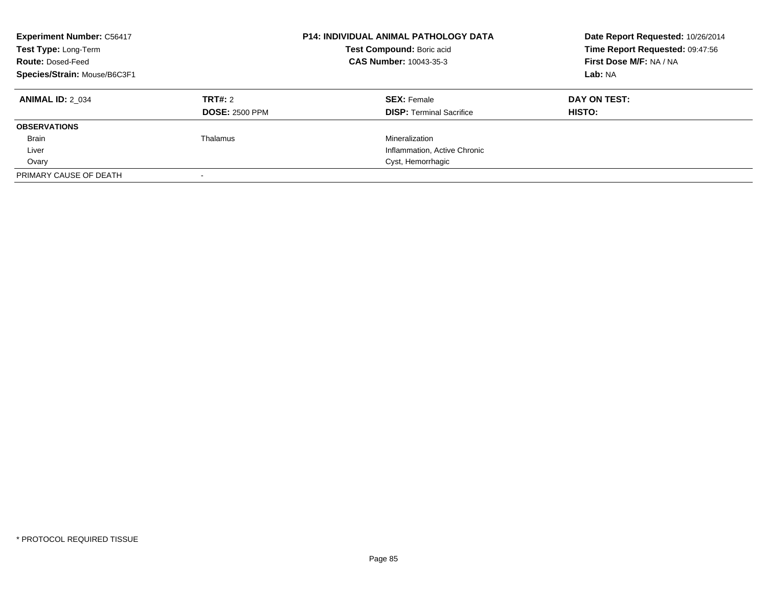**Experiment Number:** C56417
**Test Type:** Long-Term
**Route:** Dosed-Feed
**Species/Strain:** Mouse/B6C3F1

**P14: INDIVIDUAL ANIMAL PATHOLOGY DATA**
**Test Compound:** Boric acid
**CAS Number:** 10043-35-3

**Date Report Requested:** 10/26/2014
**Time Report Requested:** 09:47:56
**First Dose M/F:** NA / NA
**Lab:** NA

| **ANIMAL ID:** 2_034 | **TRT#:** 2 | **SEX:** Female | **DAY ON TEST:** |
|---|---|---|---|
| | **DOSE:** 2500 PPM | **DISP:** Terminal Sacrifice | **HISTO:** |
| **OBSERVATIONS** | | | |
| Brain | Thalamus | Mineralization | |
| Liver | | Inflammation, Active Chronic | |
| Ovary | | Cyst, Hemorrhagic | |
| PRIMARY CAUSE OF DEATH | - | | |

\* PROTOCOL REQUIRED TISSUE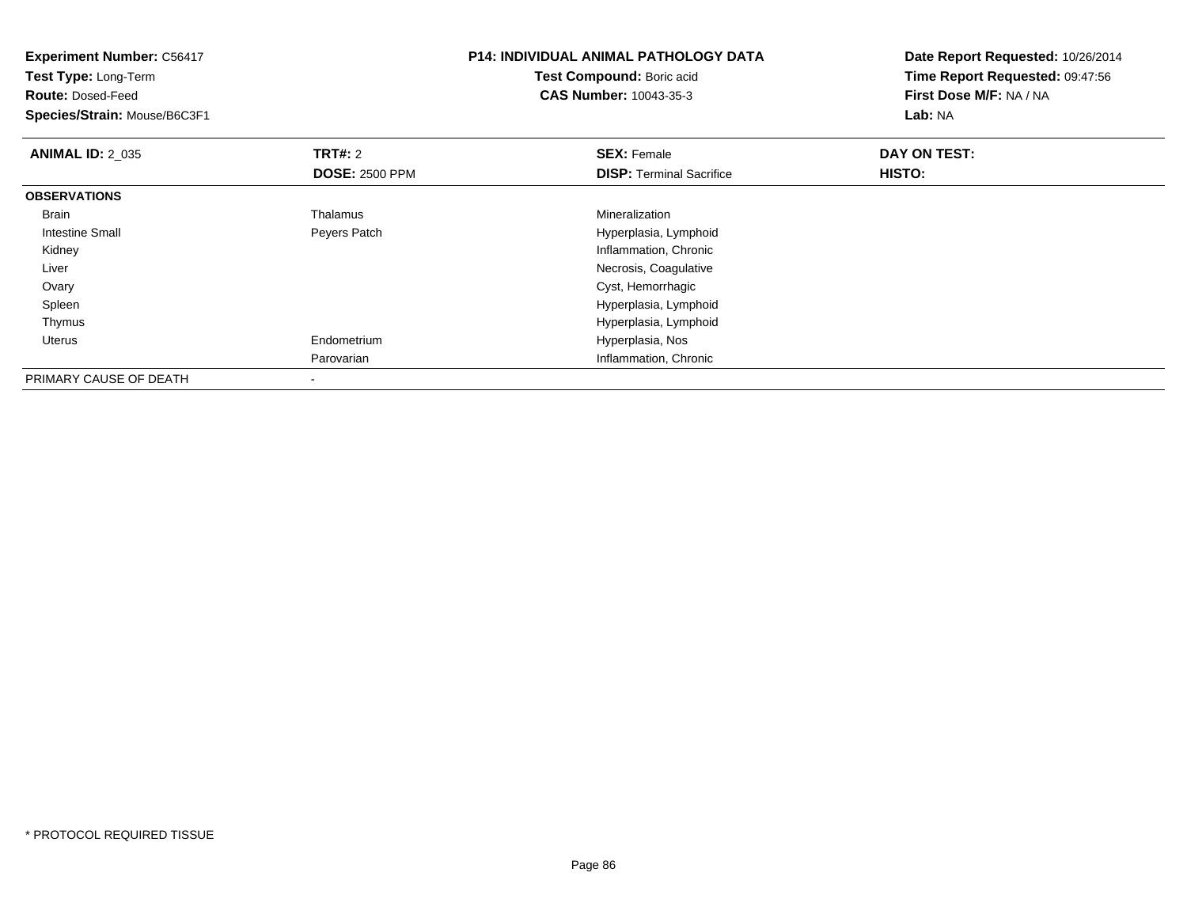**Experiment Number:** C56417
**Test Type:** Long-Term
**Route:** Dosed-Feed
**Species/Strain:** Mouse/B6C3F1

**P14: INDIVIDUAL ANIMAL PATHOLOGY DATA**
**Test Compound:** Boric acid
**CAS Number:** 10043-35-3

**Date Report Requested:** 10/26/2014
**Time Report Requested:** 09:47:56
**First Dose M/F:** NA / NA
**Lab:** NA

| **ANIMAL ID:** 2_035 | **TRT#:** 2 | **SEX:** Female | **DAY ON TEST:** |
|---|---|---|---|
| | **DOSE:** 2500 PPM | **DISP:** Terminal Sacrifice | **HISTO:** |
| **OBSERVATIONS** | | | |
| Brain | Thalamus | Mineralization | |
| Intestine Small | Peyers Patch | Hyperplasia, Lymphoid | |
| Kidney | | Inflammation, Chronic | |
| Liver | | Necrosis, Coagulative | |
| Ovary | | Cyst, Hemorrhagic | |
| Spleen | | Hyperplasia, Lymphoid | |
| Thymus | | Hyperplasia, Lymphoid | |
| Uterus | Endometrium | Hyperplasia, Nos | |
| | Parovarian | Inflammation, Chronic | |
| PRIMARY CAUSE OF DEATH | - | | |

* PROTOCOL REQUIRED TISSUE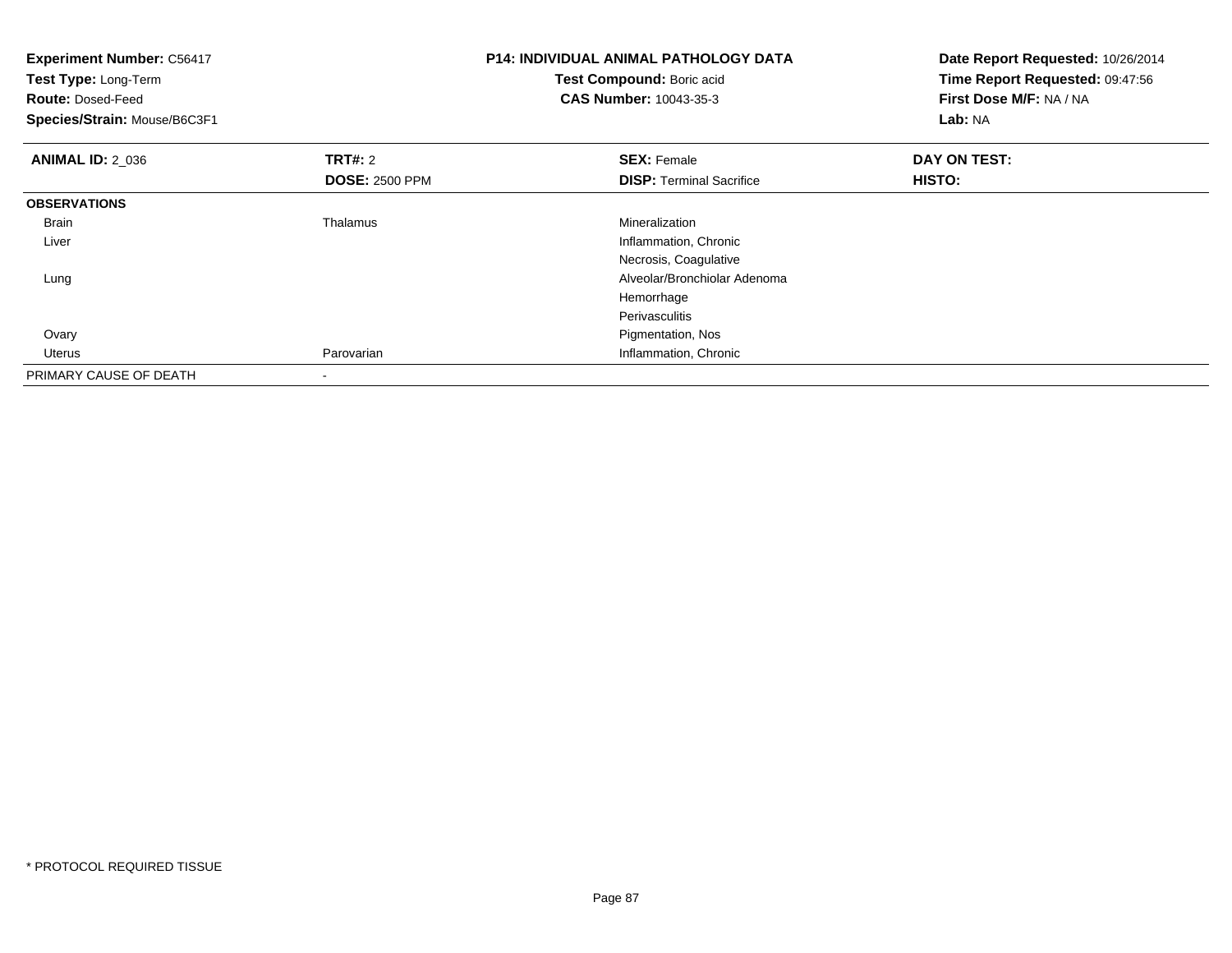**Experiment Number:** C56417
**Test Type:** Long-Term
**Route:** Dosed-Feed
**Species/Strain:** Mouse/B6C3F1

**P14: INDIVIDUAL ANIMAL PATHOLOGY DATA**
**Test Compound:** Boric acid
**CAS Number:** 10043-35-3

**Date Report Requested:** 10/26/2014
**Time Report Requested:** 09:47:56
**First Dose M/F:** NA / NA
**Lab:** NA

| **ANIMAL ID:** 2_036 | **TRT#:** 2 | **SEX:** Female | **DAY ON TEST:** |
|---|---|---|---|
| | **DOSE:** 2500 PPM | **DISP:** Terminal Sacrifice | **HISTO:** |
| **OBSERVATIONS** | | | |
| Brain | Thalamus | Mineralization | |
| Liver | | Inflammation, Chronic | |
| | | Necrosis, Coagulative | |
| Lung | | Alveolar/Bronchiolar Adenoma | |
| | | Hemorrhage | |
| | | Perivasculitis | |
| Ovary | | Pigmentation, Nos | |
| Uterus | Parovarian | Inflammation, Chronic | |
| PRIMARY CAUSE OF DEATH | - | | |

* PROTOCOL REQUIRED TISSUE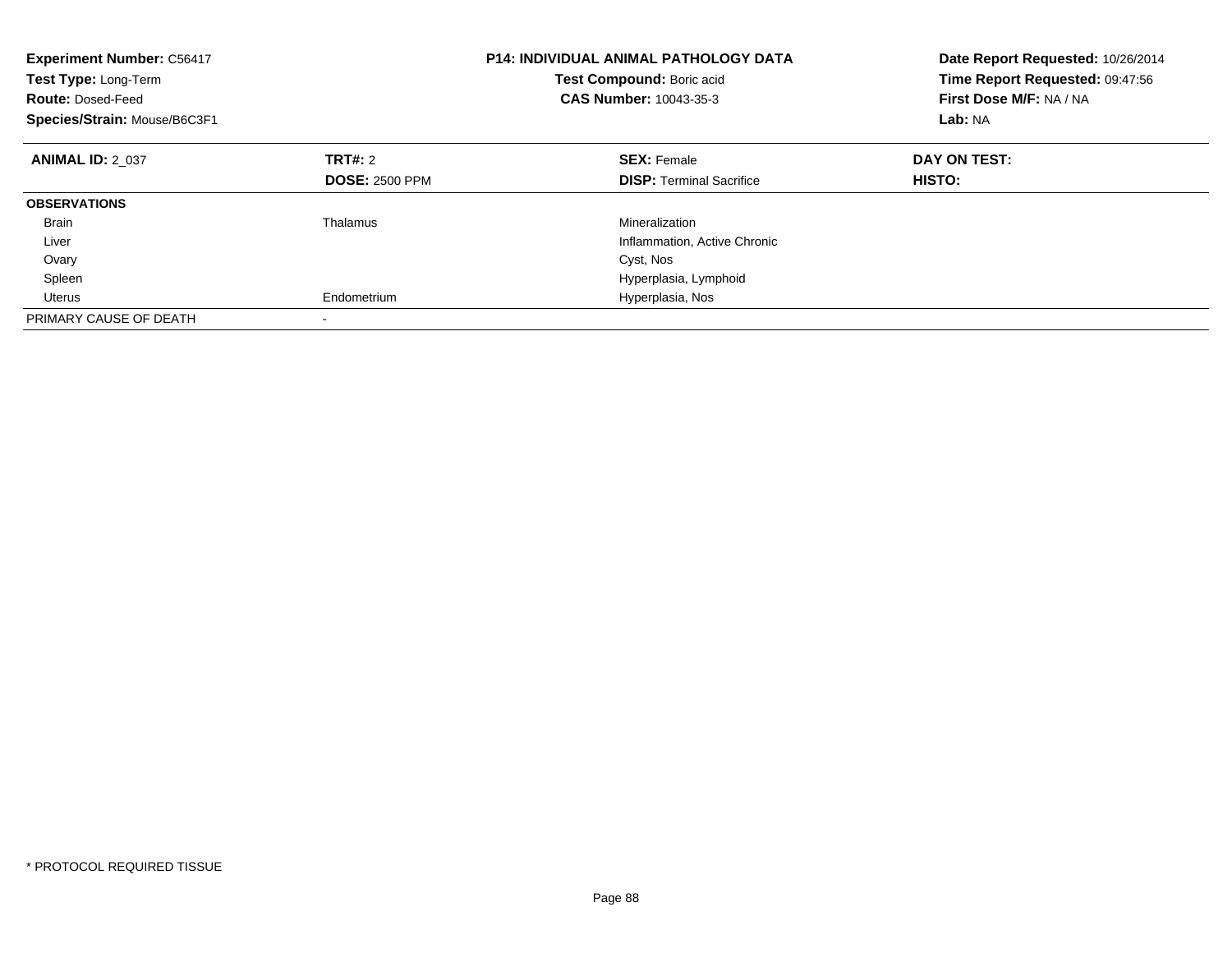**Experiment Number:** C56417
**Test Type:** Long-Term
**Route:** Dosed-Feed
**Species/Strain:** Mouse/B6C3F1

**P14: INDIVIDUAL ANIMAL PATHOLOGY DATA**
**Test Compound:** Boric acid
**CAS Number:** 10043-35-3

**Date Report Requested:** 10/26/2014
**Time Report Requested:** 09:47:56
**First Dose M/F:** NA / NA
**Lab:** NA

| **ANIMAL ID:** 2_037 | **TRT#:** 2 | **SEX:** Female | **DAY ON TEST:** |
|---|---|---|---|
| | **DOSE:** 2500 PPM | **DISP:** Terminal Sacrifice | **HISTO:** |
| **OBSERVATIONS** | | | |
| Brain | Thalamus | Mineralization | |
| Liver | | Inflammation, Active Chronic | |
| Ovary | | Cyst, Nos | |
| Spleen | | Hyperplasia, Lymphoid | |
| Uterus | Endometrium | Hyperplasia, Nos | |
| PRIMARY CAUSE OF DEATH | - | | |

* PROTOCOL REQUIRED TISSUE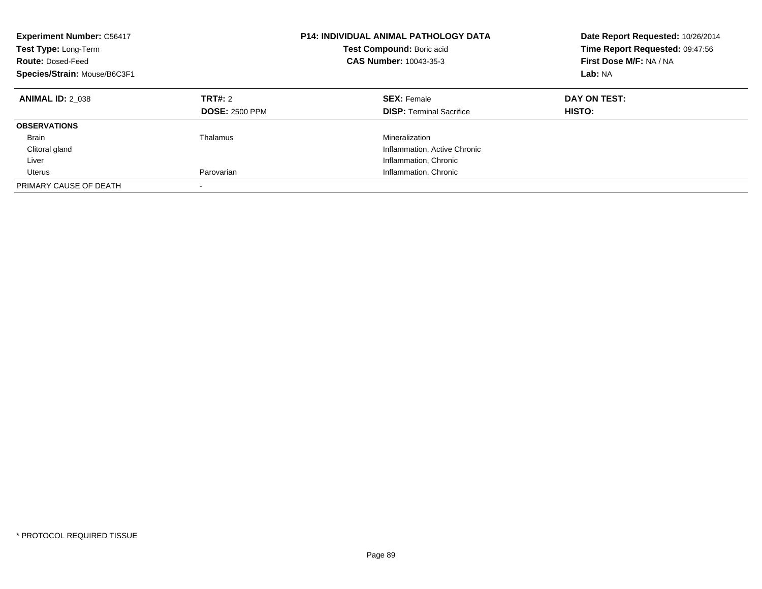**Experiment Number:** C56417
**Test Type:** Long-Term
**Route:** Dosed-Feed
**Species/Strain:** Mouse/B6C3F1

**P14: INDIVIDUAL ANIMAL PATHOLOGY DATA**
**Test Compound:** Boric acid
**CAS Number:** 10043-35-3

**Date Report Requested:** 10/26/2014
**Time Report Requested:** 09:47:56
**First Dose M/F:** NA / NA
**Lab:** NA

| **ANIMAL ID:** 2_038 | **TRT#:** 2 | **SEX:** Female | **DAY ON TEST:** |
|---|---|---|---|
| | **DOSE:** 2500 PPM | **DISP:** Terminal Sacrifice | **HISTO:** |
| **OBSERVATIONS** | | | |
| Brain | Thalamus | Mineralization | |
| Clitoral gland | | Inflammation, Active Chronic | |
| Liver | | Inflammation, Chronic | |
| Uterus | Parovarian | Inflammation, Chronic | |
| PRIMARY CAUSE OF DEATH | - | | |

\* PROTOCOL REQUIRED TISSUE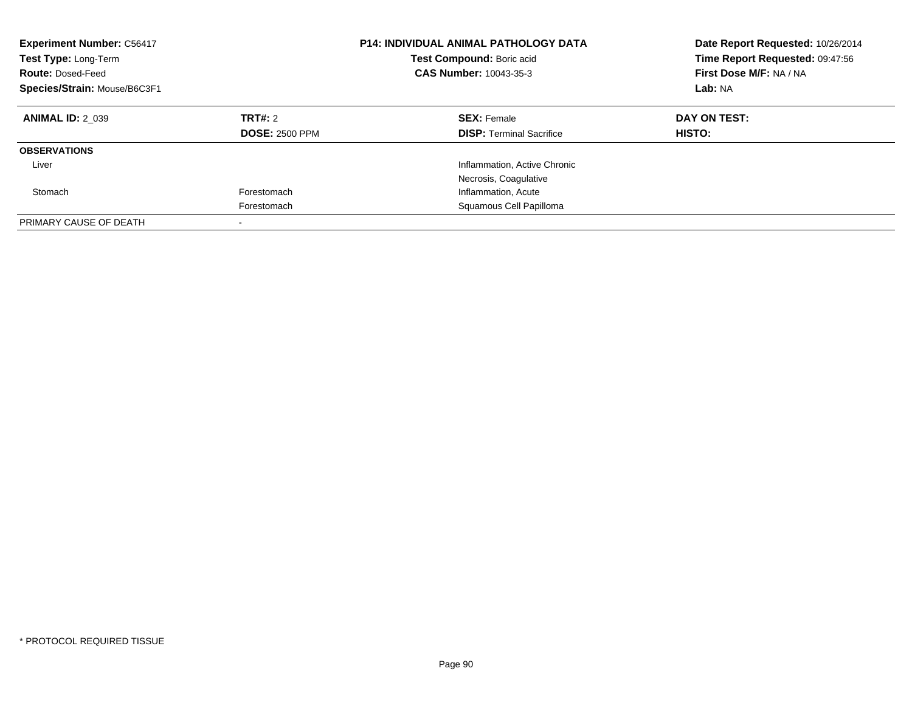**Experiment Number:** C56417
**Test Type:** Long-Term
**Route:** Dosed-Feed
**Species/Strain:** Mouse/B6C3F1

**P14: INDIVIDUAL ANIMAL PATHOLOGY DATA**
**Test Compound:** Boric acid
**CAS Number:** 10043-35-3

**Date Report Requested:** 10/26/2014
**Time Report Requested:** 09:47:56
**First Dose M/F:** NA / NA
**Lab:** NA

| **ANIMAL ID:** 2_039 | **TRT#:** 2 | **SEX:** Female | **DAY ON TEST:** |
|---|---|---|---|
| | **DOSE:** 2500 PPM | **DISP:** Terminal Sacrifice | **HISTO:** |
| **OBSERVATIONS** | | | |
| Liver | | Inflammation, Active Chronic | |
| | | Necrosis, Coagulative | |
| Stomach | Forestomach | Inflammation, Acute | |
| | Forestomach | Squamous Cell Papilloma | |
| PRIMARY CAUSE OF DEATH | - | | |

* PROTOCOL REQUIRED TISSUE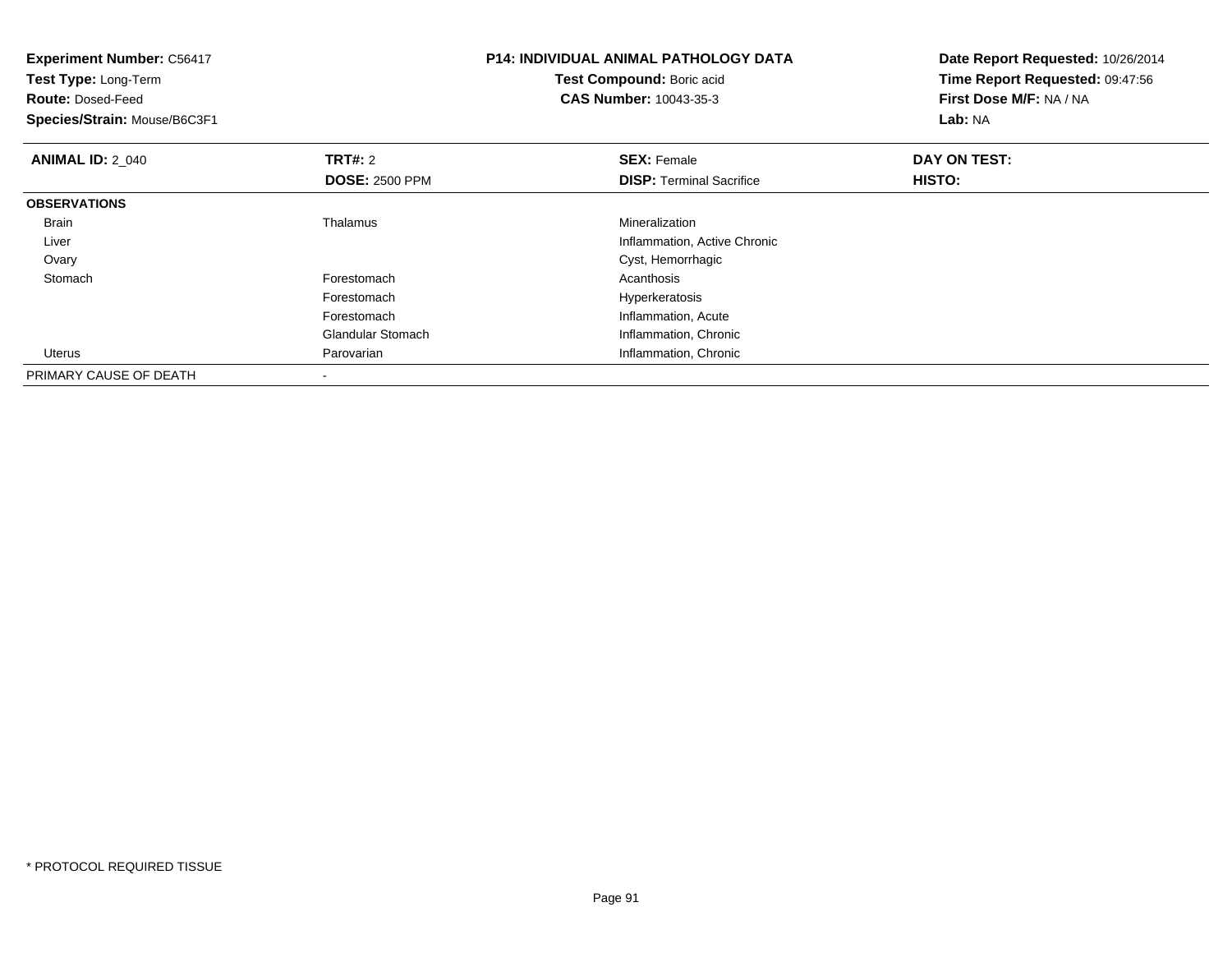**Experiment Number:** C56417
**Test Type:** Long-Term
**Route:** Dosed-Feed
**Species/Strain:** Mouse/B6C3F1

**P14: INDIVIDUAL ANIMAL PATHOLOGY DATA**
**Test Compound:** Boric acid
**CAS Number:** 10043-35-3

**Date Report Requested:** 10/26/2014
**Time Report Requested:** 09:47:56
**First Dose M/F:** NA / NA
**Lab:** NA

| **ANIMAL ID:** 2_040 | **TRT#:** 2 | **SEX:** Female | **DAY ON TEST:** |
|---|---|---|---|
| | **DOSE:** 2500 PPM | **DISP:** Terminal Sacrifice | **HISTO:** |
| **OBSERVATIONS** | | | |
| Brain | Thalamus | Mineralization | |
| Liver | | Inflammation, Active Chronic | |
| Ovary | | Cyst, Hemorrhagic | |
| Stomach | Forestomach | Acanthosis | |
| | Forestomach | Hyperkeratosis | |
| | Forestomach | Inflammation, Acute | |
| | Glandular Stomach | Inflammation, Chronic | |
| Uterus | Parovarian | Inflammation, Chronic | |
| PRIMARY CAUSE OF DEATH | - | | |

* PROTOCOL REQUIRED TISSUE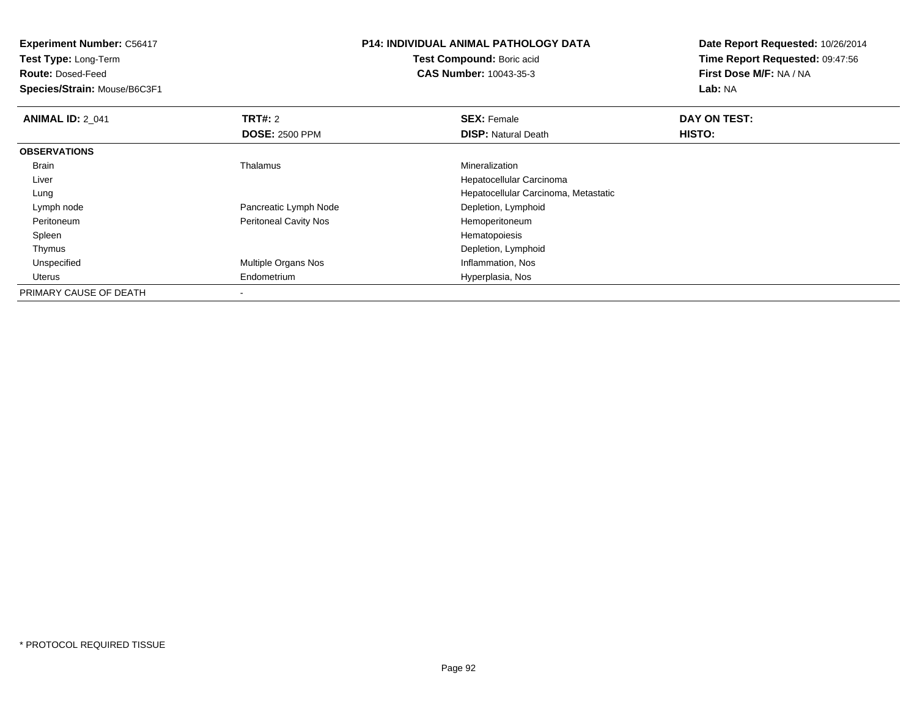**Experiment Number:** C56417
**Test Type:** Long-Term
**Route:** Dosed-Feed
**Species/Strain:** Mouse/B6C3F1

**P14: INDIVIDUAL ANIMAL PATHOLOGY DATA**
**Test Compound:** Boric acid
**CAS Number:** 10043-35-3

**Date Report Requested:** 10/26/2014
**Time Report Requested:** 09:47:56
**First Dose M/F:** NA / NA
**Lab:** NA

| **ANIMAL ID:** 2_041 | **TRT#:** 2 | **SEX:** Female | **DAY ON TEST:** |
|---|---|---|---|
| | **DOSE:** 2500 PPM | **DISP:** Natural Death | **HISTO:** |
| **OBSERVATIONS** | | | |
| Brain | Thalamus | Mineralization | |
| Liver | | Hepatocellular Carcinoma | |
| Lung | | Hepatocellular Carcinoma, Metastatic | |
| Lymph node | Pancreatic Lymph Node | Depletion, Lymphoid | |
| Peritoneum | Peritoneal Cavity Nos | Hemoperitoneum | |
| Spleen | | Hematopoiesis | |
| Thymus | | Depletion, Lymphoid | |
| Unspecified | Multiple Organs Nos | Inflammation, Nos | |
| Uterus | Endometrium | Hyperplasia, Nos | |
| PRIMARY CAUSE OF DEATH | - | | |

* PROTOCOL REQUIRED TISSUE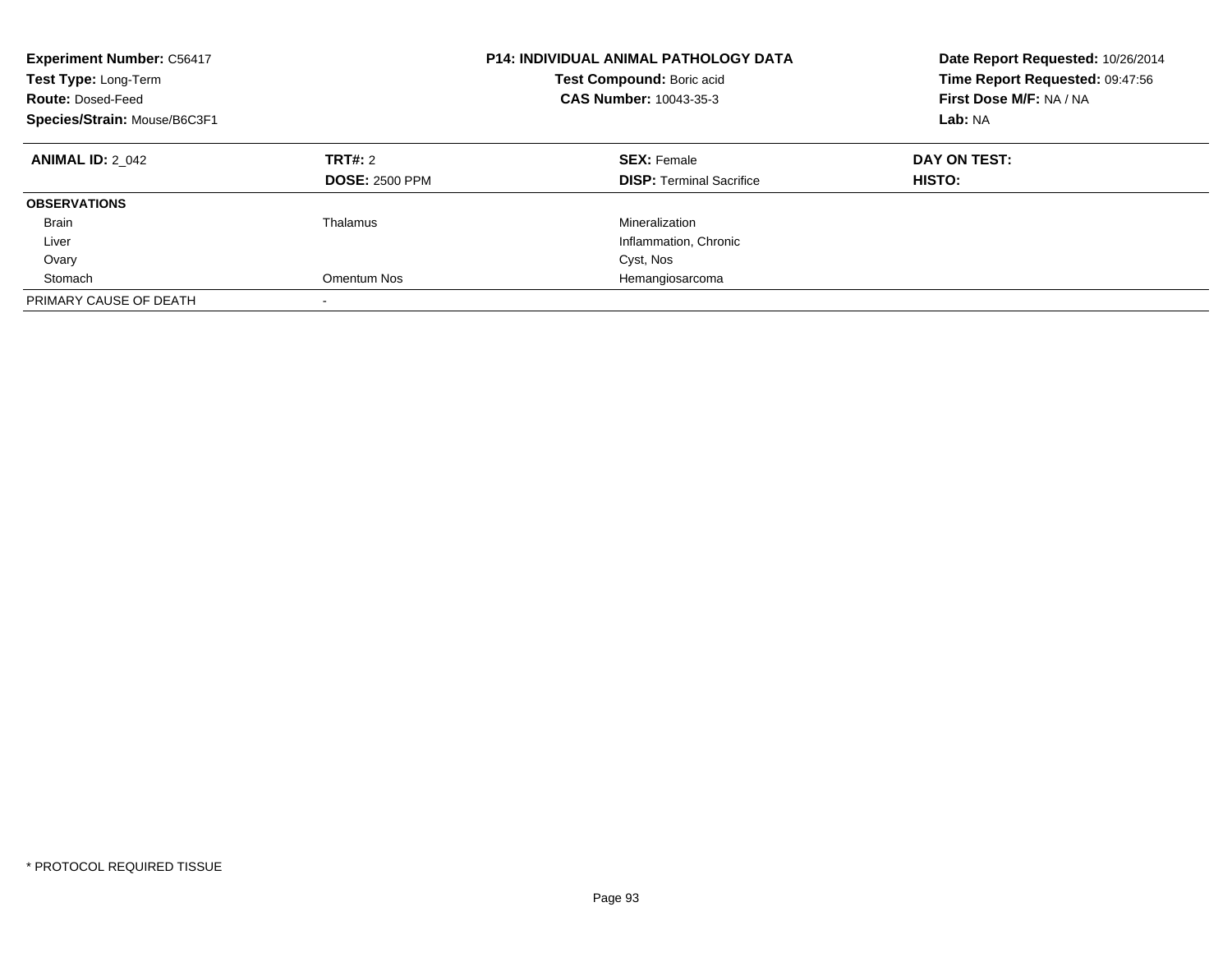**Experiment Number:** C56417
**Test Type:** Long-Term
**Route:** Dosed-Feed
**Species/Strain:** Mouse/B6C3F1

**P14: INDIVIDUAL ANIMAL PATHOLOGY DATA**
**Test Compound:** Boric acid
**CAS Number:** 10043-35-3

**Date Report Requested:** 10/26/2014
**Time Report Requested:** 09:47:56
**First Dose M/F:** NA / NA
**Lab:** NA

| **ANIMAL ID:** 2_042 | **TRT#:** 2<br>**DOSE:** 2500 PPM | **SEX:** Female<br>**DISP:** Terminal Sacrifice | **DAY ON TEST:**<br>**HISTO:** |
|---|---|---|---|
| **OBSERVATIONS** | | | |
| Brain | Thalamus | Mineralization | |
| Liver | | Inflammation, Chronic | |
| Ovary | | Cyst, Nos | |
| Stomach | Omentum Nos | Hemangiosarcoma | |
| PRIMARY CAUSE OF DEATH | - | | |

\* PROTOCOL REQUIRED TISSUE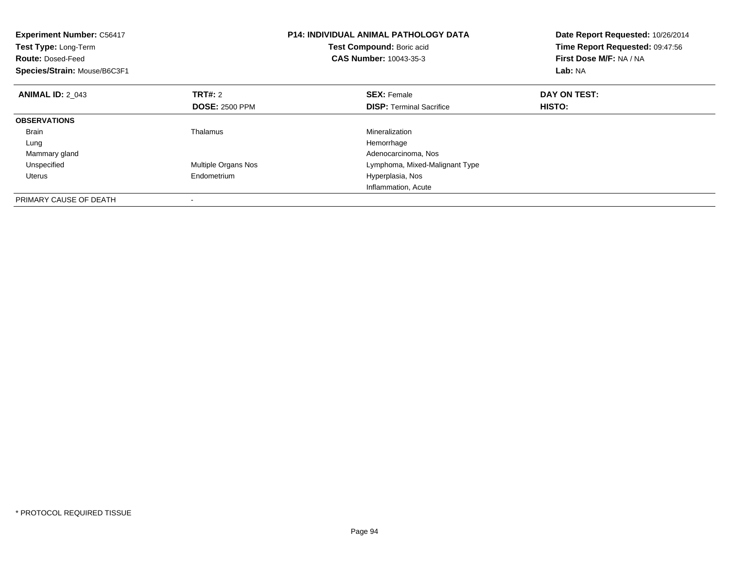**Experiment Number:** C56417
**Test Type:** Long-Term
**Route:** Dosed-Feed
**Species/Strain:** Mouse/B6C3F1

**P14: INDIVIDUAL ANIMAL PATHOLOGY DATA**
**Test Compound:** Boric acid
**CAS Number:** 10043-35-3

**Date Report Requested:** 10/26/2014
**Time Report Requested:** 09:47:56
**First Dose M/F:** NA / NA
**Lab:** NA

| **ANIMAL ID:** 2_043 | **TRT#:** 2 | **SEX:** Female | **DAY ON TEST:** |
|---|---|---|---|
| | **DOSE:** 2500 PPM | **DISP:** Terminal Sacrifice | **HISTO:** |
| **OBSERVATIONS** | | | |
| Brain | Thalamus | Mineralization | |
| Lung | | Hemorrhage | |
| Mammary gland | | Adenocarcinoma, Nos | |
| Unspecified | Multiple Organs Nos | Lymphoma, Mixed-Malignant Type | |
| Uterus | Endometrium | Hyperplasia, Nos | |
| | | Inflammation, Acute | |
| PRIMARY CAUSE OF DEATH | - | | |

* PROTOCOL REQUIRED TISSUE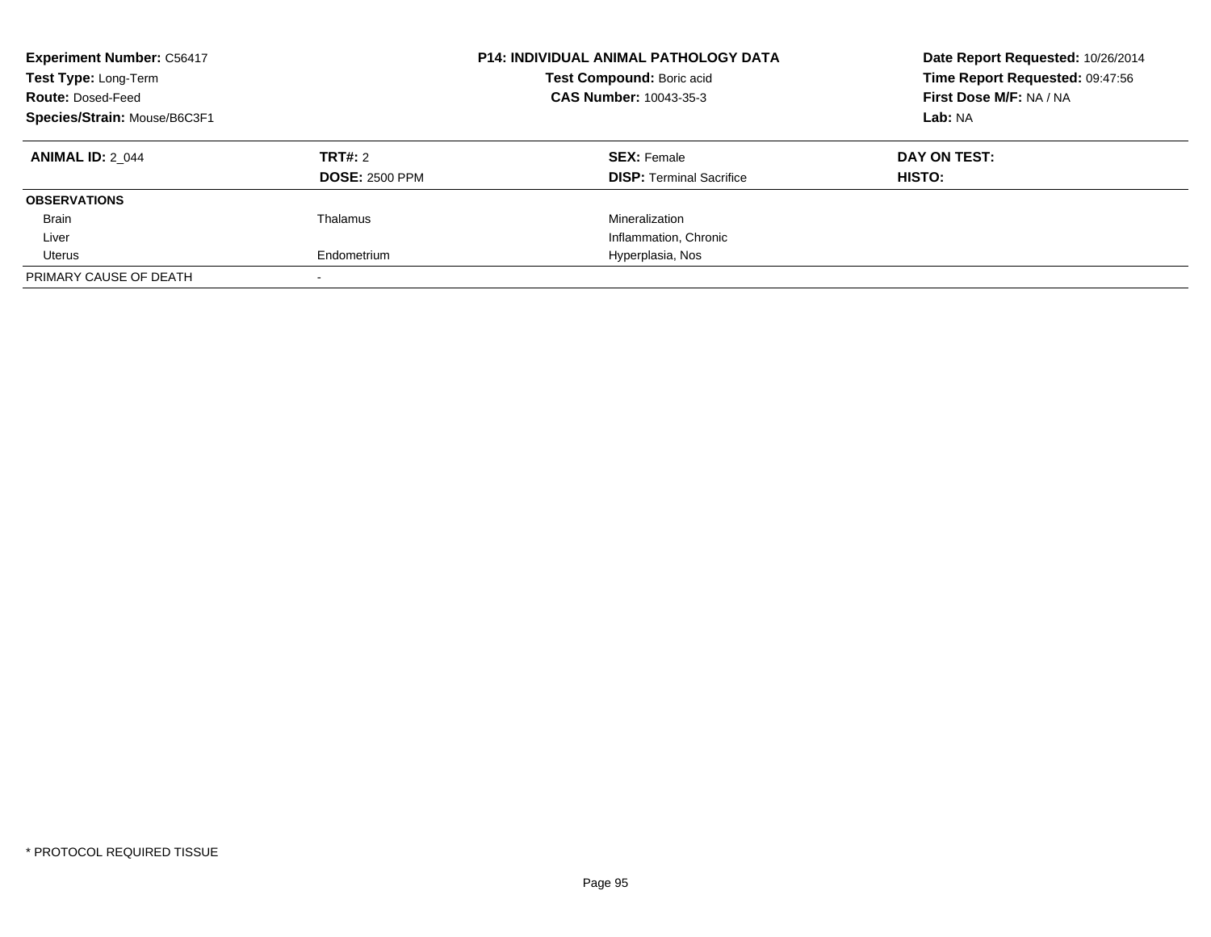**Experiment Number:** C56417
**Test Type:** Long-Term
**Route:** Dosed-Feed
**Species/Strain:** Mouse/B6C3F1

**P14: INDIVIDUAL ANIMAL PATHOLOGY DATA**
**Test Compound:** Boric acid
**CAS Number:** 10043-35-3

**Date Report Requested:** 10/26/2014
**Time Report Requested:** 09:47:56
**First Dose M/F:** NA / NA
**Lab:** NA

| **ANIMAL ID:** 2_044 | **TRT#:** 2 | **SEX:** Female | **DAY ON TEST:** |
|---|---|---|---|
| | **DOSE:** 2500 PPM | **DISP:** Terminal Sacrifice | **HISTO:** |
| **OBSERVATIONS** | | | |
| Brain | Thalamus | Mineralization | |
| Liver | | Inflammation, Chronic | |
| Uterus | Endometrium | Hyperplasia, Nos | |
| PRIMARY CAUSE OF DEATH | - | | |

* PROTOCOL REQUIRED TISSUE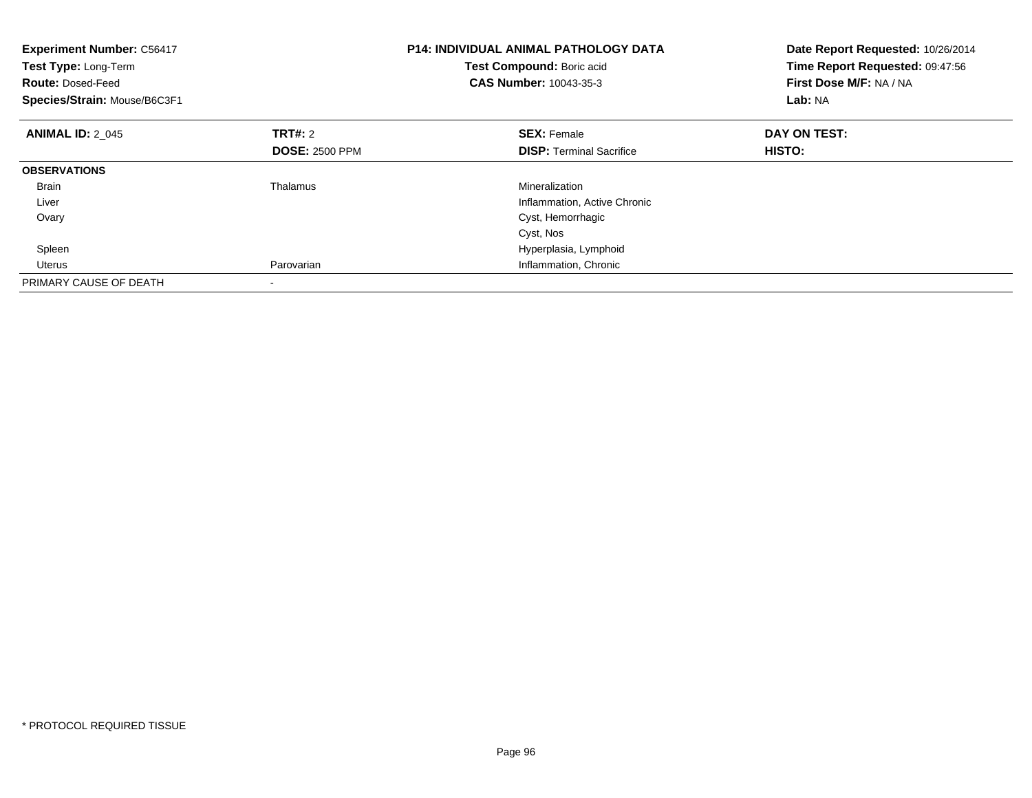**Experiment Number:** C56417
**Test Type:** Long-Term
**Route:** Dosed-Feed
**Species/Strain:** Mouse/B6C3F1

**P14: INDIVIDUAL ANIMAL PATHOLOGY DATA**
**Test Compound:** Boric acid
**CAS Number:** 10043-35-3

**Date Report Requested:** 10/26/2014
**Time Report Requested:** 09:47:56
**First Dose M/F:** NA / NA
**Lab:** NA

| **ANIMAL ID:** 2_045 | **TRT#:** 2 | **SEX:** Female | **DAY ON TEST:** |
|---|---|---|---|
| | **DOSE:** 2500 PPM | **DISP:** Terminal Sacrifice | **HISTO:** |
| **OBSERVATIONS** | | | |
| Brain | Thalamus | Mineralization | |
| Liver | | Inflammation, Active Chronic | |
| Ovary | | Cyst, Hemorrhagic | |
| | | Cyst, Nos | |
| Spleen | | Hyperplasia, Lymphoid | |
| Uterus | Parovarian | Inflammation, Chronic | |
| PRIMARY CAUSE OF DEATH | - | | |

* PROTOCOL REQUIRED TISSUE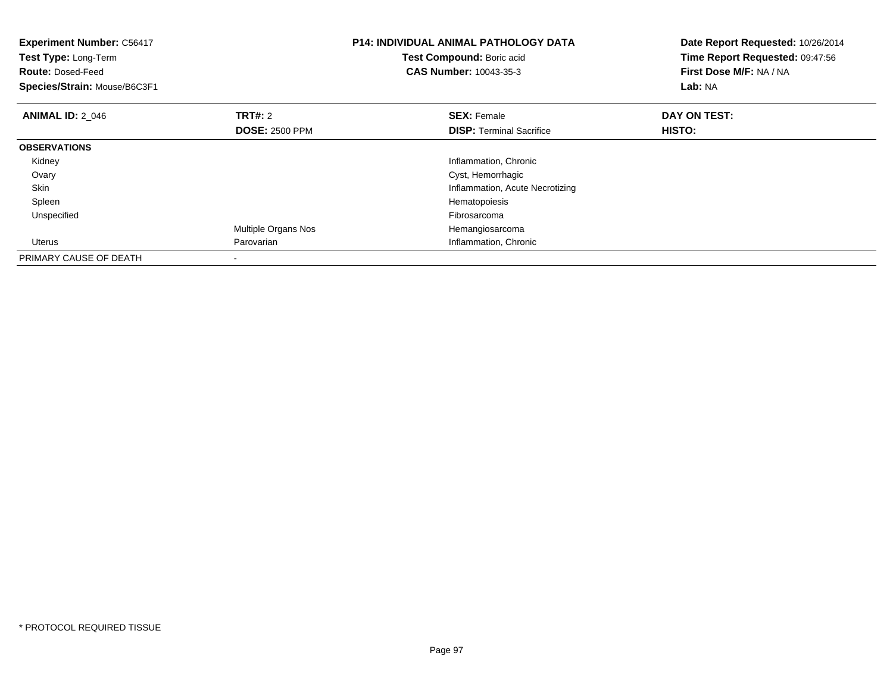**Experiment Number:** C56417
**Test Type:** Long-Term
**Route:** Dosed-Feed
**Species/Strain:** Mouse/B6C3F1

**P14: INDIVIDUAL ANIMAL PATHOLOGY DATA**
**Test Compound:** Boric acid
**CAS Number:** 10043-35-3

**Date Report Requested:** 10/26/2014
**Time Report Requested:** 09:47:56
**First Dose M/F:** NA / NA
**Lab:** NA

| **ANIMAL ID:** 2_046 | **TRT#:** 2 | **SEX:** Female | **DAY ON TEST:** |
|---|---|---|---|
| | **DOSE:** 2500 PPM | **DISP:** Terminal Sacrifice | **HISTO:** |
| **OBSERVATIONS** | | | |
| Kidney | | Inflammation, Chronic | |
| Ovary | | Cyst, Hemorrhagic | |
| Skin | | Inflammation, Acute Necrotizing | |
| Spleen | | Hematopoiesis | |
| Unspecified | | Fibrosarcoma | |
| | Multiple Organs Nos | Hemangiosarcoma | |
| Uterus | Parovarian | Inflammation, Chronic | |
| PRIMARY CAUSE OF DEATH | - | | |

* PROTOCOL REQUIRED TISSUE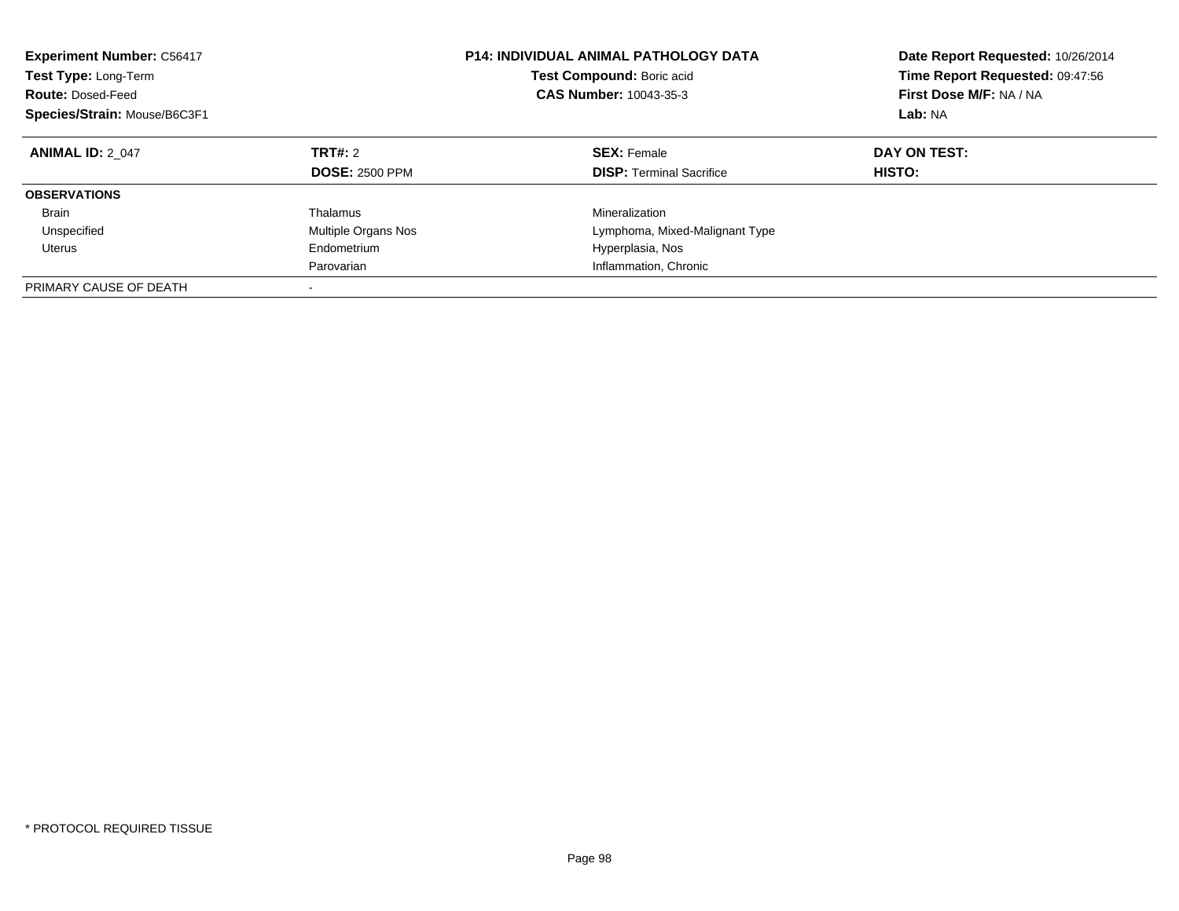**Experiment Number:** C56417
**Test Type:** Long-Term
**Route:** Dosed-Feed
**Species/Strain:** Mouse/B6C3F1

**P14: INDIVIDUAL ANIMAL PATHOLOGY DATA**
**Test Compound:** Boric acid
**CAS Number:** 10043-35-3

**Date Report Requested:** 10/26/2014
**Time Report Requested:** 09:47:56
**First Dose M/F:** NA / NA
**Lab:** NA

| **ANIMAL ID:** 2_047 | **TRT#:** 2 | **SEX:** Female | **DAY ON TEST:** |
|---|---|---|---|
| | **DOSE:** 2500 PPM | **DISP:** Terminal Sacrifice | **HISTO:** |
| **OBSERVATIONS** | | | |
| Brain | Thalamus | Mineralization | |
| Unspecified | Multiple Organs Nos | Lymphoma, Mixed-Malignant Type | |
| Uterus | Endometrium | Hyperplasia, Nos | |
| | Parovarian | Inflammation, Chronic | |
| PRIMARY CAUSE OF DEATH | - | | |

* PROTOCOL REQUIRED TISSUE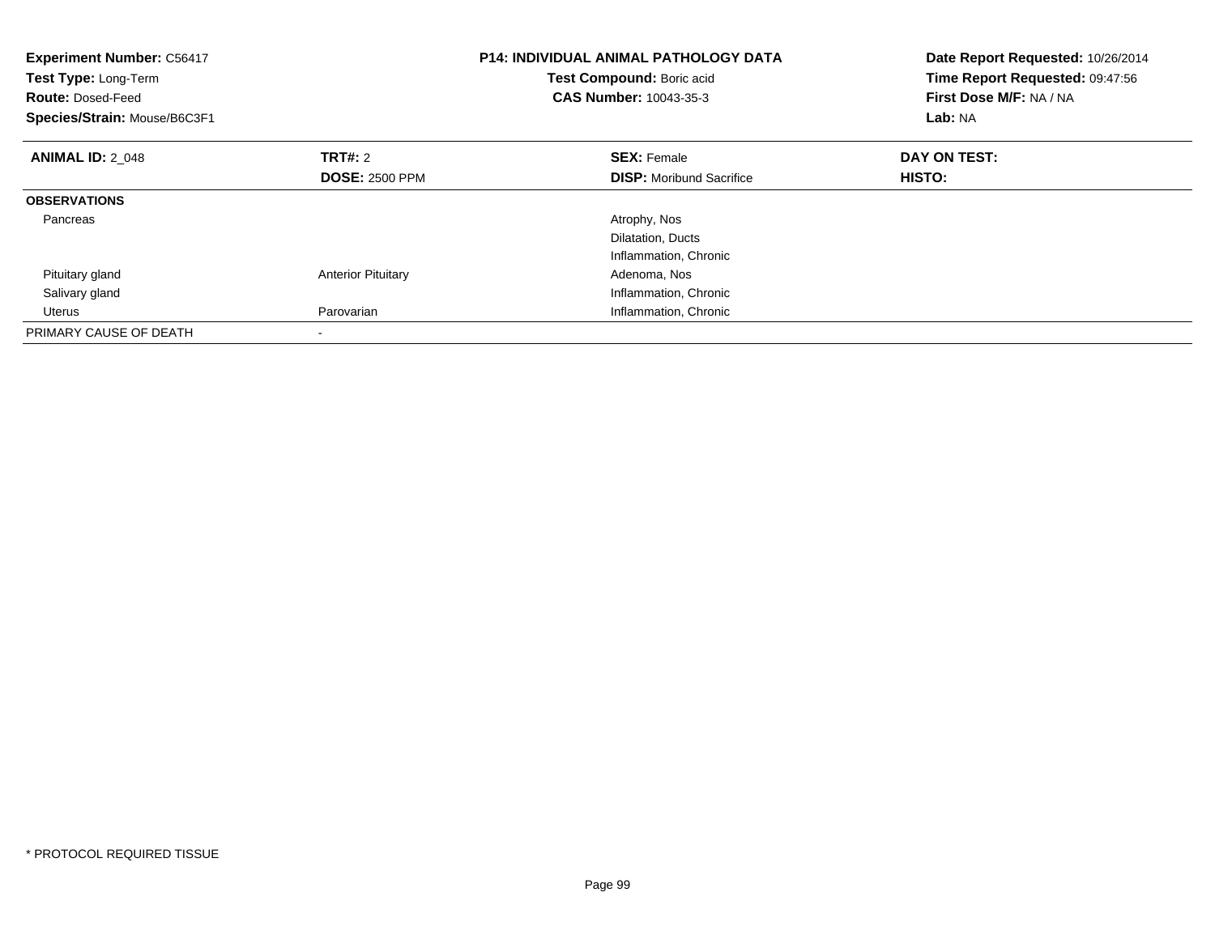**Experiment Number:** C56417
**Test Type:** Long-Term
**Route:** Dosed-Feed
**Species/Strain:** Mouse/B6C3F1

**P14: INDIVIDUAL ANIMAL PATHOLOGY DATA**
**Test Compound:** Boric acid
**CAS Number:** 10043-35-3

**Date Report Requested:** 10/26/2014
**Time Report Requested:** 09:47:56
**First Dose M/F:** NA / NA
**Lab:** NA

| **ANIMAL ID:** 2_048 | **TRT#:** 2 | **SEX:** Female | **DAY ON TEST:** |
|---|---|---|---|
| | **DOSE:** 2500 PPM | **DISP:** Moribund Sacrifice | **HISTO:** |
| **OBSERVATIONS** | | | |
| Pancreas | | Atrophy, Nos | |
| | | Dilatation, Ducts | |
| | | Inflammation, Chronic | |
| Pituitary gland | Anterior Pituitary | Adenoma, Nos | |
| Salivary gland | | Inflammation, Chronic | |
| Uterus | Parovarian | Inflammation, Chronic | |
| PRIMARY CAUSE OF DEATH | - | | |

* PROTOCOL REQUIRED TISSUE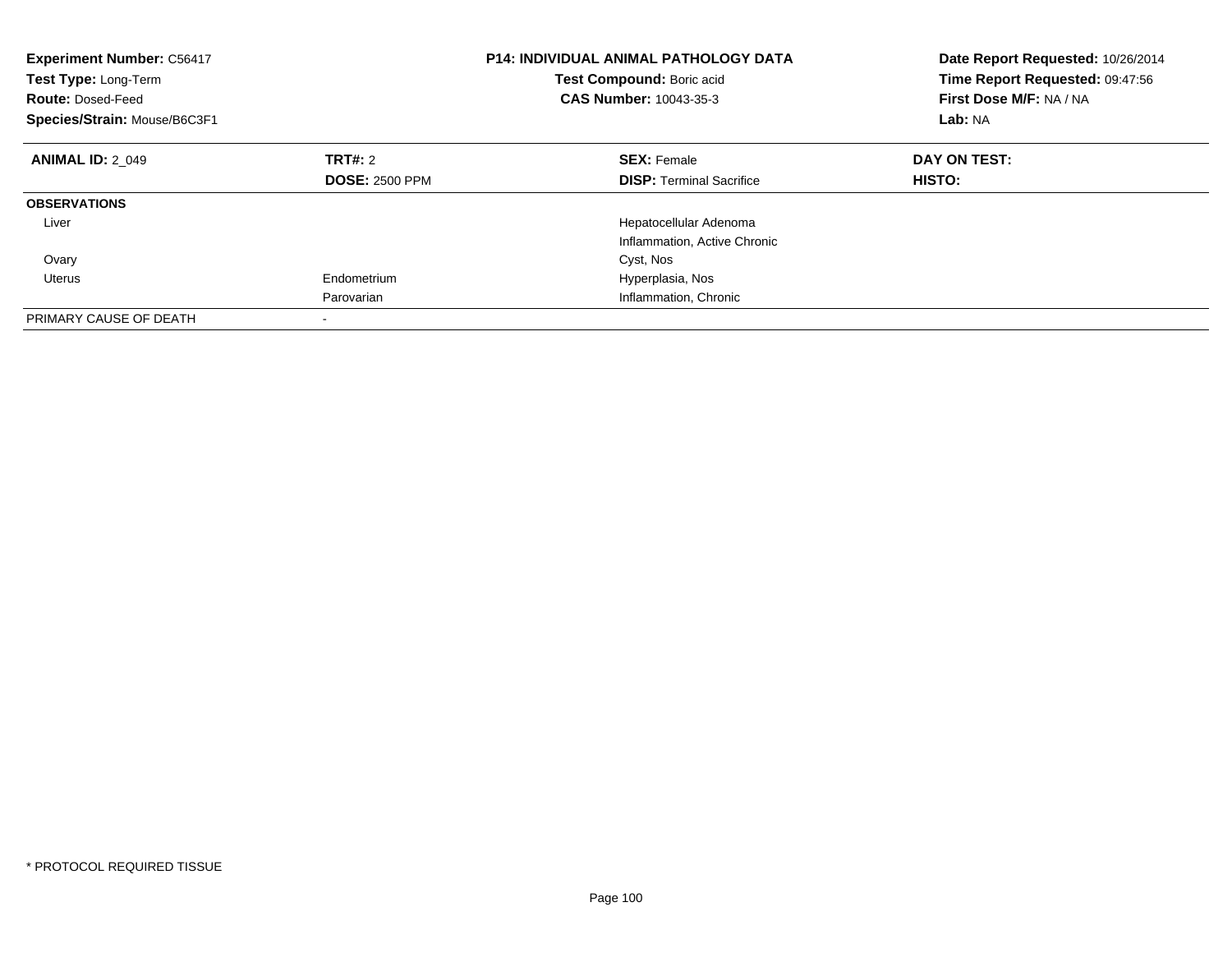**Experiment Number:** C56417
**Test Type:** Long-Term
**Route:** Dosed-Feed
**Species/Strain:** Mouse/B6C3F1

**P14: INDIVIDUAL ANIMAL PATHOLOGY DATA**
**Test Compound:** Boric acid
**CAS Number:** 10043-35-3

**Date Report Requested:** 10/26/2014
**Time Report Requested:** 09:47:56
**First Dose M/F:** NA / NA
**Lab:** NA

| **ANIMAL ID:** 2_049 | **TRT#:** 2 | **SEX:** Female | **DAY ON TEST:** |
|---|---|---|---|
| | **DOSE:** 2500 PPM | **DISP:** Terminal Sacrifice | **HISTO:** |
| **OBSERVATIONS** | | | |
| Liver | | Hepatocellular Adenoma | |
| | | Inflammation, Active Chronic | |
| Ovary | | Cyst, Nos | |
| Uterus | Endometrium | Hyperplasia, Nos | |
| | Parovarian | Inflammation, Chronic | |
| PRIMARY CAUSE OF DEATH | - | | |

* PROTOCOL REQUIRED TISSUE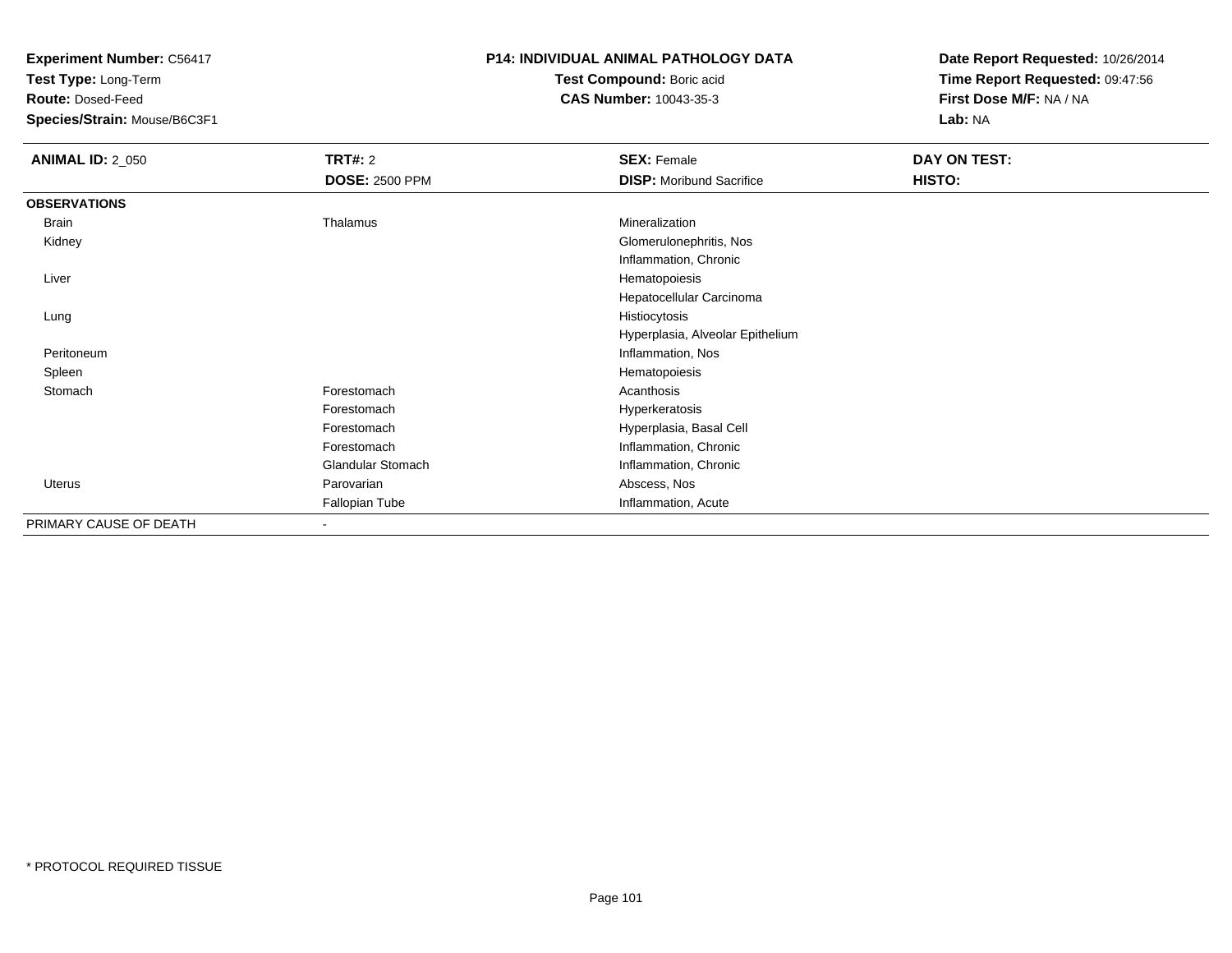**Experiment Number:** C56417
**Test Type:** Long-Term
**Route:** Dosed-Feed
**Species/Strain:** Mouse/B6C3F1

**P14: INDIVIDUAL ANIMAL PATHOLOGY DATA**
**Test Compound:** Boric acid
**CAS Number:** 10043-35-3

**Date Report Requested:** 10/26/2014
**Time Report Requested:** 09:47:56
**First Dose M/F:** NA / NA
**Lab:** NA

| **ANIMAL ID:** 2_050 | **TRT#:** 2 | **SEX:** Female | **DAY ON TEST:** |
|---|---|---|---|
| | **DOSE:** 2500 PPM | **DISP:** Moribund Sacrifice | **HISTO:** |
| **OBSERVATIONS** | | | |
| Brain | Thalamus | Mineralization | |
| Kidney | | Glomerulonephritis, Nos | |
| | | Inflammation, Chronic | |
| Liver | | Hematopoiesis | |
| | | Hepatocellular Carcinoma | |
| Lung | | Histiocytosis | |
| | | Hyperplasia, Alveolar Epithelium | |
| Peritoneum | | Inflammation, Nos | |
| Spleen | | Hematopoiesis | |
| Stomach | Forestomach | Acanthosis | |
| | Forestomach | Hyperkeratosis | |
| | Forestomach | Hyperplasia, Basal Cell | |
| | Forestomach | Inflammation, Chronic | |
| | Glandular Stomach | Inflammation, Chronic | |
| Uterus | Parovarian | Abscess, Nos | |
| | Fallopian Tube | Inflammation, Acute | |
| PRIMARY CAUSE OF DEATH | - | | |

* PROTOCOL REQUIRED TISSUE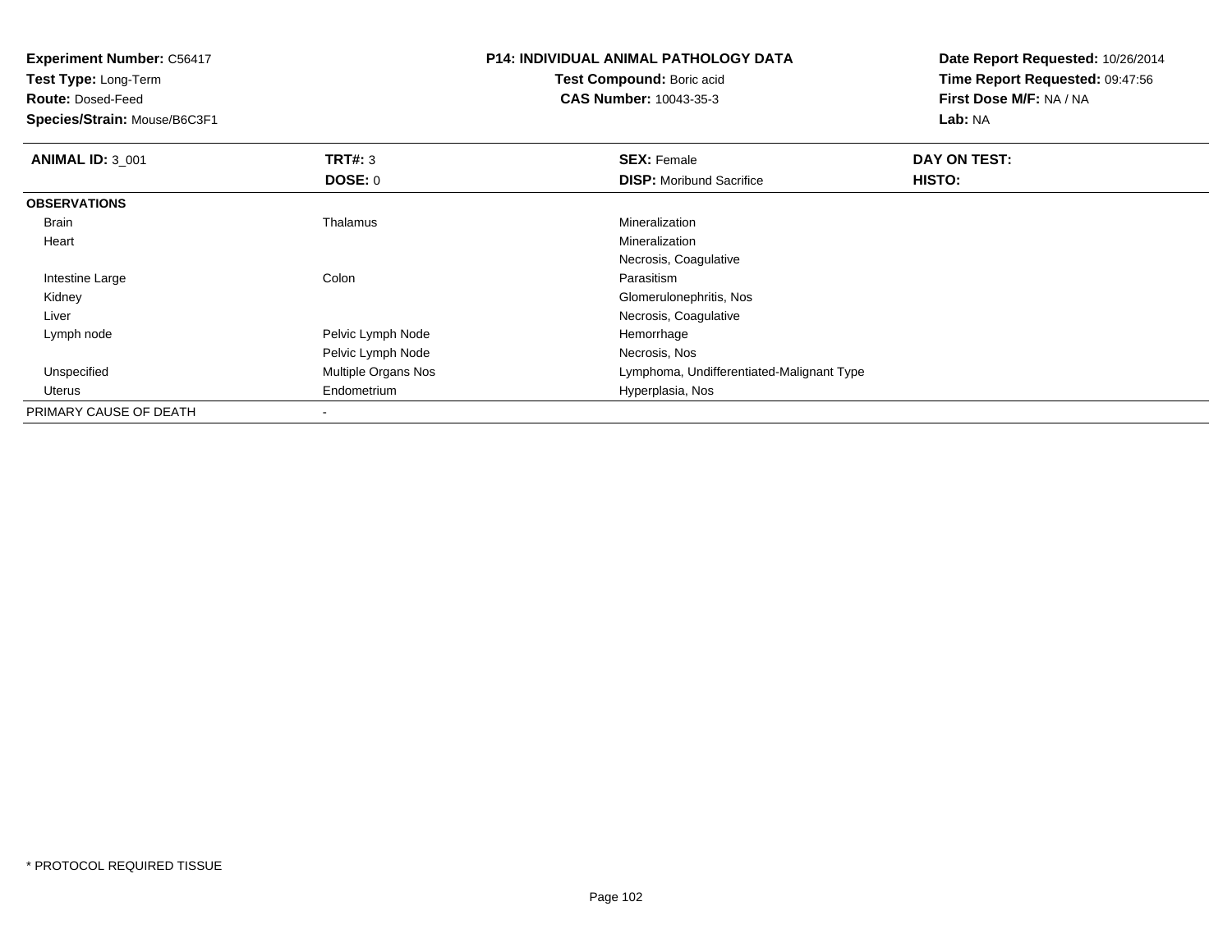**Experiment Number:** C56417
**Test Type:** Long-Term
**Route:** Dosed-Feed
**Species/Strain:** Mouse/B6C3F1

**P14: INDIVIDUAL ANIMAL PATHOLOGY DATA**
**Test Compound:** Boric acid
**CAS Number:** 10043-35-3

**Date Report Requested:** 10/26/2014
**Time Report Requested:** 09:47:56
**First Dose M/F:** NA / NA
**Lab:** NA

| **ANIMAL ID:** 3_001 | **TRT#:** 3 | **SEX:** Female | **DAY ON TEST:** |
|---|---|---|---|
| | **DOSE:** 0 | **DISP:** Moribund Sacrifice | **HISTO:** |
| **OBSERVATIONS** | | | |
| Brain | Thalamus | Mineralization | |
| Heart | | Mineralization | |
| | | Necrosis, Coagulative | |
| Intestine Large | Colon | Parasitism | |
| Kidney | | Glomerulonephritis, Nos | |
| Liver | | Necrosis, Coagulative | |
| Lymph node | Pelvic Lymph Node | Hemorrhage | |
| | Pelvic Lymph Node | Necrosis, Nos | |
| Unspecified | Multiple Organs Nos | Lymphoma, Undifferentiated-Malignant Type | |
| Uterus | Endometrium | Hyperplasia, Nos | |
| PRIMARY CAUSE OF DEATH | - | | |

* PROTOCOL REQUIRED TISSUE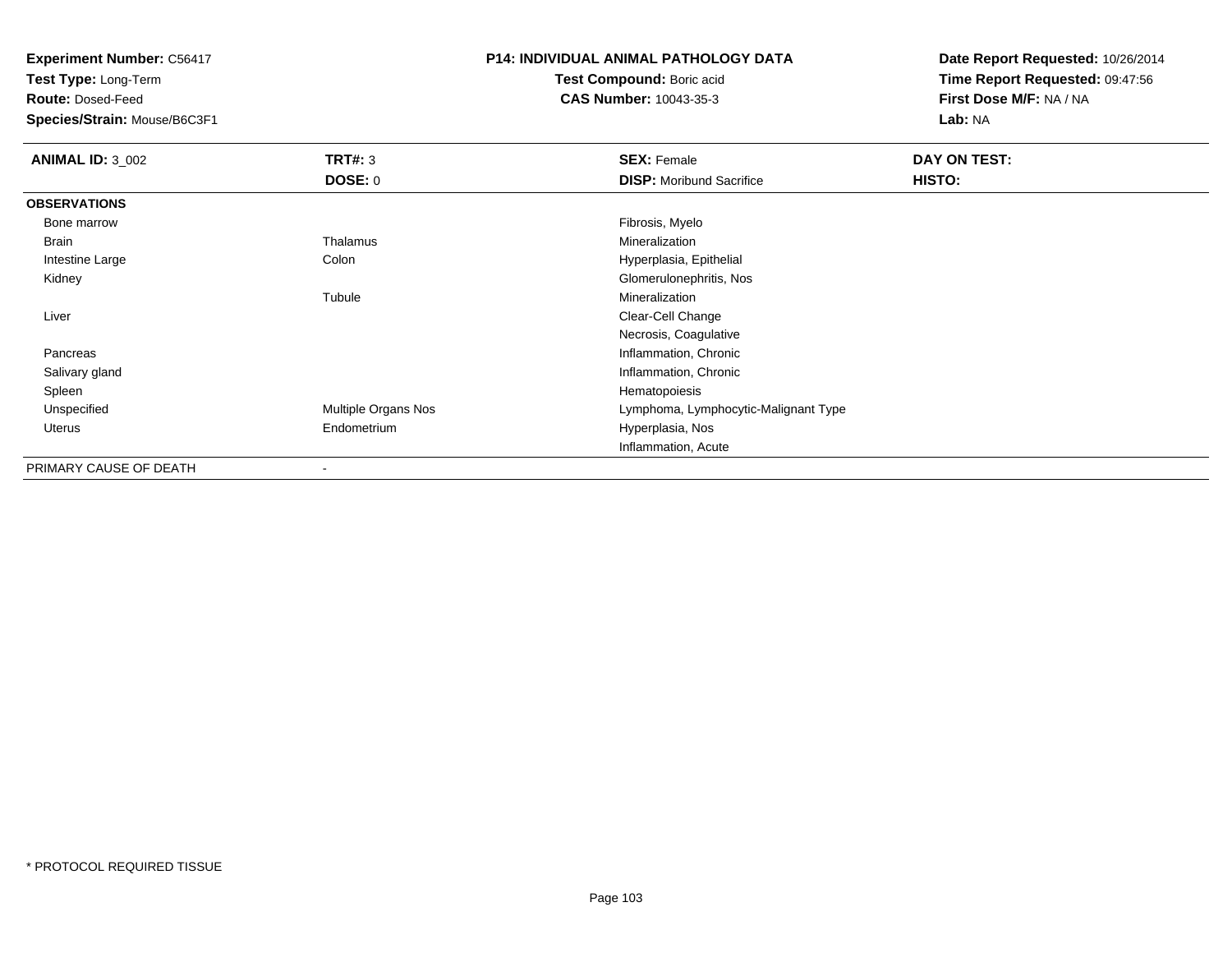**Experiment Number:** C56417
**Test Type:** Long-Term
**Route:** Dosed-Feed
**Species/Strain:** Mouse/B6C3F1

**P14: INDIVIDUAL ANIMAL PATHOLOGY DATA**
**Test Compound:** Boric acid
**CAS Number:** 10043-35-3

**Date Report Requested:** 10/26/2014
**Time Report Requested:** 09:47:56
**First Dose M/F:** NA / NA
**Lab:** NA

| **ANIMAL ID:** 3_002 | **TRT#:** 3 | **SEX:** Female | **DAY ON TEST:** |
|---|---|---|---|
| | **DOSE:** 0 | **DISP:** Moribund Sacrifice | **HISTO:** |
| **OBSERVATIONS** | | | |
| Bone marrow | | Fibrosis, Myelo | |
| Brain | Thalamus | Mineralization | |
| Intestine Large | Colon | Hyperplasia, Epithelial | |
| Kidney | | Glomerulonephritis, Nos | |
| | Tubule | Mineralization | |
| Liver | | Clear-Cell Change | |
| | | Necrosis, Coagulative | |
| Pancreas | | Inflammation, Chronic | |
| Salivary gland | | Inflammation, Chronic | |
| Spleen | | Hematopoiesis | |
| Unspecified | Multiple Organs Nos | Lymphoma, Lymphocytic-Malignant Type | |
| Uterus | Endometrium | Hyperplasia, Nos | |
| | | Inflammation, Acute | |
| PRIMARY CAUSE OF DEATH | - | | |

\* PROTOCOL REQUIRED TISSUE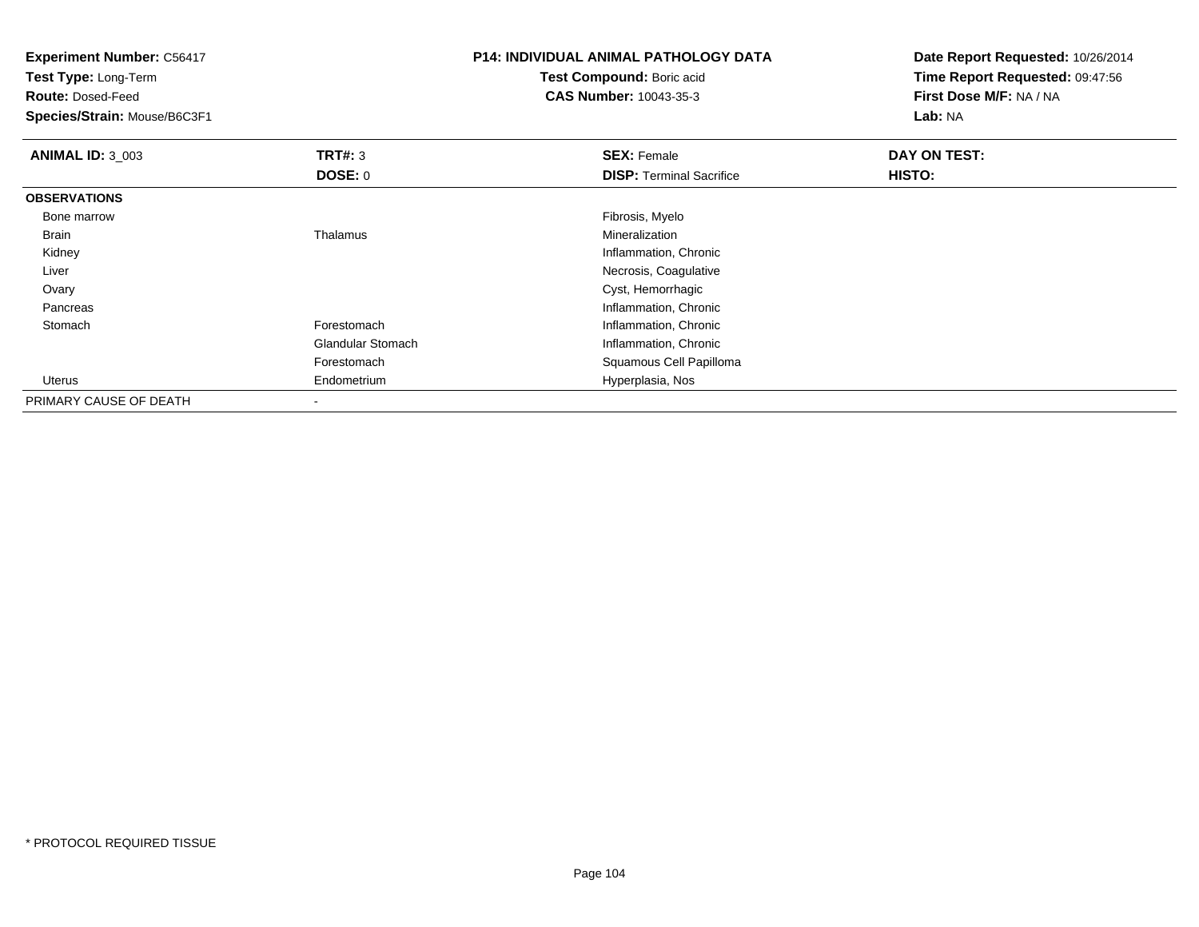**Experiment Number:** C56417
**Test Type:** Long-Term
**Route:** Dosed-Feed
**Species/Strain:** Mouse/B6C3F1

**P14: INDIVIDUAL ANIMAL PATHOLOGY DATA**
**Test Compound:** Boric acid
**CAS Number:** 10043-35-3

**Date Report Requested:** 10/26/2014
**Time Report Requested:** 09:47:56
**First Dose M/F:** NA / NA
**Lab:** NA

| **ANIMAL ID:** 3_003 | **TRT#:** 3 | **SEX:** Female | **DAY ON TEST:** |
|---|---|---|---|
| | **DOSE:** 0 | **DISP:** Terminal Sacrifice | **HISTO:** |
| **OBSERVATIONS** | | | |
| Bone marrow | | Fibrosis, Myelo | |
| Brain | Thalamus | Mineralization | |
| Kidney | | Inflammation, Chronic | |
| Liver | | Necrosis, Coagulative | |
| Ovary | | Cyst, Hemorrhagic | |
| Pancreas | | Inflammation, Chronic | |
| Stomach | Forestomach | Inflammation, Chronic | |
| | Glandular Stomach | Inflammation, Chronic | |
| | Forestomach | Squamous Cell Papilloma | |
| Uterus | Endometrium | Hyperplasia, Nos | |
| PRIMARY CAUSE OF DEATH | - | | |

\* PROTOCOL REQUIRED TISSUE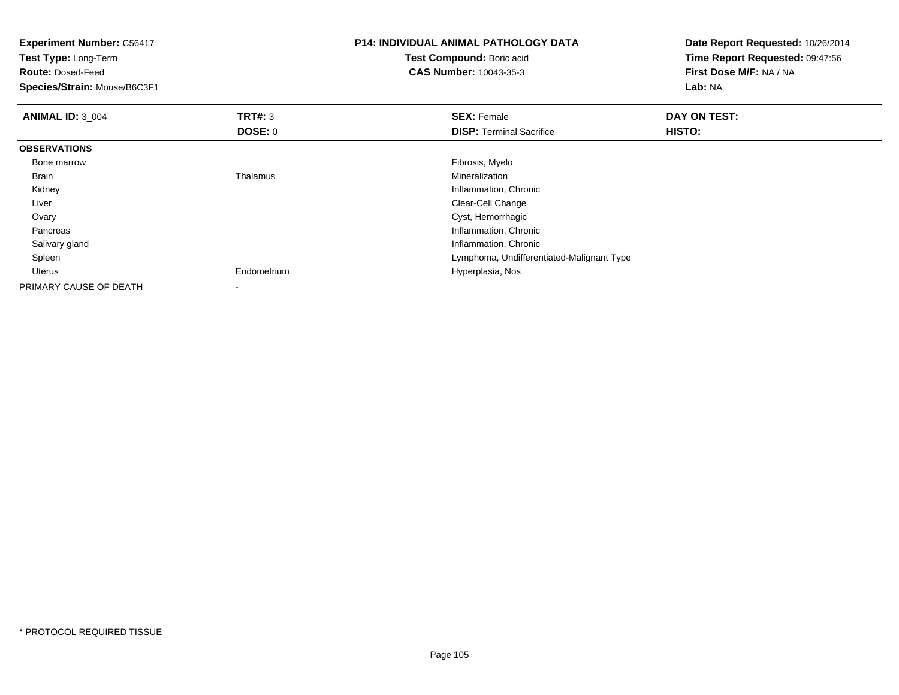**Experiment Number:** C56417
**Test Type:** Long-Term
**Route:** Dosed-Feed
**Species/Strain:** Mouse/B6C3F1

**P14: INDIVIDUAL ANIMAL PATHOLOGY DATA**
**Test Compound:** Boric acid
**CAS Number:** 10043-35-3

**Date Report Requested:** 10/26/2014
**Time Report Requested:** 09:47:56
**First Dose M/F:** NA / NA
**Lab:** NA

| **ANIMAL ID:** 3_004 | **TRT#:** 3 | **SEX:** Female | **DAY ON TEST:** |
|---|---|---|---|
| | **DOSE:** 0 | **DISP:** Terminal Sacrifice | **HISTO:** |
| **OBSERVATIONS** | | | |
| Bone marrow | | Fibrosis, Myelo | |
| Brain | Thalamus | Mineralization | |
| Kidney | | Inflammation, Chronic | |
| Liver | | Clear-Cell Change | |
| Ovary | | Cyst, Hemorrhagic | |
| Pancreas | | Inflammation, Chronic | |
| Salivary gland | | Inflammation, Chronic | |
| Spleen | | Lymphoma, Undifferentiated-Malignant Type | |
| Uterus | Endometrium | Hyperplasia, Nos | |
| PRIMARY CAUSE OF DEATH | - | | |

* PROTOCOL REQUIRED TISSUE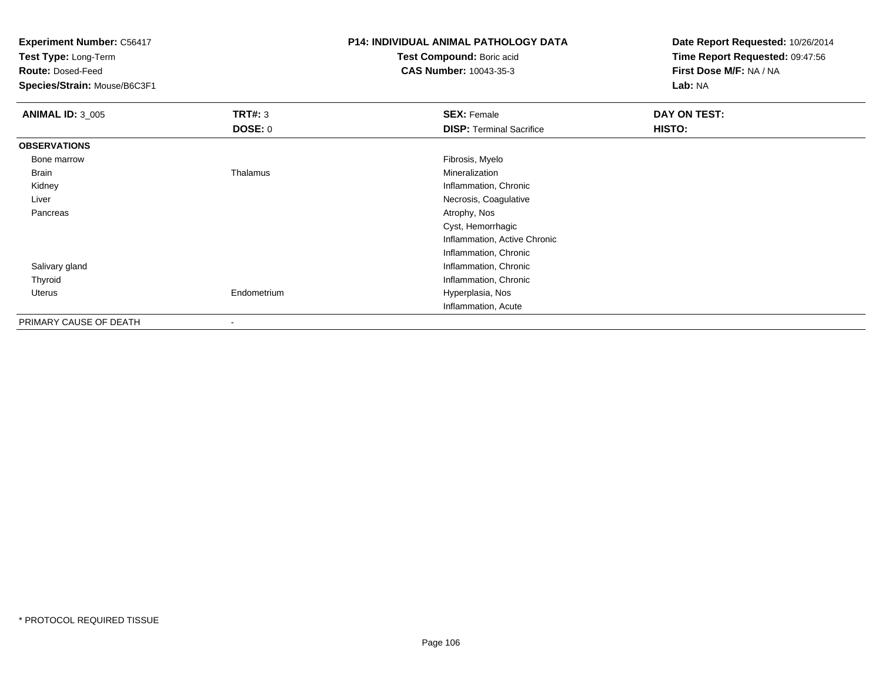**Experiment Number:** C56417
**Test Type:** Long-Term
**Route:** Dosed-Feed
**Species/Strain:** Mouse/B6C3F1

**P14: INDIVIDUAL ANIMAL PATHOLOGY DATA**
**Test Compound:** Boric acid
**CAS Number:** 10043-35-3

**Date Report Requested:** 10/26/2014
**Time Report Requested:** 09:47:56
**First Dose M/F:** NA / NA
**Lab:** NA

| **ANIMAL ID:** 3_005 | **TRT#:** 3 | **SEX:** Female | **DAY ON TEST:** |
|---|---|---|---|
| | **DOSE:** 0 | **DISP:** Terminal Sacrifice | **HISTO:** |
| **OBSERVATIONS** | | | |
| Bone marrow | | Fibrosis, Myelo | |
| Brain | Thalamus | Mineralization | |
| Kidney | | Inflammation, Chronic | |
| Liver | | Necrosis, Coagulative | |
| Pancreas | | Atrophy, Nos | |
| | | Cyst, Hemorrhagic | |
| | | Inflammation, Active Chronic | |
| | | Inflammation, Chronic | |
| Salivary gland | | Inflammation, Chronic | |
| Thyroid | | Inflammation, Chronic | |
| Uterus | Endometrium | Hyperplasia, Nos | |
| | | Inflammation, Acute | |
| PRIMARY CAUSE OF DEATH | - | | |

* PROTOCOL REQUIRED TISSUE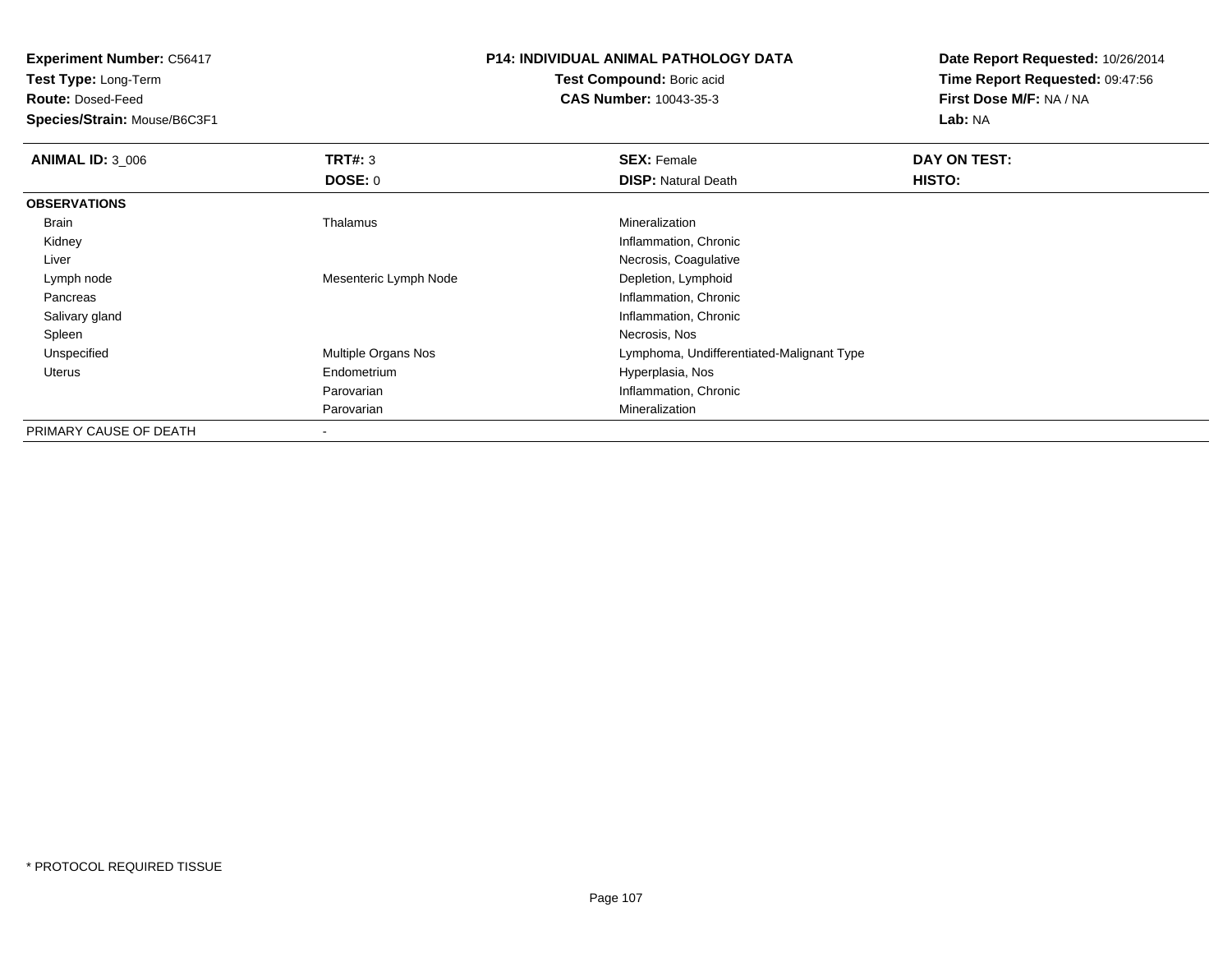**Experiment Number:** C56417
**Test Type:** Long-Term
**Route:** Dosed-Feed
**Species/Strain:** Mouse/B6C3F1

**P14: INDIVIDUAL ANIMAL PATHOLOGY DATA**
**Test Compound:** Boric acid
**CAS Number:** 10043-35-3

**Date Report Requested:** 10/26/2014
**Time Report Requested:** 09:47:56
**First Dose M/F:** NA / NA
**Lab:** NA

| **ANIMAL ID:** 3_006 | **TRT#:** 3 | **SEX:** Female | **DAY ON TEST:** |
|---|---|---|---|
| | **DOSE:** 0 | **DISP:** Natural Death | **HISTO:** |
| **OBSERVATIONS** | | | |
| Brain | Thalamus | Mineralization | |
| Kidney | | Inflammation, Chronic | |
| Liver | | Necrosis, Coagulative | |
| Lymph node | Mesenteric Lymph Node | Depletion, Lymphoid | |
| Pancreas | | Inflammation, Chronic | |
| Salivary gland | | Inflammation, Chronic | |
| Spleen | | Necrosis, Nos | |
| Unspecified | Multiple Organs Nos | Lymphoma, Undifferentiated-Malignant Type | |
| Uterus | Endometrium | Hyperplasia, Nos | |
| | Parovarian | Inflammation, Chronic | |
| | Parovarian | Mineralization | |
| PRIMARY CAUSE OF DEATH | - | | |

* PROTOCOL REQUIRED TISSUE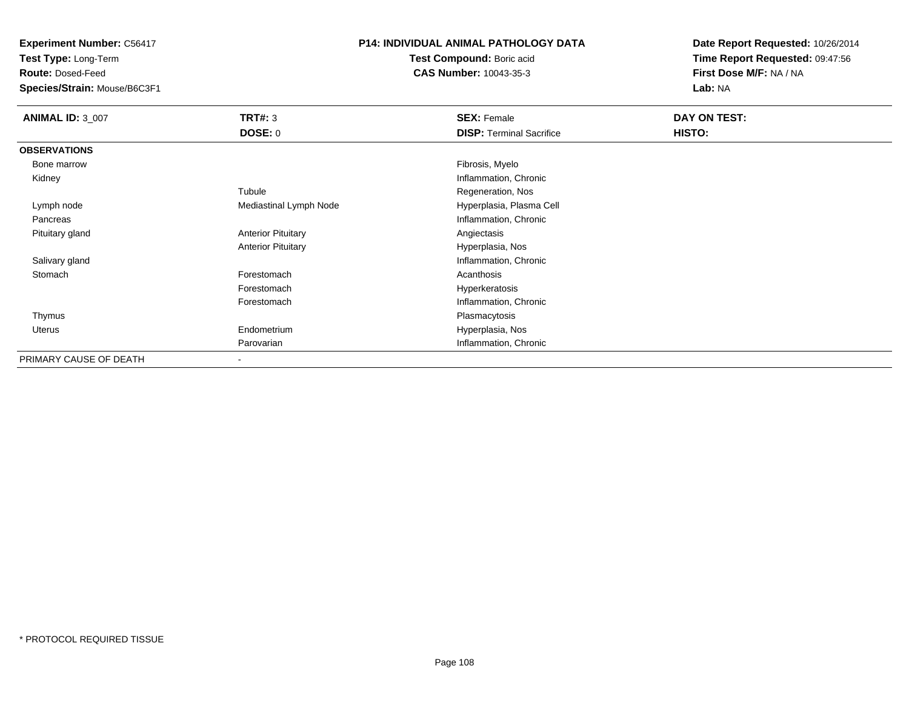**Experiment Number:** C56417
**Test Type:** Long-Term
**Route:** Dosed-Feed
**Species/Strain:** Mouse/B6C3F1

**P14: INDIVIDUAL ANIMAL PATHOLOGY DATA**
**Test Compound:** Boric acid
**CAS Number:** 10043-35-3

**Date Report Requested:** 10/26/2014
**Time Report Requested:** 09:47:56
**First Dose M/F:** NA / NA
**Lab:** NA

| **ANIMAL ID:** 3_007 | **TRT#:** 3 | **SEX:** Female | **DAY ON TEST:** |
|---|---|---|---|
| | **DOSE:** 0 | **DISP:** Terminal Sacrifice | **HISTO:** |
| **OBSERVATIONS** | | | |
| Bone marrow | | Fibrosis, Myelo | |
| Kidney | | Inflammation, Chronic | |
| | Tubule | Regeneration, Nos | |
| Lymph node | Mediastinal Lymph Node | Hyperplasia, Plasma Cell | |
| Pancreas | | Inflammation, Chronic | |
| Pituitary gland | Anterior Pituitary | Angiectasis | |
| | Anterior Pituitary | Hyperplasia, Nos | |
| Salivary gland | | Inflammation, Chronic | |
| Stomach | Forestomach | Acanthosis | |
| | Forestomach | Hyperkeratosis | |
| | Forestomach | Inflammation, Chronic | |
| Thymus | | Plasmacytosis | |
| Uterus | Endometrium | Hyperplasia, Nos | |
| | Parovarian | Inflammation, Chronic | |
| PRIMARY CAUSE OF DEATH | - | | |

* PROTOCOL REQUIRED TISSUE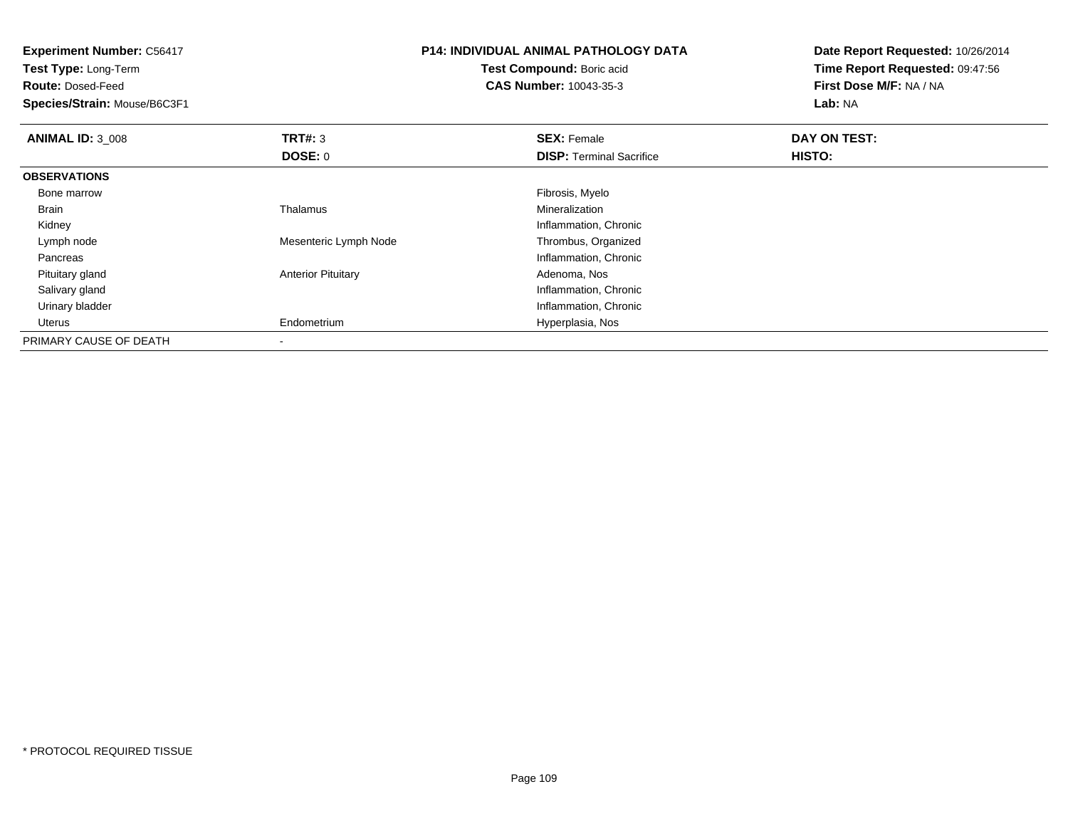**Experiment Number:** C56417
**Test Type:** Long-Term
**Route:** Dosed-Feed
**Species/Strain:** Mouse/B6C3F1

**P14: INDIVIDUAL ANIMAL PATHOLOGY DATA**
**Test Compound:** Boric acid
**CAS Number:** 10043-35-3

**Date Report Requested:** 10/26/2014
**Time Report Requested:** 09:47:56
**First Dose M/F:** NA / NA
**Lab:** NA

| **ANIMAL ID:** 3_008 | **TRT#:** 3 | **SEX:** Female | **DAY ON TEST:** |
|---|---|---|---|
| | **DOSE:** 0 | **DISP:** Terminal Sacrifice | **HISTO:** |
| **OBSERVATIONS** | | | |
| Bone marrow | | Fibrosis, Myelo | |
| Brain | Thalamus | Mineralization | |
| Kidney | | Inflammation, Chronic | |
| Lymph node | Mesenteric Lymph Node | Thrombus, Organized | |
| Pancreas | | Inflammation, Chronic | |
| Pituitary gland | Anterior Pituitary | Adenoma, Nos | |
| Salivary gland | | Inflammation, Chronic | |
| Urinary bladder | | Inflammation, Chronic | |
| Uterus | Endometrium | Hyperplasia, Nos | |
| PRIMARY CAUSE OF DEATH | - | | |

* PROTOCOL REQUIRED TISSUE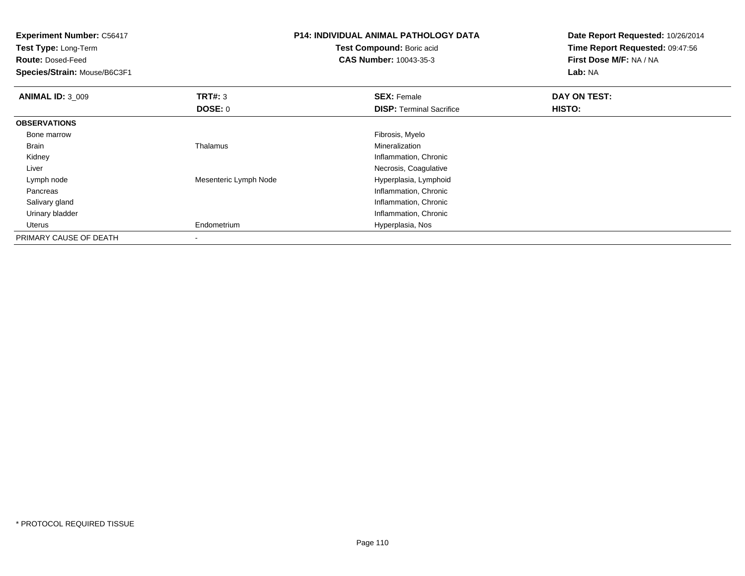**Experiment Number:** C56417
**Test Type:** Long-Term
**Route:** Dosed-Feed
**Species/Strain:** Mouse/B6C3F1

**P14: INDIVIDUAL ANIMAL PATHOLOGY DATA**
**Test Compound:** Boric acid
**CAS Number:** 10043-35-3

**Date Report Requested:** 10/26/2014
**Time Report Requested:** 09:47:56
**First Dose M/F:** NA / NA
**Lab:** NA

| **ANIMAL ID:** 3_009 | **TRT#:** 3 | **SEX:** Female | **DAY ON TEST:** |
|---|---|---|---|
| | **DOSE:** 0 | **DISP:** Terminal Sacrifice | **HISTO:** |
| **OBSERVATIONS** | | | |
| Bone marrow | | Fibrosis, Myelo | |
| Brain | Thalamus | Mineralization | |
| Kidney | | Inflammation, Chronic | |
| Liver | | Necrosis, Coagulative | |
| Lymph node | Mesenteric Lymph Node | Hyperplasia, Lymphoid | |
| Pancreas | | Inflammation, Chronic | |
| Salivary gland | | Inflammation, Chronic | |
| Urinary bladder | | Inflammation, Chronic | |
| Uterus | Endometrium | Hyperplasia, Nos | |
| PRIMARY CAUSE OF DEATH | - | | |

* PROTOCOL REQUIRED TISSUE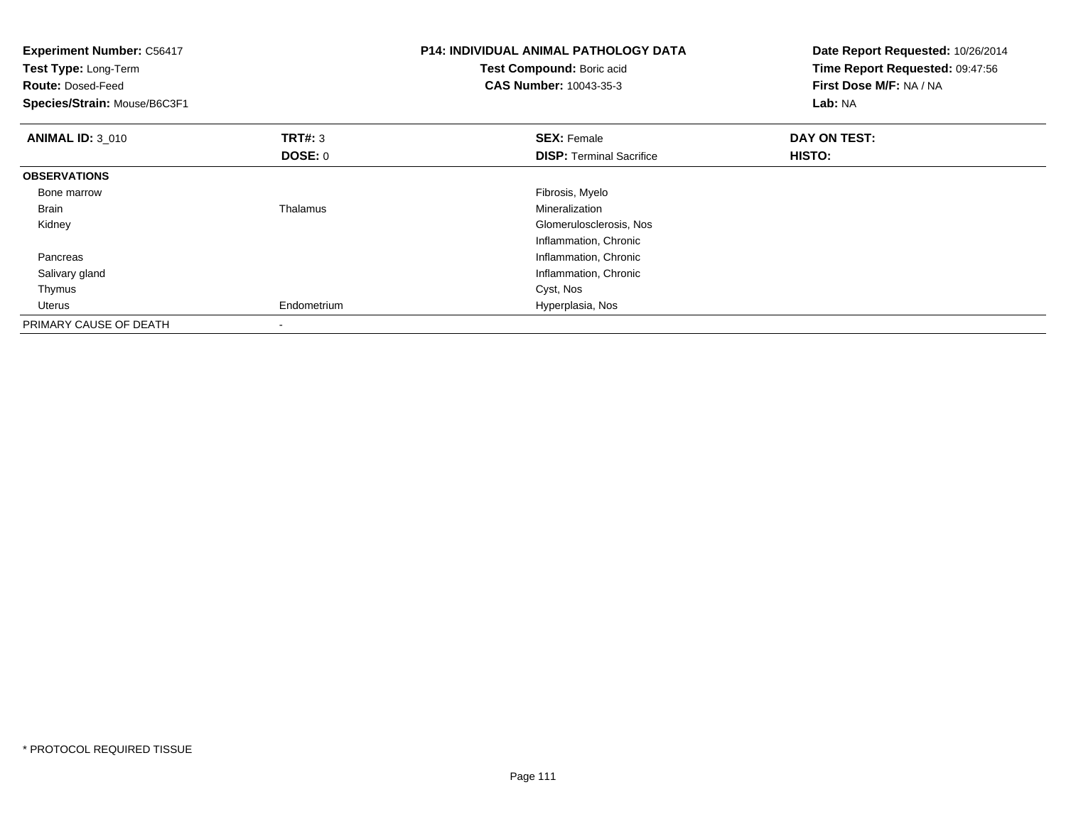**Experiment Number:** C56417
**Test Type:** Long-Term
**Route:** Dosed-Feed
**Species/Strain:** Mouse/B6C3F1

**P14: INDIVIDUAL ANIMAL PATHOLOGY DATA**
**Test Compound:** Boric acid
**CAS Number:** 10043-35-3

**Date Report Requested:** 10/26/2014
**Time Report Requested:** 09:47:56
**First Dose M/F:** NA / NA
**Lab:** NA

| **ANIMAL ID:** 3_010 | **TRT#:** 3 | **SEX:** Female | **DAY ON TEST:** |
|---|---|---|---|
| | **DOSE:** 0 | **DISP:** Terminal Sacrifice | **HISTO:** |
| **OBSERVATIONS** | | | |
| Bone marrow | | Fibrosis, Myelo | |
| Brain | Thalamus | Mineralization | |
| Kidney | | Glomerulosclerosis, Nos | |
| | | Inflammation, Chronic | |
| Pancreas | | Inflammation, Chronic | |
| Salivary gland | | Inflammation, Chronic | |
| Thymus | | Cyst, Nos | |
| Uterus | Endometrium | Hyperplasia, Nos | |
| PRIMARY CAUSE OF DEATH | - | | |

* PROTOCOL REQUIRED TISSUE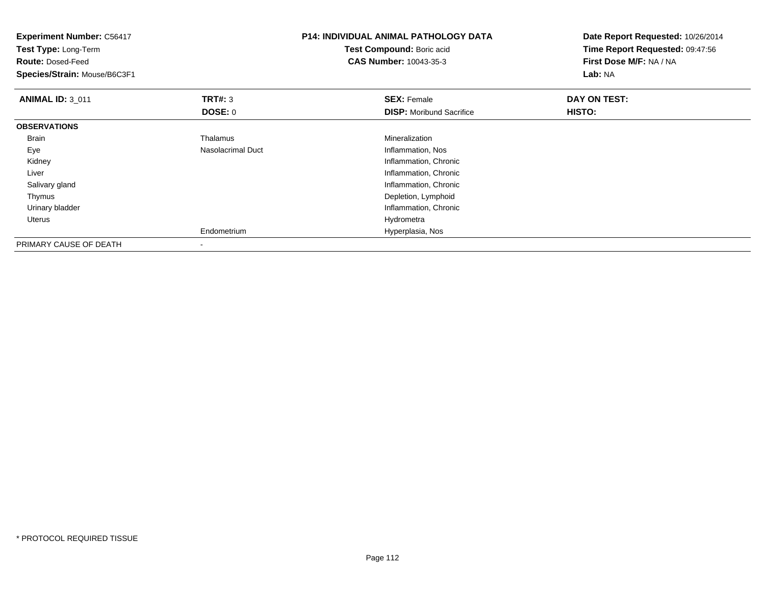**Experiment Number:** C56417
**Test Type:** Long-Term
**Route:** Dosed-Feed
**Species/Strain:** Mouse/B6C3F1

**P14: INDIVIDUAL ANIMAL PATHOLOGY DATA**
**Test Compound:** Boric acid
**CAS Number:** 10043-35-3

**Date Report Requested:** 10/26/2014
**Time Report Requested:** 09:47:56
**First Dose M/F:** NA / NA
**Lab:** NA

| **ANIMAL ID:** 3_011 | **TRT#:** 3 | **SEX:** Female | **DAY ON TEST:** |
|---|---|---|---|
| | **DOSE:** 0 | **DISP:** Moribund Sacrifice | **HISTO:** |
| **OBSERVATIONS** | | | |
| Brain | Thalamus | Mineralization | |
| Eye | Nasolacrimal Duct | Inflammation, Nos | |
| Kidney | | Inflammation, Chronic | |
| Liver | | Inflammation, Chronic | |
| Salivary gland | | Inflammation, Chronic | |
| Thymus | | Depletion, Lymphoid | |
| Urinary bladder | | Inflammation, Chronic | |
| Uterus | | Hydrometra | |
| | Endometrium | Hyperplasia, Nos | |
| PRIMARY CAUSE OF DEATH | - | | |

* PROTOCOL REQUIRED TISSUE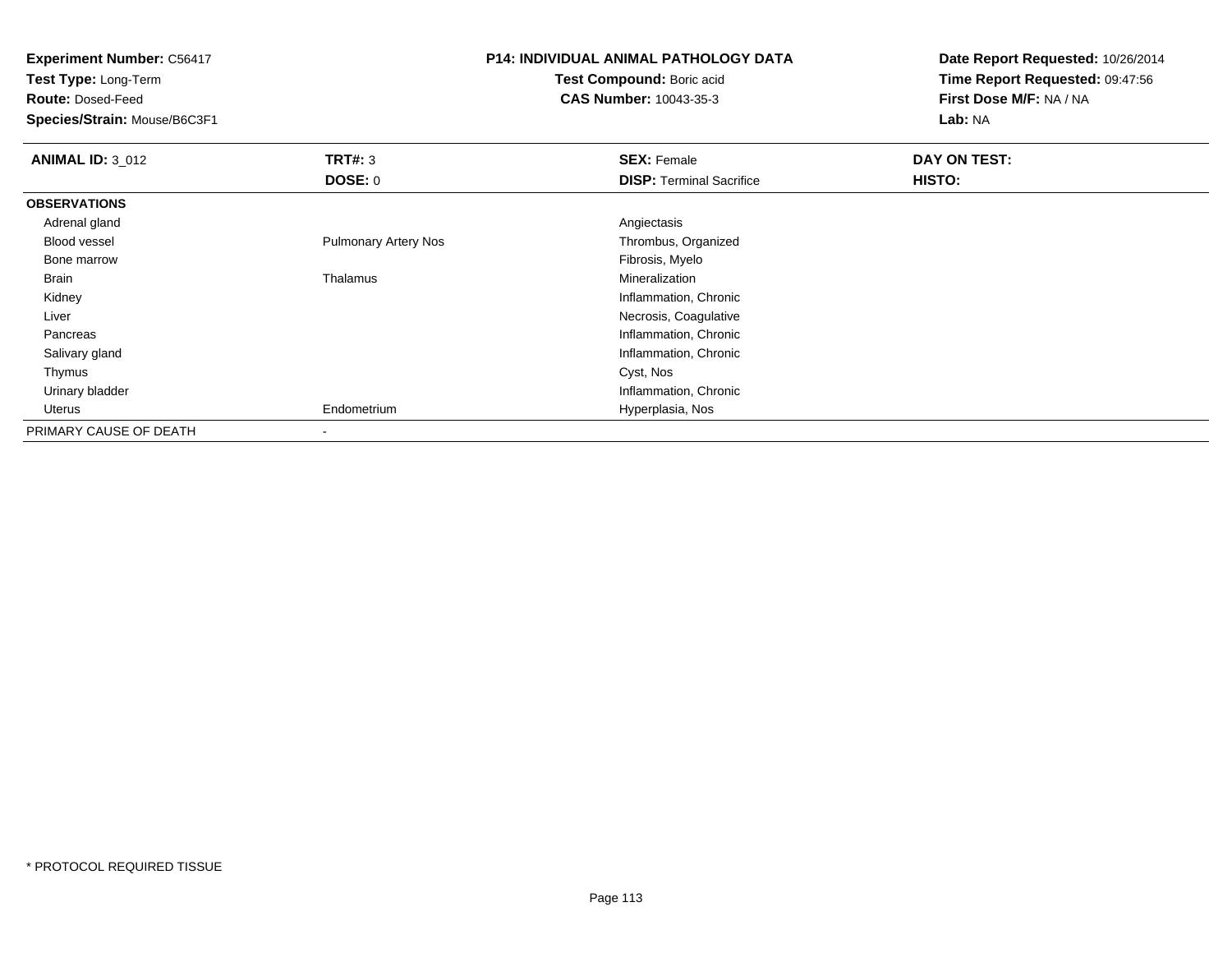**Experiment Number:** C56417
**Test Type:** Long-Term
**Route:** Dosed-Feed
**Species/Strain:** Mouse/B6C3F1

**P14: INDIVIDUAL ANIMAL PATHOLOGY DATA**
**Test Compound:** Boric acid
**CAS Number:** 10043-35-3

**Date Report Requested:** 10/26/2014
**Time Report Requested:** 09:47:56
**First Dose M/F:** NA / NA
**Lab:** NA

| **ANIMAL ID:** 3_012 | **TRT#:** 3 | **SEX:** Female | **DAY ON TEST:** |
|---|---|---|---|
| | **DOSE:** 0 | **DISP:** Terminal Sacrifice | **HISTO:** |
| **OBSERVATIONS** | | | |
| Adrenal gland | | Angiectasis | |
| Blood vessel | Pulmonary Artery Nos | Thrombus, Organized | |
| Bone marrow | | Fibrosis, Myelo | |
| Brain | Thalamus | Mineralization | |
| Kidney | | Inflammation, Chronic | |
| Liver | | Necrosis, Coagulative | |
| Pancreas | | Inflammation, Chronic | |
| Salivary gland | | Inflammation, Chronic | |
| Thymus | | Cyst, Nos | |
| Urinary bladder | | Inflammation, Chronic | |
| Uterus | Endometrium | Hyperplasia, Nos | |
| PRIMARY CAUSE OF DEATH | - | | |

* PROTOCOL REQUIRED TISSUE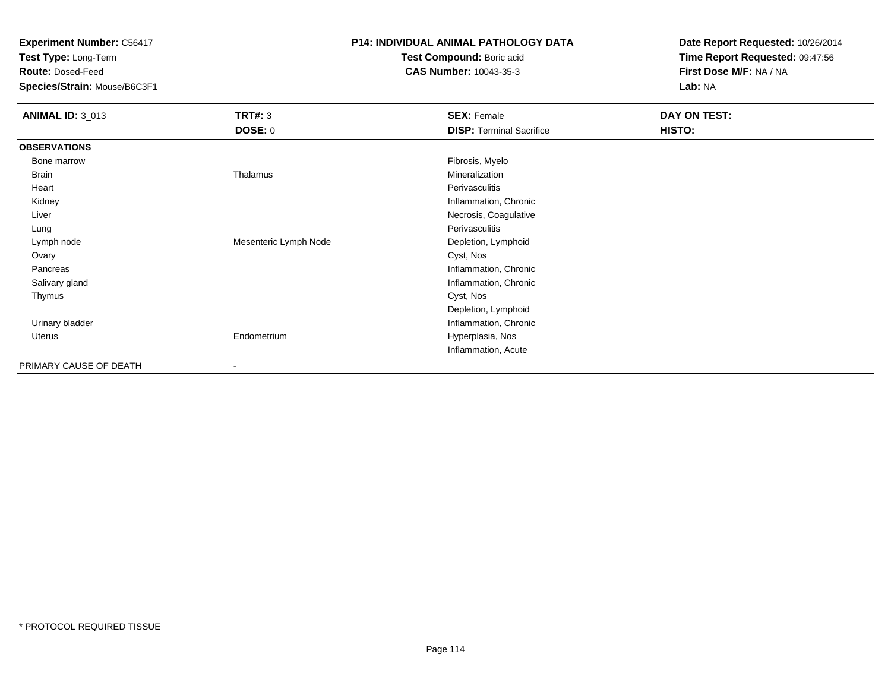**Experiment Number:** C56417
**Test Type:** Long-Term
**Route:** Dosed-Feed
**Species/Strain:** Mouse/B6C3F1

**P14: INDIVIDUAL ANIMAL PATHOLOGY DATA**
**Test Compound:** Boric acid
**CAS Number:** 10043-35-3

**Date Report Requested:** 10/26/2014
**Time Report Requested:** 09:47:56
**First Dose M/F:** NA / NA
**Lab:** NA

| **ANIMAL ID:** 3_013 | **TRT#:** 3 | **SEX:** Female | **DAY ON TEST:** |
|---|---|---|---|
| | **DOSE:** 0 | **DISP:** Terminal Sacrifice | **HISTO:** |
| **OBSERVATIONS** | | | |
| Bone marrow | | Fibrosis, Myelo | |
| Brain | Thalamus | Mineralization | |
| Heart | | Perivasculitis | |
| Kidney | | Inflammation, Chronic | |
| Liver | | Necrosis, Coagulative | |
| Lung | | Perivasculitis | |
| Lymph node | Mesenteric Lymph Node | Depletion, Lymphoid | |
| Ovary | | Cyst, Nos | |
| Pancreas | | Inflammation, Chronic | |
| Salivary gland | | Inflammation, Chronic | |
| Thymus | | Cyst, Nos | |
| | | Depletion, Lymphoid | |
| Urinary bladder | | Inflammation, Chronic | |
| Uterus | Endometrium | Hyperplasia, Nos | |
| | | Inflammation, Acute | |
| PRIMARY CAUSE OF DEATH | - | | |

* PROTOCOL REQUIRED TISSUE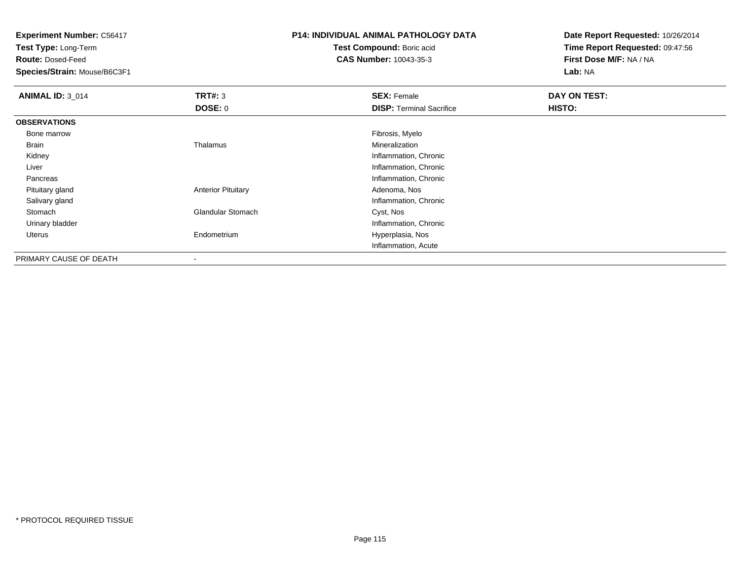**Experiment Number:** C56417
**Test Type:** Long-Term
**Route:** Dosed-Feed
**Species/Strain:** Mouse/B6C3F1

**P14: INDIVIDUAL ANIMAL PATHOLOGY DATA**
**Test Compound:** Boric acid
**CAS Number:** 10043-35-3

**Date Report Requested:** 10/26/2014
**Time Report Requested:** 09:47:56
**First Dose M/F:** NA / NA
**Lab:** NA

| **ANIMAL ID:** 3_014 | **TRT#:** 3 | **SEX:** Female | **DAY ON TEST:** |
|---|---|---|---|
| | **DOSE:** 0 | **DISP:** Terminal Sacrifice | **HISTO:** |
| **OBSERVATIONS** | | | |
| Bone marrow | | Fibrosis, Myelo | |
| Brain | Thalamus | Mineralization | |
| Kidney | | Inflammation, Chronic | |
| Liver | | Inflammation, Chronic | |
| Pancreas | | Inflammation, Chronic | |
| Pituitary gland | Anterior Pituitary | Adenoma, Nos | |
| Salivary gland | | Inflammation, Chronic | |
| Stomach | Glandular Stomach | Cyst, Nos | |
| Urinary bladder | | Inflammation, Chronic | |
| Uterus | Endometrium | Hyperplasia, Nos | |
| | | Inflammation, Acute | |
| PRIMARY CAUSE OF DEATH | - | | |

* PROTOCOL REQUIRED TISSUE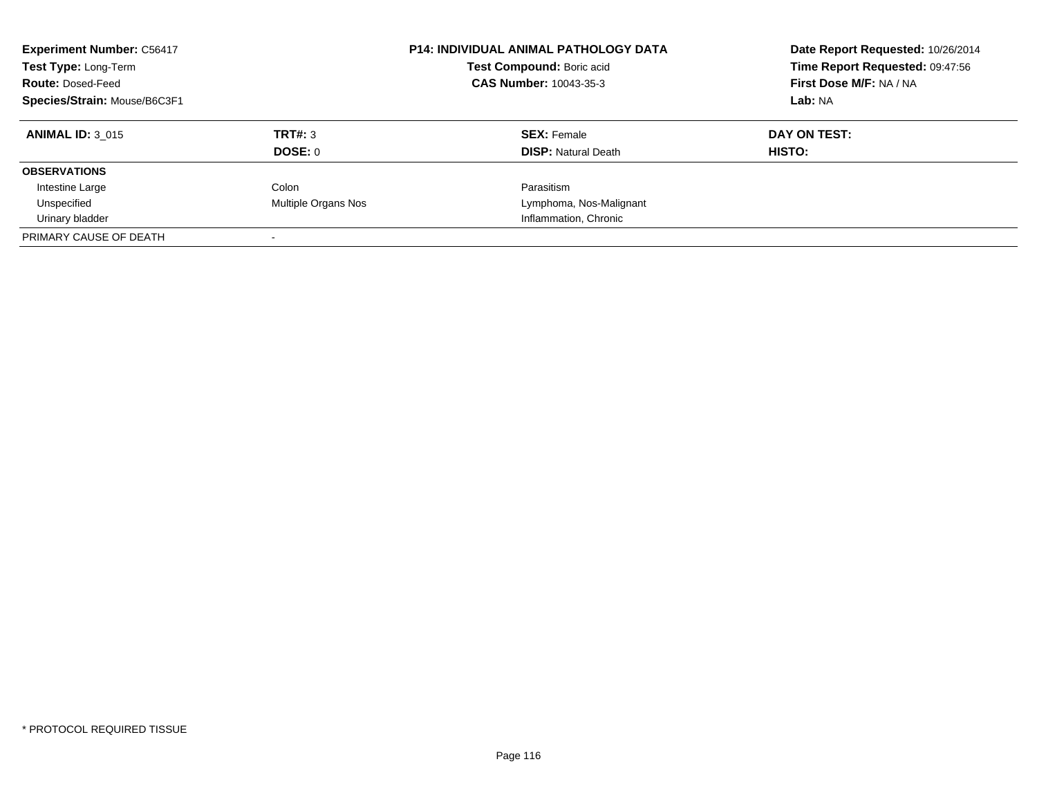**Experiment Number:** C56417
**Test Type:** Long-Term
**Route:** Dosed-Feed
**Species/Strain:** Mouse/B6C3F1

**P14: INDIVIDUAL ANIMAL PATHOLOGY DATA**
**Test Compound:** Boric acid
**CAS Number:** 10043-35-3

**Date Report Requested:** 10/26/2014
**Time Report Requested:** 09:47:56
**First Dose M/F:** NA / NA
**Lab:** NA

| **ANIMAL ID:** 3_015 | **TRT#:** 3 | **SEX:** Female | **DAY ON TEST:** |
|---|---|---|---|
| | **DOSE:** 0 | **DISP:** Natural Death | **HISTO:** |
| **OBSERVATIONS** | | | |
| Intestine Large | Colon | Parasitism | |
| Unspecified | Multiple Organs Nos | Lymphoma, Nos-Malignant | |
| Urinary bladder | | Inflammation, Chronic | |
| PRIMARY CAUSE OF DEATH | - | | |

* PROTOCOL REQUIRED TISSUE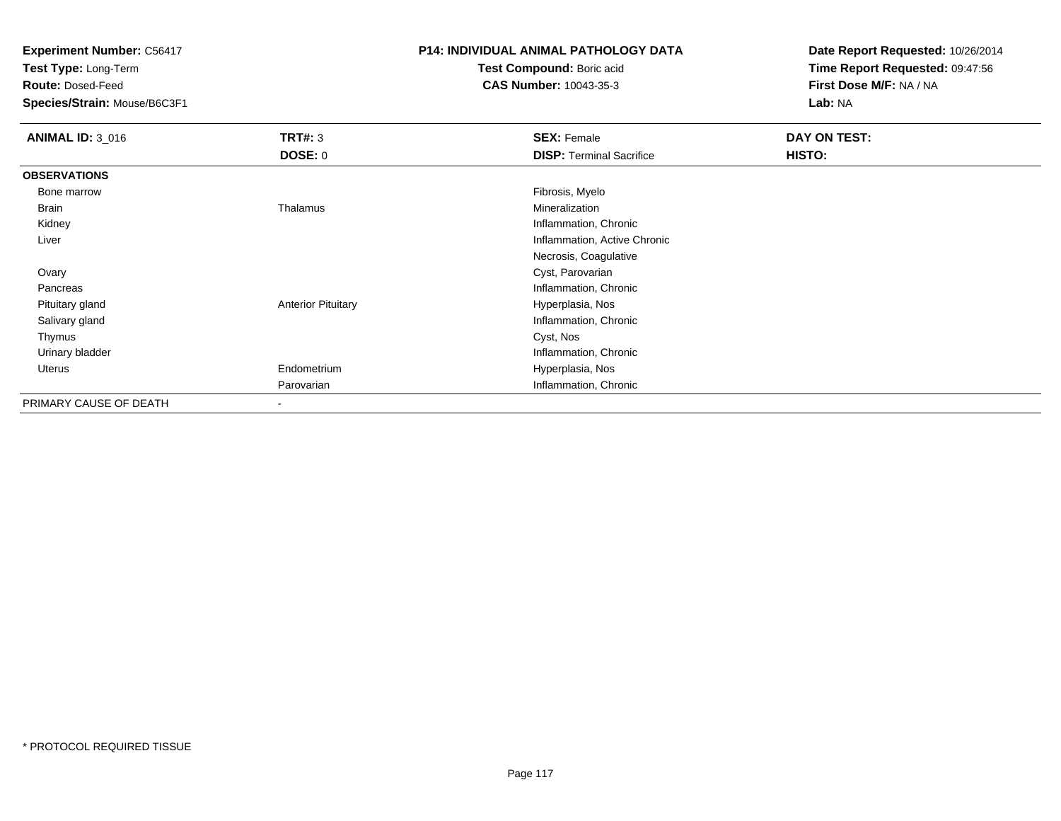**Experiment Number:** C56417
**Test Type:** Long-Term
**Route:** Dosed-Feed
**Species/Strain:** Mouse/B6C3F1

## P14: INDIVIDUAL ANIMAL PATHOLOGY DATA

**Test Compound:** Boric acid
**CAS Number:** 10043-35-3

**Date Report Requested:** 10/26/2014
**Time Report Requested:** 09:47:56
**First Dose M/F:** NA / NA
**Lab:** NA

| **ANIMAL ID:** 3_016 | **TRT#:** 3 | **SEX:** Female | **DAY ON TEST:** |
|---|---|---|---|
| | **DOSE:** 0 | **DISP:** Terminal Sacrifice | **HISTO:** |
| **OBSERVATIONS** | | | |
| Bone marrow | | Fibrosis, Myelo | |
| Brain | Thalamus | Mineralization | |
| Kidney | | Inflammation, Chronic | |
| Liver | | Inflammation, Active Chronic | |
| | | Necrosis, Coagulative | |
| Ovary | | Cyst, Parovarian | |
| Pancreas | | Inflammation, Chronic | |
| Pituitary gland | Anterior Pituitary | Hyperplasia, Nos | |
| Salivary gland | | Inflammation, Chronic | |
| Thymus | | Cyst, Nos | |
| Urinary bladder | | Inflammation, Chronic | |
| Uterus | Endometrium | Hyperplasia, Nos | |
| | Parovarian | Inflammation, Chronic | |
| PRIMARY CAUSE OF DEATH | - | | |

* PROTOCOL REQUIRED TISSUE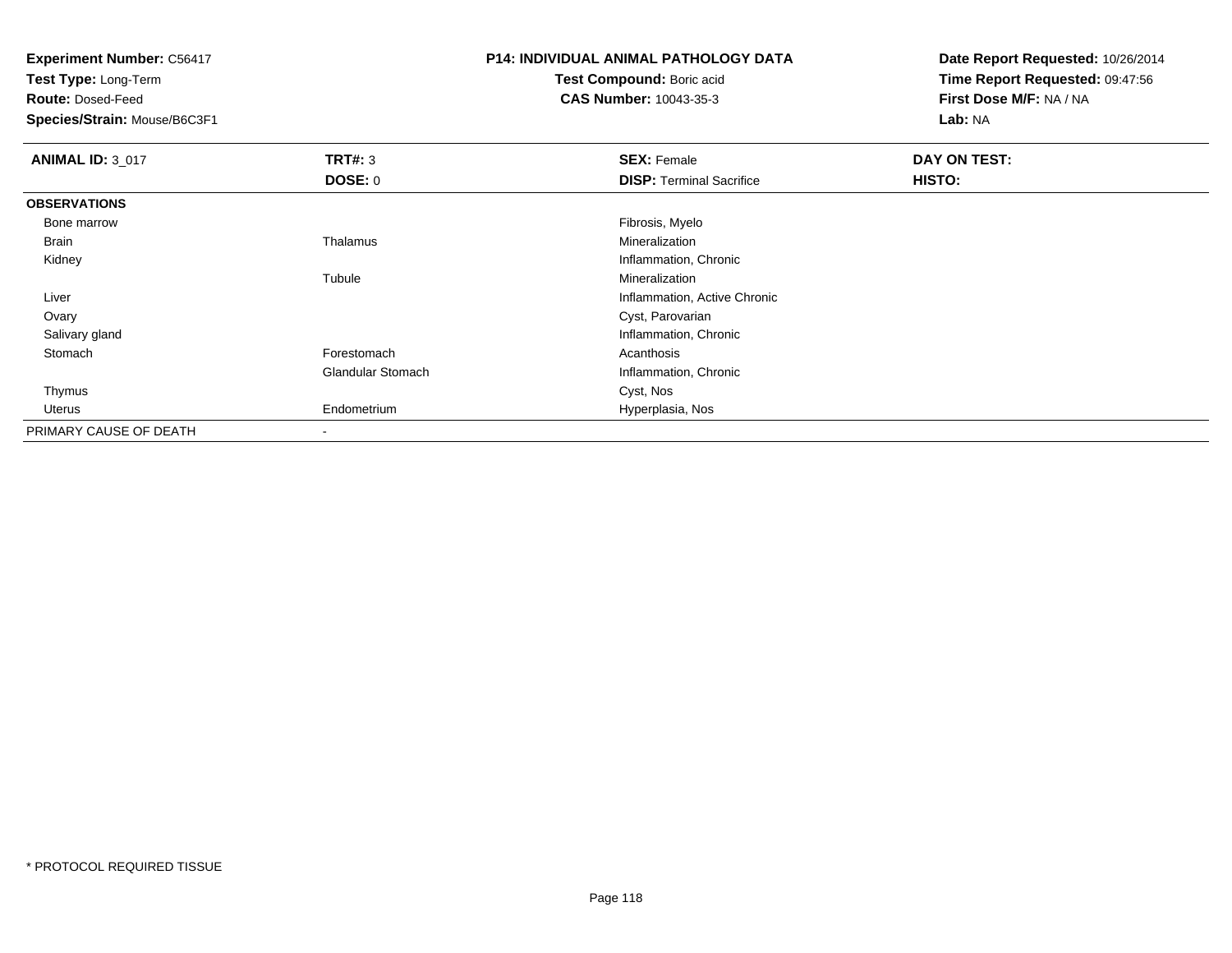**Experiment Number:** C56417
**Test Type:** Long-Term
**Route:** Dosed-Feed
**Species/Strain:** Mouse/B6C3F1

**P14: INDIVIDUAL ANIMAL PATHOLOGY DATA**
**Test Compound:** Boric acid
**CAS Number:** 10043-35-3

**Date Report Requested:** 10/26/2014
**Time Report Requested:** 09:47:56
**First Dose M/F:** NA / NA
**Lab:** NA

| **ANIMAL ID:** 3_017 | **TRT#:** 3 | **SEX:** Female | **DAY ON TEST:** |
|---|---|---|---|
| | **DOSE:** 0 | **DISP:** Terminal Sacrifice | **HISTO:** |
| **OBSERVATIONS** | | | |
| Bone marrow | | Fibrosis, Myelo | |
| Brain | Thalamus | Mineralization | |
| Kidney | | Inflammation, Chronic | |
| | Tubule | Mineralization | |
| Liver | | Inflammation, Active Chronic | |
| Ovary | | Cyst, Parovarian | |
| Salivary gland | | Inflammation, Chronic | |
| Stomach | Forestomach | Acanthosis | |
| | Glandular Stomach | Inflammation, Chronic | |
| Thymus | | Cyst, Nos | |
| Uterus | Endometrium | Hyperplasia, Nos | |
| PRIMARY CAUSE OF DEATH | - | | |

* PROTOCOL REQUIRED TISSUE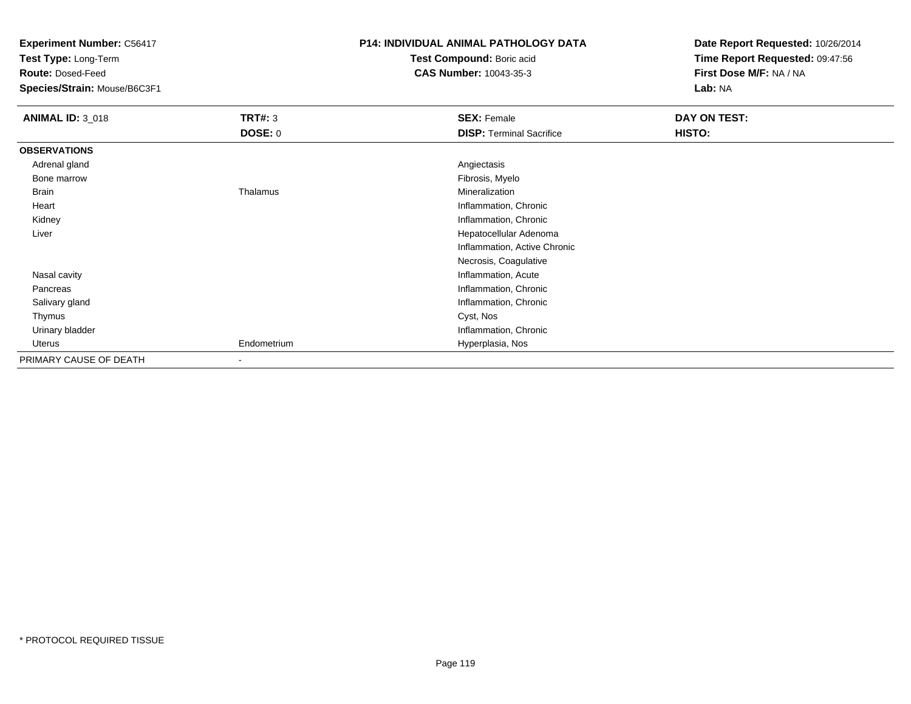**Experiment Number:** C56417
**Test Type:** Long-Term
**Route:** Dosed-Feed
**Species/Strain:** Mouse/B6C3F1

**P14: INDIVIDUAL ANIMAL PATHOLOGY DATA**
**Test Compound:** Boric acid
**CAS Number:** 10043-35-3

**Date Report Requested:** 10/26/2014
**Time Report Requested:** 09:47:56
**First Dose M/F:** NA / NA
**Lab:** NA

| **ANIMAL ID:** 3_018 | **TRT#:** 3 | **SEX:** Female | **DAY ON TEST:** |
|---|---|---|---|
| | **DOSE:** 0 | **DISP:** Terminal Sacrifice | **HISTO:** |
| **OBSERVATIONS** | | | |
| Adrenal gland | | Angiectasis | |
| Bone marrow | | Fibrosis, Myelo | |
| Brain | Thalamus | Mineralization | |
| Heart | | Inflammation, Chronic | |
| Kidney | | Inflammation, Chronic | |
| Liver | | Hepatocellular Adenoma | |
| | | Inflammation, Active Chronic | |
| | | Necrosis, Coagulative | |
| Nasal cavity | | Inflammation, Acute | |
| Pancreas | | Inflammation, Chronic | |
| Salivary gland | | Inflammation, Chronic | |
| Thymus | | Cyst, Nos | |
| Urinary bladder | | Inflammation, Chronic | |
| Uterus | Endometrium | Hyperplasia, Nos | |
| PRIMARY CAUSE OF DEATH | - | | |

* PROTOCOL REQUIRED TISSUE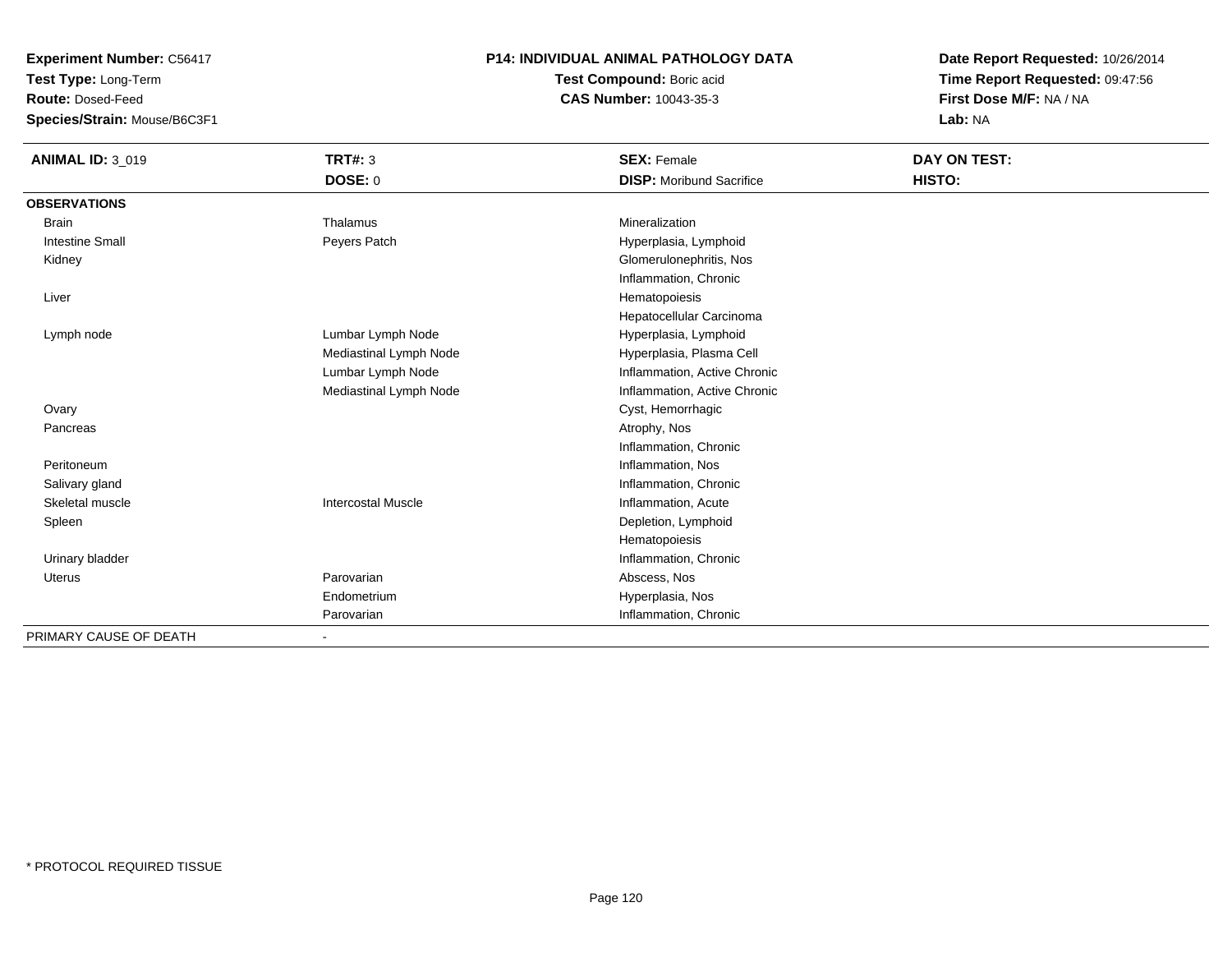**Experiment Number:** C56417
**Test Type:** Long-Term
**Route:** Dosed-Feed
**Species/Strain:** Mouse/B6C3F1

**P14: INDIVIDUAL ANIMAL PATHOLOGY DATA**
**Test Compound:** Boric acid
**CAS Number:** 10043-35-3

**Date Report Requested:** 10/26/2014
**Time Report Requested:** 09:47:56
**First Dose M/F:** NA / NA
**Lab:** NA

| **ANIMAL ID:** 3_019 | **TRT#:** 3 | **SEX:** Female | **DAY ON TEST:** |
|---|---|---|---|
| | **DOSE:** 0 | **DISP:** Moribund Sacrifice | **HISTO:** |
| **OBSERVATIONS** | | | |
| Brain | Thalamus | Mineralization | |
| Intestine Small | Peyers Patch | Hyperplasia, Lymphoid | |
| Kidney | | Glomerulonephritis, Nos | |
| | | Inflammation, Chronic | |
| Liver | | Hematopoiesis | |
| | | Hepatocellular Carcinoma | |
| Lymph node | Lumbar Lymph Node | Hyperplasia, Lymphoid | |
| | Mediastinal Lymph Node | Hyperplasia, Plasma Cell | |
| | Lumbar Lymph Node | Inflammation, Active Chronic | |
| | Mediastinal Lymph Node | Inflammation, Active Chronic | |
| Ovary | | Cyst, Hemorrhagic | |
| Pancreas | | Atrophy, Nos | |
| | | Inflammation, Chronic | |
| Peritoneum | | Inflammation, Nos | |
| Salivary gland | | Inflammation, Chronic | |
| Skeletal muscle | Intercostal Muscle | Inflammation, Acute | |
| Spleen | | Depletion, Lymphoid | |
| | | Hematopoiesis | |
| Urinary bladder | | Inflammation, Chronic | |
| Uterus | Parovarian | Abscess, Nos | |
| | Endometrium | Hyperplasia, Nos | |
| | Parovarian | Inflammation, Chronic | |
| PRIMARY CAUSE OF DEATH | - | | |

* PROTOCOL REQUIRED TISSUE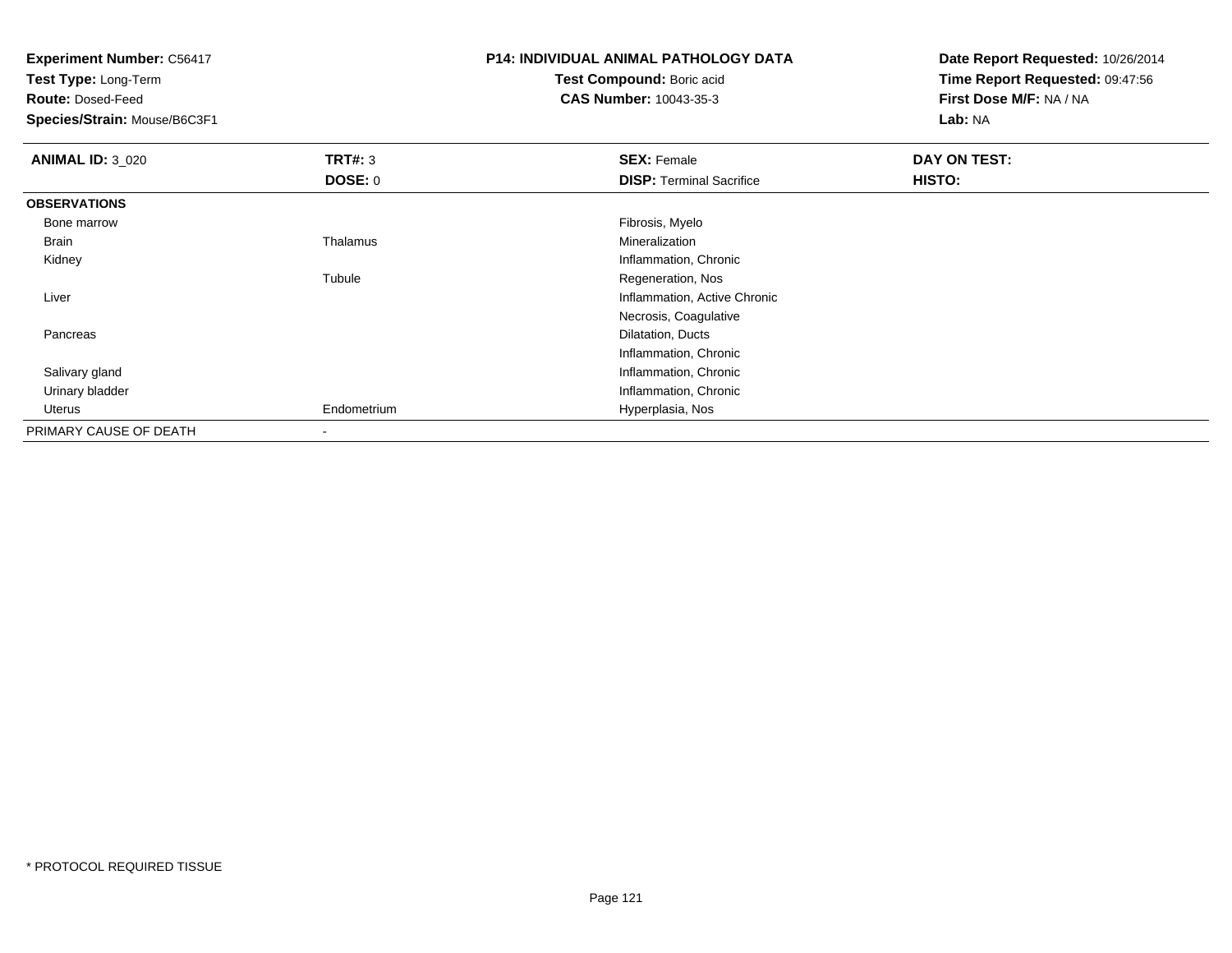**Experiment Number:** C56417
**Test Type:** Long-Term
**Route:** Dosed-Feed
**Species/Strain:** Mouse/B6C3F1

**P14: INDIVIDUAL ANIMAL PATHOLOGY DATA**
**Test Compound:** Boric acid
**CAS Number:** 10043-35-3

**Date Report Requested:** 10/26/2014
**Time Report Requested:** 09:47:56
**First Dose M/F:** NA / NA
**Lab:** NA

| **ANIMAL ID:** 3_020 | **TRT#:** 3 | **SEX:** Female | **DAY ON TEST:** |
|---|---|---|---|
| | **DOSE:** 0 | **DISP:** Terminal Sacrifice | **HISTO:** |
| **OBSERVATIONS** | | | |
| Bone marrow | | Fibrosis, Myelo | |
| Brain | Thalamus | Mineralization | |
| Kidney | | Inflammation, Chronic | |
| | Tubule | Regeneration, Nos | |
| Liver | | Inflammation, Active Chronic | |
| | | Necrosis, Coagulative | |
| Pancreas | | Dilatation, Ducts | |
| | | Inflammation, Chronic | |
| Salivary gland | | Inflammation, Chronic | |
| Urinary bladder | | Inflammation, Chronic | |
| Uterus | Endometrium | Hyperplasia, Nos | |
| PRIMARY CAUSE OF DEATH | - | | |

* PROTOCOL REQUIRED TISSUE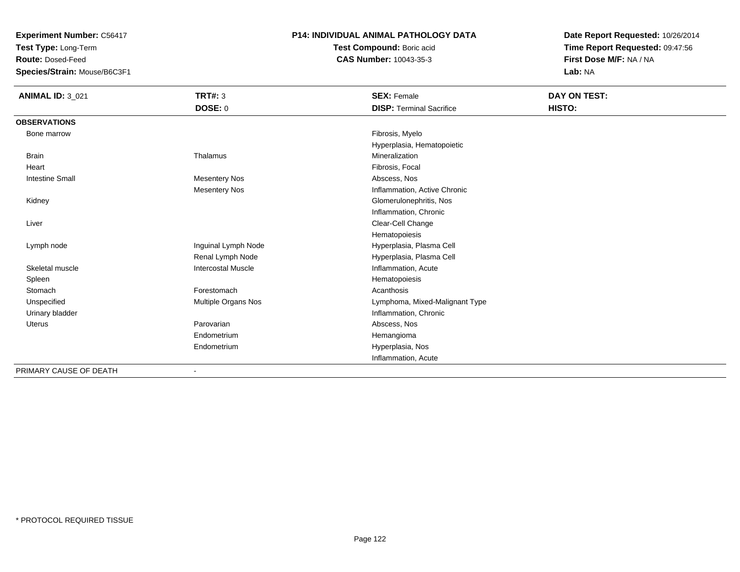**Experiment Number:** C56417
**Test Type:** Long-Term
**Route:** Dosed-Feed
**Species/Strain:** Mouse/B6C3F1

**P14: INDIVIDUAL ANIMAL PATHOLOGY DATA**
**Test Compound:** Boric acid
**CAS Number:** 10043-35-3

**Date Report Requested:** 10/26/2014
**Time Report Requested:** 09:47:56
**First Dose M/F:** NA / NA
**Lab:** NA

| **ANIMAL ID:** 3_021 | **TRT#:** 3 | **SEX:** Female | **DAY ON TEST:** |
|---|---|---|---|
| | **DOSE:** 0 | **DISP:** Terminal Sacrifice | **HISTO:** |
| **OBSERVATIONS** | | | |
| Bone marrow | | Fibrosis, Myelo | |
| | | Hyperplasia, Hematopoietic | |
| Brain | Thalamus | Mineralization | |
| Heart | | Fibrosis, Focal | |
| Intestine Small | Mesentery Nos | Abscess, Nos | |
| | Mesentery Nos | Inflammation, Active Chronic | |
| Kidney | | Glomerulonephritis, Nos | |
| | | Inflammation, Chronic | |
| Liver | | Clear-Cell Change | |
| | | Hematopoiesis | |
| Lymph node | Inguinal Lymph Node | Hyperplasia, Plasma Cell | |
| | Renal Lymph Node | Hyperplasia, Plasma Cell | |
| Skeletal muscle | Intercostal Muscle | Inflammation, Acute | |
| Spleen | | Hematopoiesis | |
| Stomach | Forestomach | Acanthosis | |
| Unspecified | Multiple Organs Nos | Lymphoma, Mixed-Malignant Type | |
| Urinary bladder | | Inflammation, Chronic | |
| Uterus | Parovarian | Abscess, Nos | |
| | Endometrium | Hemangioma | |
| | Endometrium | Hyperplasia, Nos | |
| | | Inflammation, Acute | |
| PRIMARY CAUSE OF DEATH | - | | |

* PROTOCOL REQUIRED TISSUE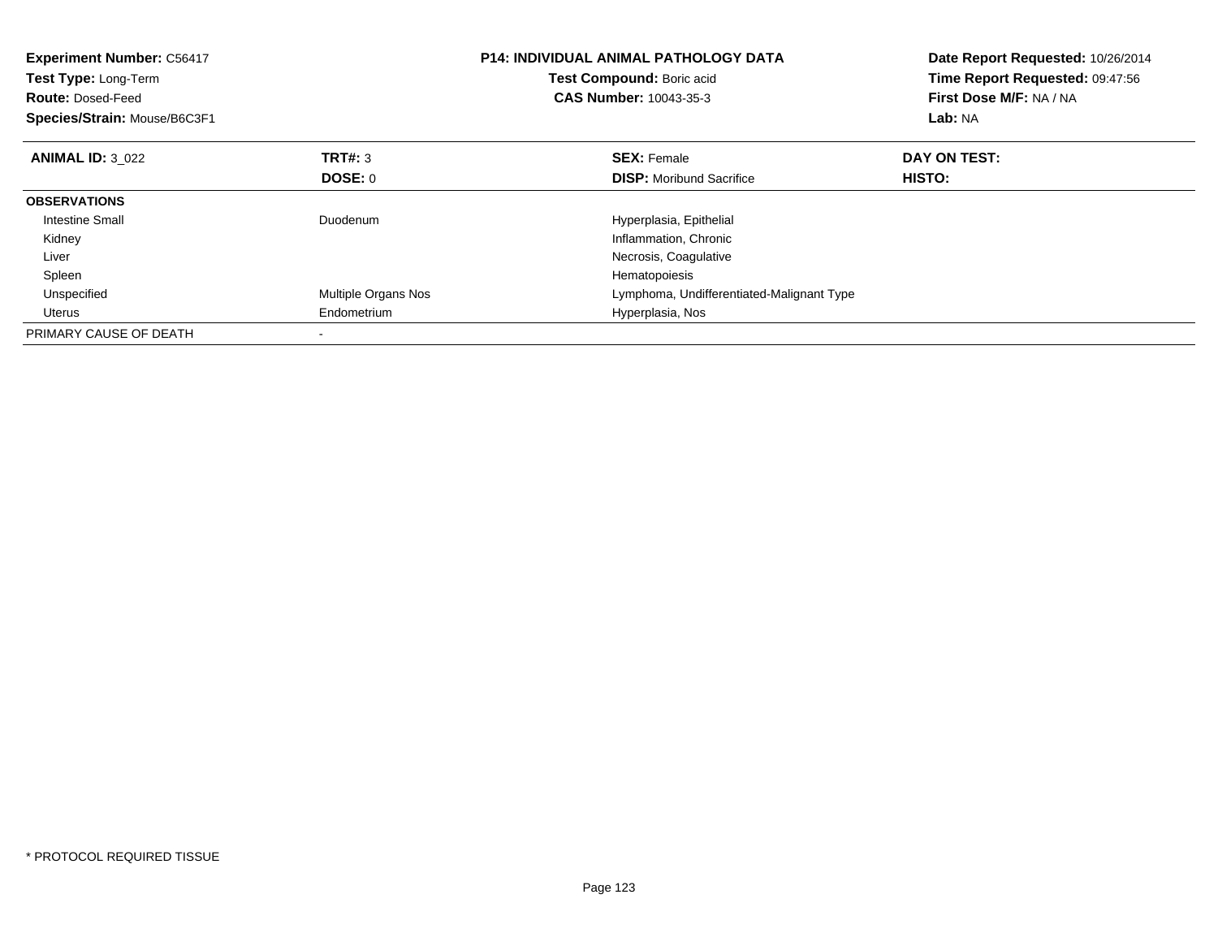| **Experiment Number:** C56417 | **P14: INDIVIDUAL ANIMAL PATHOLOGY DATA** | **Date Report Requested:** 10/26/2014 |
|---|---|---|
| **Test Type:** Long-Term | **Test Compound:** Boric acid | **Time Report Requested:** 09:47:56 |
| **Route:** Dosed-Feed | **CAS Number:** 10043-35-3 | **First Dose M/F:** NA / NA |
| **Species/Strain:** Mouse/B6C3F1 | | **Lab:** NA |

| **ANIMAL ID:** 3_022 | **TRT#:** 3 | **SEX:** Female | **DAY ON TEST:** |
|---|---|---|---|
| | **DOSE:** 0 | **DISP:** Moribund Sacrifice | **HISTO:** |
| **OBSERVATIONS** | | | |
| Intestine Small | Duodenum | Hyperplasia, Epithelial | |
| Kidney | | Inflammation, Chronic | |
| Liver | | Necrosis, Coagulative | |
| Spleen | | Hematopoiesis | |
| Unspecified | Multiple Organs Nos | Lymphoma, Undifferentiated-Malignant Type | |
| Uterus | Endometrium | Hyperplasia, Nos | |
| PRIMARY CAUSE OF DEATH | - | | |

\* PROTOCOL REQUIRED TISSUE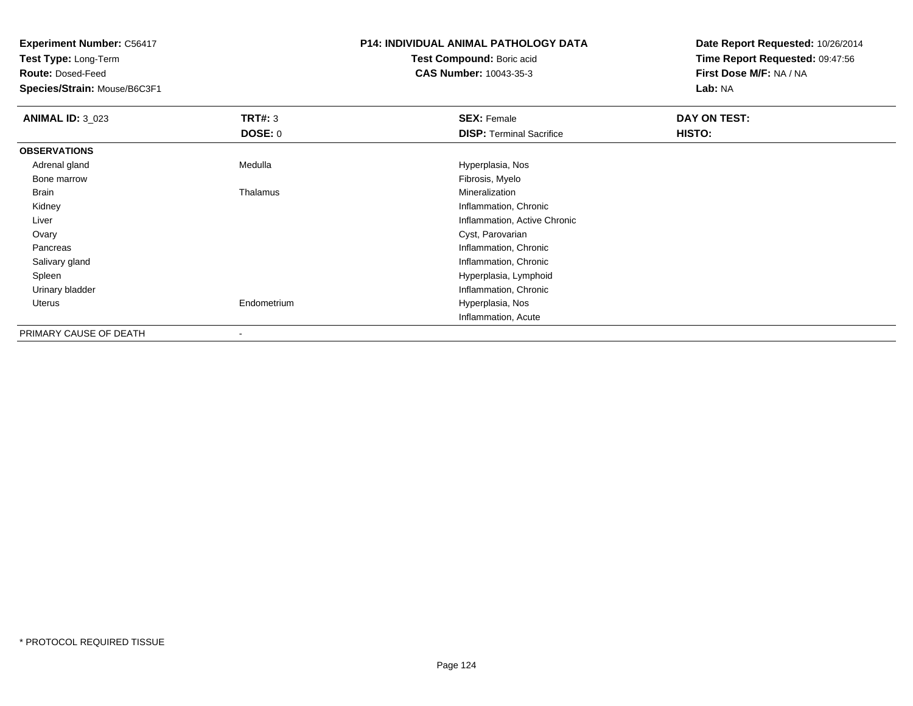**Experiment Number:** C56417
**Test Type:** Long-Term
**Route:** Dosed-Feed
**Species/Strain:** Mouse/B6C3F1

**P14: INDIVIDUAL ANIMAL PATHOLOGY DATA**
**Test Compound:** Boric acid
**CAS Number:** 10043-35-3

**Date Report Requested:** 10/26/2014
**Time Report Requested:** 09:47:56
**First Dose M/F:** NA / NA
**Lab:** NA

| **ANIMAL ID:** 3_023 | **TRT#:** 3 | **SEX:** Female | **DAY ON TEST:** |
|---|---|---|---|
| | **DOSE:** 0 | **DISP:** Terminal Sacrifice | **HISTO:** |
| **OBSERVATIONS** | | | |
| Adrenal gland | Medulla | Hyperplasia, Nos | |
| Bone marrow | | Fibrosis, Myelo | |
| Brain | Thalamus | Mineralization | |
| Kidney | | Inflammation, Chronic | |
| Liver | | Inflammation, Active Chronic | |
| Ovary | | Cyst, Parovarian | |
| Pancreas | | Inflammation, Chronic | |
| Salivary gland | | Inflammation, Chronic | |
| Spleen | | Hyperplasia, Lymphoid | |
| Urinary bladder | | Inflammation, Chronic | |
| Uterus | Endometrium | Hyperplasia, Nos | |
| | | Inflammation, Acute | |
| PRIMARY CAUSE OF DEATH | - | | |

* PROTOCOL REQUIRED TISSUE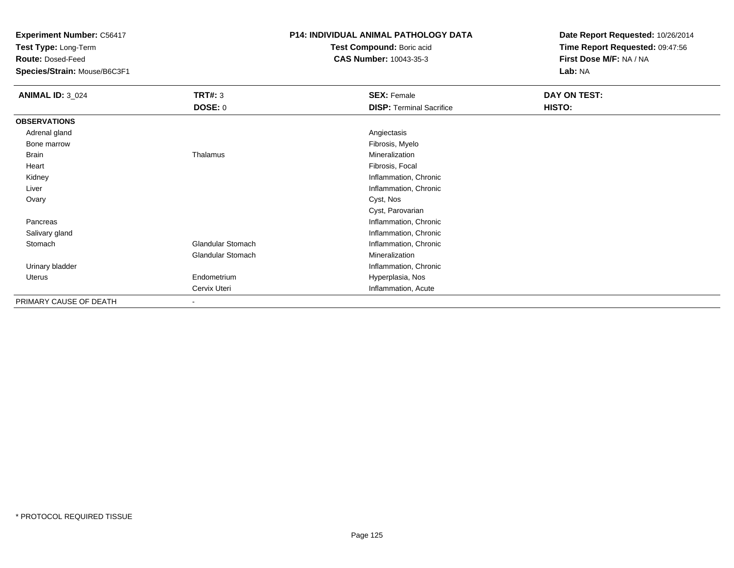**Experiment Number:** C56417
**Test Type:** Long-Term
**Route:** Dosed-Feed
**Species/Strain:** Mouse/B6C3F1

**P14: INDIVIDUAL ANIMAL PATHOLOGY DATA**
**Test Compound:** Boric acid
**CAS Number:** 10043-35-3

**Date Report Requested:** 10/26/2014
**Time Report Requested:** 09:47:56
**First Dose M/F:** NA / NA
**Lab:** NA

| **ANIMAL ID:** 3_024 | **TRT#:** 3 | **SEX:** Female | **DAY ON TEST:** |
|---|---|---|---|
| | **DOSE:** 0 | **DISP:** Terminal Sacrifice | **HISTO:** |
| **OBSERVATIONS** | | | |
| Adrenal gland | | Angiectasis | |
| Bone marrow | | Fibrosis, Myelo | |
| Brain | Thalamus | Mineralization | |
| Heart | | Fibrosis, Focal | |
| Kidney | | Inflammation, Chronic | |
| Liver | | Inflammation, Chronic | |
| Ovary | | Cyst, Nos | |
| | | Cyst, Parovarian | |
| Pancreas | | Inflammation, Chronic | |
| Salivary gland | | Inflammation, Chronic | |
| Stomach | Glandular Stomach | Inflammation, Chronic | |
| | Glandular Stomach | Mineralization | |
| Urinary bladder | | Inflammation, Chronic | |
| Uterus | Endometrium | Hyperplasia, Nos | |
| | Cervix Uteri | Inflammation, Acute | |
| PRIMARY CAUSE OF DEATH | - | | |

* PROTOCOL REQUIRED TISSUE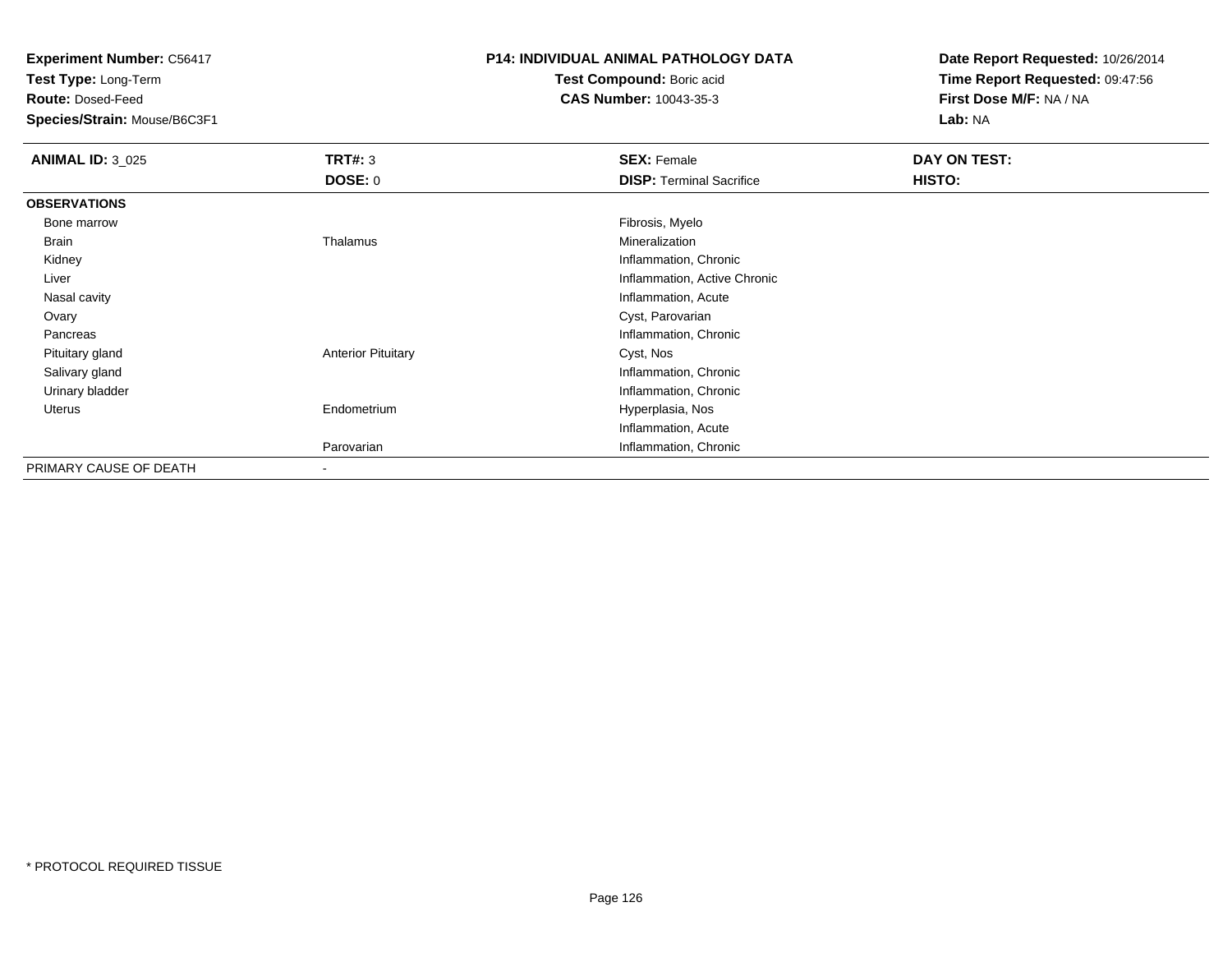**Experiment Number:** C56417
**Test Type:** Long-Term
**Route:** Dosed-Feed
**Species/Strain:** Mouse/B6C3F1

**P14: INDIVIDUAL ANIMAL PATHOLOGY DATA**
**Test Compound:** Boric acid
**CAS Number:** 10043-35-3

**Date Report Requested:** 10/26/2014
**Time Report Requested:** 09:47:56
**First Dose M/F:** NA / NA
**Lab:** NA

| **ANIMAL ID:** 3_025 | **TRT#:** 3 | **SEX:** Female | **DAY ON TEST:** |
|---|---|---|---|
| | **DOSE:** 0 | **DISP:** Terminal Sacrifice | **HISTO:** |
| **OBSERVATIONS** | | | |
| Bone marrow | | Fibrosis, Myelo | |
| Brain | Thalamus | Mineralization | |
| Kidney | | Inflammation, Chronic | |
| Liver | | Inflammation, Active Chronic | |
| Nasal cavity | | Inflammation, Acute | |
| Ovary | | Cyst, Parovarian | |
| Pancreas | | Inflammation, Chronic | |
| Pituitary gland | Anterior Pituitary | Cyst, Nos | |
| Salivary gland | | Inflammation, Chronic | |
| Urinary bladder | | Inflammation, Chronic | |
| Uterus | Endometrium | Hyperplasia, Nos | |
| | | Inflammation, Acute | |
| | Parovarian | Inflammation, Chronic | |
| PRIMARY CAUSE OF DEATH | - | | |

* PROTOCOL REQUIRED TISSUE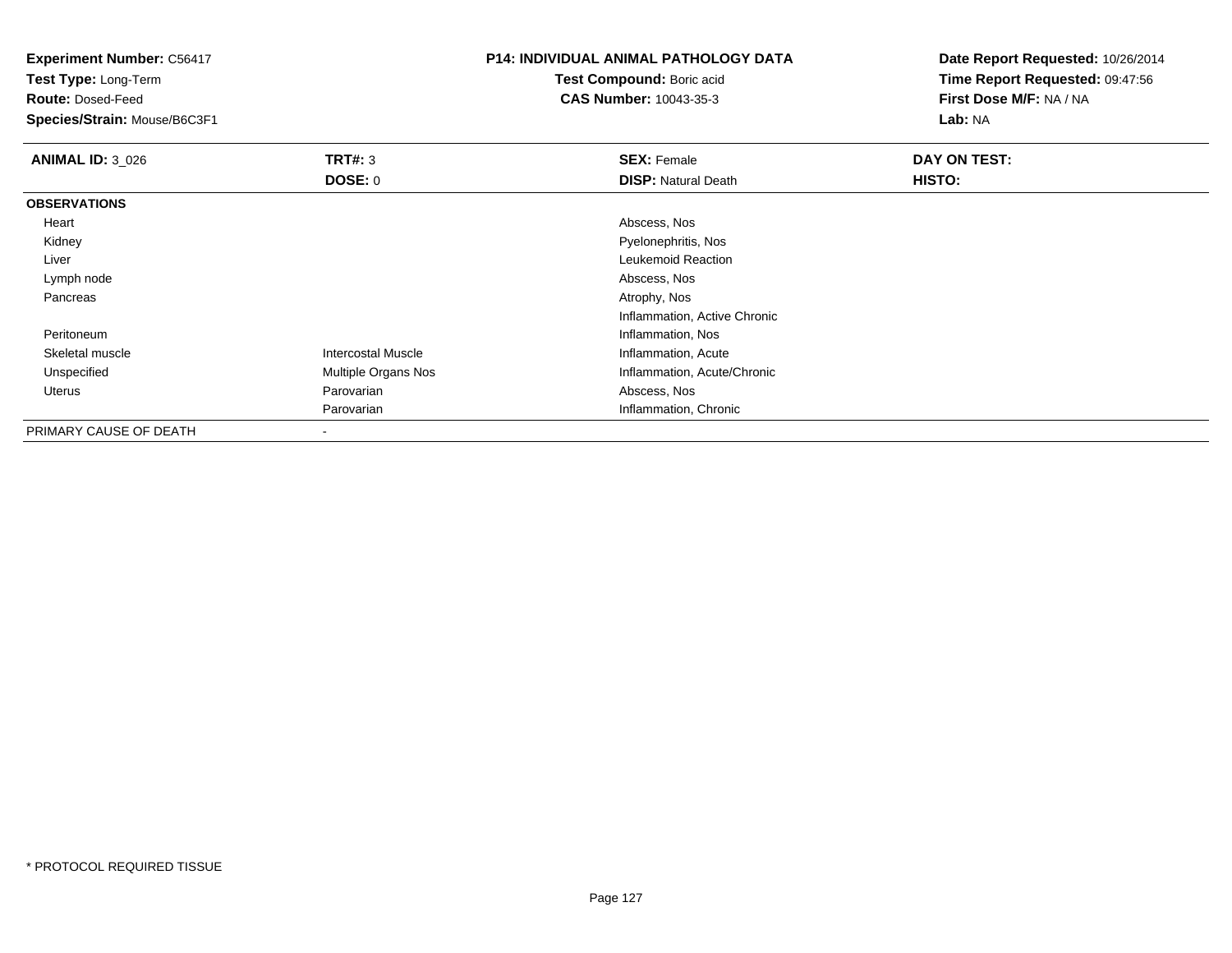**Experiment Number:** C56417
**Test Type:** Long-Term
**Route:** Dosed-Feed
**Species/Strain:** Mouse/B6C3F1

# P14: INDIVIDUAL ANIMAL PATHOLOGY DATA

**Test Compound:** Boric acid
**CAS Number:** 10043-35-3

**Date Report Requested:** 10/26/2014
**Time Report Requested:** 09:47:56
**First Dose M/F:** NA / NA
**Lab:** NA

| **ANIMAL ID:** 3_026 | **TRT#:** 3 | **SEX:** Female | **DAY ON TEST:** |
|---|---|---|---|
| | **DOSE:** 0 | **DISP:** Natural Death | **HISTO:** |
| **OBSERVATIONS** | | | |
| Heart | | Abscess, Nos | |
| Kidney | | Pyelonephritis, Nos | |
| Liver | | Leukemoid Reaction | |
| Lymph node | | Abscess, Nos | |
| Pancreas | | Atrophy, Nos | |
| | | Inflammation, Active Chronic | |
| Peritoneum | | Inflammation, Nos | |
| Skeletal muscle | Intercostal Muscle | Inflammation, Acute | |
| Unspecified | Multiple Organs Nos | Inflammation, Acute/Chronic | |
| Uterus | Parovarian | Abscess, Nos | |
| | Parovarian | Inflammation, Chronic | |
| PRIMARY CAUSE OF DEATH | - | | |

* PROTOCOL REQUIRED TISSUE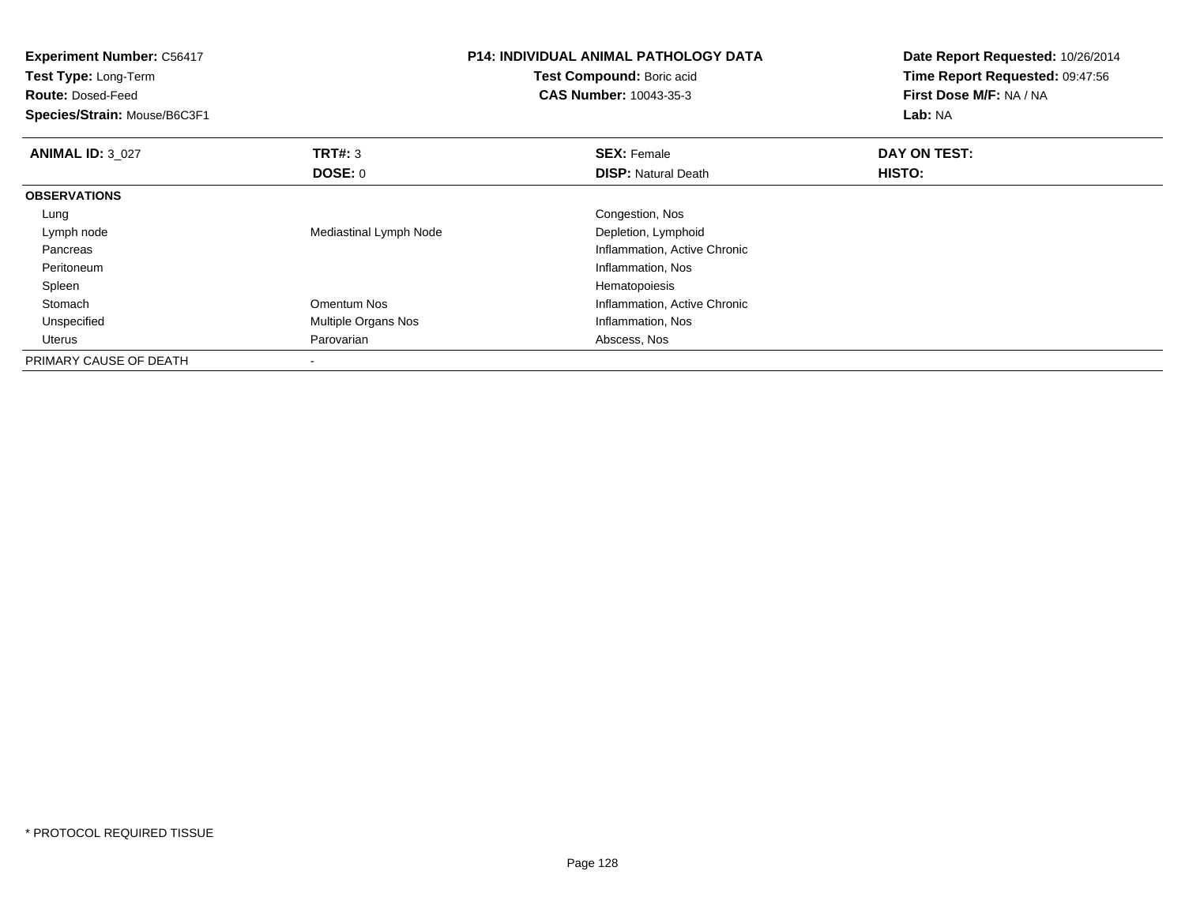**Experiment Number:** C56417
**Test Type:** Long-Term
**Route:** Dosed-Feed
**Species/Strain:** Mouse/B6C3F1

**P14: INDIVIDUAL ANIMAL PATHOLOGY DATA**
**Test Compound:** Boric acid
**CAS Number:** 10043-35-3

**Date Report Requested:** 10/26/2014
**Time Report Requested:** 09:47:56
**First Dose M/F:** NA / NA
**Lab:** NA

| **ANIMAL ID:** 3_027 | **TRT#:** 3 | **SEX:** Female | **DAY ON TEST:** |
|---|---|---|---|
| | **DOSE:** 0 | **DISP:** Natural Death | **HISTO:** |
| **OBSERVATIONS** | | | |
| Lung | | Congestion, Nos | |
| Lymph node | Mediastinal Lymph Node | Depletion, Lymphoid | |
| Pancreas | | Inflammation, Active Chronic | |
| Peritoneum | | Inflammation, Nos | |
| Spleen | | Hematopoiesis | |
| Stomach | Omentum Nos | Inflammation, Active Chronic | |
| Unspecified | Multiple Organs Nos | Inflammation, Nos | |
| Uterus | Parovarian | Abscess, Nos | |
| PRIMARY CAUSE OF DEATH | - | | |

* PROTOCOL REQUIRED TISSUE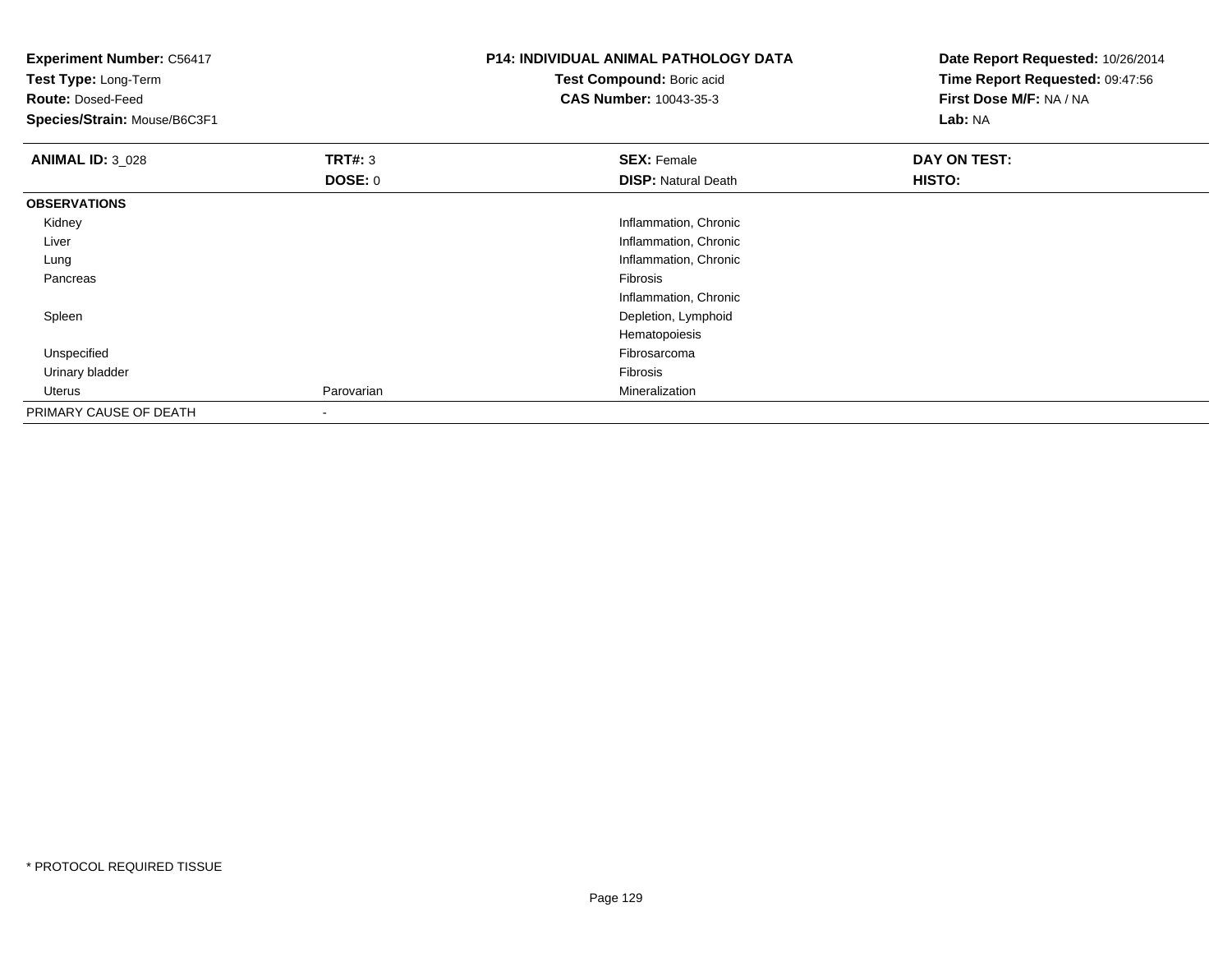**Experiment Number:** C56417
**Test Type:** Long-Term
**Route:** Dosed-Feed
**Species/Strain:** Mouse/B6C3F1

**P14: INDIVIDUAL ANIMAL PATHOLOGY DATA**
**Test Compound:** Boric acid
**CAS Number:** 10043-35-3

**Date Report Requested:** 10/26/2014
**Time Report Requested:** 09:47:56
**First Dose M/F:** NA / NA
**Lab:** NA

| **ANIMAL ID:** 3_028 | **TRT#:** 3 | **SEX:** Female | **DAY ON TEST:** |
|---|---|---|---|
| | **DOSE:** 0 | **DISP:** Natural Death | **HISTO:** |
| **OBSERVATIONS** | | | |
| Kidney | | Inflammation, Chronic | |
| Liver | | Inflammation, Chronic | |
| Lung | | Inflammation, Chronic | |
| Pancreas | | Fibrosis | |
| | | Inflammation, Chronic | |
| Spleen | | Depletion, Lymphoid | |
| | | Hematopoiesis | |
| Unspecified | | Fibrosarcoma | |
| Urinary bladder | | Fibrosis | |
| Uterus | Parovarian | Mineralization | |
| PRIMARY CAUSE OF DEATH | - | | |

* PROTOCOL REQUIRED TISSUE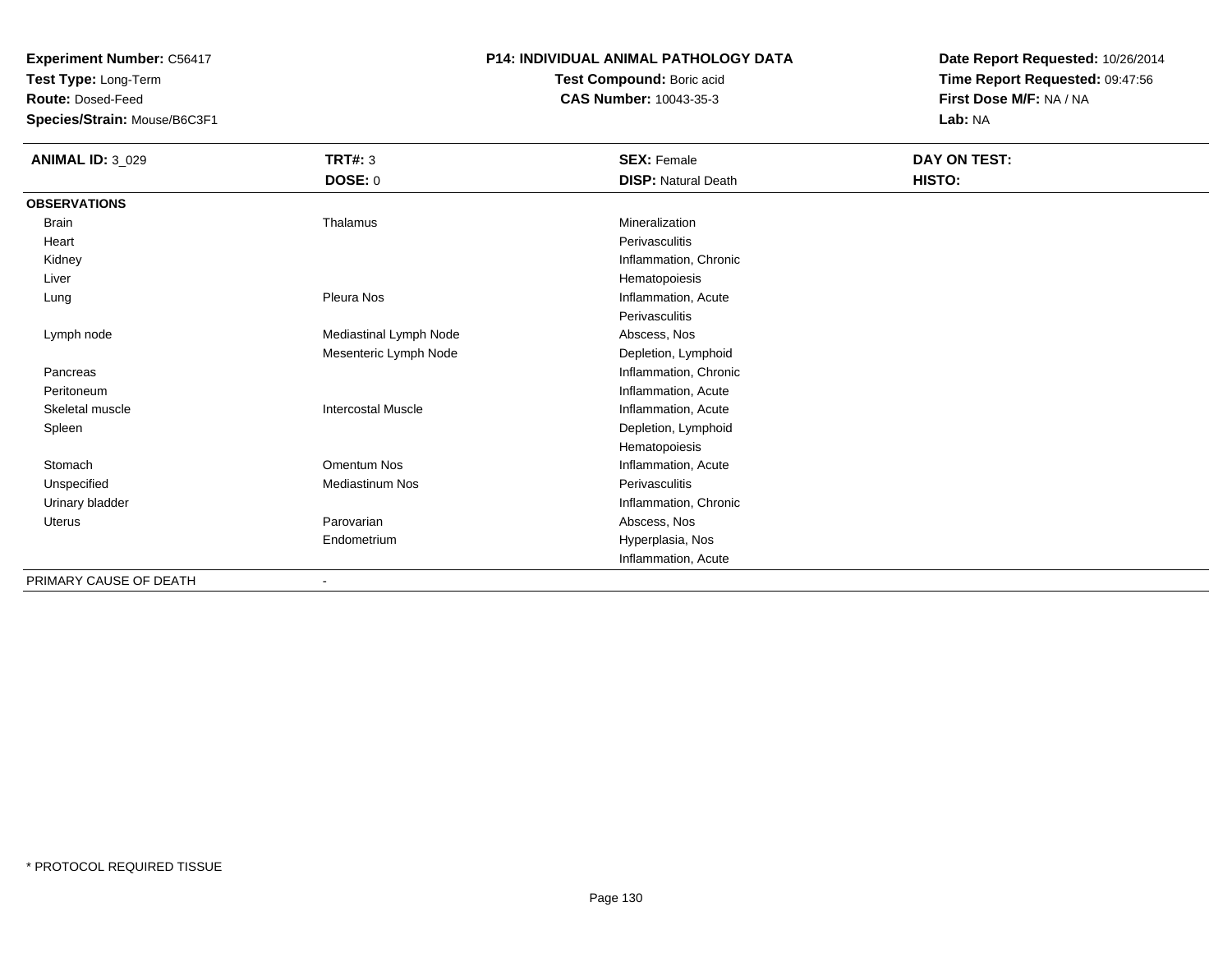**Experiment Number:** C56417
**Test Type:** Long-Term
**Route:** Dosed-Feed
**Species/Strain:** Mouse/B6C3F1

**P14: INDIVIDUAL ANIMAL PATHOLOGY DATA**
**Test Compound:** Boric acid
**CAS Number:** 10043-35-3

**Date Report Requested:** 10/26/2014
**Time Report Requested:** 09:47:56
**First Dose M/F:** NA / NA
**Lab:** NA

| **ANIMAL ID:** 3_029 | **TRT#:** 3 | **SEX:** Female | **DAY ON TEST:** |
|---|---|---|---|
| | **DOSE:** 0 | **DISP:** Natural Death | **HISTO:** |
| **OBSERVATIONS** | | | |
| Brain | Thalamus | Mineralization | |
| Heart | | Perivasculitis | |
| Kidney | | Inflammation, Chronic | |
| Liver | | Hematopoiesis | |
| Lung | Pleura Nos | Inflammation, Acute | |
| | | Perivasculitis | |
| Lymph node | Mediastinal Lymph Node | Abscess, Nos | |
| | Mesenteric Lymph Node | Depletion, Lymphoid | |
| Pancreas | | Inflammation, Chronic | |
| Peritoneum | | Inflammation, Acute | |
| Skeletal muscle | Intercostal Muscle | Inflammation, Acute | |
| Spleen | | Depletion, Lymphoid | |
| | | Hematopoiesis | |
| Stomach | Omentum Nos | Inflammation, Acute | |
| Unspecified | Mediastinum Nos | Perivasculitis | |
| Urinary bladder | | Inflammation, Chronic | |
| Uterus | Parovarian | Abscess, Nos | |
| | Endometrium | Hyperplasia, Nos | |
| | | Inflammation, Acute | |
| PRIMARY CAUSE OF DEATH | - | | |

* PROTOCOL REQUIRED TISSUE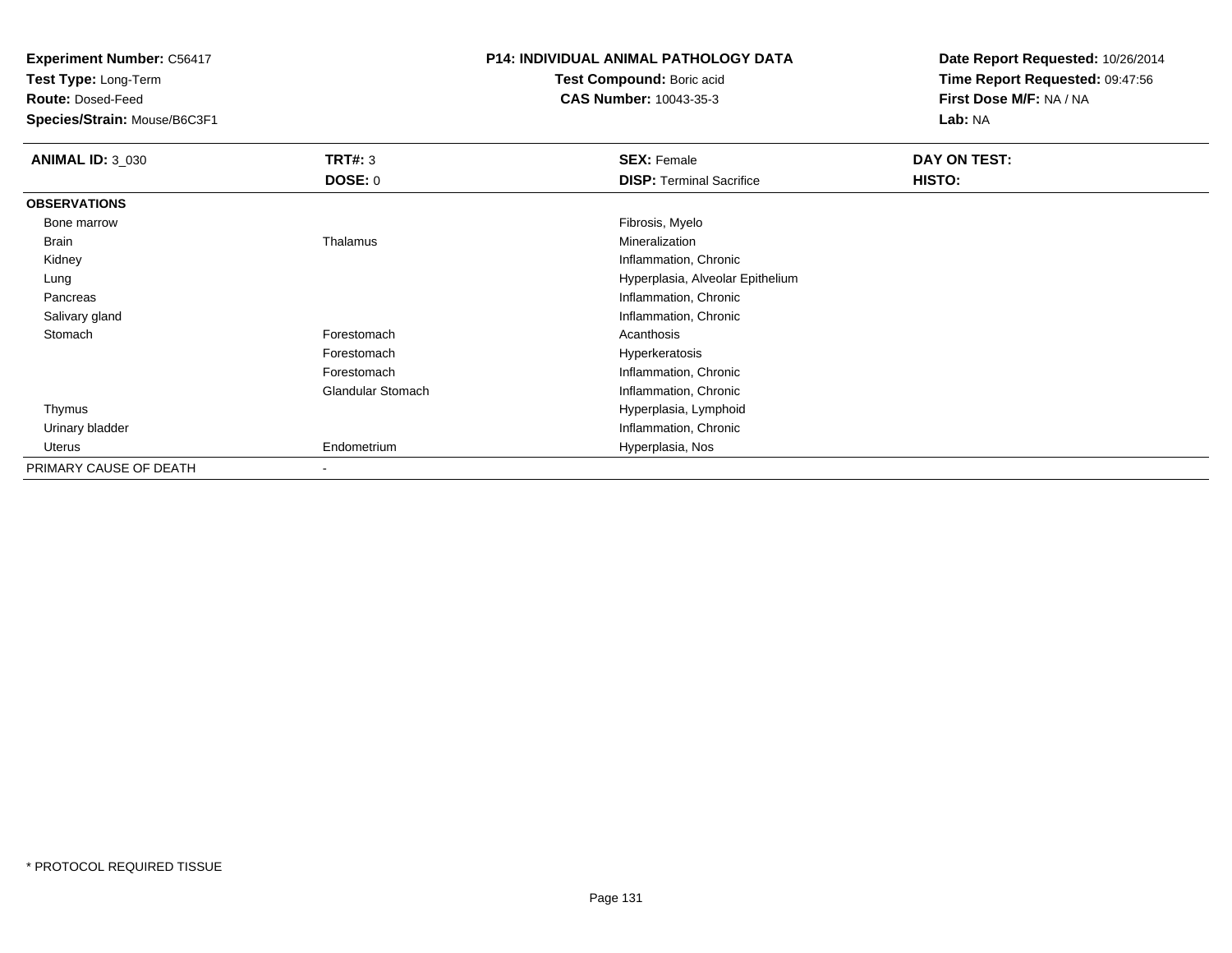**Experiment Number:** C56417
**Test Type:** Long-Term
**Route:** Dosed-Feed
**Species/Strain:** Mouse/B6C3F1

**P14: INDIVIDUAL ANIMAL PATHOLOGY DATA**
**Test Compound:** Boric acid
**CAS Number:** 10043-35-3

**Date Report Requested:** 10/26/2014
**Time Report Requested:** 09:47:56
**First Dose M/F:** NA / NA
**Lab:** NA

| **ANIMAL ID:** 3_030 | **TRT#:** 3 | **SEX:** Female | **DAY ON TEST:** |
|---|---|---|---|
| | **DOSE:** 0 | **DISP:** Terminal Sacrifice | **HISTO:** |
| **OBSERVATIONS** | | | |
| Bone marrow | | Fibrosis, Myelo | |
| Brain | Thalamus | Mineralization | |
| Kidney | | Inflammation, Chronic | |
| Lung | | Hyperplasia, Alveolar Epithelium | |
| Pancreas | | Inflammation, Chronic | |
| Salivary gland | | Inflammation, Chronic | |
| Stomach | Forestomach | Acanthosis | |
| | Forestomach | Hyperkeratosis | |
| | Forestomach | Inflammation, Chronic | |
| | Glandular Stomach | Inflammation, Chronic | |
| Thymus | | Hyperplasia, Lymphoid | |
| Urinary bladder | | Inflammation, Chronic | |
| Uterus | Endometrium | Hyperplasia, Nos | |
| PRIMARY CAUSE OF DEATH | - | | |

* PROTOCOL REQUIRED TISSUE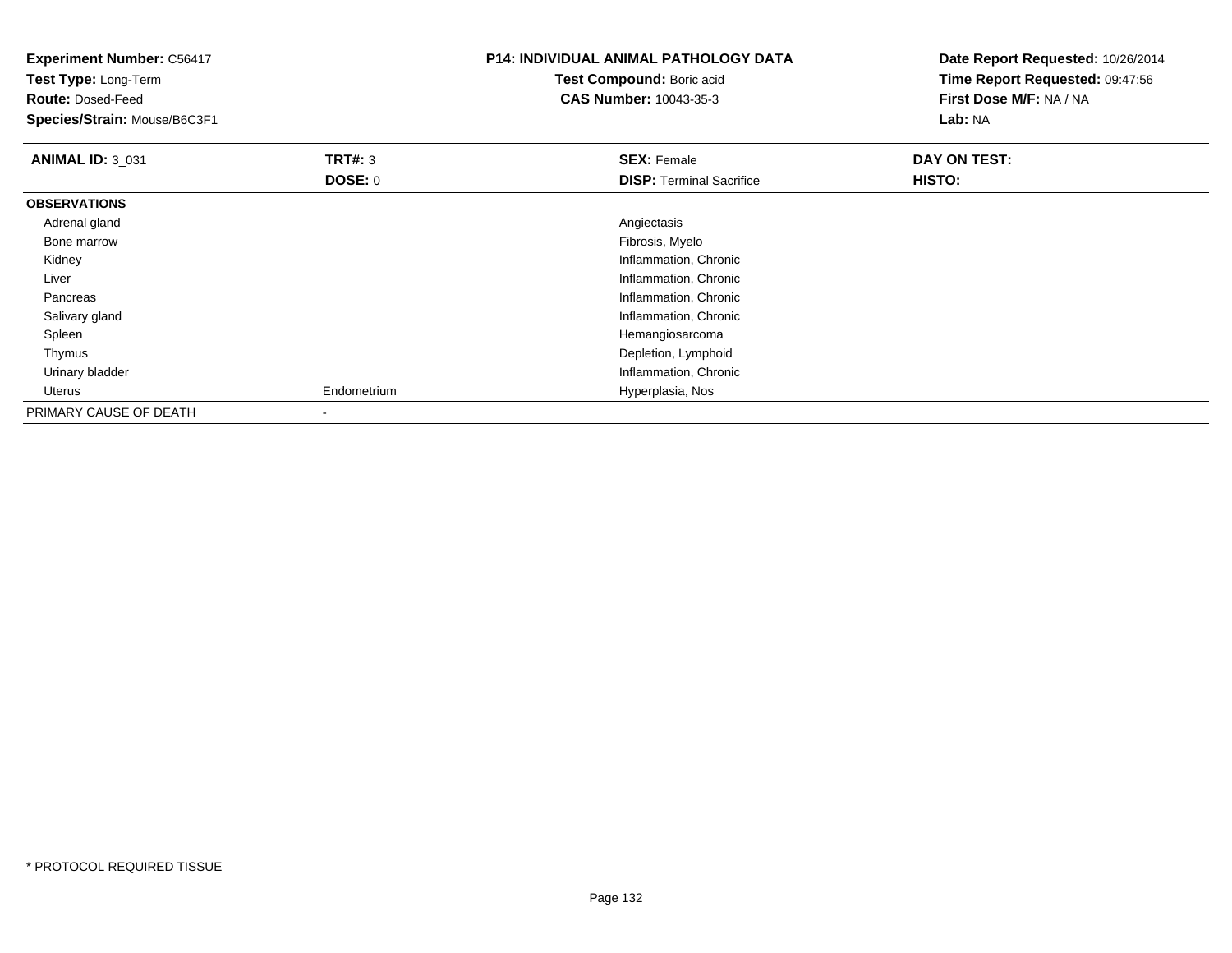**Experiment Number:** C56417
**Test Type:** Long-Term
**Route:** Dosed-Feed
**Species/Strain:** Mouse/B6C3F1

**P14: INDIVIDUAL ANIMAL PATHOLOGY DATA**
**Test Compound:** Boric acid
**CAS Number:** 10043-35-3

**Date Report Requested:** 10/26/2014
**Time Report Requested:** 09:47:56
**First Dose M/F:** NA / NA
**Lab:** NA

| **ANIMAL ID:** 3_031 | **TRT#:** 3 | **SEX:** Female | **DAY ON TEST:** |
|---|---|---|---|
| | **DOSE:** 0 | **DISP:** Terminal Sacrifice | **HISTO:** |
| **OBSERVATIONS** | | | |
| Adrenal gland | | Angiectasis | |
| Bone marrow | | Fibrosis, Myelo | |
| Kidney | | Inflammation, Chronic | |
| Liver | | Inflammation, Chronic | |
| Pancreas | | Inflammation, Chronic | |
| Salivary gland | | Inflammation, Chronic | |
| Spleen | | Hemangiosarcoma | |
| Thymus | | Depletion, Lymphoid | |
| Urinary bladder | | Inflammation, Chronic | |
| Uterus | Endometrium | Hyperplasia, Nos | |
| PRIMARY CAUSE OF DEATH | - | | |

* PROTOCOL REQUIRED TISSUE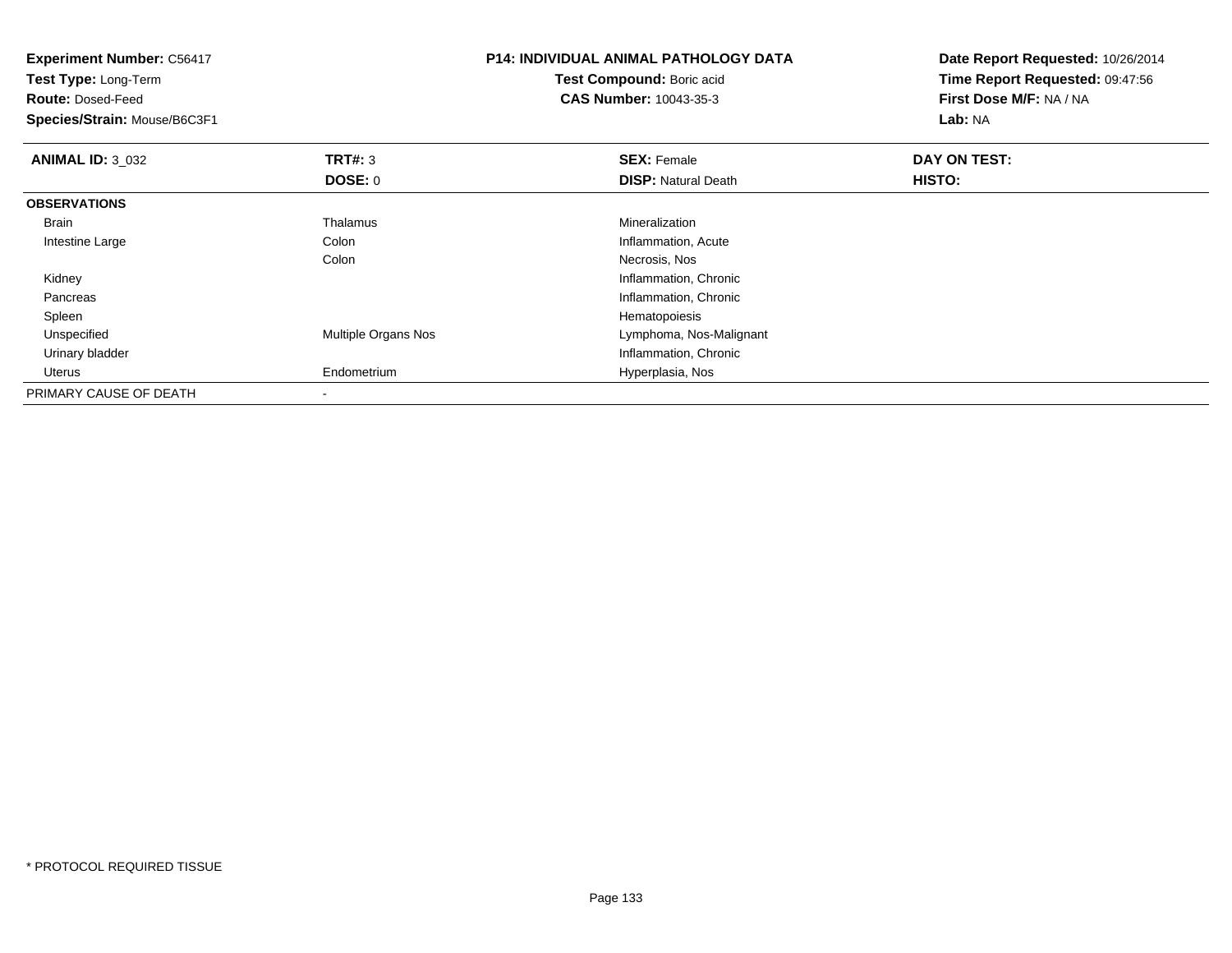**Experiment Number:** C56417
**Test Type:** Long-Term
**Route:** Dosed-Feed
**Species/Strain:** Mouse/B6C3F1

**P14: INDIVIDUAL ANIMAL PATHOLOGY DATA**
**Test Compound:** Boric acid
**CAS Number:** 10043-35-3

**Date Report Requested:** 10/26/2014
**Time Report Requested:** 09:47:56
**First Dose M/F:** NA / NA
**Lab:** NA

| **ANIMAL ID:** 3_032 | **TRT#:** 3 | **SEX:** Female | **DAY ON TEST:** |
|---|---|---|---|
| | **DOSE:** 0 | **DISP:** Natural Death | **HISTO:** |
| **OBSERVATIONS** | | | |
| Brain | Thalamus | Mineralization | |
| Intestine Large | Colon | Inflammation, Acute | |
| | Colon | Necrosis, Nos | |
| Kidney | | Inflammation, Chronic | |
| Pancreas | | Inflammation, Chronic | |
| Spleen | | Hematopoiesis | |
| Unspecified | Multiple Organs Nos | Lymphoma, Nos-Malignant | |
| Urinary bladder | | Inflammation, Chronic | |
| Uterus | Endometrium | Hyperplasia, Nos | |
| PRIMARY CAUSE OF DEATH | - | | |

* PROTOCOL REQUIRED TISSUE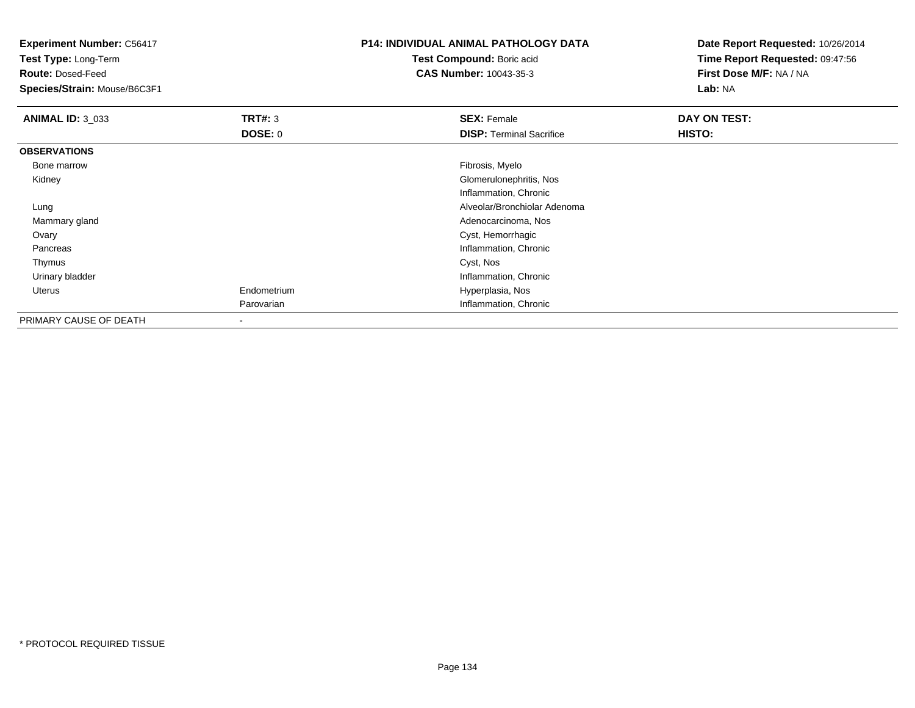**Experiment Number:** C56417
**Test Type:** Long-Term
**Route:** Dosed-Feed
**Species/Strain:** Mouse/B6C3F1

**P14: INDIVIDUAL ANIMAL PATHOLOGY DATA**
**Test Compound:** Boric acid
**CAS Number:** 10043-35-3

**Date Report Requested:** 10/26/2014
**Time Report Requested:** 09:47:56
**First Dose M/F:** NA / NA
**Lab:** NA

| **ANIMAL ID:** 3_033 | **TRT#:** 3 | **SEX:** Female | **DAY ON TEST:** |
|---|---|---|---|
| | **DOSE:** 0 | **DISP:** Terminal Sacrifice | **HISTO:** |
| **OBSERVATIONS** | | | |
| Bone marrow | | Fibrosis, Myelo | |
| Kidney | | Glomerulonephritis, Nos | |
| | | Inflammation, Chronic | |
| Lung | | Alveolar/Bronchiolar Adenoma | |
| Mammary gland | | Adenocarcinoma, Nos | |
| Ovary | | Cyst, Hemorrhagic | |
| Pancreas | | Inflammation, Chronic | |
| Thymus | | Cyst, Nos | |
| Urinary bladder | | Inflammation, Chronic | |
| Uterus | Endometrium | Hyperplasia, Nos | |
| | Parovarian | Inflammation, Chronic | |
| PRIMARY CAUSE OF DEATH | - | | |

* PROTOCOL REQUIRED TISSUE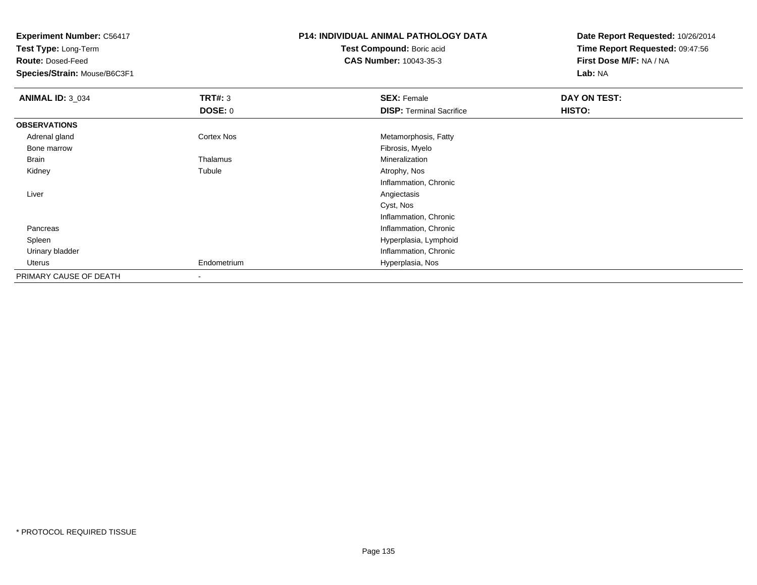**Experiment Number:** C56417
**Test Type:** Long-Term
**Route:** Dosed-Feed
**Species/Strain:** Mouse/B6C3F1

**P14: INDIVIDUAL ANIMAL PATHOLOGY DATA**
**Test Compound:** Boric acid
**CAS Number:** 10043-35-3

**Date Report Requested:** 10/26/2014
**Time Report Requested:** 09:47:56
**First Dose M/F:** NA / NA
**Lab:** NA

| **ANIMAL ID:** 3_034 | **TRT#:** 3 | **SEX:** Female | **DAY ON TEST:** |
|---|---|---|---|
| | **DOSE:** 0 | **DISP:** Terminal Sacrifice | **HISTO:** |
| **OBSERVATIONS** | | | |
| Adrenal gland | Cortex Nos | Metamorphosis, Fatty | |
| Bone marrow | | Fibrosis, Myelo | |
| Brain | Thalamus | Mineralization | |
| Kidney | Tubule | Atrophy, Nos | |
| | | Inflammation, Chronic | |
| Liver | | Angiectasis | |
| | | Cyst, Nos | |
| | | Inflammation, Chronic | |
| Pancreas | | Inflammation, Chronic | |
| Spleen | | Hyperplasia, Lymphoid | |
| Urinary bladder | | Inflammation, Chronic | |
| Uterus | Endometrium | Hyperplasia, Nos | |
| PRIMARY CAUSE OF DEATH | - | | |

* PROTOCOL REQUIRED TISSUE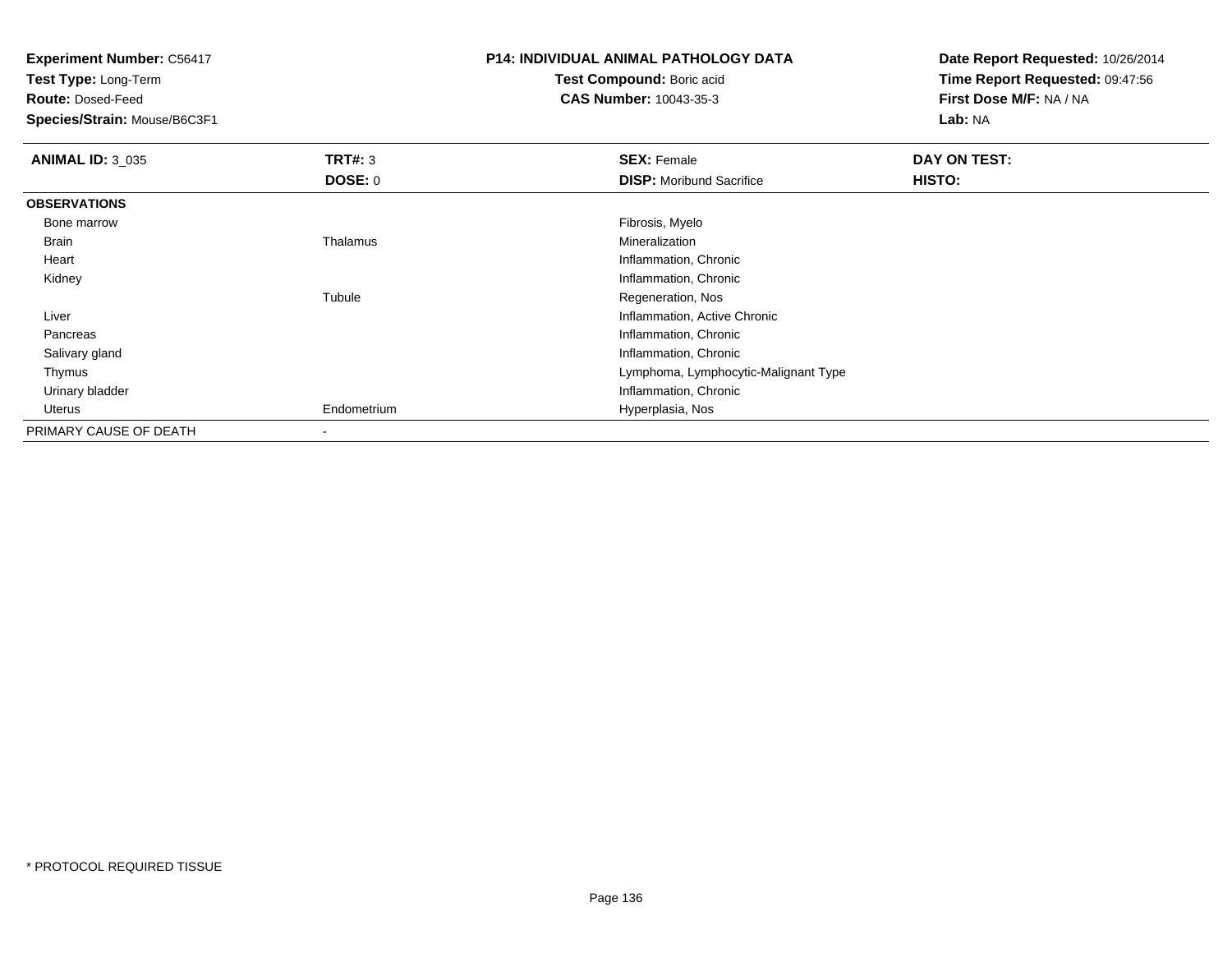**Experiment Number:** C56417
**Test Type:** Long-Term
**Route:** Dosed-Feed
**Species/Strain:** Mouse/B6C3F1

**P14: INDIVIDUAL ANIMAL PATHOLOGY DATA**
**Test Compound:** Boric acid
**CAS Number:** 10043-35-3

**Date Report Requested:** 10/26/2014
**Time Report Requested:** 09:47:56
**First Dose M/F:** NA / NA
**Lab:** NA

| **ANIMAL ID:** 3_035 | **TRT#:** 3 | **SEX:** Female | **DAY ON TEST:** |
|---|---|---|---|
| | **DOSE:** 0 | **DISP:** Moribund Sacrifice | **HISTO:** |
| **OBSERVATIONS** | | | |
| Bone marrow | | Fibrosis, Myelo | |
| Brain | Thalamus | Mineralization | |
| Heart | | Inflammation, Chronic | |
| Kidney | | Inflammation, Chronic | |
| | Tubule | Regeneration, Nos | |
| Liver | | Inflammation, Active Chronic | |
| Pancreas | | Inflammation, Chronic | |
| Salivary gland | | Inflammation, Chronic | |
| Thymus | | Lymphoma, Lymphocytic-Malignant Type | |
| Urinary bladder | | Inflammation, Chronic | |
| Uterus | Endometrium | Hyperplasia, Nos | |
| PRIMARY CAUSE OF DEATH | - | | |

* PROTOCOL REQUIRED TISSUE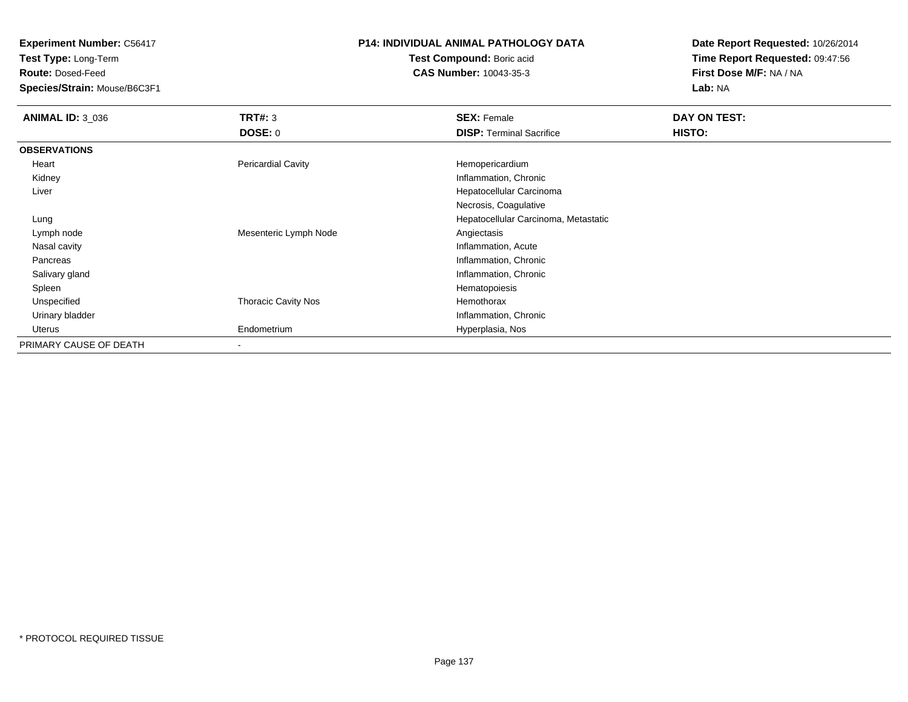**Experiment Number:** C56417
**Test Type:** Long-Term
**Route:** Dosed-Feed
**Species/Strain:** Mouse/B6C3F1

**P14: INDIVIDUAL ANIMAL PATHOLOGY DATA**
**Test Compound:** Boric acid
**CAS Number:** 10043-35-3

**Date Report Requested:** 10/26/2014
**Time Report Requested:** 09:47:56
**First Dose M/F:** NA / NA
**Lab:** NA

| **ANIMAL ID:** 3_036 | **TRT#:** 3 | **SEX:** Female | **DAY ON TEST:** |
|---|---|---|---|
| | **DOSE:** 0 | **DISP:** Terminal Sacrifice | **HISTO:** |
| **OBSERVATIONS** | | | |
| Heart | Pericardial Cavity | Hemopericardium | |
| Kidney | | Inflammation, Chronic | |
| Liver | | Hepatocellular Carcinoma | |
| | | Necrosis, Coagulative | |
| Lung | | Hepatocellular Carcinoma, Metastatic | |
| Lymph node | Mesenteric Lymph Node | Angiectasis | |
| Nasal cavity | | Inflammation, Acute | |
| Pancreas | | Inflammation, Chronic | |
| Salivary gland | | Inflammation, Chronic | |
| Spleen | | Hematopoiesis | |
| Unspecified | Thoracic Cavity Nos | Hemothorax | |
| Urinary bladder | | Inflammation, Chronic | |
| Uterus | Endometrium | Hyperplasia, Nos | |
| PRIMARY CAUSE OF DEATH | - | | |

\* PROTOCOL REQUIRED TISSUE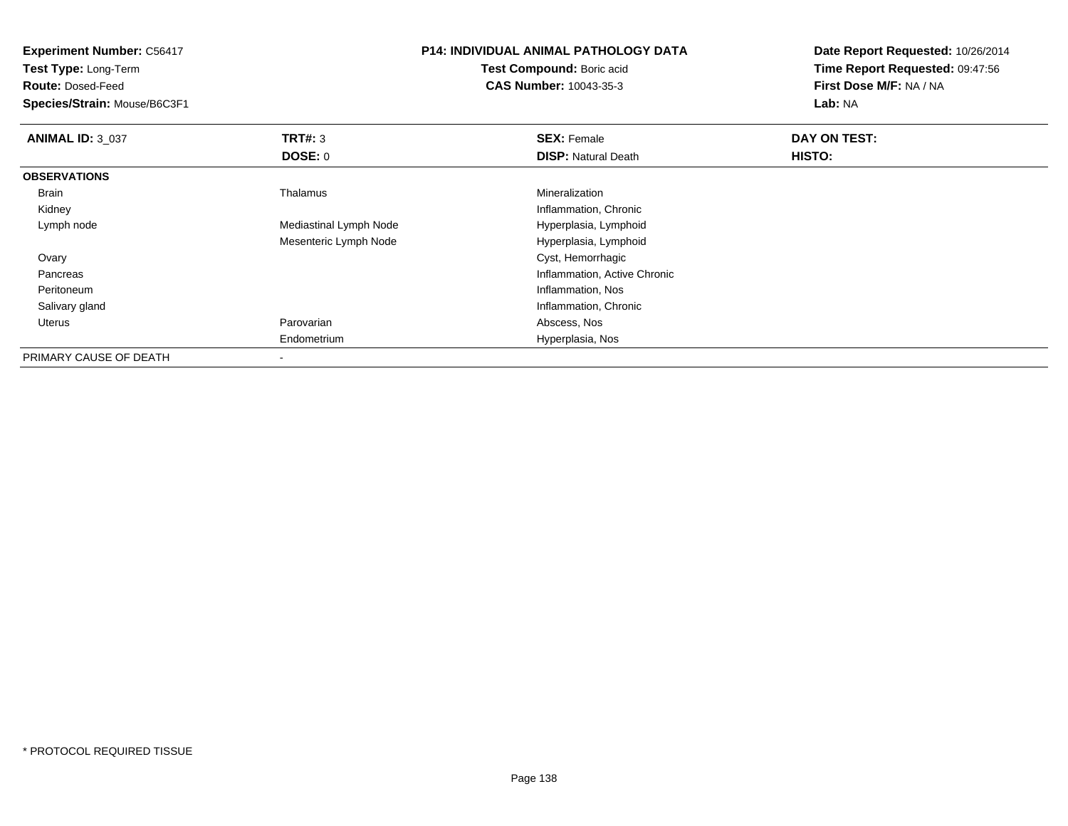**Experiment Number:** C56417
**Test Type:** Long-Term
**Route:** Dosed-Feed
**Species/Strain:** Mouse/B6C3F1

**P14: INDIVIDUAL ANIMAL PATHOLOGY DATA**
**Test Compound:** Boric acid
**CAS Number:** 10043-35-3

**Date Report Requested:** 10/26/2014
**Time Report Requested:** 09:47:56
**First Dose M/F:** NA / NA
**Lab:** NA

| **ANIMAL ID:** 3_037 | **TRT#:** 3 | **SEX:** Female | **DAY ON TEST:** |
|---|---|---|---|
| | **DOSE:** 0 | **DISP:** Natural Death | **HISTO:** |
| **OBSERVATIONS** | | | |
| Brain | Thalamus | Mineralization | |
| Kidney | | Inflammation, Chronic | |
| Lymph node | Mediastinal Lymph Node | Hyperplasia, Lymphoid | |
| | Mesenteric Lymph Node | Hyperplasia, Lymphoid | |
| Ovary | | Cyst, Hemorrhagic | |
| Pancreas | | Inflammation, Active Chronic | |
| Peritoneum | | Inflammation, Nos | |
| Salivary gland | | Inflammation, Chronic | |
| Uterus | Parovarian | Abscess, Nos | |
| | Endometrium | Hyperplasia, Nos | |
| PRIMARY CAUSE OF DEATH | - | | |

* PROTOCOL REQUIRED TISSUE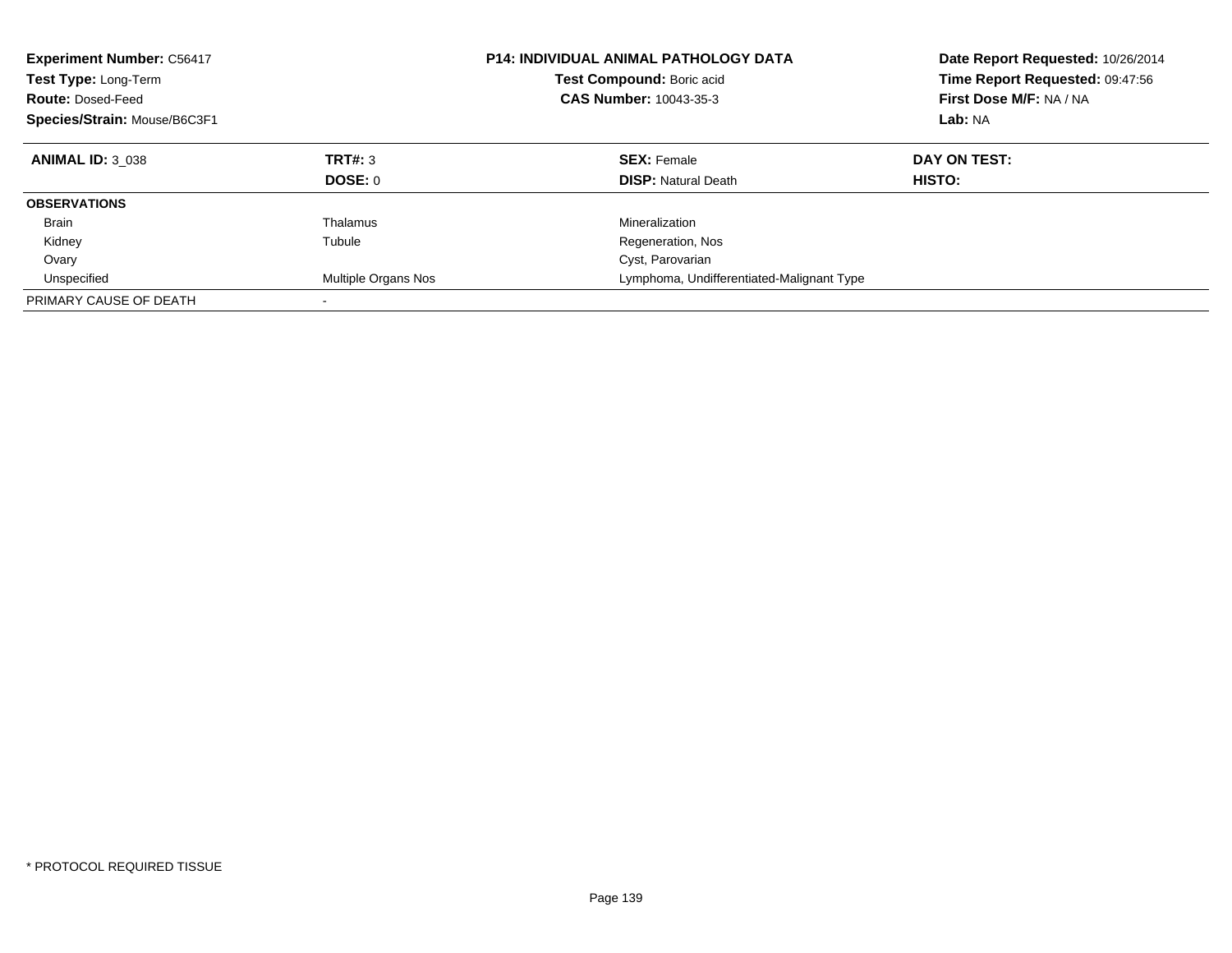**Experiment Number:** C56417
**Test Type:** Long-Term
**Route:** Dosed-Feed
**Species/Strain:** Mouse/B6C3F1

**P14: INDIVIDUAL ANIMAL PATHOLOGY DATA**
**Test Compound:** Boric acid
**CAS Number:** 10043-35-3

**Date Report Requested:** 10/26/2014
**Time Report Requested:** 09:47:56
**First Dose M/F:** NA / NA
**Lab:** NA

| **ANIMAL ID:** 3_038 | **TRT#:** 3 | **SEX:** Female | **DAY ON TEST:** |
|---|---|---|---|
| | **DOSE:** 0 | **DISP:** Natural Death | **HISTO:** |
| **OBSERVATIONS** | | | |
| Brain | Thalamus | Mineralization | |
| Kidney | Tubule | Regeneration, Nos | |
| Ovary | | Cyst, Parovarian | |
| Unspecified | Multiple Organs Nos | Lymphoma, Undifferentiated-Malignant Type | |
| PRIMARY CAUSE OF DEATH | - | | |

* PROTOCOL REQUIRED TISSUE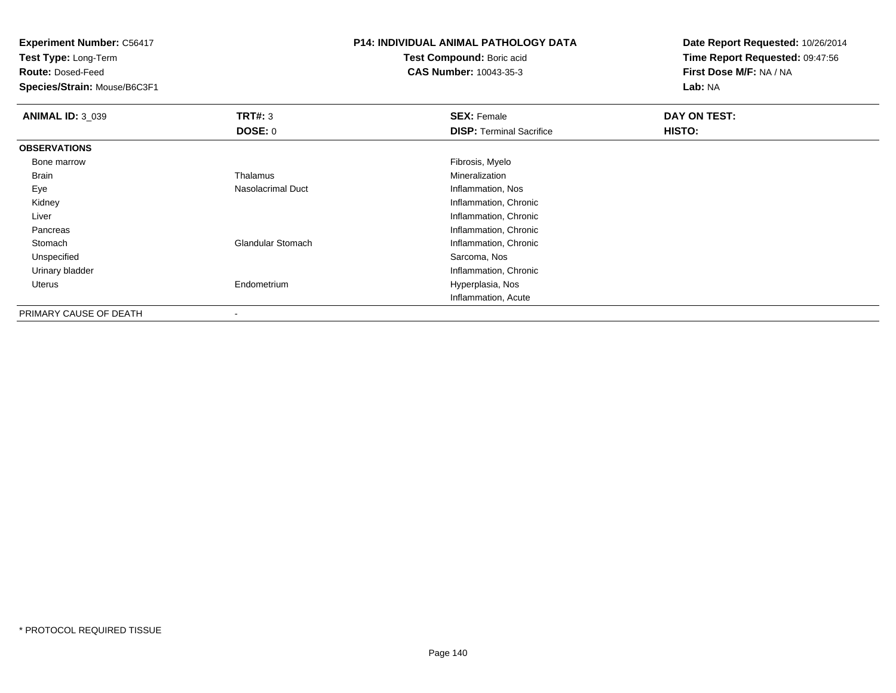**Experiment Number:** C56417
**Test Type:** Long-Term
**Route:** Dosed-Feed
**Species/Strain:** Mouse/B6C3F1

**P14: INDIVIDUAL ANIMAL PATHOLOGY DATA**
**Test Compound:** Boric acid
**CAS Number:** 10043-35-3

**Date Report Requested:** 10/26/2014
**Time Report Requested:** 09:47:56
**First Dose M/F:** NA / NA
**Lab:** NA

| **ANIMAL ID:** 3_039 | **TRT#:** 3 | **SEX:** Female | **DAY ON TEST:** |
|---|---|---|---|
| | **DOSE:** 0 | **DISP:** Terminal Sacrifice | **HISTO:** |
| **OBSERVATIONS** | | | |
| Bone marrow | | Fibrosis, Myelo | |
| Brain | Thalamus | Mineralization | |
| Eye | Nasolacrimal Duct | Inflammation, Nos | |
| Kidney | | Inflammation, Chronic | |
| Liver | | Inflammation, Chronic | |
| Pancreas | | Inflammation, Chronic | |
| Stomach | Glandular Stomach | Inflammation, Chronic | |
| Unspecified | | Sarcoma, Nos | |
| Urinary bladder | | Inflammation, Chronic | |
| Uterus | Endometrium | Hyperplasia, Nos | |
| | | Inflammation, Acute | |
| PRIMARY CAUSE OF DEATH | - | | |

* PROTOCOL REQUIRED TISSUE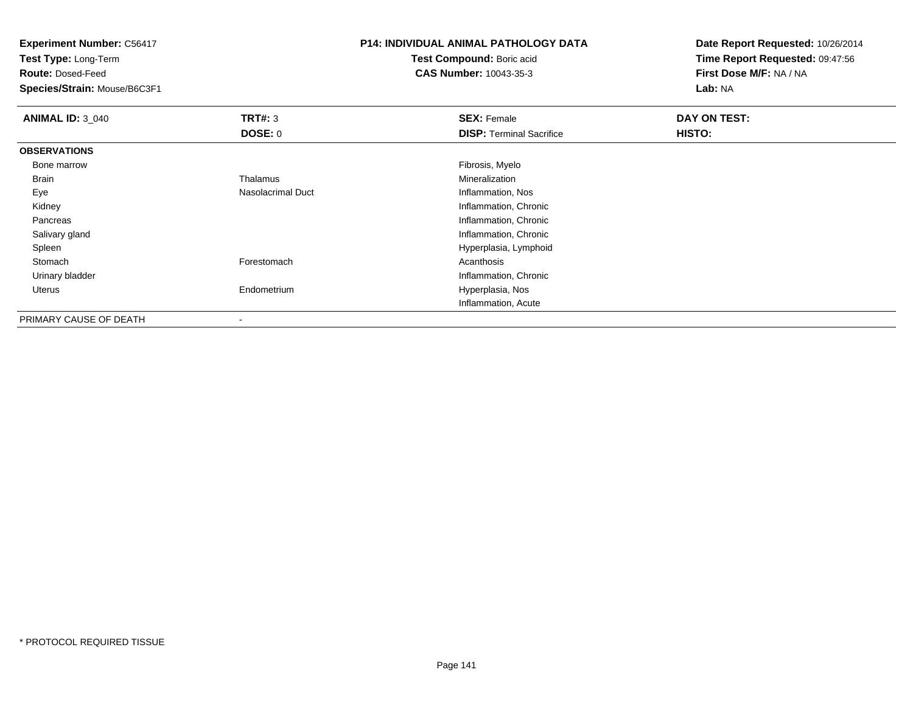**Experiment Number:** C56417
**Test Type:** Long-Term
**Route:** Dosed-Feed
**Species/Strain:** Mouse/B6C3F1

**P14: INDIVIDUAL ANIMAL PATHOLOGY DATA**
**Test Compound:** Boric acid
**CAS Number:** 10043-35-3

**Date Report Requested:** 10/26/2014
**Time Report Requested:** 09:47:56
**First Dose M/F:** NA / NA
**Lab:** NA

| **ANIMAL ID:** 3_040 | **TRT#:** 3 | **SEX:** Female | **DAY ON TEST:** |
|---|---|---|---|
| | **DOSE:** 0 | **DISP:** Terminal Sacrifice | **HISTO:** |
| **OBSERVATIONS** | | | |
| Bone marrow | | Fibrosis, Myelo | |
| Brain | Thalamus | Mineralization | |
| Eye | Nasolacrimal Duct | Inflammation, Nos | |
| Kidney | | Inflammation, Chronic | |
| Pancreas | | Inflammation, Chronic | |
| Salivary gland | | Inflammation, Chronic | |
| Spleen | | Hyperplasia, Lymphoid | |
| Stomach | Forestomach | Acanthosis | |
| Urinary bladder | | Inflammation, Chronic | |
| Uterus | Endometrium | Hyperplasia, Nos | |
| | | Inflammation, Acute | |
| PRIMARY CAUSE OF DEATH | - | | |

* PROTOCOL REQUIRED TISSUE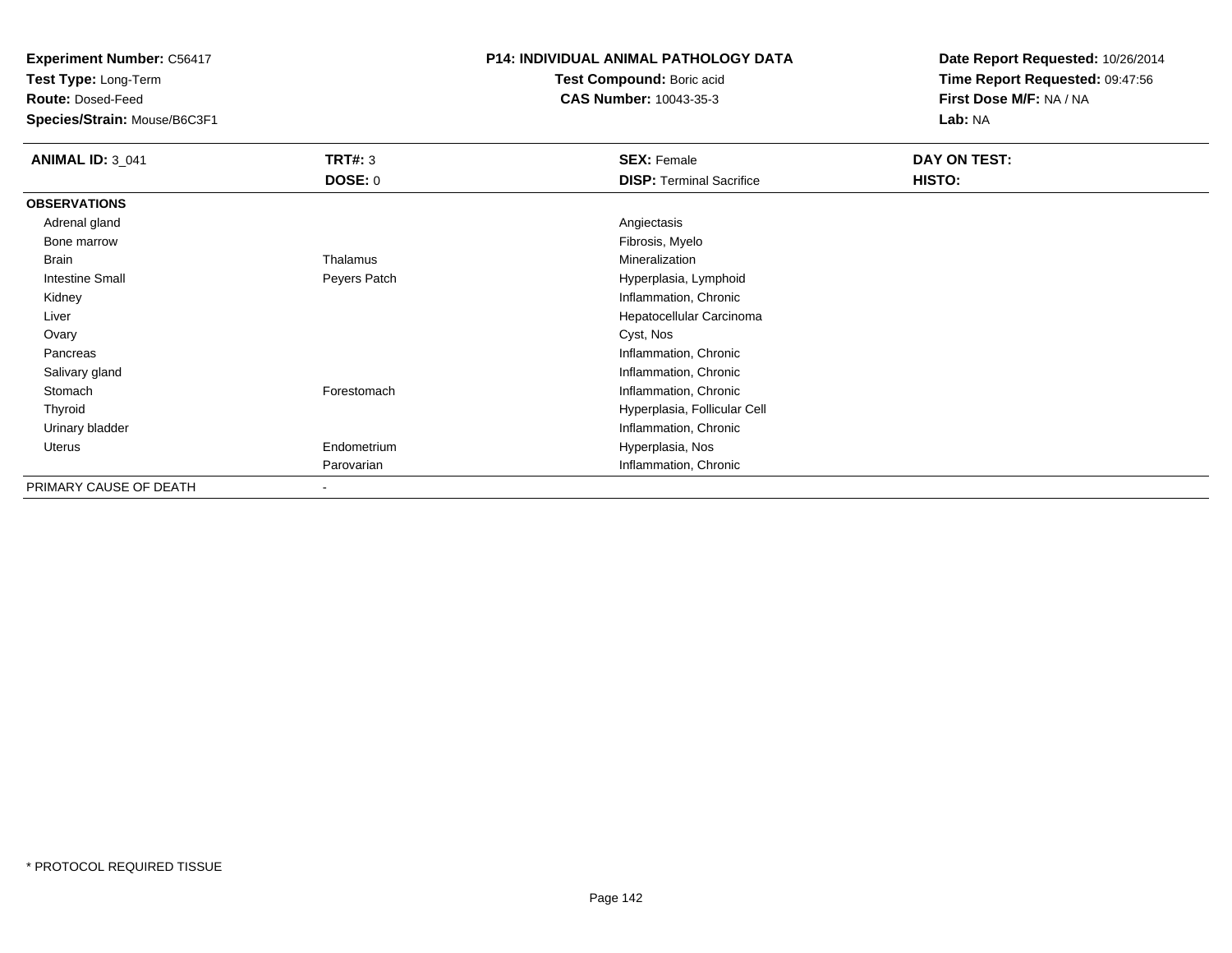**Experiment Number:** C56417
**Test Type:** Long-Term
**Route:** Dosed-Feed
**Species/Strain:** Mouse/B6C3F1

**P14: INDIVIDUAL ANIMAL PATHOLOGY DATA**
**Test Compound:** Boric acid
**CAS Number:** 10043-35-3

**Date Report Requested:** 10/26/2014
**Time Report Requested:** 09:47:56
**First Dose M/F:** NA / NA
**Lab:** NA

| **ANIMAL ID:** 3_041 | **TRT#:** 3 | **SEX:** Female | **DAY ON TEST:** |
|---|---|---|---|
| | **DOSE:** 0 | **DISP:** Terminal Sacrifice | **HISTO:** |
| **OBSERVATIONS** | | | |
| Adrenal gland | | Angiectasis | |
| Bone marrow | | Fibrosis, Myelo | |
| Brain | Thalamus | Mineralization | |
| Intestine Small | Peyers Patch | Hyperplasia, Lymphoid | |
| Kidney | | Inflammation, Chronic | |
| Liver | | Hepatocellular Carcinoma | |
| Ovary | | Cyst, Nos | |
| Pancreas | | Inflammation, Chronic | |
| Salivary gland | | Inflammation, Chronic | |
| Stomach | Forestomach | Inflammation, Chronic | |
| Thyroid | | Hyperplasia, Follicular Cell | |
| Urinary bladder | | Inflammation, Chronic | |
| Uterus | Endometrium | Hyperplasia, Nos | |
| | Parovarian | Inflammation, Chronic | |
| PRIMARY CAUSE OF DEATH | - | | |

* PROTOCOL REQUIRED TISSUE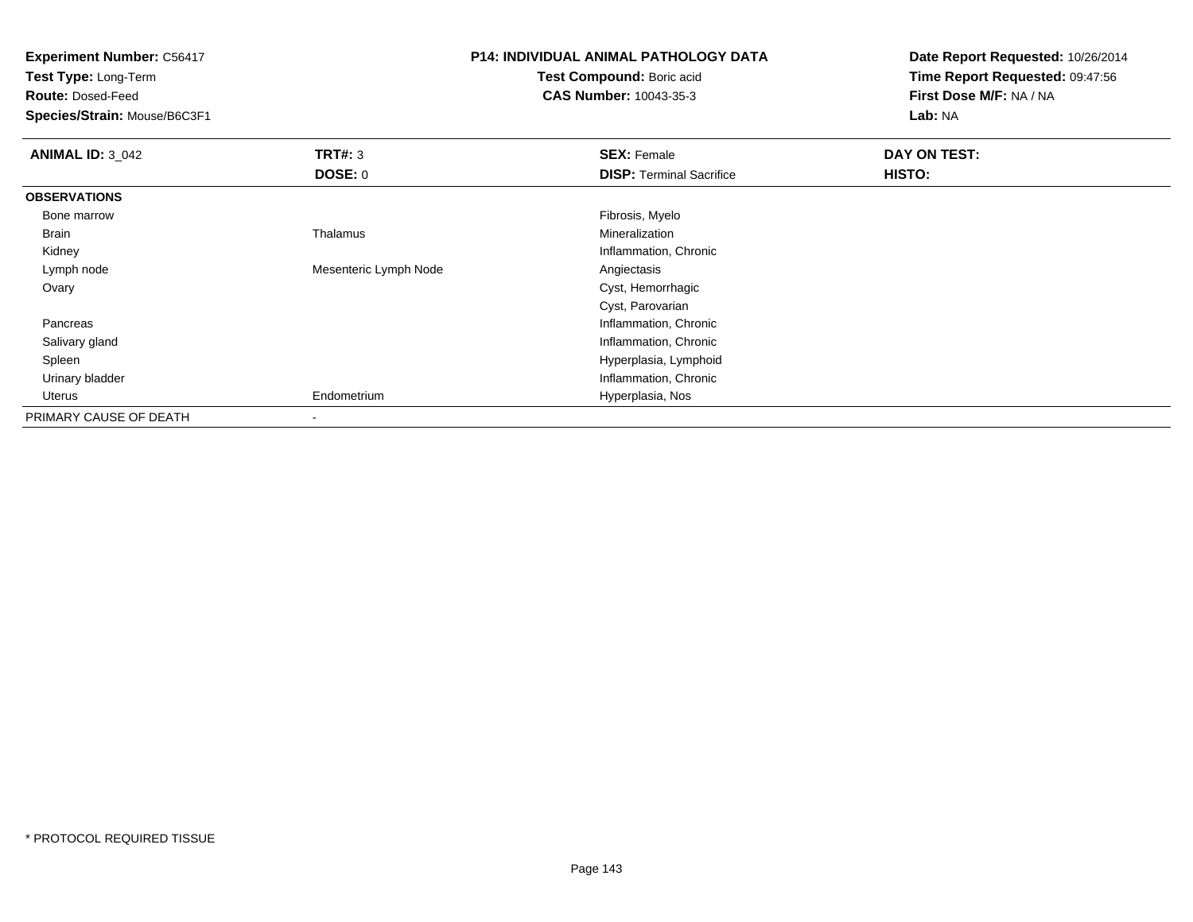**Experiment Number:** C56417
**Test Type:** Long-Term
**Route:** Dosed-Feed
**Species/Strain:** Mouse/B6C3F1

**P14: INDIVIDUAL ANIMAL PATHOLOGY DATA**
**Test Compound:** Boric acid
**CAS Number:** 10043-35-3

**Date Report Requested:** 10/26/2014
**Time Report Requested:** 09:47:56
**First Dose M/F:** NA / NA
**Lab:** NA

| **ANIMAL ID:** 3_042 | **TRT#:** 3 | **SEX:** Female | **DAY ON TEST:** |
|---|---|---|---|
| | **DOSE:** 0 | **DISP:** Terminal Sacrifice | **HISTO:** |
| **OBSERVATIONS** | | | |
| Bone marrow | | Fibrosis, Myelo | |
| Brain | Thalamus | Mineralization | |
| Kidney | | Inflammation, Chronic | |
| Lymph node | Mesenteric Lymph Node | Angiectasis | |
| Ovary | | Cyst, Hemorrhagic | |
| | | Cyst, Parovarian | |
| Pancreas | | Inflammation, Chronic | |
| Salivary gland | | Inflammation, Chronic | |
| Spleen | | Hyperplasia, Lymphoid | |
| Urinary bladder | | Inflammation, Chronic | |
| Uterus | Endometrium | Hyperplasia, Nos | |
| PRIMARY CAUSE OF DEATH | - | | |

* PROTOCOL REQUIRED TISSUE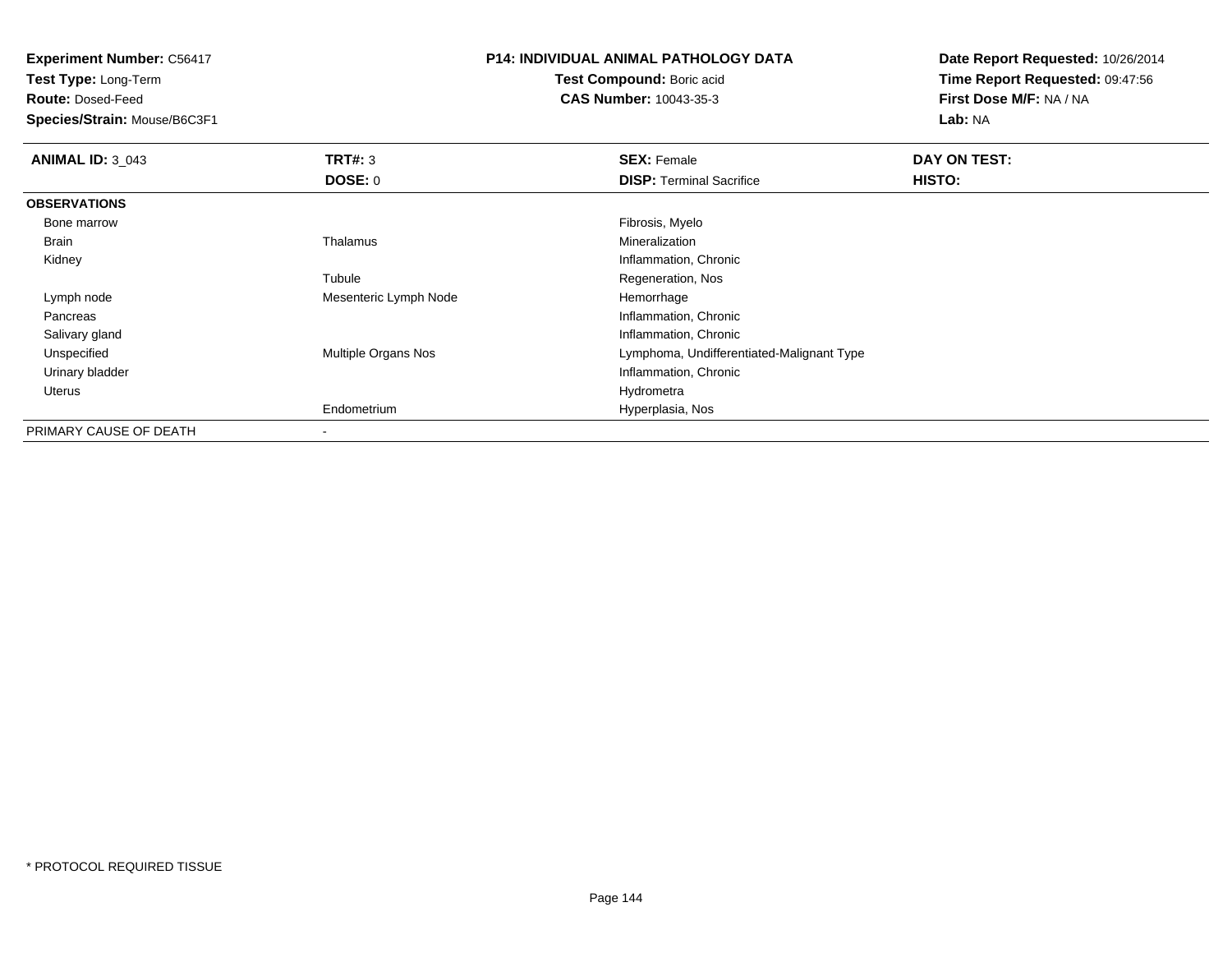**Experiment Number:** C56417
**Test Type:** Long-Term
**Route:** Dosed-Feed
**Species/Strain:** Mouse/B6C3F1

**P14: INDIVIDUAL ANIMAL PATHOLOGY DATA**
**Test Compound:** Boric acid
**CAS Number:** 10043-35-3

**Date Report Requested:** 10/26/2014
**Time Report Requested:** 09:47:56
**First Dose M/F:** NA / NA
**Lab:** NA

| **ANIMAL ID:** 3_043 | **TRT#:** 3 | **SEX:** Female | **DAY ON TEST:** |
|---|---|---|---|
| | **DOSE:** 0 | **DISP:** Terminal Sacrifice | **HISTO:** |
| **OBSERVATIONS** | | | |
| Bone marrow | | Fibrosis, Myelo | |
| Brain | Thalamus | Mineralization | |
| Kidney | | Inflammation, Chronic | |
| | Tubule | Regeneration, Nos | |
| Lymph node | Mesenteric Lymph Node | Hemorrhage | |
| Pancreas | | Inflammation, Chronic | |
| Salivary gland | | Inflammation, Chronic | |
| Unspecified | Multiple Organs Nos | Lymphoma, Undifferentiated-Malignant Type | |
| Urinary bladder | | Inflammation, Chronic | |
| Uterus | | Hydrometra | |
| | Endometrium | Hyperplasia, Nos | |
| PRIMARY CAUSE OF DEATH | - | | |

* PROTOCOL REQUIRED TISSUE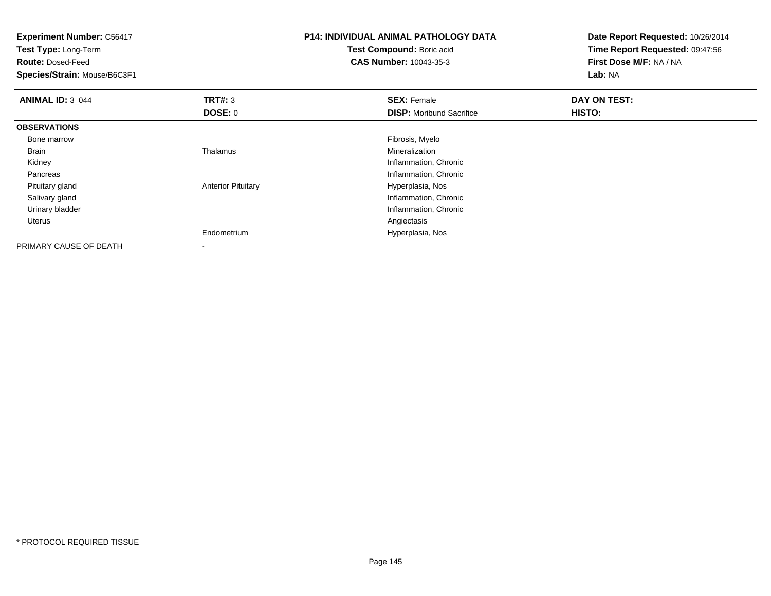**Experiment Number:** C56417
**Test Type:** Long-Term
**Route:** Dosed-Feed
**Species/Strain:** Mouse/B6C3F1

**P14: INDIVIDUAL ANIMAL PATHOLOGY DATA**
**Test Compound:** Boric acid
**CAS Number:** 10043-35-3

**Date Report Requested:** 10/26/2014
**Time Report Requested:** 09:47:56
**First Dose M/F:** NA / NA
**Lab:** NA

| **ANIMAL ID:** 3_044 | **TRT#:** 3 | **SEX:** Female | **DAY ON TEST:** |
|---|---|---|---|
| | **DOSE:** 0 | **DISP:** Moribund Sacrifice | **HISTO:** |
| **OBSERVATIONS** | | | |
| Bone marrow | | Fibrosis, Myelo | |
| Brain | Thalamus | Mineralization | |
| Kidney | | Inflammation, Chronic | |
| Pancreas | | Inflammation, Chronic | |
| Pituitary gland | Anterior Pituitary | Hyperplasia, Nos | |
| Salivary gland | | Inflammation, Chronic | |
| Urinary bladder | | Inflammation, Chronic | |
| Uterus | | Angiectasis | |
| | Endometrium | Hyperplasia, Nos | |
| PRIMARY CAUSE OF DEATH | - | | |

* PROTOCOL REQUIRED TISSUE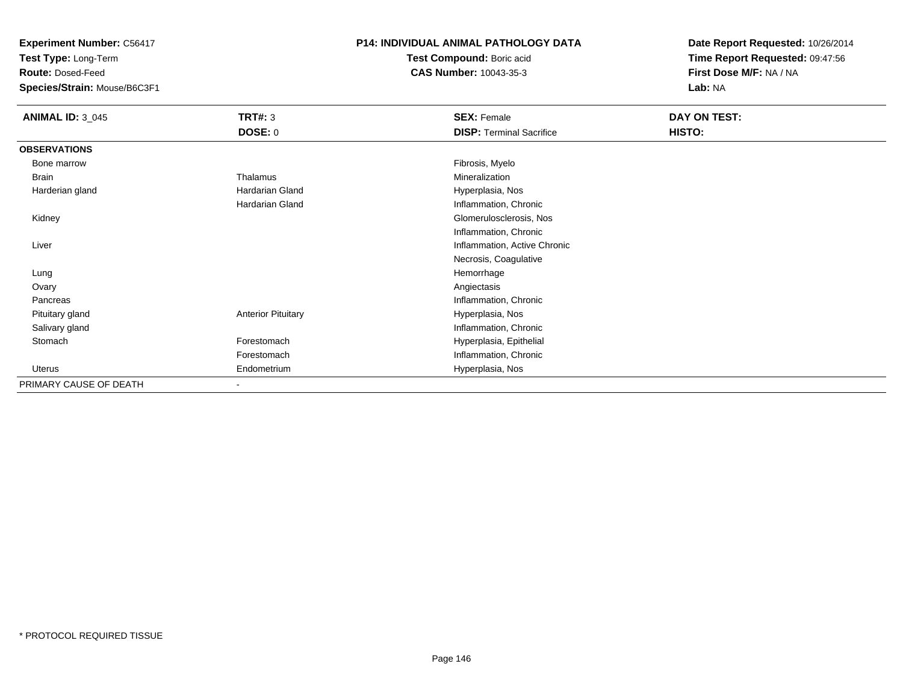**Experiment Number:** C56417
**Test Type:** Long-Term
**Route:** Dosed-Feed
**Species/Strain:** Mouse/B6C3F1

**P14: INDIVIDUAL ANIMAL PATHOLOGY DATA**
**Test Compound:** Boric acid
**CAS Number:** 10043-35-3

**Date Report Requested:** 10/26/2014
**Time Report Requested:** 09:47:56
**First Dose M/F:** NA / NA
**Lab:** NA

| **ANIMAL ID:** 3_045 | **TRT#:** 3 | **SEX:** Female | **DAY ON TEST:** |
|---|---|---|---|
| | **DOSE:** 0 | **DISP:** Terminal Sacrifice | **HISTO:** |
| **OBSERVATIONS** | | | |
| Bone marrow | | Fibrosis, Myelo | |
| Brain | Thalamus | Mineralization | |
| Harderian gland | Hardarian Gland | Hyperplasia, Nos | |
| | Hardarian Gland | Inflammation, Chronic | |
| Kidney | | Glomerulosclerosis, Nos | |
| | | Inflammation, Chronic | |
| Liver | | Inflammation, Active Chronic | |
| | | Necrosis, Coagulative | |
| Lung | | Hemorrhage | |
| Ovary | | Angiectasis | |
| Pancreas | | Inflammation, Chronic | |
| Pituitary gland | Anterior Pituitary | Hyperplasia, Nos | |
| Salivary gland | | Inflammation, Chronic | |
| Stomach | Forestomach | Hyperplasia, Epithelial | |
| | Forestomach | Inflammation, Chronic | |
| Uterus | Endometrium | Hyperplasia, Nos | |
| PRIMARY CAUSE OF DEATH | - | | |

* PROTOCOL REQUIRED TISSUE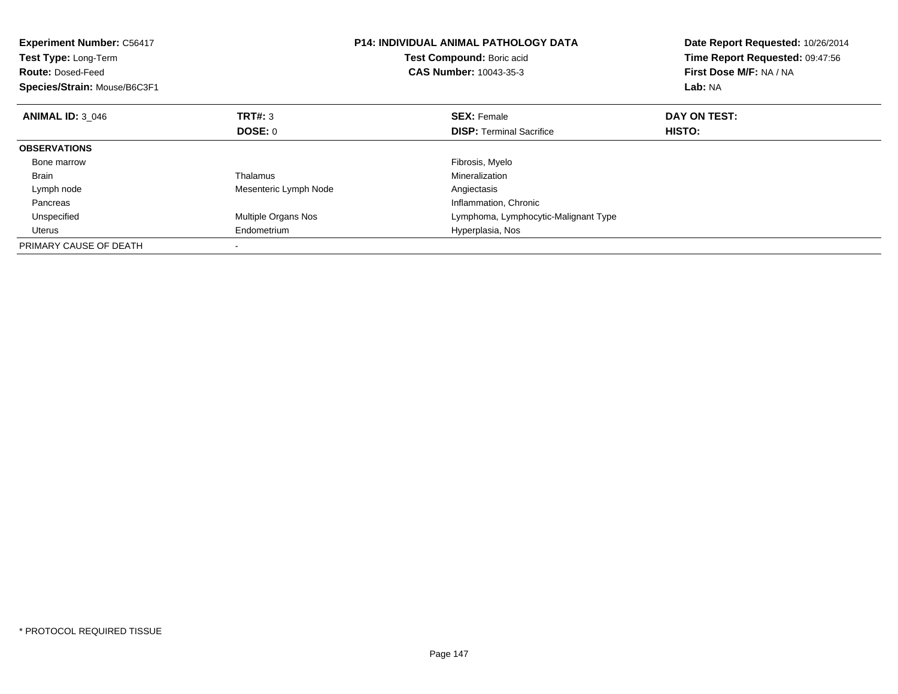**Experiment Number:** C56417
**Test Type:** Long-Term
**Route:** Dosed-Feed
**Species/Strain:** Mouse/B6C3F1

**P14: INDIVIDUAL ANIMAL PATHOLOGY DATA**
**Test Compound:** Boric acid
**CAS Number:** 10043-35-3

**Date Report Requested:** 10/26/2014
**Time Report Requested:** 09:47:56
**First Dose M/F:** NA / NA
**Lab:** NA

| **ANIMAL ID:** 3_046 | **TRT#:** 3 | **SEX:** Female | **DAY ON TEST:** |
|---|---|---|---|
| | **DOSE:** 0 | **DISP:** Terminal Sacrifice | **HISTO:** |
| **OBSERVATIONS** | | | |
| Bone marrow | | Fibrosis, Myelo | |
| Brain | Thalamus | Mineralization | |
| Lymph node | Mesenteric Lymph Node | Angiectasis | |
| Pancreas | | Inflammation, Chronic | |
| Unspecified | Multiple Organs Nos | Lymphoma, Lymphocytic-Malignant Type | |
| Uterus | Endometrium | Hyperplasia, Nos | |
| PRIMARY CAUSE OF DEATH | - | | |

* PROTOCOL REQUIRED TISSUE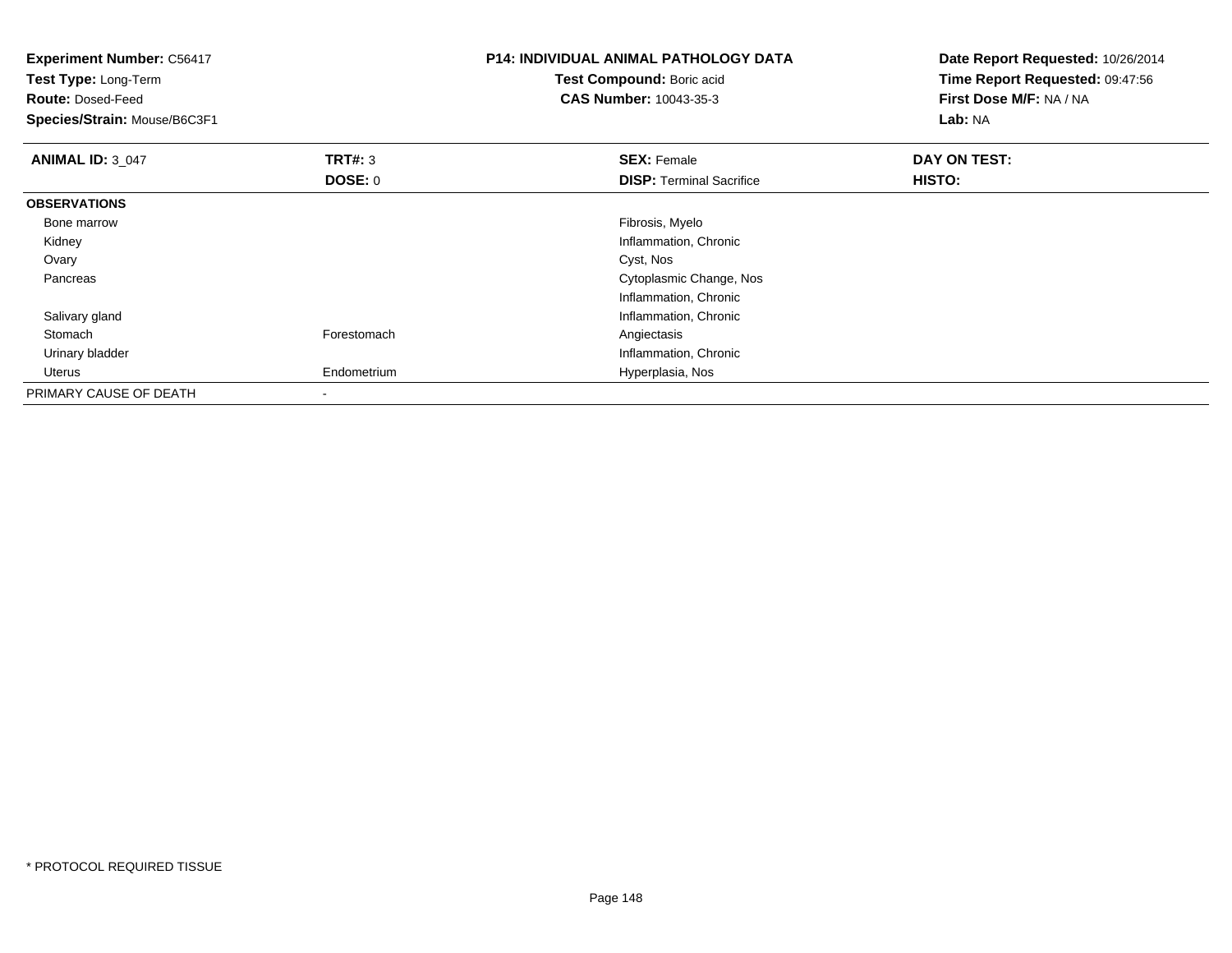**Experiment Number:** C56417
**Test Type:** Long-Term
**Route:** Dosed-Feed
**Species/Strain:** Mouse/B6C3F1

**P14: INDIVIDUAL ANIMAL PATHOLOGY DATA**
**Test Compound:** Boric acid
**CAS Number:** 10043-35-3

**Date Report Requested:** 10/26/2014
**Time Report Requested:** 09:47:56
**First Dose M/F:** NA / NA
**Lab:** NA

| **ANIMAL ID:** 3_047 | **TRT#:** 3 | **SEX:** Female | **DAY ON TEST:** |
|---|---|---|---|
| | **DOSE:** 0 | **DISP:** Terminal Sacrifice | **HISTO:** |
| **OBSERVATIONS** | | | |
| Bone marrow | | Fibrosis, Myelo | |
| Kidney | | Inflammation, Chronic | |
| Ovary | | Cyst, Nos | |
| Pancreas | | Cytoplasmic Change, Nos | |
| | | Inflammation, Chronic | |
| Salivary gland | | Inflammation, Chronic | |
| Stomach | Forestomach | Angiectasis | |
| Urinary bladder | | Inflammation, Chronic | |
| Uterus | Endometrium | Hyperplasia, Nos | |
| PRIMARY CAUSE OF DEATH | - | | |

* PROTOCOL REQUIRED TISSUE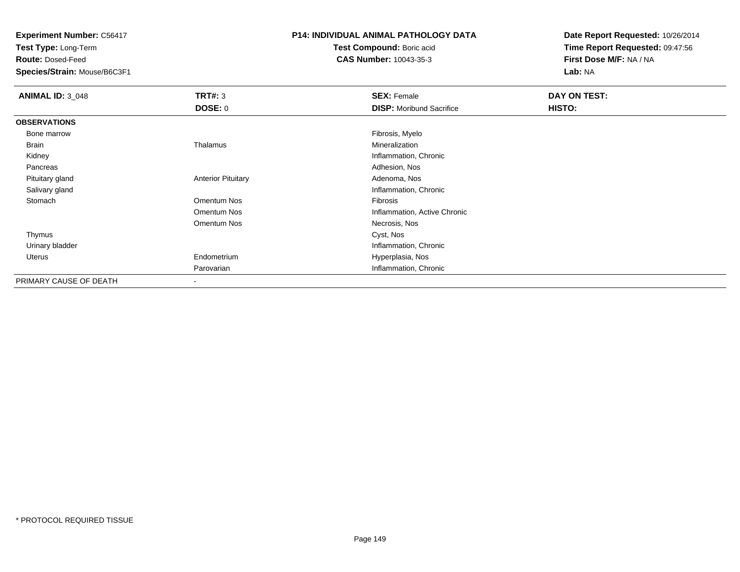**Experiment Number:** C56417
**Test Type:** Long-Term
**Route:** Dosed-Feed
**Species/Strain:** Mouse/B6C3F1

**P14: INDIVIDUAL ANIMAL PATHOLOGY DATA**
**Test Compound:** Boric acid
**CAS Number:** 10043-35-3

**Date Report Requested:** 10/26/2014
**Time Report Requested:** 09:47:56
**First Dose M/F:** NA / NA
**Lab:** NA

| **ANIMAL ID:** 3_048 | **TRT#:** 3 | **SEX:** Female | **DAY ON TEST:** |
|---|---|---|---|
| | **DOSE:** 0 | **DISP:** Moribund Sacrifice | **HISTO:** |
| **OBSERVATIONS** | | | |
| Bone marrow | | Fibrosis, Myelo | |
| Brain | Thalamus | Mineralization | |
| Kidney | | Inflammation, Chronic | |
| Pancreas | | Adhesion, Nos | |
| Pituitary gland | Anterior Pituitary | Adenoma, Nos | |
| Salivary gland | | Inflammation, Chronic | |
| Stomach | Omentum Nos | Fibrosis | |
| | Omentum Nos | Inflammation, Active Chronic | |
| | Omentum Nos | Necrosis, Nos | |
| Thymus | | Cyst, Nos | |
| Urinary bladder | | Inflammation, Chronic | |
| Uterus | Endometrium | Hyperplasia, Nos | |
| | Parovarian | Inflammation, Chronic | |
| PRIMARY CAUSE OF DEATH | - | | |

* PROTOCOL REQUIRED TISSUE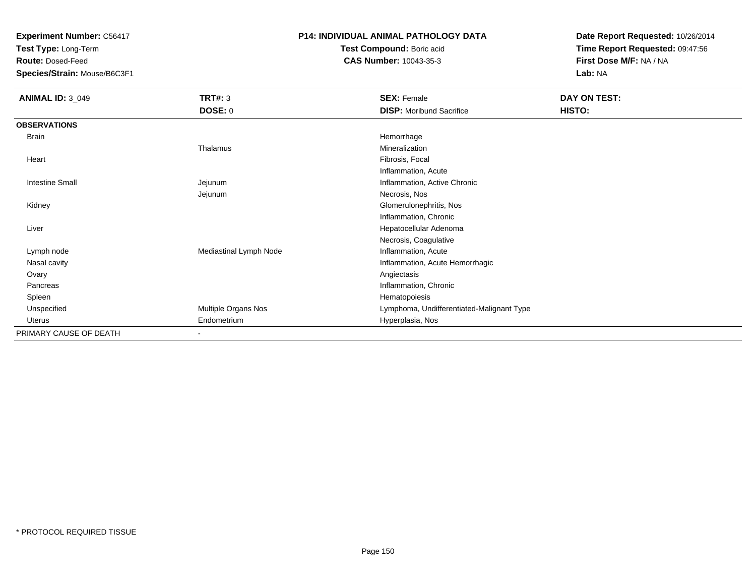**Experiment Number:** C56417
**Test Type:** Long-Term
**Route:** Dosed-Feed
**Species/Strain:** Mouse/B6C3F1

**P14: INDIVIDUAL ANIMAL PATHOLOGY DATA**
**Test Compound:** Boric acid
**CAS Number:** 10043-35-3

**Date Report Requested:** 10/26/2014
**Time Report Requested:** 09:47:56
**First Dose M/F:** NA / NA
**Lab:** NA

| **ANIMAL ID:** 3_049 | **TRT#:** 3 | **SEX:** Female | **DAY ON TEST:** |
|---|---|---|---|
| | **DOSE:** 0 | **DISP:** Moribund Sacrifice | **HISTO:** |
| **OBSERVATIONS** | | | |
| Brain | | Hemorrhage | |
| | Thalamus | Mineralization | |
| Heart | | Fibrosis, Focal | |
| | | Inflammation, Acute | |
| Intestine Small | Jejunum | Inflammation, Active Chronic | |
| | Jejunum | Necrosis, Nos | |
| Kidney | | Glomerulonephritis, Nos | |
| | | Inflammation, Chronic | |
| Liver | | Hepatocellular Adenoma | |
| | | Necrosis, Coagulative | |
| Lymph node | Mediastinal Lymph Node | Inflammation, Acute | |
| Nasal cavity | | Inflammation, Acute Hemorrhagic | |
| Ovary | | Angiectasis | |
| Pancreas | | Inflammation, Chronic | |
| Spleen | | Hematopoiesis | |
| Unspecified | Multiple Organs Nos | Lymphoma, Undifferentiated-Malignant Type | |
| Uterus | Endometrium | Hyperplasia, Nos | |
| PRIMARY CAUSE OF DEATH | - | | |

\* PROTOCOL REQUIRED TISSUE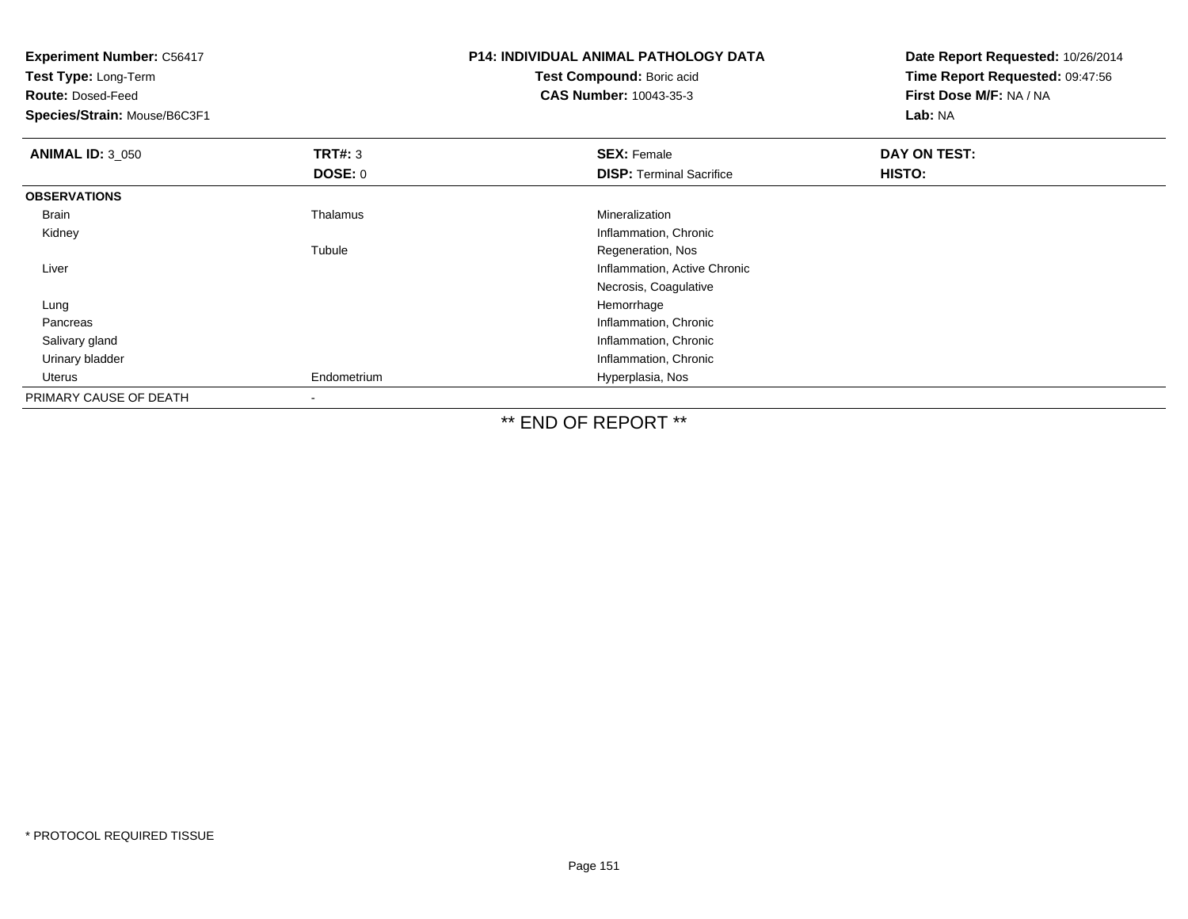**Experiment Number:** C56417
**Test Type:** Long-Term
**Route:** Dosed-Feed
**Species/Strain:** Mouse/B6C3F1

**P14: INDIVIDUAL ANIMAL PATHOLOGY DATA**
**Test Compound:** Boric acid
**CAS Number:** 10043-35-3

**Date Report Requested:** 10/26/2014
**Time Report Requested:** 09:47:56
**First Dose M/F:** NA / NA
**Lab:** NA

| **ANIMAL ID:** 3_050 | **TRT#:** 3<br>**DOSE:** 0 | **SEX:** Female<br>**DISP:** Terminal Sacrifice | **DAY ON TEST:**<br>**HISTO:** |
|---|---|---|---|
| **OBSERVATIONS** | | | |
| Brain | Thalamus | Mineralization | |
| Kidney | | Inflammation, Chronic | |
| | Tubule | Regeneration, Nos | |
| Liver | | Inflammation, Active Chronic | |
| | | Necrosis, Coagulative | |
| Lung | | Hemorrhage | |
| Pancreas | | Inflammation, Chronic | |
| Salivary gland | | Inflammation, Chronic | |
| Urinary bladder | | Inflammation, Chronic | |
| Uterus | Endometrium | Hyperplasia, Nos | |
| PRIMARY CAUSE OF DEATH | - | | |

** END OF REPORT **

* PROTOCOL REQUIRED TISSUE